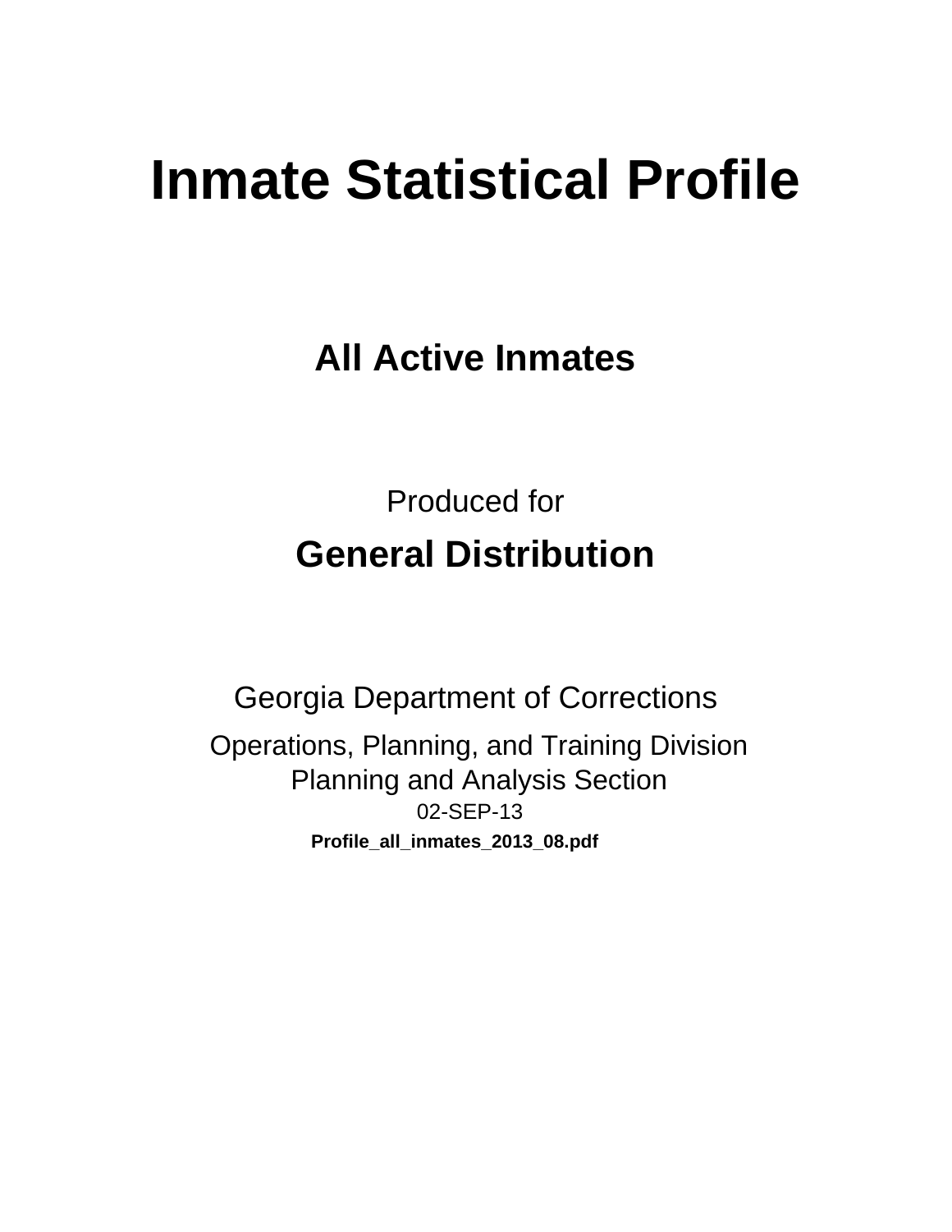# Inmate Statistical Profile

## All Active Inmates

Produced for

## General Distribution

Georgia Department of Corrections

Operations, Planning, and Training Division
Planning and Analysis Section
02-SEP-13

**Profile_all_inmates_2013_08.pdf**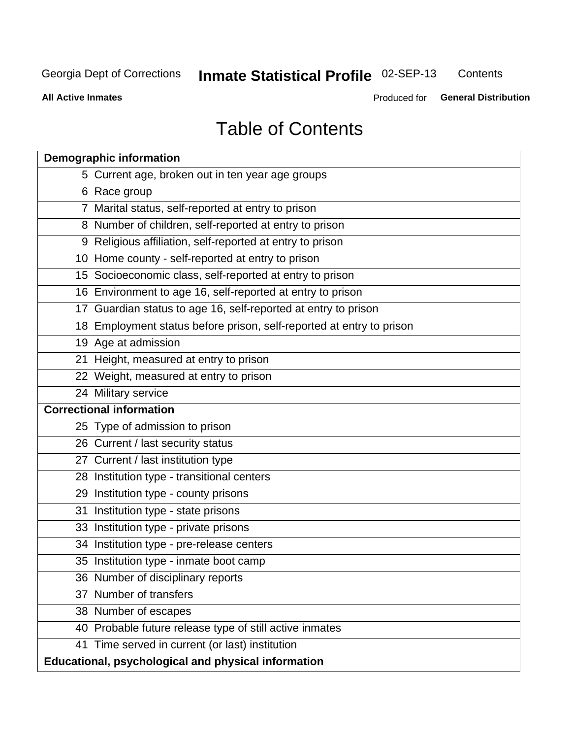Georgia Dept of Corrections **Inmate Statistical Profile** 02-SEP-13 Contents

**All Active Inmates** Produced for **General Distribution**

# Table of Contents

| **Demographic information** | |
|---|---|
| 5 | Current age, broken out in ten year age groups |
| 6 | Race group |
| 7 | Marital status, self-reported at entry to prison |
| 8 | Number of children, self-reported at entry to prison |
| 9 | Religious affiliation, self-reported at entry to prison |
| 10 | Home county - self-reported at entry to prison |
| 15 | Socioeconomic class, self-reported at entry to prison |
| 16 | Environment to age 16, self-reported at entry to prison |
| 17 | Guardian status to age 16, self-reported at entry to prison |
| 18 | Employment status before prison, self-reported at entry to prison |
| 19 | Age at admission |
| 21 | Height, measured at entry to prison |
| 22 | Weight, measured at entry to prison |
| 24 | Military service |
| **Correctional information** | |
| 25 | Type of admission to prison |
| 26 | Current / last security status |
| 27 | Current / last institution type |
| 28 | Institution type - transitional centers |
| 29 | Institution type - county prisons |
| 31 | Institution type - state prisons |
| 33 | Institution type - private prisons |
| 34 | Institution type - pre-release centers |
| 35 | Institution type - inmate boot camp |
| 36 | Number of disciplinary reports |
| 37 | Number of transfers |
| 38 | Number of escapes |
| 40 | Probable future release type of still active inmates |
| 41 | Time served in current (or last) institution |
| **Educational, psychological and physical information** | |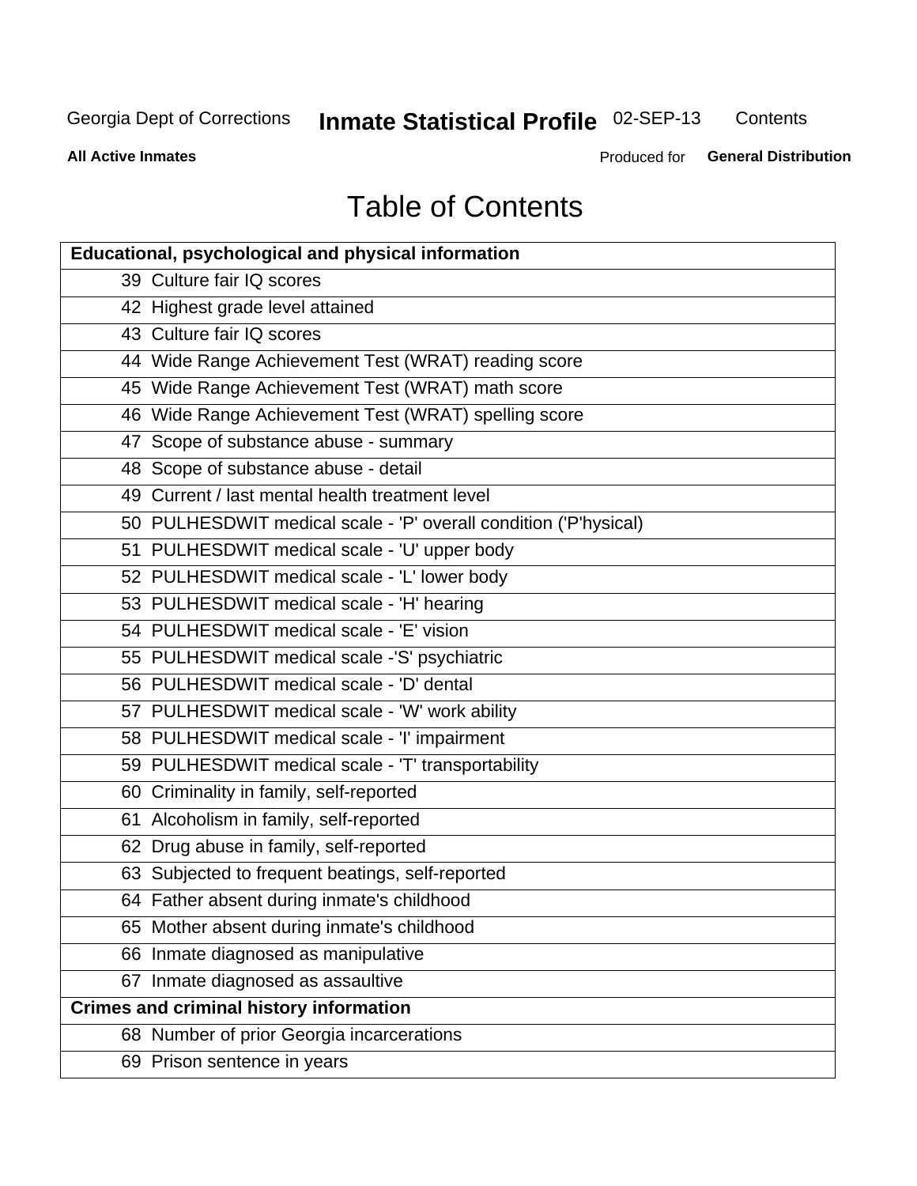Georgia Dept of Corrections **Inmate Statistical Profile** 02-SEP-13 Contents

**All Active Inmates** Produced for **General Distribution**

# Table of Contents

| **Educational, psychological and physical information** | |
|---|---|
| 39 | Culture fair IQ scores |
| 42 | Highest grade level attained |
| 43 | Culture fair IQ scores |
| 44 | Wide Range Achievement Test (WRAT) reading score |
| 45 | Wide Range Achievement Test (WRAT) math score |
| 46 | Wide Range Achievement Test (WRAT) spelling score |
| 47 | Scope of substance abuse - summary |
| 48 | Scope of substance abuse - detail |
| 49 | Current / last mental health treatment level |
| 50 | PULHESDWIT medical scale - 'P' overall condition ('P'hysical) |
| 51 | PULHESDWIT medical scale - 'U' upper body |
| 52 | PULHESDWIT medical scale - 'L' lower body |
| 53 | PULHESDWIT medical scale - 'H' hearing |
| 54 | PULHESDWIT medical scale - 'E' vision |
| 55 | PULHESDWIT medical scale -'S' psychiatric |
| 56 | PULHESDWIT medical scale - 'D' dental |
| 57 | PULHESDWIT medical scale - 'W' work ability |
| 58 | PULHESDWIT medical scale - 'I' impairment |
| 59 | PULHESDWIT medical scale - 'T' transportability |
| 60 | Criminality in family, self-reported |
| 61 | Alcoholism in family, self-reported |
| 62 | Drug abuse in family, self-reported |
| 63 | Subjected to frequent beatings, self-reported |
| 64 | Father absent during inmate's childhood |
| 65 | Mother absent during inmate's childhood |
| 66 | Inmate diagnosed as manipulative |
| 67 | Inmate diagnosed as assaultive |
| **Crimes and criminal history information** | |
| 68 | Number of prior Georgia incarcerations |
| 69 | Prison sentence in years |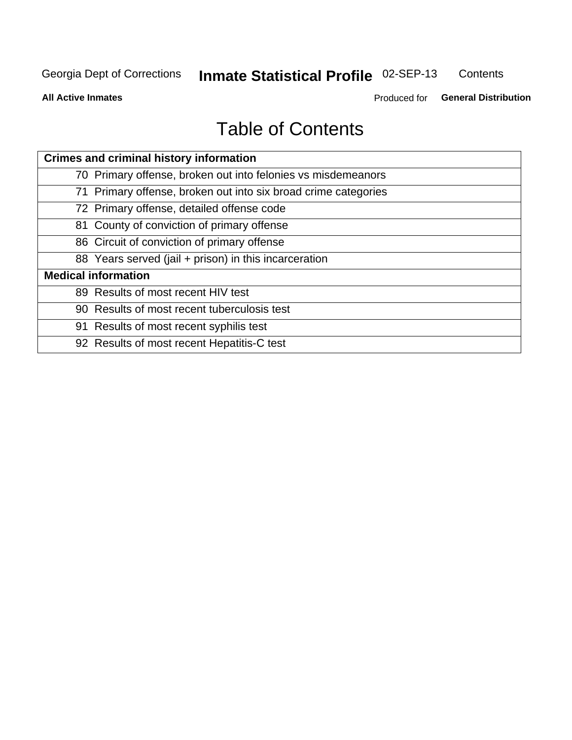# Table of Contents

| Crimes and criminal history information | |
|---|---|
| 70 | Primary offense, broken out into felonies vs misdemeanors |
| 71 | Primary offense, broken out into six broad crime categories |
| 72 | Primary offense, detailed offense code |
| 81 | County of conviction of primary offense |
| 86 | Circuit of conviction of primary offense |
| 88 | Years served (jail + prison) in this incarceration |
| **Medical information** | |
| 89 | Results of most recent HIV test |
| 90 | Results of most recent tuberculosis test |
| 91 | Results of most recent syphilis test |
| 92 | Results of most recent Hepatitis-C test |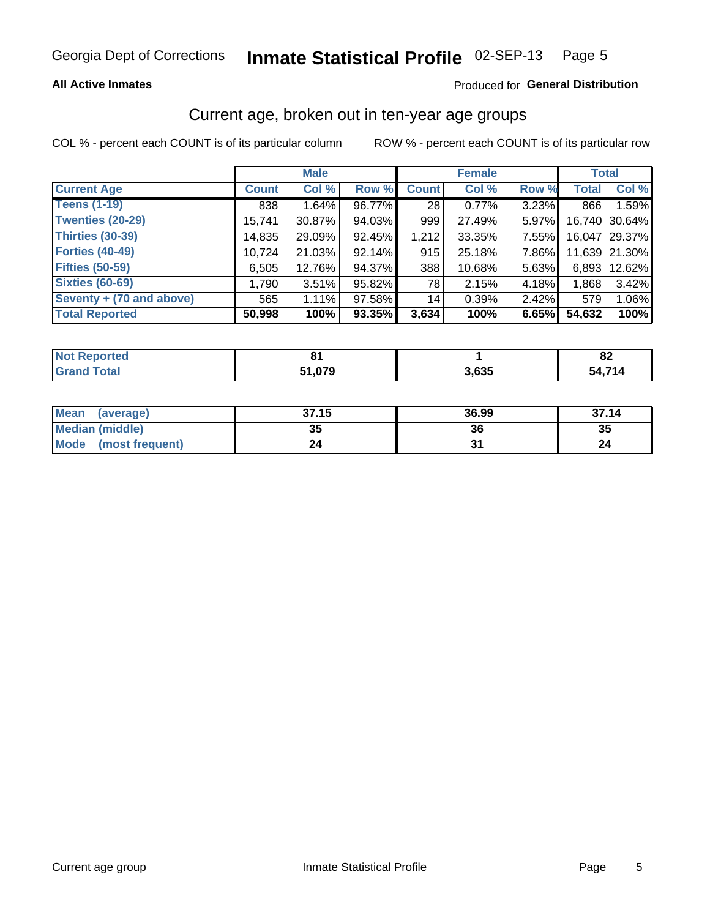Georgia Dept of Corrections **Inmate Statistical Profile** 02-SEP-13

**All Active Inmates**

Produced for **General Distribution**

## Current age, broken out in ten-year age groups

COL % - percent each COUNT is of its particular column

ROW % - percent each COUNT is of its particular row

| | Male | | | Female | | | Total | |
|---|---|---|---|---|---|---|---|---|
| **Current Age** | **Count** | **Col %** | **Row %** | **Count** | **Col %** | **Row %** | **Total** | **Col %** |
| **Teens (1-19)** | 838 | 1.64% | 96.77% | 28 | 0.77% | 3.23% | 866 | 1.59% |
| **Twenties (20-29)** | 15,741 | 30.87% | 94.03% | 999 | 27.49% | 5.97% | 16,740 | 30.64% |
| **Thirties (30-39)** | 14,835 | 29.09% | 92.45% | 1,212 | 33.35% | 7.55% | 16,047 | 29.37% |
| **Forties (40-49)** | 10,724 | 21.03% | 92.14% | 915 | 25.18% | 7.86% | 11,639 | 21.30% |
| **Fifties (50-59)** | 6,505 | 12.76% | 94.37% | 388 | 10.68% | 5.63% | 6,893 | 12.62% |
| **Sixties (60-69)** | 1,790 | 3.51% | 95.82% | 78 | 2.15% | 4.18% | 1,868 | 3.42% |
| **Seventy + (70 and above)** | 565 | 1.11% | 97.58% | 14 | 0.39% | 2.42% | 579 | 1.06% |
| **Total Reported** | **50,998** | **100%** | **93.35%** | **3,634** | **100%** | **6.65%** | **54,632** | **100%** |

| | Male | Female | Total |
|---|---|---|---|
| **Not Reported** | **81** | **1** | **82** |
| **Grand Total** | **51,079** | **3,635** | **54,714** |

| | Male | Female | Total |
|---|---|---|---|
| **Mean (average)** | **37.15** | **36.99** | **37.14** |
| **Median (middle)** | **35** | **36** | **35** |
| **Mode (most frequent)** | **24** | **31** | **24** |

Current age group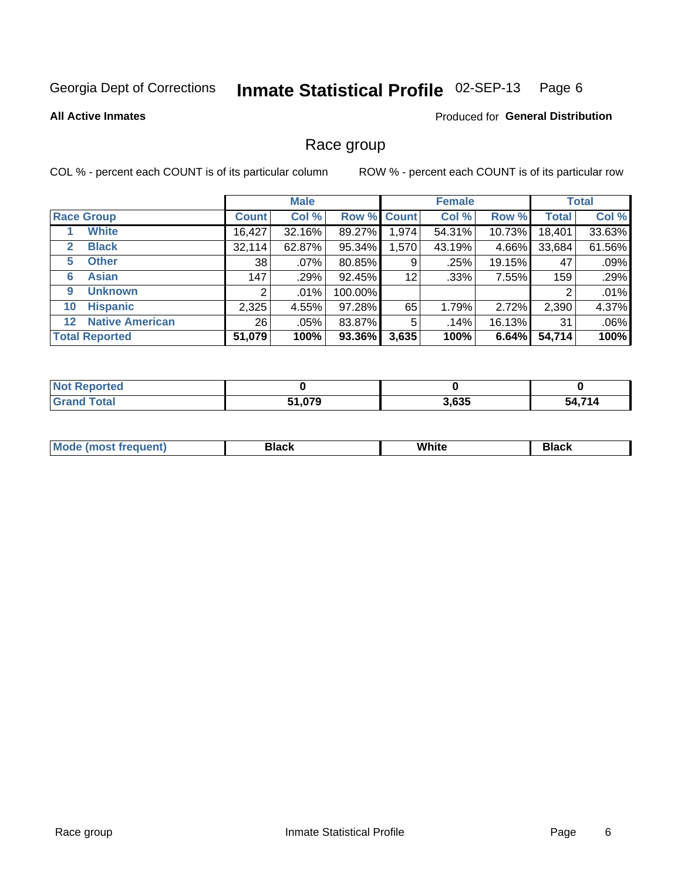Georgia Dept of Corrections **Inspection Statistical Profile** 02-SEP-13

**All Active Inmates**

Produced for **General Distribution**

## Race group

COL % - percent each COUNT is of its particular column

ROW % - percent each COUNT is of its particular row

| | | Male | | | Female | | | Total | |
|---|---|---|---|---|---|---|---|---|---|
| Race Group | | Count | Col % | Row % | Count | Col % | Row % | Total | Col % |
| 1 | White | 16,427 | 32.16% | 89.27% | 1,974 | 54.31% | 10.73% | 18,401 | 33.63% |
| 2 | Black | 32,114 | 62.87% | 95.34% | 1,570 | 43.19% | 4.66% | 33,684 | 61.56% |
| 5 | Other | 38 | .07% | 80.85% | 9 | .25% | 19.15% | 47 | .09% |
| 6 | Asian | 147 | .29% | 92.45% | 12 | .33% | 7.55% | 159 | .29% |
| 9 | Unknown | 2 | .01% | 100.00% | | | | 2 | .01% |
| 10 | Hispanic | 2,325 | 4.55% | 97.28% | 65 | 1.79% | 2.72% | 2,390 | 4.37% |
| 12 | Native American | 26 | .05% | 83.87% | 5 | .14% | 16.13% | 31 | .06% |
| **Total Reported** | | **51,079** | **100%** | **93.36%** | **3,635** | **100%** | **6.64%** | **54,714** | **100%** |

| | Male | Female | Total |
|---|---|---|---|
| Not Reported | **0** | **0** | **0** |
| Grand Total | **51,079** | **3,635** | **54,714** |

| | Male | Female | Total |
|---|---|---|---|
| Mode (most frequent) | **Black** | **White** | **Black** |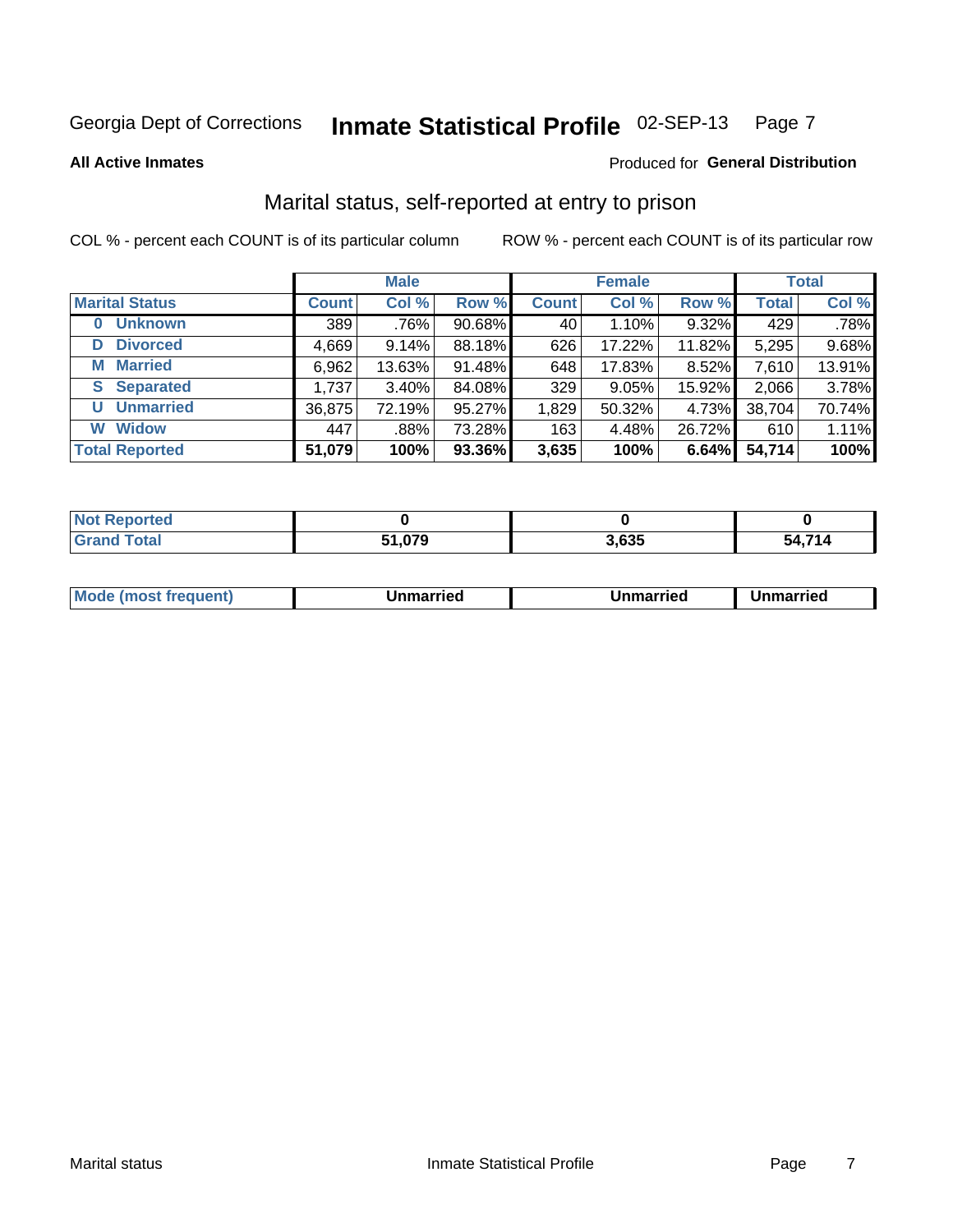Georgia Dept of Corrections **Inmate Statistical Profile** 02-SEP-13 Page 7

**All Active Inmates**

Produced for **General Distribution**

## Marital status, self-reported at entry to prison

COL % - percent each COUNT is of its particular column     ROW % - percent each COUNT is of its particular row

| | Male | | | Female | | | Total | |
|---|---|---|---|---|---|---|---|---|
| **Marital Status** | **Count** | **Col %** | **Row %** | **Count** | **Col %** | **Row %** | **Total** | **Col %** |
| **0 Unknown** | 389 | .76% | 90.68% | 40 | 1.10% | 9.32% | 429 | .78% |
| **D Divorced** | 4,669 | 9.14% | 88.18% | 626 | 17.22% | 11.82% | 5,295 | 9.68% |
| **M Married** | 6,962 | 13.63% | 91.48% | 648 | 17.83% | 8.52% | 7,610 | 13.91% |
| **S Separated** | 1,737 | 3.40% | 84.08% | 329 | 9.05% | 15.92% | 2,066 | 3.78% |
| **U Unmarried** | 36,875 | 72.19% | 95.27% | 1,829 | 50.32% | 4.73% | 38,704 | 70.74% |
| **W Widow** | 447 | .88% | 73.28% | 163 | 4.48% | 26.72% | 610 | 1.11% |
| **Total Reported** | **51,079** | **100%** | **93.36%** | **3,635** | **100%** | **6.64%** | **54,714** | **100%** |

| | Male | Female | Total |
|---|---|---|---|
| **Not Reported** | **0** | **0** | **0** |
| **Grand Total** | **51,079** | **3,635** | **54,714** |

| | Male | Female | Total |
|---|---|---|---|
| **Mode (most frequent)** | **Unmarried** | **Unmarried** | **Unmarried** |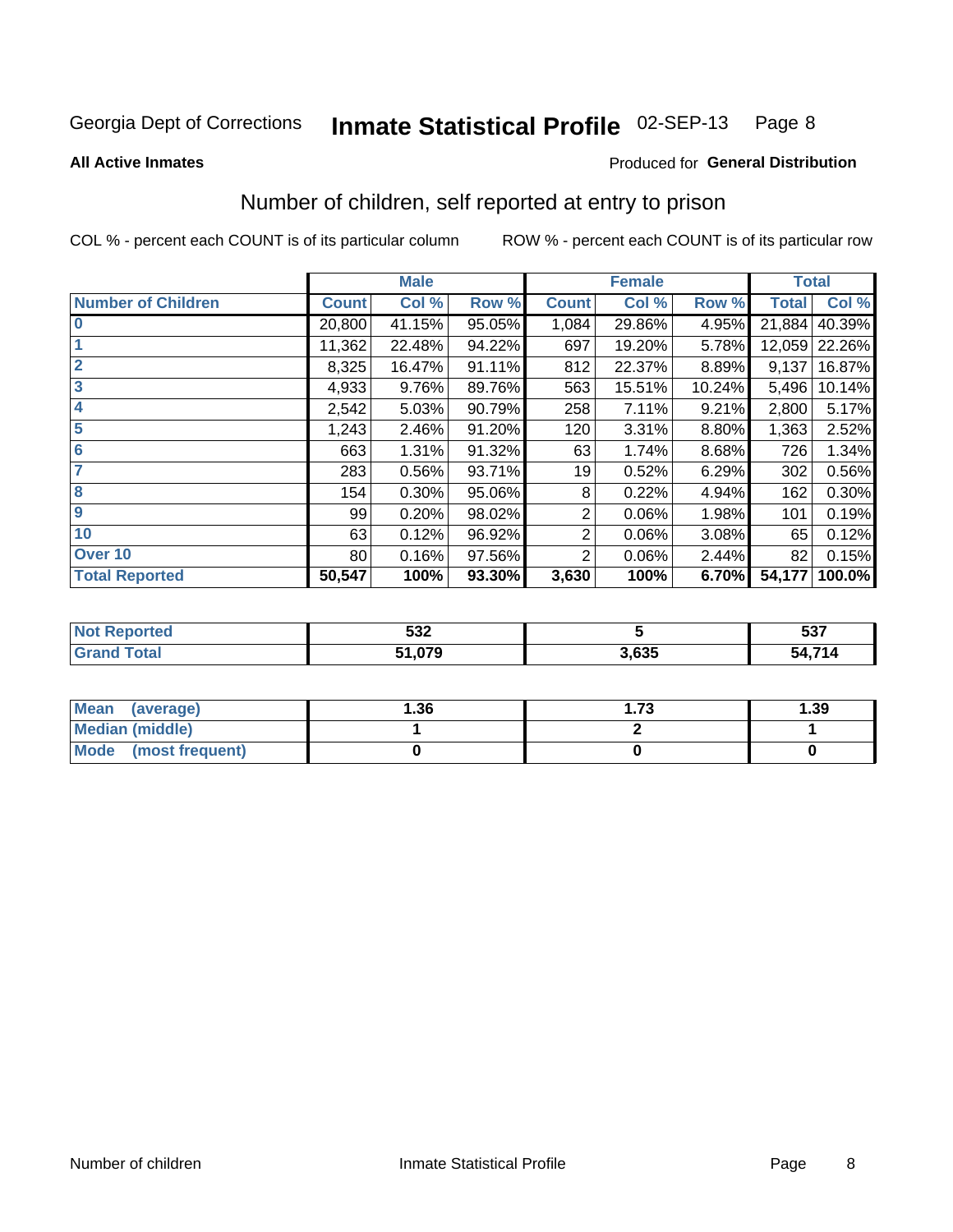Georgia Dept of Corrections **Inmate Statistical Profile** 02-SEP-13 Page 8

**All Active Inmates**

Produced for **General Distribution**

## Number of children, self reported at entry to prison

COL % - percent each COUNT is of its particular column ROW % - percent each COUNT is of its particular row

| | Male | | | Female | | | Total | |
|---|---|---|---|---|---|---|---|---|
| **Number of Children** | **Count** | **Col %** | **Row %** | **Count** | **Col %** | **Row %** | **Total** | **Col %** |
| **0** | 20,800 | 41.15% | 95.05% | 1,084 | 29.86% | 4.95% | 21,884 | 40.39% |
| **1** | 11,362 | 22.48% | 94.22% | 697 | 19.20% | 5.78% | 12,059 | 22.26% |
| **2** | 8,325 | 16.47% | 91.11% | 812 | 22.37% | 8.89% | 9,137 | 16.87% |
| **3** | 4,933 | 9.76% | 89.76% | 563 | 15.51% | 10.24% | 5,496 | 10.14% |
| **4** | 2,542 | 5.03% | 90.79% | 258 | 7.11% | 9.21% | 2,800 | 5.17% |
| **5** | 1,243 | 2.46% | 91.20% | 120 | 3.31% | 8.80% | 1,363 | 2.52% |
| **6** | 663 | 1.31% | 91.32% | 63 | 1.74% | 8.68% | 726 | 1.34% |
| **7** | 283 | 0.56% | 93.71% | 19 | 0.52% | 6.29% | 302 | 0.56% |
| **8** | 154 | 0.30% | 95.06% | 8 | 0.22% | 4.94% | 162 | 0.30% |
| **9** | 99 | 0.20% | 98.02% | 2 | 0.06% | 1.98% | 101 | 0.19% |
| **10** | 63 | 0.12% | 96.92% | 2 | 0.06% | 3.08% | 65 | 0.12% |
| **Over 10** | 80 | 0.16% | 97.56% | 2 | 0.06% | 2.44% | 82 | 0.15% |
| **Total Reported** | **50,547** | **100%** | **93.30%** | **3,630** | **100%** | **6.70%** | **54,177** | **100.0%** |

| | Male | Female | Total |
|---|---|---|---|
| **Not Reported** | **532** | **5** | **537** |
| **Grand Total** | **51,079** | **3,635** | **54,714** |

| | Male | Female | Total |
|---|---|---|---|
| **Mean (average)** | **1.36** | **1.73** | **1.39** |
| **Median (middle)** | **1** | **2** | **1** |
| **Mode (most frequent)** | **0** | **0** | **0** |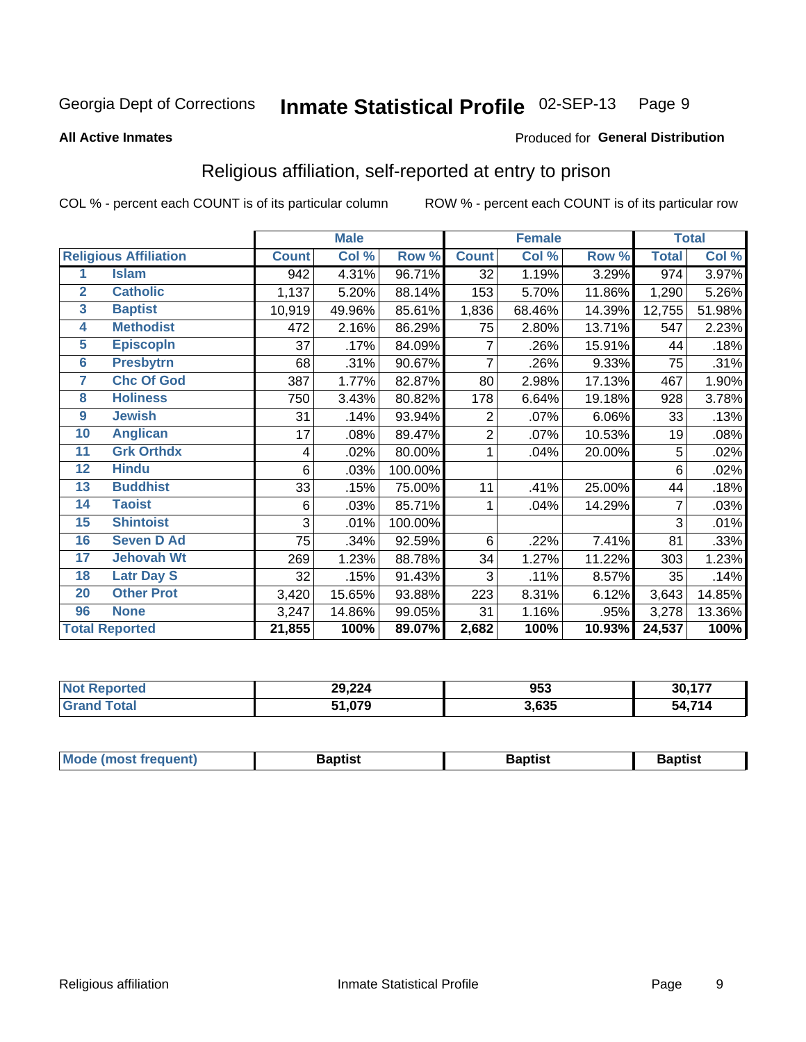Georgia Dept of Corrections **Inmate Statistical Profile** 02-SEP-13

**All Active Inmates**

Produced for **General Distribution**

## Religious affiliation, self-reported at entry to prison

COL % - percent each COUNT is of its particular column ROW % - percent each COUNT is of its particular row

| | | Male | | | Female | | | Total | |
|---|---|---|---|---|---|---|---|---|---|
| **Religious Affiliation** | | **Count** | **Col %** | **Row %** | **Count** | **Col %** | **Row %** | **Total** | **Col %** |
| 1 | Islam | 942 | 4.31% | 96.71% | 32 | 1.19% | 3.29% | 974 | 3.97% |
| 2 | Catholic | 1,137 | 5.20% | 88.14% | 153 | 5.70% | 11.86% | 1,290 | 5.26% |
| 3 | Baptist | 10,919 | 49.96% | 85.61% | 1,836 | 68.46% | 14.39% | 12,755 | 51.98% |
| 4 | Methodist | 472 | 2.16% | 86.29% | 75 | 2.80% | 13.71% | 547 | 2.23% |
| 5 | Episcopln | 37 | .17% | 84.09% | 7 | .26% | 15.91% | 44 | .18% |
| 6 | Presbytrn | 68 | .31% | 90.67% | 7 | .26% | 9.33% | 75 | .31% |
| 7 | Chc Of God | 387 | 1.77% | 82.87% | 80 | 2.98% | 17.13% | 467 | 1.90% |
| 8 | Holiness | 750 | 3.43% | 80.82% | 178 | 6.64% | 19.18% | 928 | 3.78% |
| 9 | Jewish | 31 | .14% | 93.94% | 2 | .07% | 6.06% | 33 | .13% |
| 10 | Anglican | 17 | .08% | 89.47% | 2 | .07% | 10.53% | 19 | .08% |
| 11 | Grk Orthdx | 4 | .02% | 80.00% | 1 | .04% | 20.00% | 5 | .02% |
| 12 | Hindu | 6 | .03% | 100.00% | | | | 6 | .02% |
| 13 | Buddhist | 33 | .15% | 75.00% | 11 | .41% | 25.00% | 44 | .18% |
| 14 | Taoist | 6 | .03% | 85.71% | 1 | .04% | 14.29% | 7 | .03% |
| 15 | Shintoist | 3 | .01% | 100.00% | | | | 3 | .01% |
| 16 | Seven D Ad | 75 | .34% | 92.59% | 6 | .22% | 7.41% | 81 | .33% |
| 17 | Jehovah Wt | 269 | 1.23% | 88.78% | 34 | 1.27% | 11.22% | 303 | 1.23% |
| 18 | Latr Day S | 32 | .15% | 91.43% | 3 | .11% | 8.57% | 35 | .14% |
| 20 | Other Prot | 3,420 | 15.65% | 93.88% | 223 | 8.31% | 6.12% | 3,643 | 14.85% |
| 96 | None | 3,247 | 14.86% | 99.05% | 31 | 1.16% | .95% | 3,278 | 13.36% |
| **Total Reported** | | **21,855** | **100%** | **89.07%** | **2,682** | **100%** | **10.93%** | **24,537** | **100%** |

| | Male | Female | Total |
|---|---|---|---|
| Not Reported | 29,224 | 953 | 30,177 |
| Grand Total | 51,079 | 3,635 | 54,714 |

| | Male | Female | Total |
|---|---|---|---|
| Mode (most frequent) | Baptist | Baptist | Baptist |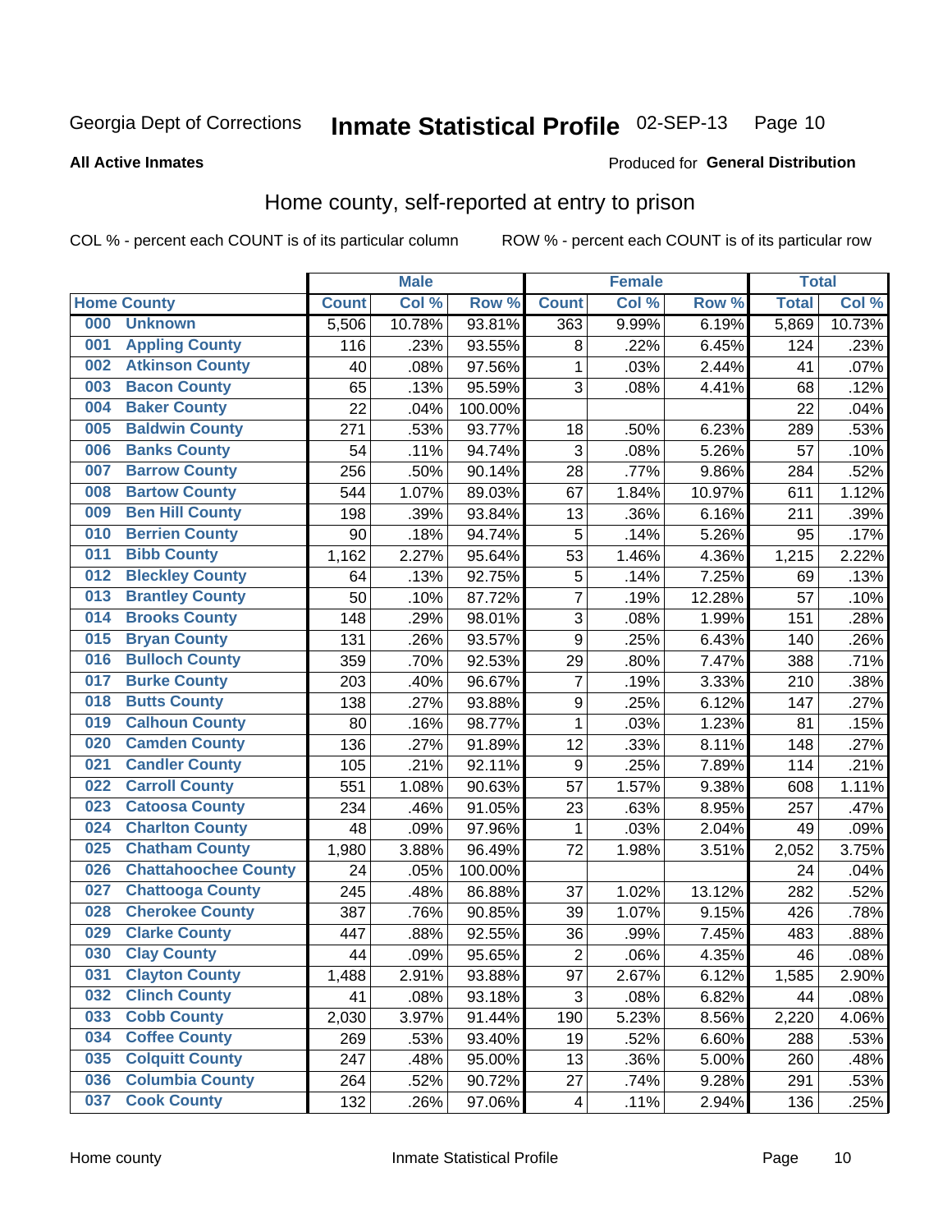Georgia Dept of Corrections **Inmate Statistical Profile** 02-SEP-13

**All Active Inmates**

Produced for **General Distribution**

## Home county, self-reported at entry to prison

COL % - percent each COUNT is of its particular column ROW % - percent each COUNT is of its particular row

| Home County | | Male | | | Female | | | Total | |
|---|---|---|---|---|---|---|---|---|---|
| | | Count | Col % | Row % | Count | Col % | Row % | Total | Col % |
| 000 | Unknown | 5,506 | 10.78% | 93.81% | 363 | 9.99% | 6.19% | 5,869 | 10.73% |
| 001 | Appling County | 116 | .23% | 93.55% | 8 | .22% | 6.45% | 124 | .23% |
| 002 | Atkinson County | 40 | .08% | 97.56% | 1 | .03% | 2.44% | 41 | .07% |
| 003 | Bacon County | 65 | .13% | 95.59% | 3 | .08% | 4.41% | 68 | .12% |
| 004 | Baker County | 22 | .04% | 100.00% | | | | 22 | .04% |
| 005 | Baldwin County | 271 | .53% | 93.77% | 18 | .50% | 6.23% | 289 | .53% |
| 006 | Banks County | 54 | .11% | 94.74% | 3 | .08% | 5.26% | 57 | .10% |
| 007 | Barrow County | 256 | .50% | 90.14% | 28 | .77% | 9.86% | 284 | .52% |
| 008 | Bartow County | 544 | 1.07% | 89.03% | 67 | 1.84% | 10.97% | 611 | 1.12% |
| 009 | Ben Hill County | 198 | .39% | 93.84% | 13 | .36% | 6.16% | 211 | .39% |
| 010 | Berrien County | 90 | .18% | 94.74% | 5 | .14% | 5.26% | 95 | .17% |
| 011 | Bibb County | 1,162 | 2.27% | 95.64% | 53 | 1.46% | 4.36% | 1,215 | 2.22% |
| 012 | Bleckley County | 64 | .13% | 92.75% | 5 | .14% | 7.25% | 69 | .13% |
| 013 | Brantley County | 50 | .10% | 87.72% | 7 | .19% | 12.28% | 57 | .10% |
| 014 | Brooks County | 148 | .29% | 98.01% | 3 | .08% | 1.99% | 151 | .28% |
| 015 | Bryan County | 131 | .26% | 93.57% | 9 | .25% | 6.43% | 140 | .26% |
| 016 | Bulloch County | 359 | .70% | 92.53% | 29 | .80% | 7.47% | 388 | .71% |
| 017 | Burke County | 203 | .40% | 96.67% | 7 | .19% | 3.33% | 210 | .38% |
| 018 | Butts County | 138 | .27% | 93.88% | 9 | .25% | 6.12% | 147 | .27% |
| 019 | Calhoun County | 80 | .16% | 98.77% | 1 | .03% | 1.23% | 81 | .15% |
| 020 | Camden County | 136 | .27% | 91.89% | 12 | .33% | 8.11% | 148 | .27% |
| 021 | Candler County | 105 | .21% | 92.11% | 9 | .25% | 7.89% | 114 | .21% |
| 022 | Carroll County | 551 | 1.08% | 90.63% | 57 | 1.57% | 9.38% | 608 | 1.11% |
| 023 | Catoosa County | 234 | .46% | 91.05% | 23 | .63% | 8.95% | 257 | .47% |
| 024 | Charlton County | 48 | .09% | 97.96% | 1 | .03% | 2.04% | 49 | .09% |
| 025 | Chatham County | 1,980 | 3.88% | 96.49% | 72 | 1.98% | 3.51% | 2,052 | 3.75% |
| 026 | Chattahoochee County | 24 | .05% | 100.00% | | | | 24 | .04% |
| 027 | Chattooga County | 245 | .48% | 86.88% | 37 | 1.02% | 13.12% | 282 | .52% |
| 028 | Cherokee County | 387 | .76% | 90.85% | 39 | 1.07% | 9.15% | 426 | .78% |
| 029 | Clarke County | 447 | .88% | 92.55% | 36 | .99% | 7.45% | 483 | .88% |
| 030 | Clay County | 44 | .09% | 95.65% | 2 | .06% | 4.35% | 46 | .08% |
| 031 | Clayton County | 1,488 | 2.91% | 93.88% | 97 | 2.67% | 6.12% | 1,585 | 2.90% |
| 032 | Clinch County | 41 | .08% | 93.18% | 3 | .08% | 6.82% | 44 | .08% |
| 033 | Cobb County | 2,030 | 3.97% | 91.44% | 190 | 5.23% | 8.56% | 2,220 | 4.06% |
| 034 | Coffee County | 269 | .53% | 93.40% | 19 | .52% | 6.60% | 288 | .53% |
| 035 | Colquitt County | 247 | .48% | 95.00% | 13 | .36% | 5.00% | 260 | .48% |
| 036 | Columbia County | 264 | .52% | 90.72% | 27 | .74% | 9.28% | 291 | .53% |
| 037 | Cook County | 132 | .26% | 97.06% | 4 | .11% | 2.94% | 136 | .25% |

Home county Inmate Statistical Profile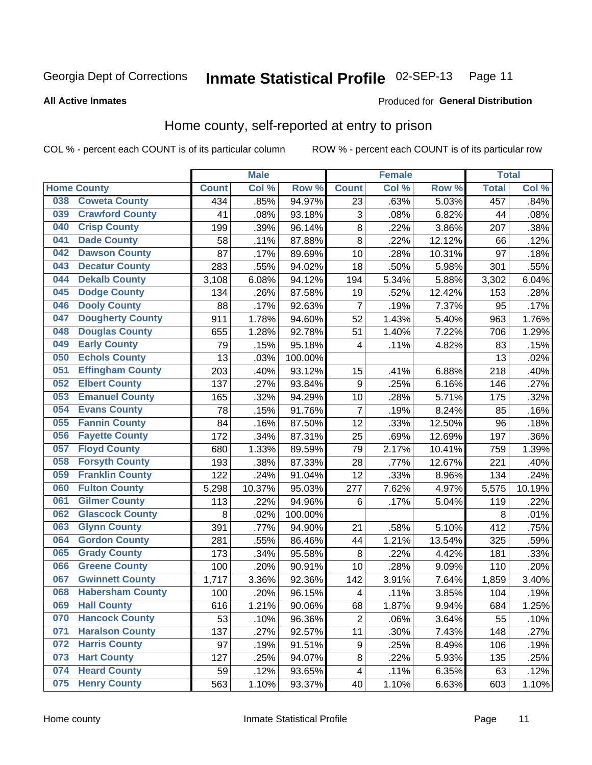Georgia Dept of Corrections **Inmate Statistical Profile** 02-SEP-13

**All Active Inmates**

Produced for **General Distribution**

## Home county, self-reported at entry to prison

COL % - percent each COUNT is of its particular column ROW % - percent each COUNT is of its particular row

| Home County | | Male | | | Female | | | Total | |
|---|---|---|---|---|---|---|---|---|---|
| | | Count | Col % | Row % | Count | Col % | Row % | Total | Col % |
| 038 | Coweta County | 434 | .85% | 94.97% | 23 | .63% | 5.03% | 457 | .84% |
| 039 | Crawford County | 41 | .08% | 93.18% | 3 | .08% | 6.82% | 44 | .08% |
| 040 | Crisp County | 199 | .39% | 96.14% | 8 | .22% | 3.86% | 207 | .38% |
| 041 | Dade County | 58 | .11% | 87.88% | 8 | .22% | 12.12% | 66 | .12% |
| 042 | Dawson County | 87 | .17% | 89.69% | 10 | .28% | 10.31% | 97 | .18% |
| 043 | Decatur County | 283 | .55% | 94.02% | 18 | .50% | 5.98% | 301 | .55% |
| 044 | Dekalb County | 3,108 | 6.08% | 94.12% | 194 | 5.34% | 5.88% | 3,302 | 6.04% |
| 045 | Dodge County | 134 | .26% | 87.58% | 19 | .52% | 12.42% | 153 | .28% |
| 046 | Dooly County | 88 | .17% | 92.63% | 7 | .19% | 7.37% | 95 | .17% |
| 047 | Dougherty County | 911 | 1.78% | 94.60% | 52 | 1.43% | 5.40% | 963 | 1.76% |
| 048 | Douglas County | 655 | 1.28% | 92.78% | 51 | 1.40% | 7.22% | 706 | 1.29% |
| 049 | Early County | 79 | .15% | 95.18% | 4 | .11% | 4.82% | 83 | .15% |
| 050 | Echols County | 13 | .03% | 100.00% | | | | 13 | .02% |
| 051 | Effingham County | 203 | .40% | 93.12% | 15 | .41% | 6.88% | 218 | .40% |
| 052 | Elbert County | 137 | .27% | 93.84% | 9 | .25% | 6.16% | 146 | .27% |
| 053 | Emanuel County | 165 | .32% | 94.29% | 10 | .28% | 5.71% | 175 | .32% |
| 054 | Evans County | 78 | .15% | 91.76% | 7 | .19% | 8.24% | 85 | .16% |
| 055 | Fannin County | 84 | .16% | 87.50% | 12 | .33% | 12.50% | 96 | .18% |
| 056 | Fayette County | 172 | .34% | 87.31% | 25 | .69% | 12.69% | 197 | .36% |
| 057 | Floyd County | 680 | 1.33% | 89.59% | 79 | 2.17% | 10.41% | 759 | 1.39% |
| 058 | Forsyth County | 193 | .38% | 87.33% | 28 | .77% | 12.67% | 221 | .40% |
| 059 | Franklin County | 122 | .24% | 91.04% | 12 | .33% | 8.96% | 134 | .24% |
| 060 | Fulton County | 5,298 | 10.37% | 95.03% | 277 | 7.62% | 4.97% | 5,575 | 10.19% |
| 061 | Gilmer County | 113 | .22% | 94.96% | 6 | .17% | 5.04% | 119 | .22% |
| 062 | Glascock County | 8 | .02% | 100.00% | | | | 8 | .01% |
| 063 | Glynn County | 391 | .77% | 94.90% | 21 | .58% | 5.10% | 412 | .75% |
| 064 | Gordon County | 281 | .55% | 86.46% | 44 | 1.21% | 13.54% | 325 | .59% |
| 065 | Grady County | 173 | .34% | 95.58% | 8 | .22% | 4.42% | 181 | .33% |
| 066 | Greene County | 100 | .20% | 90.91% | 10 | .28% | 9.09% | 110 | .20% |
| 067 | Gwinnett County | 1,717 | 3.36% | 92.36% | 142 | 3.91% | 7.64% | 1,859 | 3.40% |
| 068 | Habersham County | 100 | .20% | 96.15% | 4 | .11% | 3.85% | 104 | .19% |
| 069 | Hall County | 616 | 1.21% | 90.06% | 68 | 1.87% | 9.94% | 684 | 1.25% |
| 070 | Hancock County | 53 | .10% | 96.36% | 2 | .06% | 3.64% | 55 | .10% |
| 071 | Haralson County | 137 | .27% | 92.57% | 11 | .30% | 7.43% | 148 | .27% |
| 072 | Harris County | 97 | .19% | 91.51% | 9 | .25% | 8.49% | 106 | .19% |
| 073 | Hart County | 127 | .25% | 94.07% | 8 | .22% | 5.93% | 135 | .25% |
| 074 | Heard County | 59 | .12% | 93.65% | 4 | .11% | 6.35% | 63 | .12% |
| 075 | Henry County | 563 | 1.10% | 93.37% | 40 | 1.10% | 6.63% | 603 | 1.10% |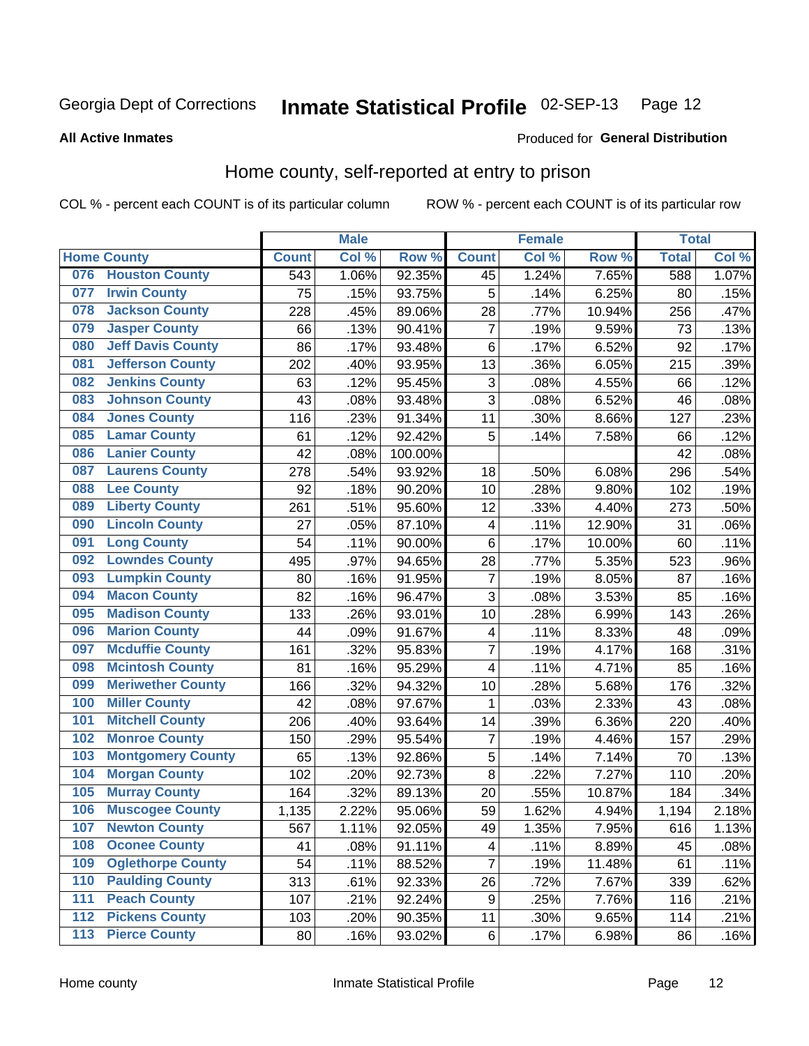Georgia Dept of Corrections **Inmate Statistical Profile** 02-SEP-13

**All Active Inmates**

Produced for **General Distribution**

## Home county, self-reported at entry to prison

COL % - percent each COUNT is of its particular column ROW % - percent each COUNT is of its particular row

| Home County | | Male | | | Female | | | Total | |
|---|---|---|---|---|---|---|---|---|---|
| | | Count | Col % | Row % | Count | Col % | Row % | Total | Col % |
| 076 | Houston County | 543 | 1.06% | 92.35% | 45 | 1.24% | 7.65% | 588 | 1.07% |
| 077 | Irwin County | 75 | .15% | 93.75% | 5 | .14% | 6.25% | 80 | .15% |
| 078 | Jackson County | 228 | .45% | 89.06% | 28 | .77% | 10.94% | 256 | .47% |
| 079 | Jasper County | 66 | .13% | 90.41% | 7 | .19% | 9.59% | 73 | .13% |
| 080 | Jeff Davis County | 86 | .17% | 93.48% | 6 | .17% | 6.52% | 92 | .17% |
| 081 | Jefferson County | 202 | .40% | 93.95% | 13 | .36% | 6.05% | 215 | .39% |
| 082 | Jenkins County | 63 | .12% | 95.45% | 3 | .08% | 4.55% | 66 | .12% |
| 083 | Johnson County | 43 | .08% | 93.48% | 3 | .08% | 6.52% | 46 | .08% |
| 084 | Jones County | 116 | .23% | 91.34% | 11 | .30% | 8.66% | 127 | .23% |
| 085 | Lamar County | 61 | .12% | 92.42% | 5 | .14% | 7.58% | 66 | .12% |
| 086 | Lanier County | 42 | .08% | 100.00% | | | | 42 | .08% |
| 087 | Laurens County | 278 | .54% | 93.92% | 18 | .50% | 6.08% | 296 | .54% |
| 088 | Lee County | 92 | .18% | 90.20% | 10 | .28% | 9.80% | 102 | .19% |
| 089 | Liberty County | 261 | .51% | 95.60% | 12 | .33% | 4.40% | 273 | .50% |
| 090 | Lincoln County | 27 | .05% | 87.10% | 4 | .11% | 12.90% | 31 | .06% |
| 091 | Long County | 54 | .11% | 90.00% | 6 | .17% | 10.00% | 60 | .11% |
| 092 | Lowndes County | 495 | .97% | 94.65% | 28 | .77% | 5.35% | 523 | .96% |
| 093 | Lumpkin County | 80 | .16% | 91.95% | 7 | .19% | 8.05% | 87 | .16% |
| 094 | Macon County | 82 | .16% | 96.47% | 3 | .08% | 3.53% | 85 | .16% |
| 095 | Madison County | 133 | .26% | 93.01% | 10 | .28% | 6.99% | 143 | .26% |
| 096 | Marion County | 44 | .09% | 91.67% | 4 | .11% | 8.33% | 48 | .09% |
| 097 | Mcduffie County | 161 | .32% | 95.83% | 7 | .19% | 4.17% | 168 | .31% |
| 098 | Mcintosh County | 81 | .16% | 95.29% | 4 | .11% | 4.71% | 85 | .16% |
| 099 | Meriwether County | 166 | .32% | 94.32% | 10 | .28% | 5.68% | 176 | .32% |
| 100 | Miller County | 42 | .08% | 97.67% | 1 | .03% | 2.33% | 43 | .08% |
| 101 | Mitchell County | 206 | .40% | 93.64% | 14 | .39% | 6.36% | 220 | .40% |
| 102 | Monroe County | 150 | .29% | 95.54% | 7 | .19% | 4.46% | 157 | .29% |
| 103 | Montgomery County | 65 | .13% | 92.86% | 5 | .14% | 7.14% | 70 | .13% |
| 104 | Morgan County | 102 | .20% | 92.73% | 8 | .22% | 7.27% | 110 | .20% |
| 105 | Murray County | 164 | .32% | 89.13% | 20 | .55% | 10.87% | 184 | .34% |
| 106 | Muscogee County | 1,135 | 2.22% | 95.06% | 59 | 1.62% | 4.94% | 1,194 | 2.18% |
| 107 | Newton County | 567 | 1.11% | 92.05% | 49 | 1.35% | 7.95% | 616 | 1.13% |
| 108 | Oconee County | 41 | .08% | 91.11% | 4 | .11% | 8.89% | 45 | .08% |
| 109 | Oglethorpe County | 54 | .11% | 88.52% | 7 | .19% | 11.48% | 61 | .11% |
| 110 | Paulding County | 313 | .61% | 92.33% | 26 | .72% | 7.67% | 339 | .62% |
| 111 | Peach County | 107 | .21% | 92.24% | 9 | .25% | 7.76% | 116 | .21% |
| 112 | Pickens County | 103 | .20% | 90.35% | 11 | .30% | 9.65% | 114 | .21% |
| 113 | Pierce County | 80 | .16% | 93.02% | 6 | .17% | 6.98% | 86 | .16% |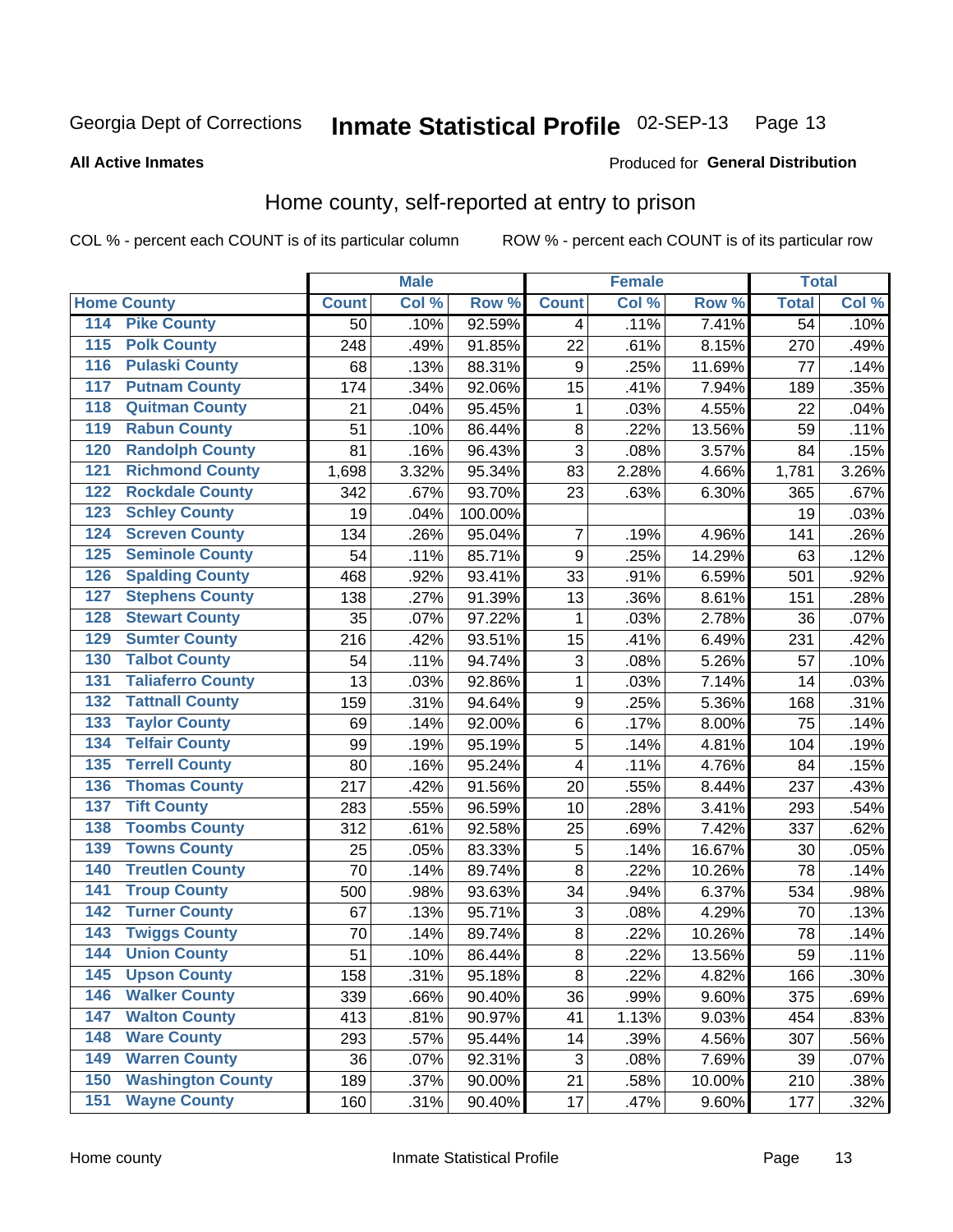Georgia Dept of Corrections **Inmate Statistical Profile** 02-SEP-13

**All Active Inmates**

Produced for **General Distribution**

## Home county, self-reported at entry to prison

COL % - percent each COUNT is of its particular column ROW % - percent each COUNT is of its particular row

| Home County | | Male | | | Female | | | Total | |
|---|---|---|---|---|---|---|---|---|---|
| | | Count | Col % | Row % | Count | Col % | Row % | Total | Col % |
| 114 | Pike County | 50 | .10% | 92.59% | 4 | .11% | 7.41% | 54 | .10% |
| 115 | Polk County | 248 | .49% | 91.85% | 22 | .61% | 8.15% | 270 | .49% |
| 116 | Pulaski County | 68 | .13% | 88.31% | 9 | .25% | 11.69% | 77 | .14% |
| 117 | Putnam County | 174 | .34% | 92.06% | 15 | .41% | 7.94% | 189 | .35% |
| 118 | Quitman County | 21 | .04% | 95.45% | 1 | .03% | 4.55% | 22 | .04% |
| 119 | Rabun County | 51 | .10% | 86.44% | 8 | .22% | 13.56% | 59 | .11% |
| 120 | Randolph County | 81 | .16% | 96.43% | 3 | .08% | 3.57% | 84 | .15% |
| 121 | Richmond County | 1,698 | 3.32% | 95.34% | 83 | 2.28% | 4.66% | 1,781 | 3.26% |
| 122 | Rockdale County | 342 | .67% | 93.70% | 23 | .63% | 6.30% | 365 | .67% |
| 123 | Schley County | 19 | .04% | 100.00% | | | | 19 | .03% |
| 124 | Screven County | 134 | .26% | 95.04% | 7 | .19% | 4.96% | 141 | .26% |
| 125 | Seminole County | 54 | .11% | 85.71% | 9 | .25% | 14.29% | 63 | .12% |
| 126 | Spalding County | 468 | .92% | 93.41% | 33 | .91% | 6.59% | 501 | .92% |
| 127 | Stephens County | 138 | .27% | 91.39% | 13 | .36% | 8.61% | 151 | .28% |
| 128 | Stewart County | 35 | .07% | 97.22% | 1 | .03% | 2.78% | 36 | .07% |
| 129 | Sumter County | 216 | .42% | 93.51% | 15 | .41% | 6.49% | 231 | .42% |
| 130 | Talbot County | 54 | .11% | 94.74% | 3 | .08% | 5.26% | 57 | .10% |
| 131 | Taliaferro County | 13 | .03% | 92.86% | 1 | .03% | 7.14% | 14 | .03% |
| 132 | Tattnall County | 159 | .31% | 94.64% | 9 | .25% | 5.36% | 168 | .31% |
| 133 | Taylor County | 69 | .14% | 92.00% | 6 | .17% | 8.00% | 75 | .14% |
| 134 | Telfair County | 99 | .19% | 95.19% | 5 | .14% | 4.81% | 104 | .19% |
| 135 | Terrell County | 80 | .16% | 95.24% | 4 | .11% | 4.76% | 84 | .15% |
| 136 | Thomas County | 217 | .42% | 91.56% | 20 | .55% | 8.44% | 237 | .43% |
| 137 | Tift County | 283 | .55% | 96.59% | 10 | .28% | 3.41% | 293 | .54% |
| 138 | Toombs County | 312 | .61% | 92.58% | 25 | .69% | 7.42% | 337 | .62% |
| 139 | Towns County | 25 | .05% | 83.33% | 5 | .14% | 16.67% | 30 | .05% |
| 140 | Treutlen County | 70 | .14% | 89.74% | 8 | .22% | 10.26% | 78 | .14% |
| 141 | Troup County | 500 | .98% | 93.63% | 34 | .94% | 6.37% | 534 | .98% |
| 142 | Turner County | 67 | .13% | 95.71% | 3 | .08% | 4.29% | 70 | .13% |
| 143 | Twiggs County | 70 | .14% | 89.74% | 8 | .22% | 10.26% | 78 | .14% |
| 144 | Union County | 51 | .10% | 86.44% | 8 | .22% | 13.56% | 59 | .11% |
| 145 | Upson County | 158 | .31% | 95.18% | 8 | .22% | 4.82% | 166 | .30% |
| 146 | Walker County | 339 | .66% | 90.40% | 36 | .99% | 9.60% | 375 | .69% |
| 147 | Walton County | 413 | .81% | 90.97% | 41 | 1.13% | 9.03% | 454 | .83% |
| 148 | Ware County | 293 | .57% | 95.44% | 14 | .39% | 4.56% | 307 | .56% |
| 149 | Warren County | 36 | .07% | 92.31% | 3 | .08% | 7.69% | 39 | .07% |
| 150 | Washington County | 189 | .37% | 90.00% | 21 | .58% | 10.00% | 210 | .38% |
| 151 | Wayne County | 160 | .31% | 90.40% | 17 | .47% | 9.60% | 177 | .32% |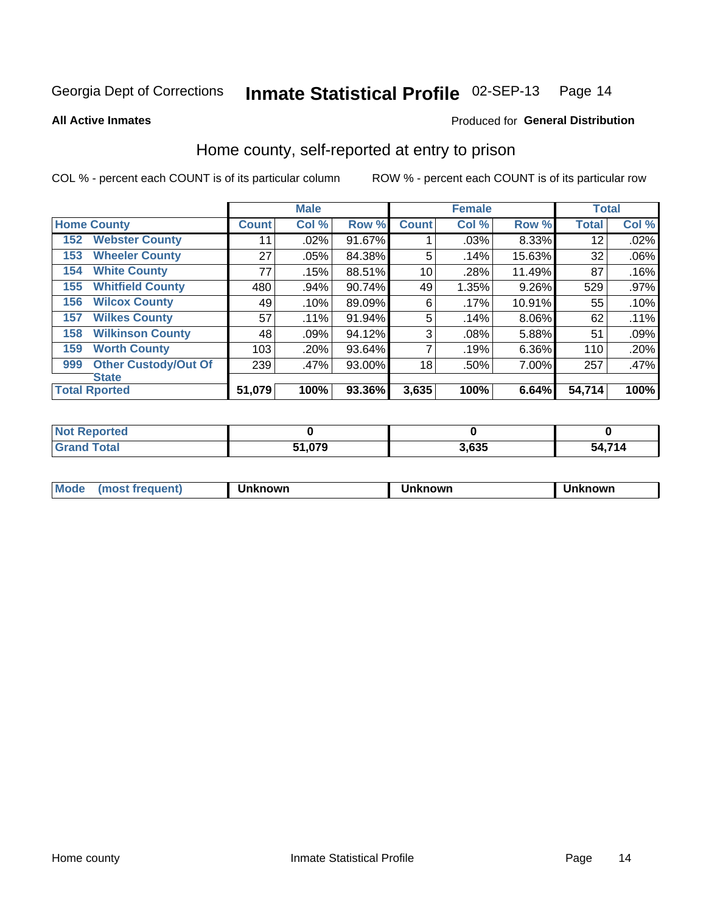Georgia Dept of Corrections **Inmate Statistical Profile** 02-SEP-13

**All Active Inmates**

Produced for **General Distribution**

## Home county, self-reported at entry to prison

COL % - percent each COUNT is of its particular column ROW % - percent each COUNT is of its particular row

| Home County | Male | | | Female | | | Total | |
|---|---|---|---|---|---|---|---|---|
| | Count | Col % | Row % | Count | Col % | Row % | Total | Col % |
| 152 Webster County | 11 | .02% | 91.67% | 1 | .03% | 8.33% | 12 | .02% |
| 153 Wheeler County | 27 | .05% | 84.38% | 5 | .14% | 15.63% | 32 | .06% |
| 154 White County | 77 | .15% | 88.51% | 10 | .28% | 11.49% | 87 | .16% |
| 155 Whitfield County | 480 | .94% | 90.74% | 49 | 1.35% | 9.26% | 529 | .97% |
| 156 Wilcox County | 49 | .10% | 89.09% | 6 | .17% | 10.91% | 55 | .10% |
| 157 Wilkes County | 57 | .11% | 91.94% | 5 | .14% | 8.06% | 62 | .11% |
| 158 Wilkinson County | 48 | .09% | 94.12% | 3 | .08% | 5.88% | 51 | .09% |
| 159 Worth County | 103 | .20% | 93.64% | 7 | .19% | 6.36% | 110 | .20% |
| 999 Other Custody/Out Of State | 239 | .47% | 93.00% | 18 | .50% | 7.00% | 257 | .47% |
| **Total Rported** | **51,079** | **100%** | **93.36%** | **3,635** | **100%** | **6.64%** | **54,714** | **100%** |

| | Male | Female | Total |
|---|---|---|---|
| Not Reported | 0 | 0 | 0 |
| Grand Total | 51,079 | 3,635 | 54,714 |

| | Male | Female | Total |
|---|---|---|---|
| Mode (most frequent) | Unknown | Unknown | Unknown |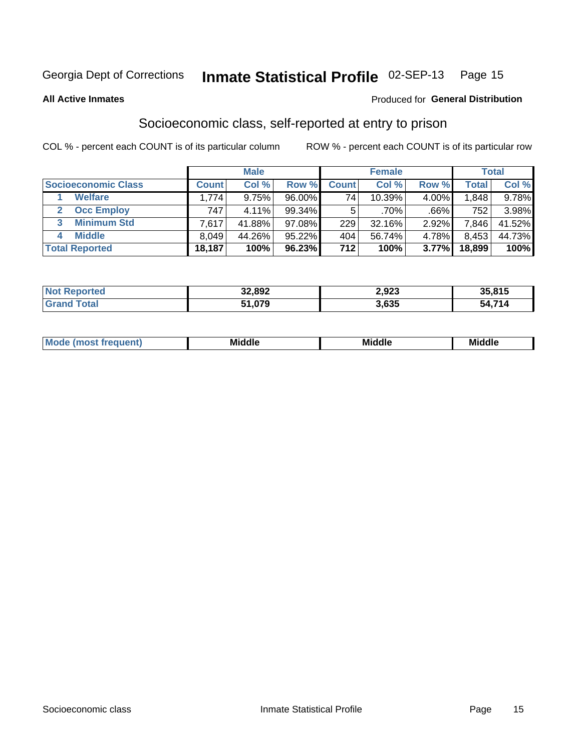Georgia Dept of Corrections **Inmate Statistical Profile** 02-SEP-13

**All Active Inmates**

Produced for **General Distribution**

## Socioeconomic class, self-reported at entry to prison

COL % - percent each COUNT is of its particular column

ROW % - percent each COUNT is of its particular row

| | Male | | | Female | | | Total | |
|---|---|---|---|---|---|---|---|---|
| **Socioeconomic Class** | **Count** | **Col %** | **Row %** | **Count** | **Col %** | **Row %** | **Total** | **Col %** |
| 1 Welfare | 1,774 | 9.75% | 96.00% | 74 | 10.39% | 4.00% | 1,848 | 9.78% |
| 2 Occ Employ | 747 | 4.11% | 99.34% | 5 | .70% | .66% | 752 | 3.98% |
| 3 Minimum Std | 7,617 | 41.88% | 97.08% | 229 | 32.16% | 2.92% | 7,846 | 41.52% |
| 4 Middle | 8,049 | 44.26% | 95.22% | 404 | 56.74% | 4.78% | 8,453 | 44.73% |
| **Total Reported** | **18,187** | **100%** | **96.23%** | **712** | **100%** | **3.77%** | **18,899** | **100%** |

| | Male | Female | Total |
|---|---|---|---|
| Not Reported | **32,892** | **2,923** | **35,815** |
| Grand Total | **51,079** | **3,635** | **54,714** |

| | Male | Female | Total |
|---|---|---|---|
| Mode (most frequent) | **Middle** | **Middle** | **Middle** |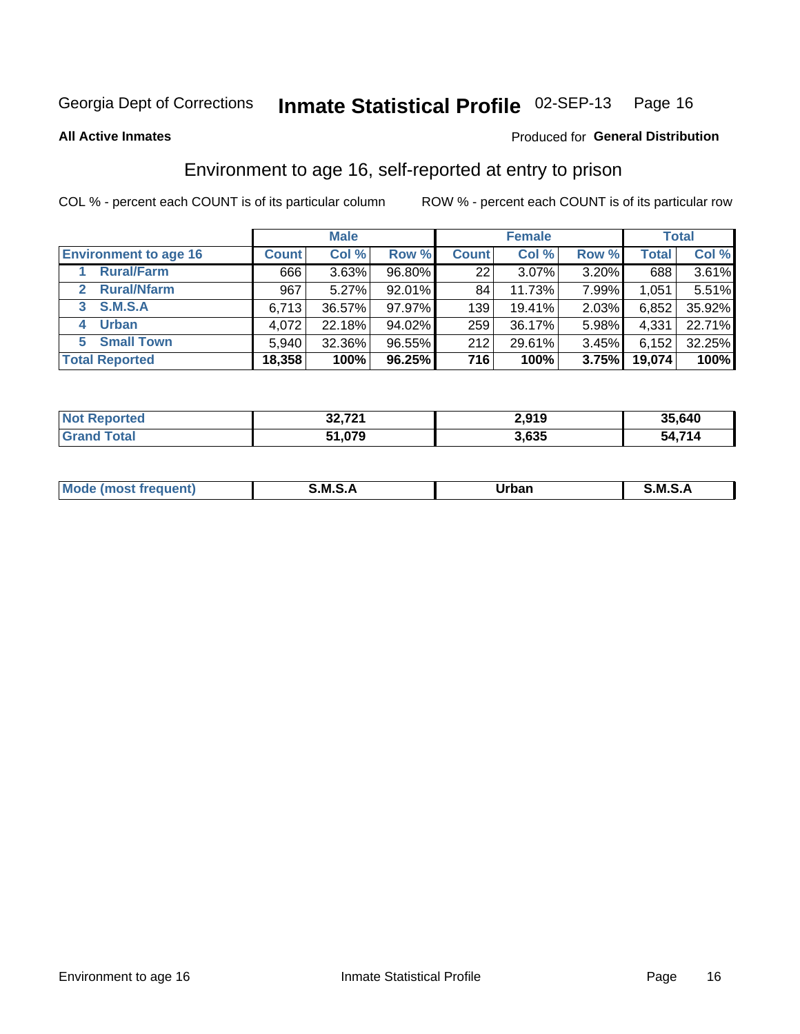Georgia Dept of Corrections **Inmate Statistical Profile** 02-SEP-13

**All Active Inmates**

Produced for **General Distribution**

## Environment to age 16, self-reported at entry to prison

COL % - percent each COUNT is of its particular column    ROW % - percent each COUNT is of its particular row

| | Male | | | Female | | | Total | |
|---|---|---|---|---|---|---|---|---|
| **Environment to age 16** | **Count** | **Col %** | **Row %** | **Count** | **Col %** | **Row %** | **Total** | **Col %** |
| 1 **Rural/Farm** | 666 | 3.63% | 96.80% | 22 | 3.07% | 3.20% | 688 | 3.61% |
| 2 **Rural/Nfarm** | 967 | 5.27% | 92.01% | 84 | 11.73% | 7.99% | 1,051 | 5.51% |
| 3 **S.M.S.A** | 6,713 | 36.57% | 97.97% | 139 | 19.41% | 2.03% | 6,852 | 35.92% |
| 4 **Urban** | 4,072 | 22.18% | 94.02% | 259 | 36.17% | 5.98% | 4,331 | 22.71% |
| 5 **Small Town** | 5,940 | 32.36% | 96.55% | 212 | 29.61% | 3.45% | 6,152 | 32.25% |
| **Total Reported** | **18,358** | **100%** | **96.25%** | **716** | **100%** | **3.75%** | **19,074** | **100%** |

| | Male | Female | Total |
|---|---|---|---|
| **Not Reported** | **32,721** | **2,919** | **35,640** |
| **Grand Total** | **51,079** | **3,635** | **54,714** |

| | Male | Female | Total |
|---|---|---|---|
| **Mode (most frequent)** | **S.M.S.A** | **Urban** | **S.M.S.A** |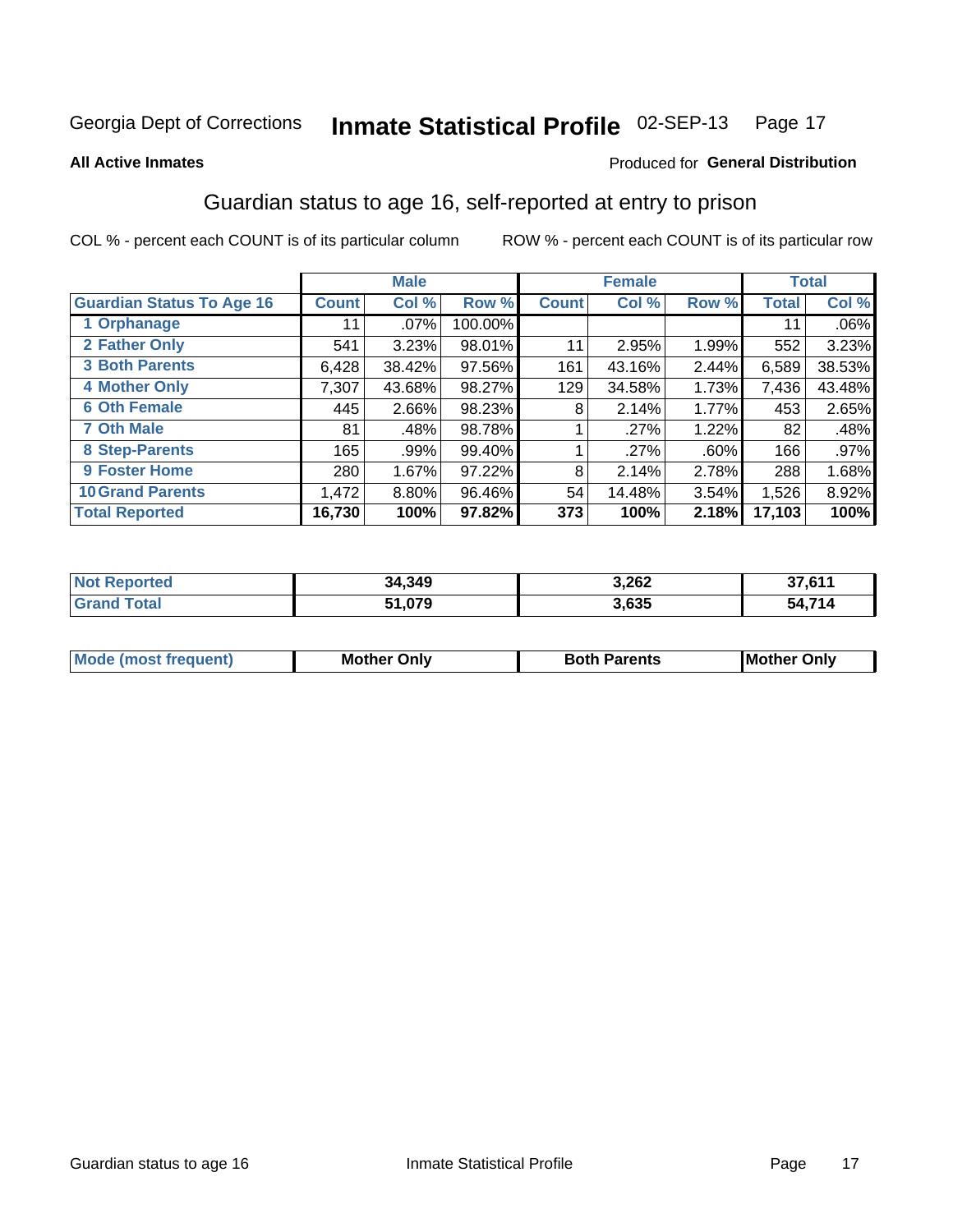Georgia Dept of Corrections **Inmate Statistical Profile** 02-SEP-13

**All Active Inmates**

Produced for **General Distribution**

## Guardian status to age 16, self-reported at entry to prison

COL % - percent each COUNT is of its particular column ROW % - percent each COUNT is of its particular row

| | Male | | | Female | | | Total | |
|---|---|---|---|---|---|---|---|---|
| **Guardian Status To Age 16** | **Count** | **Col %** | **Row %** | **Count** | **Col %** | **Row %** | **Total** | **Col %** |
| 1 Orphanage | 11 | .07% | 100.00% | | | | 11 | .06% |
| 2 Father Only | 541 | 3.23% | 98.01% | 11 | 2.95% | 1.99% | 552 | 3.23% |
| 3 Both Parents | 6,428 | 38.42% | 97.56% | 161 | 43.16% | 2.44% | 6,589 | 38.53% |
| 4 Mother Only | 7,307 | 43.68% | 98.27% | 129 | 34.58% | 1.73% | 7,436 | 43.48% |
| 6 Oth Female | 445 | 2.66% | 98.23% | 8 | 2.14% | 1.77% | 453 | 2.65% |
| 7 Oth Male | 81 | .48% | 98.78% | 1 | .27% | 1.22% | 82 | .48% |
| 8 Step-Parents | 165 | .99% | 99.40% | 1 | .27% | .60% | 166 | .97% |
| 9 Foster Home | 280 | 1.67% | 97.22% | 8 | 2.14% | 2.78% | 288 | 1.68% |
| 10 Grand Parents | 1,472 | 8.80% | 96.46% | 54 | 14.48% | 3.54% | 1,526 | 8.92% |
| **Total Reported** | **16,730** | **100%** | **97.82%** | **373** | **100%** | **2.18%** | **17,103** | **100%** |

| | Male | Female | Total |
|---|---|---|---|
| Not Reported | 34,349 | 3,262 | 37,611 |
| Grand Total | 51,079 | 3,635 | 54,714 |

| | Male | Female | Total |
|---|---|---|---|
| Mode (most frequent) | Mother Only | Both Parents | Mother Only |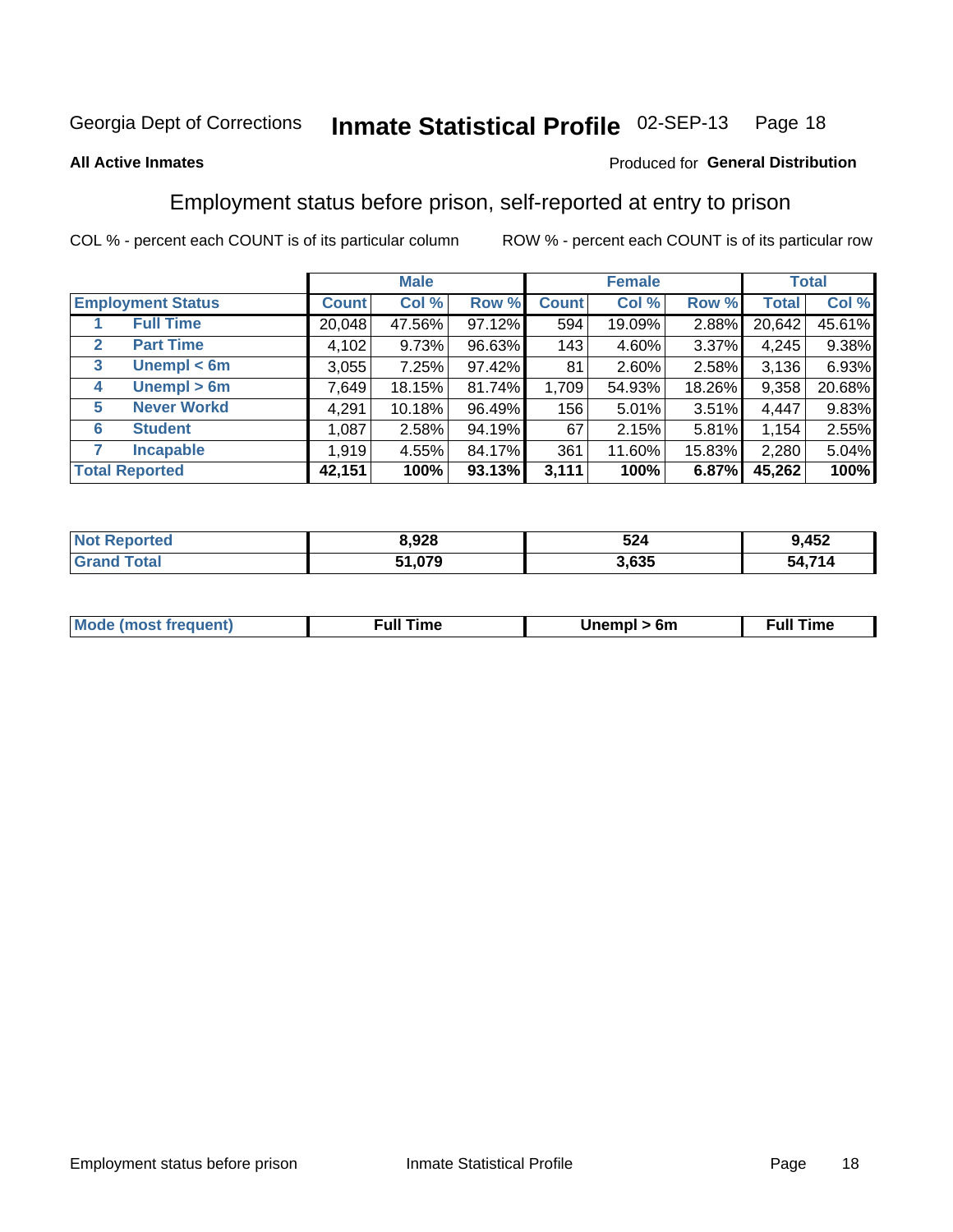Georgia Dept of Corrections **Inmate Statistical Profile** 02-SEP-13

**All Active Inmates**

Produced for **General Distribution**

## Employment status before prison, self-reported at entry to prison

COL % - percent each COUNT is of its particular column ROW % - percent each COUNT is of its particular row

| | | Male | | | Female | | | Total | |
|---|---|---|---|---|---|---|---|---|---|
| **Employment Status** | | **Count** | **Col %** | **Row %** | **Count** | **Col %** | **Row %** | **Total** | **Col %** |
| 1 | **Full Time** | 20,048 | 47.56% | 97.12% | 594 | 19.09% | 2.88% | 20,642 | 45.61% |
| 2 | **Part Time** | 4,102 | 9.73% | 96.63% | 143 | 4.60% | 3.37% | 4,245 | 9.38% |
| 3 | **Unempl < 6m** | 3,055 | 7.25% | 97.42% | 81 | 2.60% | 2.58% | 3,136 | 6.93% |
| 4 | **Unempl > 6m** | 7,649 | 18.15% | 81.74% | 1,709 | 54.93% | 18.26% | 9,358 | 20.68% |
| 5 | **Never Workd** | 4,291 | 10.18% | 96.49% | 156 | 5.01% | 3.51% | 4,447 | 9.83% |
| 6 | **Student** | 1,087 | 2.58% | 94.19% | 67 | 2.15% | 5.81% | 1,154 | 2.55% |
| 7 | **Incapable** | 1,919 | 4.55% | 84.17% | 361 | 11.60% | 15.83% | 2,280 | 5.04% |
| **Total Reported** | | **42,151** | **100%** | **93.13%** | **3,111** | **100%** | **6.87%** | **45,262** | **100%** |

| | Male | Female | Total |
|---|---|---|---|
| **Not Reported** | **8,928** | **524** | **9,452** |
| **Grand Total** | **51,079** | **3,635** | **54,714** |

| | Male | Female | Total |
|---|---|---|---|
| **Mode (most frequent)** | **Full Time** | **Unempl > 6m** | **Full Time** |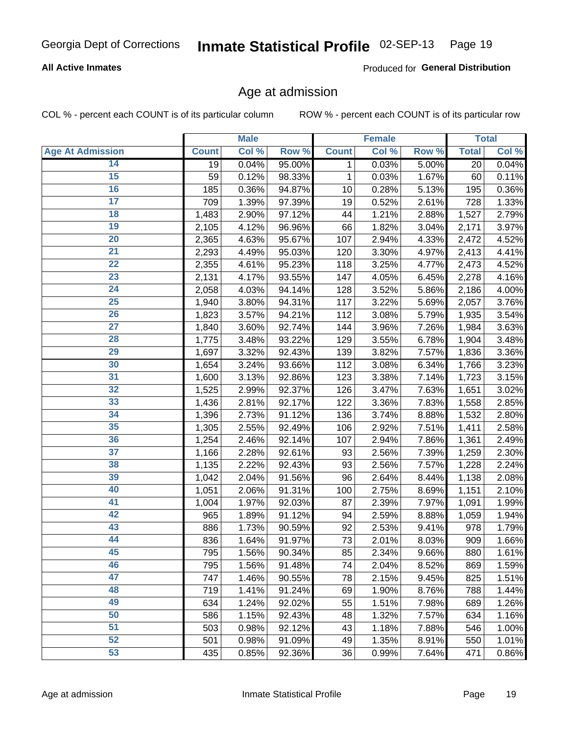Georgia Dept of Corrections **Inmate Statistical Profile** 02-SEP-13

**All Active Inmates**

Produced for **General Distribution**

## Age at admission

COL % - percent each COUNT is of its particular column ROW % - percent each COUNT is of its particular row

| | Male | | | Female | | | Total | |
|---|---|---|---|---|---|---|---|---|
| **Age At Admission** | **Count** | **Col %** | **Row %** | **Count** | **Col %** | **Row %** | **Total** | **Col %** |
| 14 | 19 | 0.04% | 95.00% | 1 | 0.03% | 5.00% | 20 | 0.04% |
| 15 | 59 | 0.12% | 98.33% | 1 | 0.03% | 1.67% | 60 | 0.11% |
| 16 | 185 | 0.36% | 94.87% | 10 | 0.28% | 5.13% | 195 | 0.36% |
| 17 | 709 | 1.39% | 97.39% | 19 | 0.52% | 2.61% | 728 | 1.33% |
| 18 | 1,483 | 2.90% | 97.12% | 44 | 1.21% | 2.88% | 1,527 | 2.79% |
| 19 | 2,105 | 4.12% | 96.96% | 66 | 1.82% | 3.04% | 2,171 | 3.97% |
| 20 | 2,365 | 4.63% | 95.67% | 107 | 2.94% | 4.33% | 2,472 | 4.52% |
| 21 | 2,293 | 4.49% | 95.03% | 120 | 3.30% | 4.97% | 2,413 | 4.41% |
| 22 | 2,355 | 4.61% | 95.23% | 118 | 3.25% | 4.77% | 2,473 | 4.52% |
| 23 | 2,131 | 4.17% | 93.55% | 147 | 4.05% | 6.45% | 2,278 | 4.16% |
| 24 | 2,058 | 4.03% | 94.14% | 128 | 3.52% | 5.86% | 2,186 | 4.00% |
| 25 | 1,940 | 3.80% | 94.31% | 117 | 3.22% | 5.69% | 2,057 | 3.76% |
| 26 | 1,823 | 3.57% | 94.21% | 112 | 3.08% | 5.79% | 1,935 | 3.54% |
| 27 | 1,840 | 3.60% | 92.74% | 144 | 3.96% | 7.26% | 1,984 | 3.63% |
| 28 | 1,775 | 3.48% | 93.22% | 129 | 3.55% | 6.78% | 1,904 | 3.48% |
| 29 | 1,697 | 3.32% | 92.43% | 139 | 3.82% | 7.57% | 1,836 | 3.36% |
| 30 | 1,654 | 3.24% | 93.66% | 112 | 3.08% | 6.34% | 1,766 | 3.23% |
| 31 | 1,600 | 3.13% | 92.86% | 123 | 3.38% | 7.14% | 1,723 | 3.15% |
| 32 | 1,525 | 2.99% | 92.37% | 126 | 3.47% | 7.63% | 1,651 | 3.02% |
| 33 | 1,436 | 2.81% | 92.17% | 122 | 3.36% | 7.83% | 1,558 | 2.85% |
| 34 | 1,396 | 2.73% | 91.12% | 136 | 3.74% | 8.88% | 1,532 | 2.80% |
| 35 | 1,305 | 2.55% | 92.49% | 106 | 2.92% | 7.51% | 1,411 | 2.58% |
| 36 | 1,254 | 2.46% | 92.14% | 107 | 2.94% | 7.86% | 1,361 | 2.49% |
| 37 | 1,166 | 2.28% | 92.61% | 93 | 2.56% | 7.39% | 1,259 | 2.30% |
| 38 | 1,135 | 2.22% | 92.43% | 93 | 2.56% | 7.57% | 1,228 | 2.24% |
| 39 | 1,042 | 2.04% | 91.56% | 96 | 2.64% | 8.44% | 1,138 | 2.08% |
| 40 | 1,051 | 2.06% | 91.31% | 100 | 2.75% | 8.69% | 1,151 | 2.10% |
| 41 | 1,004 | 1.97% | 92.03% | 87 | 2.39% | 7.97% | 1,091 | 1.99% |
| 42 | 965 | 1.89% | 91.12% | 94 | 2.59% | 8.88% | 1,059 | 1.94% |
| 43 | 886 | 1.73% | 90.59% | 92 | 2.53% | 9.41% | 978 | 1.79% |
| 44 | 836 | 1.64% | 91.97% | 73 | 2.01% | 8.03% | 909 | 1.66% |
| 45 | 795 | 1.56% | 90.34% | 85 | 2.34% | 9.66% | 880 | 1.61% |
| 46 | 795 | 1.56% | 91.48% | 74 | 2.04% | 8.52% | 869 | 1.59% |
| 47 | 747 | 1.46% | 90.55% | 78 | 2.15% | 9.45% | 825 | 1.51% |
| 48 | 719 | 1.41% | 91.24% | 69 | 1.90% | 8.76% | 788 | 1.44% |
| 49 | 634 | 1.24% | 92.02% | 55 | 1.51% | 7.98% | 689 | 1.26% |
| 50 | 586 | 1.15% | 92.43% | 48 | 1.32% | 7.57% | 634 | 1.16% |
| 51 | 503 | 0.98% | 92.12% | 43 | 1.18% | 7.88% | 546 | 1.00% |
| 52 | 501 | 0.98% | 91.09% | 49 | 1.35% | 8.91% | 550 | 1.01% |
| 53 | 435 | 0.85% | 92.36% | 36 | 0.99% | 7.64% | 471 | 0.86% |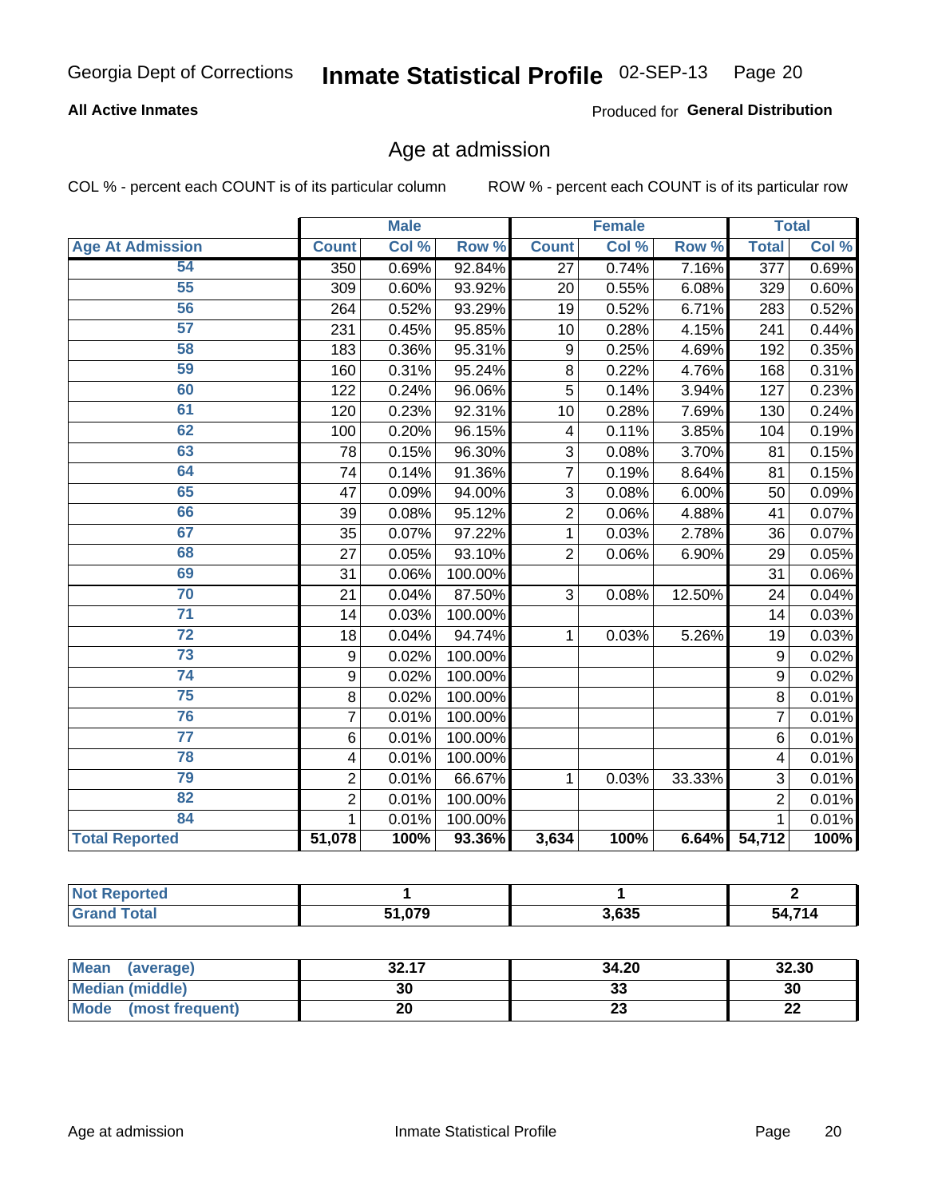Georgia Dept of Corrections **Inmate Statistical Profile** 02-SEP-13

**All Active Inmates**

Produced for **General Distribution**

## Age at admission

COL % - percent each COUNT is of its particular column    ROW % - percent each COUNT is of its particular row

| | Male | | | Female | | | Total | |
|---|---|---|---|---|---|---|---|---|
| **Age At Admission** | **Count** | **Col %** | **Row %** | **Count** | **Col %** | **Row %** | **Total** | **Col %** |
| 54 | 350 | 0.69% | 92.84% | 27 | 0.74% | 7.16% | 377 | 0.69% |
| 55 | 309 | 0.60% | 93.92% | 20 | 0.55% | 6.08% | 329 | 0.60% |
| 56 | 264 | 0.52% | 93.29% | 19 | 0.52% | 6.71% | 283 | 0.52% |
| 57 | 231 | 0.45% | 95.85% | 10 | 0.28% | 4.15% | 241 | 0.44% |
| 58 | 183 | 0.36% | 95.31% | 9 | 0.25% | 4.69% | 192 | 0.35% |
| 59 | 160 | 0.31% | 95.24% | 8 | 0.22% | 4.76% | 168 | 0.31% |
| 60 | 122 | 0.24% | 96.06% | 5 | 0.14% | 3.94% | 127 | 0.23% |
| 61 | 120 | 0.23% | 92.31% | 10 | 0.28% | 7.69% | 130 | 0.24% |
| 62 | 100 | 0.20% | 96.15% | 4 | 0.11% | 3.85% | 104 | 0.19% |
| 63 | 78 | 0.15% | 96.30% | 3 | 0.08% | 3.70% | 81 | 0.15% |
| 64 | 74 | 0.14% | 91.36% | 7 | 0.19% | 8.64% | 81 | 0.15% |
| 65 | 47 | 0.09% | 94.00% | 3 | 0.08% | 6.00% | 50 | 0.09% |
| 66 | 39 | 0.08% | 95.12% | 2 | 0.06% | 4.88% | 41 | 0.07% |
| 67 | 35 | 0.07% | 97.22% | 1 | 0.03% | 2.78% | 36 | 0.07% |
| 68 | 27 | 0.05% | 93.10% | 2 | 0.06% | 6.90% | 29 | 0.05% |
| 69 | 31 | 0.06% | 100.00% | | | | 31 | 0.06% |
| 70 | 21 | 0.04% | 87.50% | 3 | 0.08% | 12.50% | 24 | 0.04% |
| 71 | 14 | 0.03% | 100.00% | | | | 14 | 0.03% |
| 72 | 18 | 0.04% | 94.74% | 1 | 0.03% | 5.26% | 19 | 0.03% |
| 73 | 9 | 0.02% | 100.00% | | | | 9 | 0.02% |
| 74 | 9 | 0.02% | 100.00% | | | | 9 | 0.02% |
| 75 | 8 | 0.02% | 100.00% | | | | 8 | 0.01% |
| 76 | 7 | 0.01% | 100.00% | | | | 7 | 0.01% |
| 77 | 6 | 0.01% | 100.00% | | | | 6 | 0.01% |
| 78 | 4 | 0.01% | 100.00% | | | | 4 | 0.01% |
| 79 | 2 | 0.01% | 66.67% | 1 | 0.03% | 33.33% | 3 | 0.01% |
| 82 | 2 | 0.01% | 100.00% | | | | 2 | 0.01% |
| 84 | 1 | 0.01% | 100.00% | | | | 1 | 0.01% |
| **Total Reported** | **51,078** | **100%** | **93.36%** | **3,634** | **100%** | **6.64%** | **54,712** | **100%** |

| | Male | Female | Total |
|---|---|---|---|
| **Not Reported** | **1** | **1** | **2** |
| **Grand Total** | **51,079** | **3,635** | **54,714** |

| | Male | Female | Total |
|---|---|---|---|
| **Mean (average)** | **32.17** | **34.20** | **32.30** |
| **Median (middle)** | **30** | **33** | **30** |
| **Mode (most frequent)** | **20** | **23** | **22** |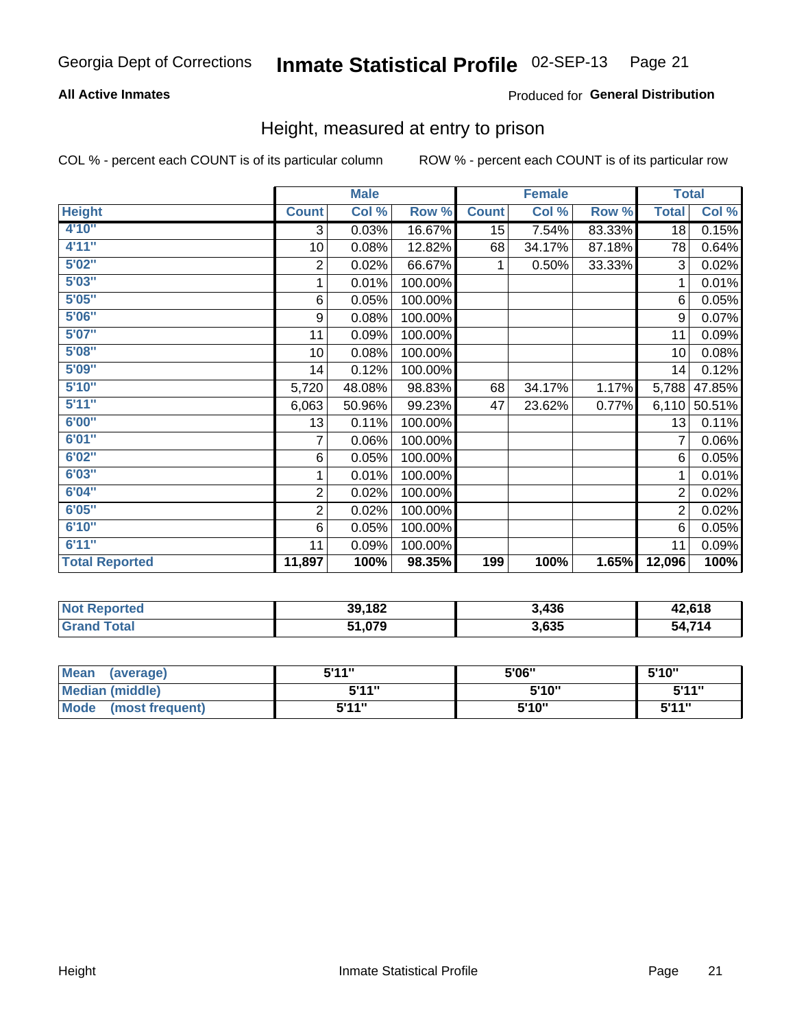Georgia Dept of Corrections **Inmate Statistical Profile** 02-SEP-13

**All Active Inmates**

Produced for **General Distribution**

## Height, measured at entry to prison

COL % - percent each COUNT is of its particular column

ROW % - percent each COUNT is of its particular row

| | Male | | | Female | | | Total | |
|---|---|---|---|---|---|---|---|---|
| **Height** | **Count** | **Col %** | **Row %** | **Count** | **Col %** | **Row %** | **Total** | **Col %** |
| **4'10"** | 3 | 0.03% | 16.67% | 15 | 7.54% | 83.33% | 18 | 0.15% |
| **4'11"** | 10 | 0.08% | 12.82% | 68 | 34.17% | 87.18% | 78 | 0.64% |
| **5'02"** | 2 | 0.02% | 66.67% | 1 | 0.50% | 33.33% | 3 | 0.02% |
| **5'03"** | 1 | 0.01% | 100.00% | | | | 1 | 0.01% |
| **5'05"** | 6 | 0.05% | 100.00% | | | | 6 | 0.05% |
| **5'06"** | 9 | 0.08% | 100.00% | | | | 9 | 0.07% |
| **5'07"** | 11 | 0.09% | 100.00% | | | | 11 | 0.09% |
| **5'08"** | 10 | 0.08% | 100.00% | | | | 10 | 0.08% |
| **5'09"** | 14 | 0.12% | 100.00% | | | | 14 | 0.12% |
| **5'10"** | 5,720 | 48.08% | 98.83% | 68 | 34.17% | 1.17% | 5,788 | 47.85% |
| **5'11"** | 6,063 | 50.96% | 99.23% | 47 | 23.62% | 0.77% | 6,110 | 50.51% |
| **6'00"** | 13 | 0.11% | 100.00% | | | | 13 | 0.11% |
| **6'01"** | 7 | 0.06% | 100.00% | | | | 7 | 0.06% |
| **6'02"** | 6 | 0.05% | 100.00% | | | | 6 | 0.05% |
| **6'03"** | 1 | 0.01% | 100.00% | | | | 1 | 0.01% |
| **6'04"** | 2 | 0.02% | 100.00% | | | | 2 | 0.02% |
| **6'05"** | 2 | 0.02% | 100.00% | | | | 2 | 0.02% |
| **6'10"** | 6 | 0.05% | 100.00% | | | | 6 | 0.05% |
| **6'11"** | 11 | 0.09% | 100.00% | | | | 11 | 0.09% |
| **Total Reported** | **11,897** | **100%** | **98.35%** | **199** | **100%** | **1.65%** | **12,096** | **100%** |

| | Male | Female | Total |
|---|---|---|---|
| **Not Reported** | **39,182** | **3,436** | **42,618** |
| **Grand Total** | **51,079** | **3,635** | **54,714** |

| | Male | Female | Total |
|---|---|---|---|
| **Mean (average)** | **5'11"** | **5'06"** | **5'10"** |
| **Median (middle)** | **5'11"** | **5'10"** | **5'11"** |
| **Mode (most frequent)** | **5'11"** | **5'10"** | **5'11"** |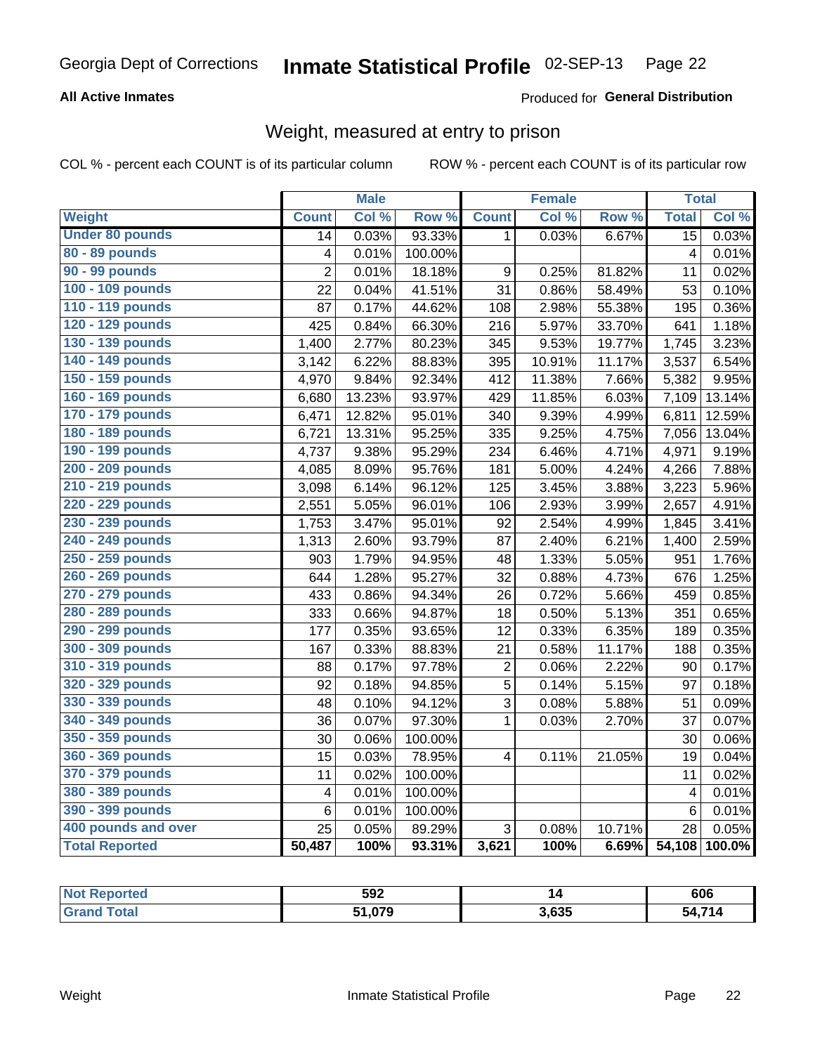Georgia Dept of Corrections **Inmate Statistical Profile** 02-SEP-13

**All Active Inmates**

Produced for **General Distribution**

## Weight, measured at entry to prison

COL % - percent each COUNT is of its particular column ROW % - percent each COUNT is of its particular row

| | Male | | | Female | | | Total | |
|---|---|---|---|---|---|---|---|---|
| Weight | Count | Col % | Row % | Count | Col % | Row % | Total | Col % |
| Under 80 pounds | 14 | 0.03% | 93.33% | 1 | 0.03% | 6.67% | 15 | 0.03% |
| 80 - 89 pounds | 4 | 0.01% | 100.00% | | | | 4 | 0.01% |
| 90 - 99 pounds | 2 | 0.01% | 18.18% | 9 | 0.25% | 81.82% | 11 | 0.02% |
| 100 - 109 pounds | 22 | 0.04% | 41.51% | 31 | 0.86% | 58.49% | 53 | 0.10% |
| 110 - 119 pounds | 87 | 0.17% | 44.62% | 108 | 2.98% | 55.38% | 195 | 0.36% |
| 120 - 129 pounds | 425 | 0.84% | 66.30% | 216 | 5.97% | 33.70% | 641 | 1.18% |
| 130 - 139 pounds | 1,400 | 2.77% | 80.23% | 345 | 9.53% | 19.77% | 1,745 | 3.23% |
| 140 - 149 pounds | 3,142 | 6.22% | 88.83% | 395 | 10.91% | 11.17% | 3,537 | 6.54% |
| 150 - 159 pounds | 4,970 | 9.84% | 92.34% | 412 | 11.38% | 7.66% | 5,382 | 9.95% |
| 160 - 169 pounds | 6,680 | 13.23% | 93.97% | 429 | 11.85% | 6.03% | 7,109 | 13.14% |
| 170 - 179 pounds | 6,471 | 12.82% | 95.01% | 340 | 9.39% | 4.99% | 6,811 | 12.59% |
| 180 - 189 pounds | 6,721 | 13.31% | 95.25% | 335 | 9.25% | 4.75% | 7,056 | 13.04% |
| 190 - 199 pounds | 4,737 | 9.38% | 95.29% | 234 | 6.46% | 4.71% | 4,971 | 9.19% |
| 200 - 209 pounds | 4,085 | 8.09% | 95.76% | 181 | 5.00% | 4.24% | 4,266 | 7.88% |
| 210 - 219 pounds | 3,098 | 6.14% | 96.12% | 125 | 3.45% | 3.88% | 3,223 | 5.96% |
| 220 - 229 pounds | 2,551 | 5.05% | 96.01% | 106 | 2.93% | 3.99% | 2,657 | 4.91% |
| 230 - 239 pounds | 1,753 | 3.47% | 95.01% | 92 | 2.54% | 4.99% | 1,845 | 3.41% |
| 240 - 249 pounds | 1,313 | 2.60% | 93.79% | 87 | 2.40% | 6.21% | 1,400 | 2.59% |
| 250 - 259 pounds | 903 | 1.79% | 94.95% | 48 | 1.33% | 5.05% | 951 | 1.76% |
| 260 - 269 pounds | 644 | 1.28% | 95.27% | 32 | 0.88% | 4.73% | 676 | 1.25% |
| 270 - 279 pounds | 433 | 0.86% | 94.34% | 26 | 0.72% | 5.66% | 459 | 0.85% |
| 280 - 289 pounds | 333 | 0.66% | 94.87% | 18 | 0.50% | 5.13% | 351 | 0.65% |
| 290 - 299 pounds | 177 | 0.35% | 93.65% | 12 | 0.33% | 6.35% | 189 | 0.35% |
| 300 - 309 pounds | 167 | 0.33% | 88.83% | 21 | 0.58% | 11.17% | 188 | 0.35% |
| 310 - 319 pounds | 88 | 0.17% | 97.78% | 2 | 0.06% | 2.22% | 90 | 0.17% |
| 320 - 329 pounds | 92 | 0.18% | 94.85% | 5 | 0.14% | 5.15% | 97 | 0.18% |
| 330 - 339 pounds | 48 | 0.10% | 94.12% | 3 | 0.08% | 5.88% | 51 | 0.09% |
| 340 - 349 pounds | 36 | 0.07% | 97.30% | 1 | 0.03% | 2.70% | 37 | 0.07% |
| 350 - 359 pounds | 30 | 0.06% | 100.00% | | | | 30 | 0.06% |
| 360 - 369 pounds | 15 | 0.03% | 78.95% | 4 | 0.11% | 21.05% | 19 | 0.04% |
| 370 - 379 pounds | 11 | 0.02% | 100.00% | | | | 11 | 0.02% |
| 380 - 389 pounds | 4 | 0.01% | 100.00% | | | | 4 | 0.01% |
| 390 - 399 pounds | 6 | 0.01% | 100.00% | | | | 6 | 0.01% |
| 400 pounds and over | 25 | 0.05% | 89.29% | 3 | 0.08% | 10.71% | 28 | 0.05% |
| **Total Reported** | **50,487** | **100%** | **93.31%** | **3,621** | **100%** | **6.69%** | **54,108** | **100.0%** |

| | Male | Female | Total |
|---|---|---|---|
| Not Reported | 592 | 14 | 606 |
| Grand Total | 51,079 | 3,635 | 54,714 |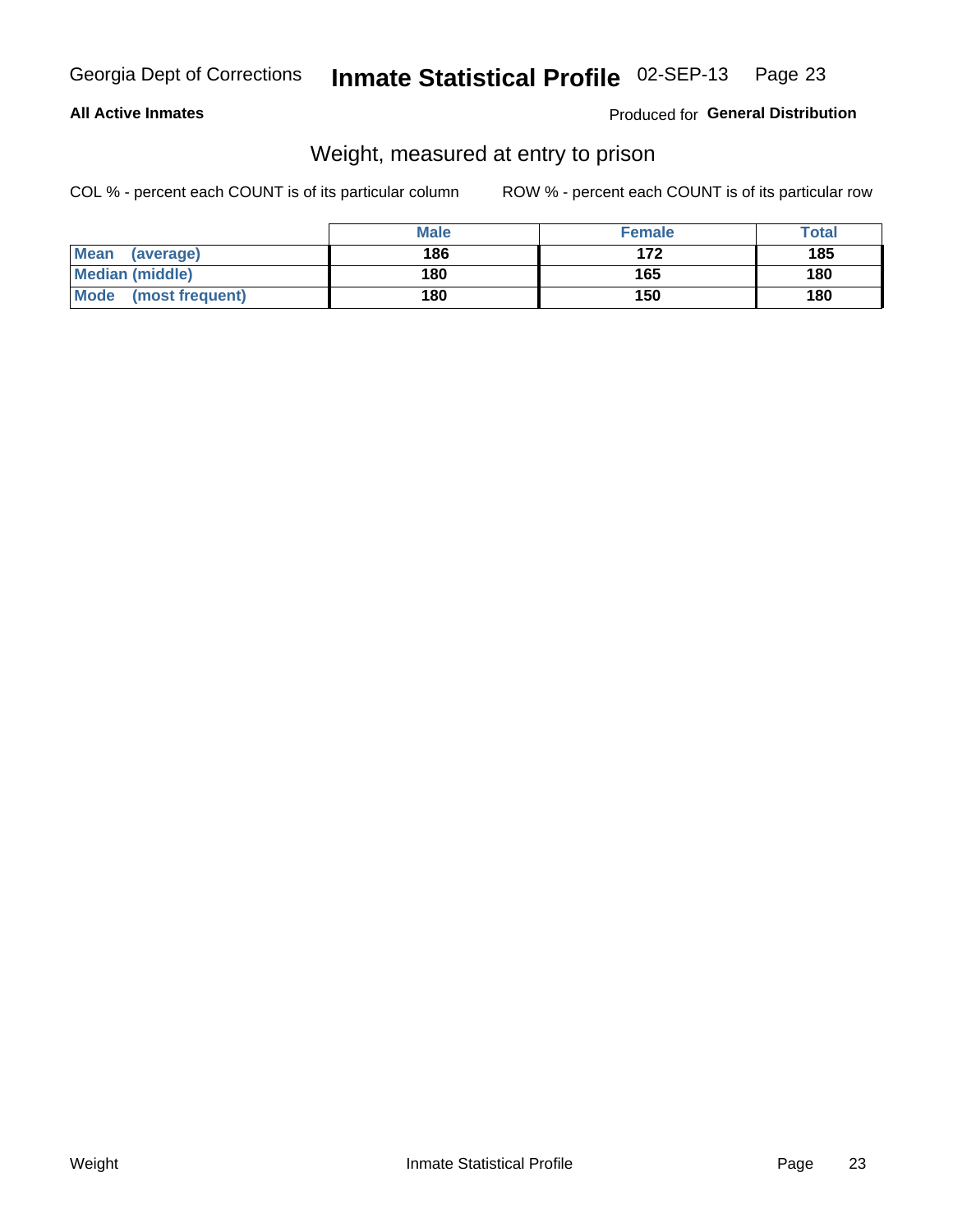## Weight, measured at entry to prison

COL % - percent each COUNT is of its particular column

ROW % - percent each COUNT is of its particular row

| | Male | Female | Total |
|---|---|---|---|
| Mean (average) | 186 | 172 | 185 |
| Median (middle) | 180 | 165 | 180 |
| Mode (most frequent) | 180 | 150 | 180 |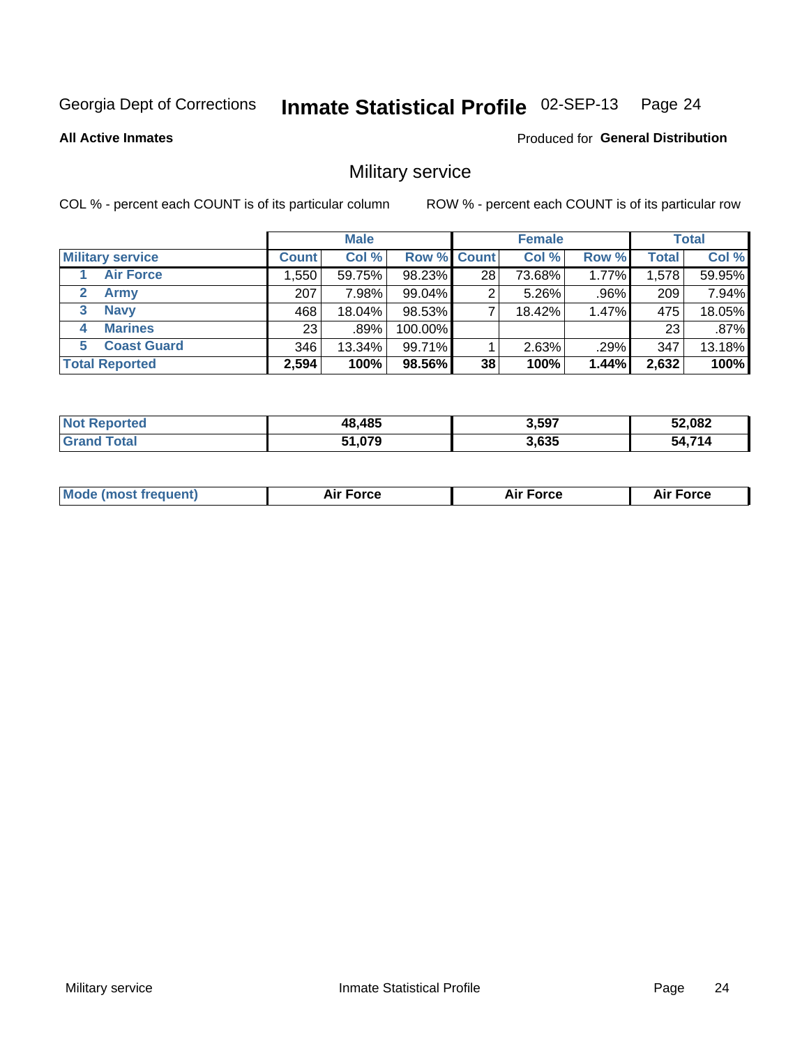Georgia Dept of Corrections **Inmate Statistical Profile** 02-SEP-13 Page 24

**All Active Inmates**

Produced for **General Distribution**

## Military service

COL % - percent each COUNT is of its particular column ROW % - percent each COUNT is of its particular row

| | Male | | | Female | | | Total | |
|---|---|---|---|---|---|---|---|---|
| **Military service** | **Count** | **Col %** | **Row %** | **Count** | **Col %** | **Row %** | **Total** | **Col %** |
| 1 Air Force | 1,550 | 59.75% | 98.23% | 28 | 73.68% | 1.77% | 1,578 | 59.95% |
| 2 Army | 207 | 7.98% | 99.04% | 2 | 5.26% | .96% | 209 | 7.94% |
| 3 Navy | 468 | 18.04% | 98.53% | 7 | 18.42% | 1.47% | 475 | 18.05% |
| 4 Marines | 23 | .89% | 100.00% | | | | 23 | .87% |
| 5 Coast Guard | 346 | 13.34% | 99.71% | 1 | 2.63% | .29% | 347 | 13.18% |
| **Total Reported** | **2,594** | **100%** | **98.56%** | **38** | **100%** | **1.44%** | **2,632** | **100%** |

| | Male | Female | Total |
|---|---|---|---|
| **Not Reported** | **48,485** | **3,597** | **52,082** |
| **Grand Total** | **51,079** | **3,635** | **54,714** |

| | Male | Female | Total |
|---|---|---|---|
| **Mode (most frequent)** | **Air Force** | **Air Force** | **Air Force** |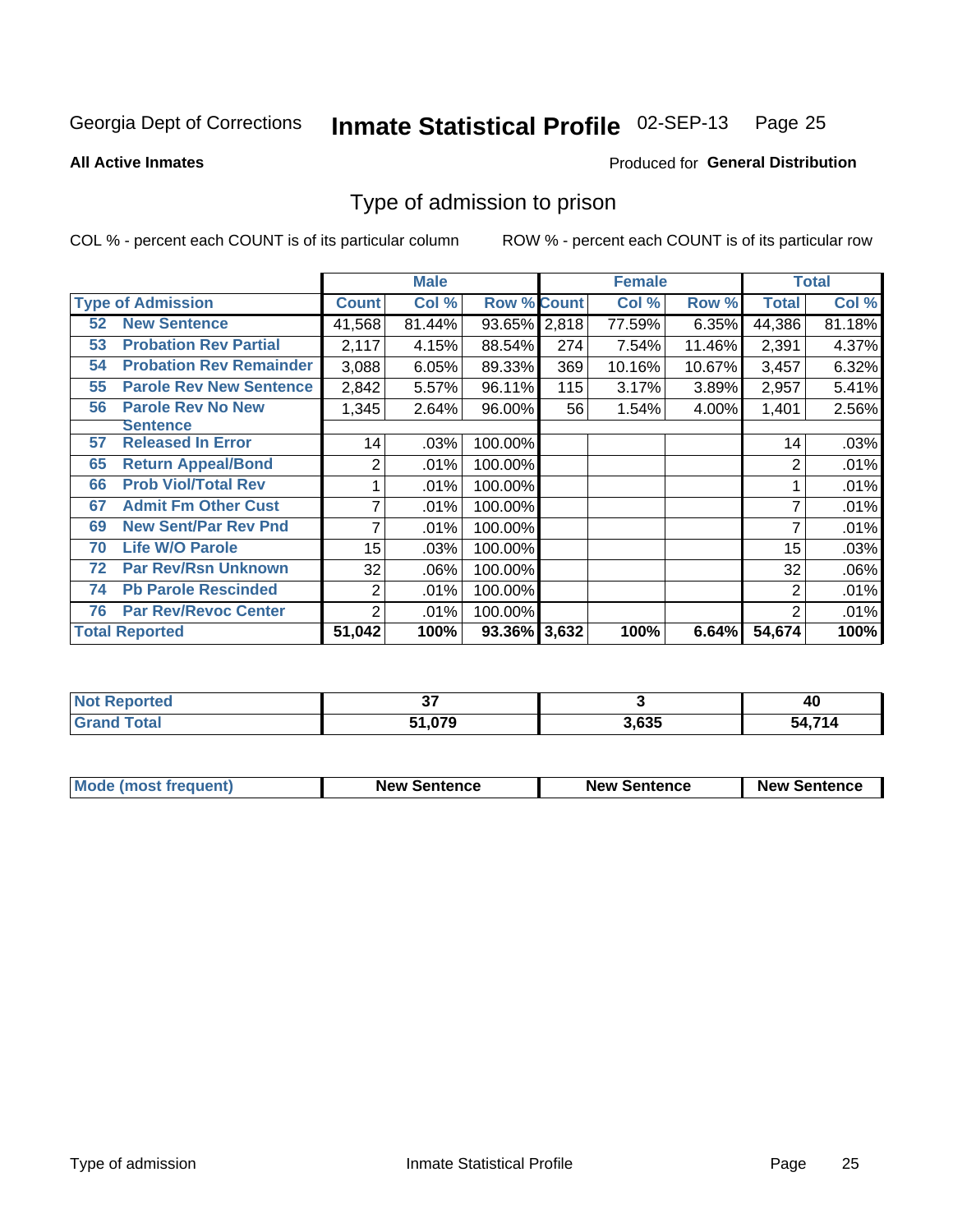Georgia Dept of Corrections **Inmate Statistical Profile** 02-SEP-13

**All Active Inmates**

Produced for **General Distribution**

## Type of admission to prison

COL % - percent each COUNT is of its particular column     ROW % - percent each COUNT is of its particular row

| Type of Admission | Male | | | Female | | | Total | |
|---|---|---|---|---|---|---|---|---|
| | Count | Col % | Row % | Count | Col % | Row % | Total | Col % |
| 52 New Sentence | 41,568 | 81.44% | 93.65% | 2,818 | 77.59% | 6.35% | 44,386 | 81.18% |
| 53 Probation Rev Partial | 2,117 | 4.15% | 88.54% | 274 | 7.54% | 11.46% | 2,391 | 4.37% |
| 54 Probation Rev Remainder | 3,088 | 6.05% | 89.33% | 369 | 10.16% | 10.67% | 3,457 | 6.32% |
| 55 Parole Rev New Sentence | 2,842 | 5.57% | 96.11% | 115 | 3.17% | 3.89% | 2,957 | 5.41% |
| 56 Parole Rev No New Sentence | 1,345 | 2.64% | 96.00% | 56 | 1.54% | 4.00% | 1,401 | 2.56% |
| 57 Released In Error | 14 | .03% | 100.00% | | | | 14 | .03% |
| 65 Return Appeal/Bond | 2 | .01% | 100.00% | | | | 2 | .01% |
| 66 Prob Viol/Total Rev | 1 | .01% | 100.00% | | | | 1 | .01% |
| 67 Admit Fm Other Cust | 7 | .01% | 100.00% | | | | 7 | .01% |
| 69 New Sent/Par Rev Pnd | 7 | .01% | 100.00% | | | | 7 | .01% |
| 70 Life W/O Parole | 15 | .03% | 100.00% | | | | 15 | .03% |
| 72 Par Rev/Rsn Unknown | 32 | .06% | 100.00% | | | | 32 | .06% |
| 74 Pb Parole Rescinded | 2 | .01% | 100.00% | | | | 2 | .01% |
| 76 Par Rev/Revoc Center | 2 | .01% | 100.00% | | | | 2 | .01% |
| **Total Reported** | **51,042** | **100%** | **93.36%** | **3,632** | **100%** | **6.64%** | **54,674** | **100%** |

| | Male | Female | Total |
|---|---|---|---|
| Not Reported | 37 | 3 | 40 |
| Grand Total | 51,079 | 3,635 | 54,714 |

| | Male | Female | Total |
|---|---|---|---|
| Mode (most frequent) | New Sentence | New Sentence | New Sentence |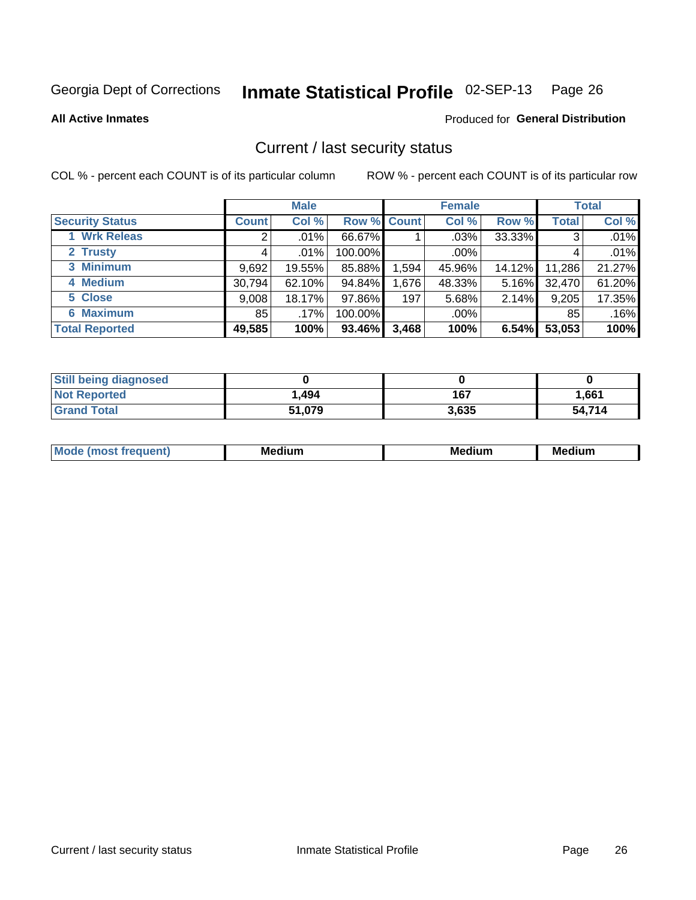Georgia Dept of Corrections **Inmate Statistical Profile** 02-SEP-13 Page 26

**All Active Inmates**

Produced for **General Distribution**

## Current / last security status

COL % - percent each COUNT is of its particular column

ROW % - percent each COUNT is of its particular row

| | Male | | | Female | | | Total | |
|---|---|---|---|---|---|---|---|---|
| **Security Status** | **Count** | **Col %** | **Row %** | **Count** | **Col %** | **Row %** | **Total** | **Col %** |
| 1 Wrk Releas | 2 | .01% | 66.67% | 1 | .03% | 33.33% | 3 | .01% |
| 2 Trusty | 4 | .01% | 100.00% | | .00% | | 4 | .01% |
| 3 Minimum | 9,692 | 19.55% | 85.88% | 1,594 | 45.96% | 14.12% | 11,286 | 21.27% |
| 4 Medium | 30,794 | 62.10% | 94.84% | 1,676 | 48.33% | 5.16% | 32,470 | 61.20% |
| 5 Close | 9,008 | 18.17% | 97.86% | 197 | 5.68% | 2.14% | 9,205 | 17.35% |
| 6 Maximum | 85 | .17% | 100.00% | | .00% | | 85 | .16% |
| **Total Reported** | **49,585** | **100%** | **93.46%** | **3,468** | **100%** | **6.54%** | **53,053** | **100%** |

| | Male | Female | Total |
|---|---|---|---|
| Still being diagnosed | 0 | 0 | 0 |
| Not Reported | 1,494 | 167 | 1,661 |
| Grand Total | 51,079 | 3,635 | 54,714 |

| | Male | Female | Total |
|---|---|---|---|
| Mode (most frequent) | Medium | Medium | Medium |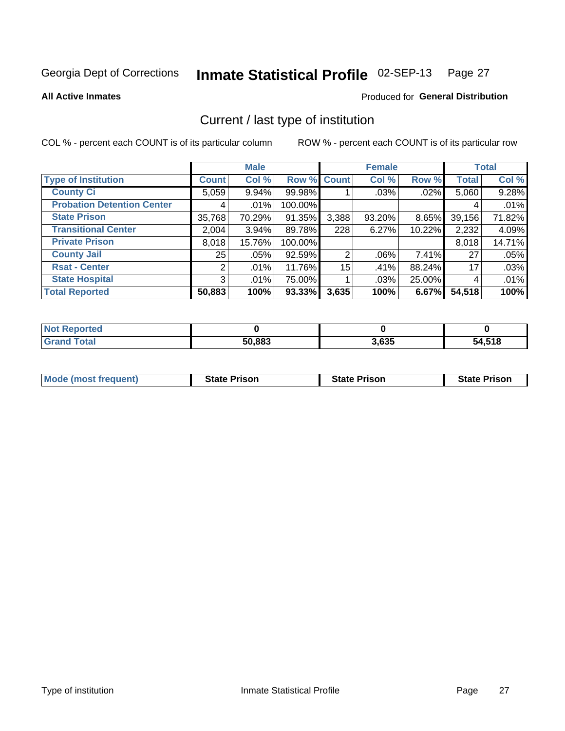Georgia Dept of Corrections **Inmate Statistical Profile** 02-SEP-13

**All Active Inmates**

Produced for **General Distribution**

## Current / last type of institution

COL % - percent each COUNT is of its particular column

ROW % - percent each COUNT is of its particular row

| | Male | | | Female | | | Total | |
|---|---|---|---|---|---|---|---|---|
| **Type of Institution** | **Count** | **Col %** | **Row %** | **Count** | **Col %** | **Row %** | **Total** | **Col %** |
| **County Ci** | 5,059 | 9.94% | 99.98% | 1 | .03% | .02% | 5,060 | 9.28% |
| **Probation Detention Center** | 4 | .01% | 100.00% | | | | 4 | .01% |
| **State Prison** | 35,768 | 70.29% | 91.35% | 3,388 | 93.20% | 8.65% | 39,156 | 71.82% |
| **Transitional Center** | 2,004 | 3.94% | 89.78% | 228 | 6.27% | 10.22% | 2,232 | 4.09% |
| **Private Prison** | 8,018 | 15.76% | 100.00% | | | | 8,018 | 14.71% |
| **County Jail** | 25 | .05% | 92.59% | 2 | .06% | 7.41% | 27 | .05% |
| **Rsat - Center** | 2 | .01% | 11.76% | 15 | .41% | 88.24% | 17 | .03% |
| **State Hospital** | 3 | .01% | 75.00% | 1 | .03% | 25.00% | 4 | .01% |
| **Total Reported** | **50,883** | **100%** | **93.33%** | **3,635** | **100%** | **6.67%** | **54,518** | **100%** |

| | Male | Female | Total |
|---|---|---|---|
| **Not Reported** | **0** | **0** | **0** |
| **Grand Total** | **50,883** | **3,635** | **54,518** |

| | Male | Female | Total |
|---|---|---|---|
| **Mode (most frequent)** | **State Prison** | **State Prison** | **State Prison** |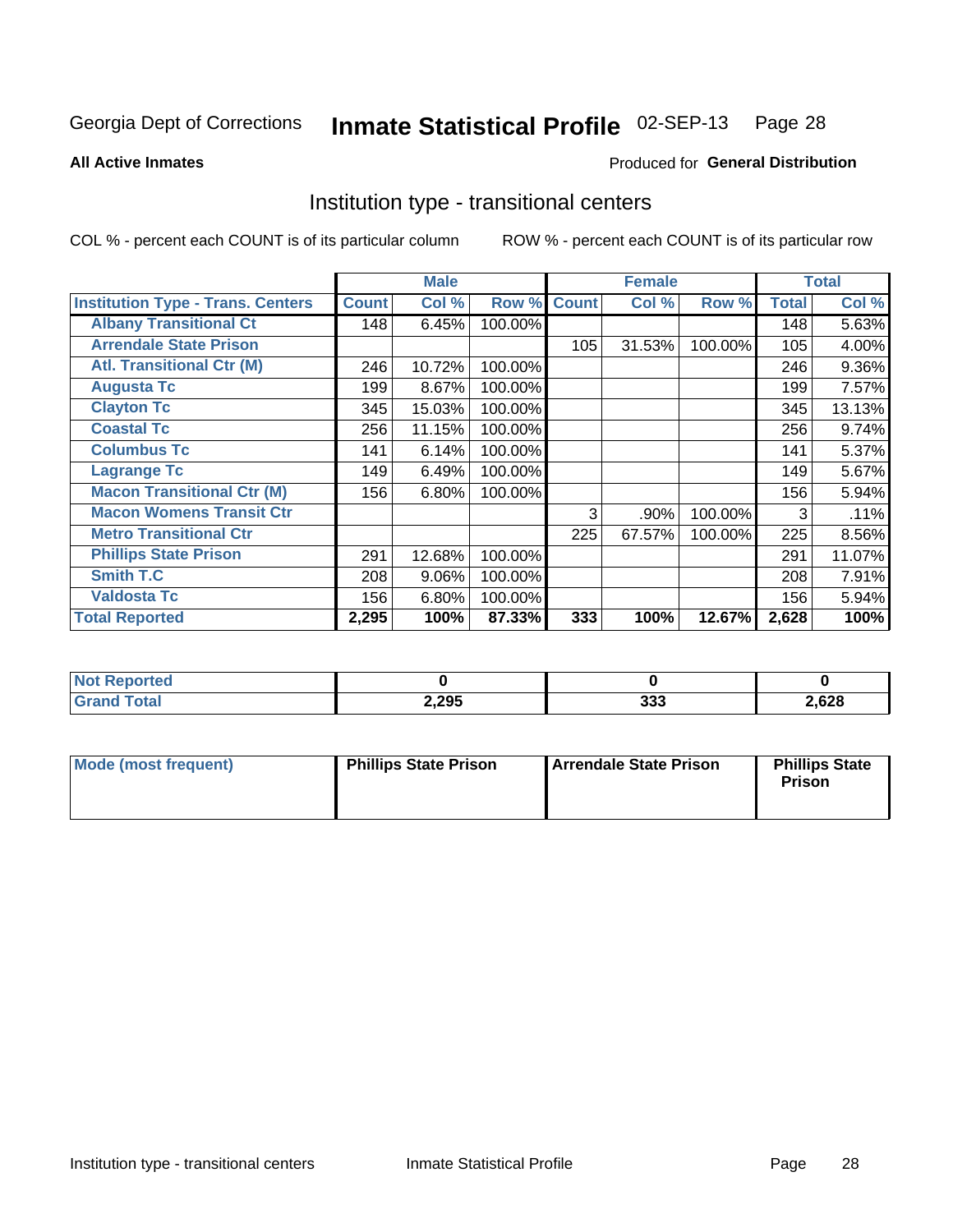Georgia Dept of Corrections **Inmate Statistical Profile** 02-SEP-13 Page 28

**All Active Inmates**

Produced for **General Distribution**

## Institution type - transitional centers

COL % - percent each COUNT is of its particular column

ROW % - percent each COUNT is of its particular row

| | Male | | | Female | | | Total | |
|---|---|---|---|---|---|---|---|---|
| **Institution Type - Trans. Centers** | **Count** | **Col %** | **Row %** | **Count** | **Col %** | **Row %** | **Total** | **Col %** |
| **Albany Transitional Ct** | 148 | 6.45% | 100.00% | | | | 148 | 5.63% |
| **Arrendale State Prison** | | | | 105 | 31.53% | 100.00% | 105 | 4.00% |
| **Atl. Transitional Ctr (M)** | 246 | 10.72% | 100.00% | | | | 246 | 9.36% |
| **Augusta Tc** | 199 | 8.67% | 100.00% | | | | 199 | 7.57% |
| **Clayton Tc** | 345 | 15.03% | 100.00% | | | | 345 | 13.13% |
| **Coastal Tc** | 256 | 11.15% | 100.00% | | | | 256 | 9.74% |
| **Columbus Tc** | 141 | 6.14% | 100.00% | | | | 141 | 5.37% |
| **Lagrange Tc** | 149 | 6.49% | 100.00% | | | | 149 | 5.67% |
| **Macon Transitional Ctr (M)** | 156 | 6.80% | 100.00% | | | | 156 | 5.94% |
| **Macon Womens Transit Ctr** | | | | 3 | .90% | 100.00% | 3 | .11% |
| **Metro Transitional Ctr** | | | | 225 | 67.57% | 100.00% | 225 | 8.56% |
| **Phillips State Prison** | 291 | 12.68% | 100.00% | | | | 291 | 11.07% |
| **Smith T.C** | 208 | 9.06% | 100.00% | | | | 208 | 7.91% |
| **Valdosta Tc** | 156 | 6.80% | 100.00% | | | | 156 | 5.94% |
| **Total Reported** | **2,295** | **100%** | **87.33%** | **333** | **100%** | **12.67%** | **2,628** | **100%** |

| | Male | Female | Total |
|---|---|---|---|
| **Not Reported** | **0** | **0** | **0** |
| **Grand Total** | **2,295** | **333** | **2,628** |

| | Male | Female | Total |
|---|---|---|---|
| **Mode (most frequent)** | **Phillips State Prison** | **Arrendale State Prison** | **Phillips State Prison** |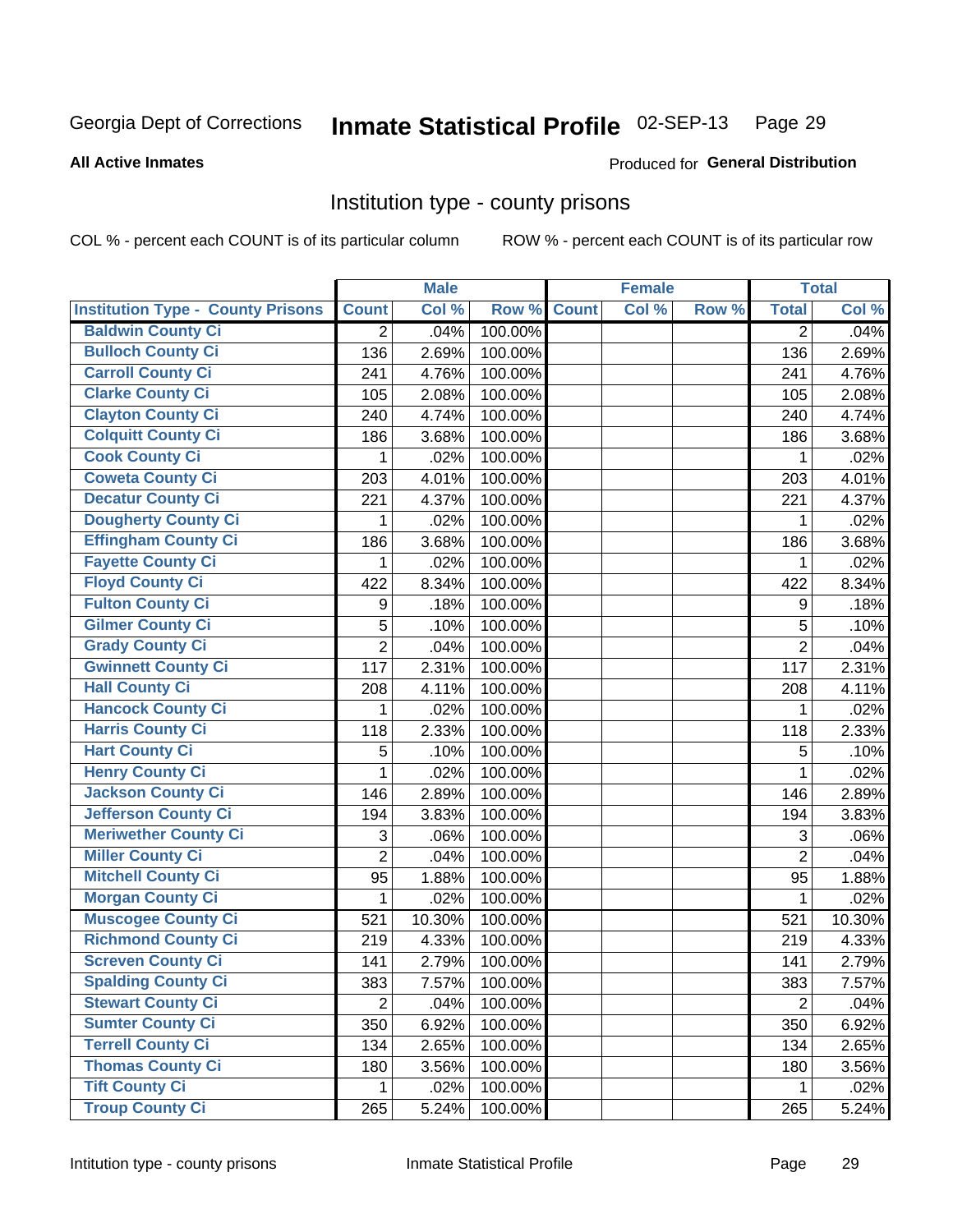Georgia Dept of Corrections

# Inmate Statistical Profile 02-SEP-13

**All Active Inmates**

Produced for **General Distribution**

## Institution type - county prisons

COL % - percent each COUNT is of its particular column

ROW % - percent each COUNT is of its particular row

| | Male | | | Female | | | Total | |
|---|---|---|---|---|---|---|---|---|
| **Institution Type - County Prisons** | **Count** | **Col %** | **Row %** | **Count** | **Col %** | **Row %** | **Total** | **Col %** |
| **Baldwin County Ci** | 2 | .04% | 100.00% | | | | 2 | .04% |
| **Bulloch County Ci** | 136 | 2.69% | 100.00% | | | | 136 | 2.69% |
| **Carroll County Ci** | 241 | 4.76% | 100.00% | | | | 241 | 4.76% |
| **Clarke County Ci** | 105 | 2.08% | 100.00% | | | | 105 | 2.08% |
| **Clayton County Ci** | 240 | 4.74% | 100.00% | | | | 240 | 4.74% |
| **Colquitt County Ci** | 186 | 3.68% | 100.00% | | | | 186 | 3.68% |
| **Cook County Ci** | 1 | .02% | 100.00% | | | | 1 | .02% |
| **Coweta County Ci** | 203 | 4.01% | 100.00% | | | | 203 | 4.01% |
| **Decatur County Ci** | 221 | 4.37% | 100.00% | | | | 221 | 4.37% |
| **Dougherty County Ci** | 1 | .02% | 100.00% | | | | 1 | .02% |
| **Effingham County Ci** | 186 | 3.68% | 100.00% | | | | 186 | 3.68% |
| **Fayette County Ci** | 1 | .02% | 100.00% | | | | 1 | .02% |
| **Floyd County Ci** | 422 | 8.34% | 100.00% | | | | 422 | 8.34% |
| **Fulton County Ci** | 9 | .18% | 100.00% | | | | 9 | .18% |
| **Gilmer County Ci** | 5 | .10% | 100.00% | | | | 5 | .10% |
| **Grady County Ci** | 2 | .04% | 100.00% | | | | 2 | .04% |
| **Gwinnett County Ci** | 117 | 2.31% | 100.00% | | | | 117 | 2.31% |
| **Hall County Ci** | 208 | 4.11% | 100.00% | | | | 208 | 4.11% |
| **Hancock County Ci** | 1 | .02% | 100.00% | | | | 1 | .02% |
| **Harris County Ci** | 118 | 2.33% | 100.00% | | | | 118 | 2.33% |
| **Hart County Ci** | 5 | .10% | 100.00% | | | | 5 | .10% |
| **Henry County Ci** | 1 | .02% | 100.00% | | | | 1 | .02% |
| **Jackson County Ci** | 146 | 2.89% | 100.00% | | | | 146 | 2.89% |
| **Jefferson County Ci** | 194 | 3.83% | 100.00% | | | | 194 | 3.83% |
| **Meriwether County Ci** | 3 | .06% | 100.00% | | | | 3 | .06% |
| **Miller County Ci** | 2 | .04% | 100.00% | | | | 2 | .04% |
| **Mitchell County Ci** | 95 | 1.88% | 100.00% | | | | 95 | 1.88% |
| **Morgan County Ci** | 1 | .02% | 100.00% | | | | 1 | .02% |
| **Muscogee County Ci** | 521 | 10.30% | 100.00% | | | | 521 | 10.30% |
| **Richmond County Ci** | 219 | 4.33% | 100.00% | | | | 219 | 4.33% |
| **Screven County Ci** | 141 | 2.79% | 100.00% | | | | 141 | 2.79% |
| **Spalding County Ci** | 383 | 7.57% | 100.00% | | | | 383 | 7.57% |
| **Stewart County Ci** | 2 | .04% | 100.00% | | | | 2 | .04% |
| **Sumter County Ci** | 350 | 6.92% | 100.00% | | | | 350 | 6.92% |
| **Terrell County Ci** | 134 | 2.65% | 100.00% | | | | 134 | 2.65% |
| **Thomas County Ci** | 180 | 3.56% | 100.00% | | | | 180 | 3.56% |
| **Tift County Ci** | 1 | .02% | 100.00% | | | | 1 | .02% |
| **Troup County Ci** | 265 | 5.24% | 100.00% | | | | 265 | 5.24% |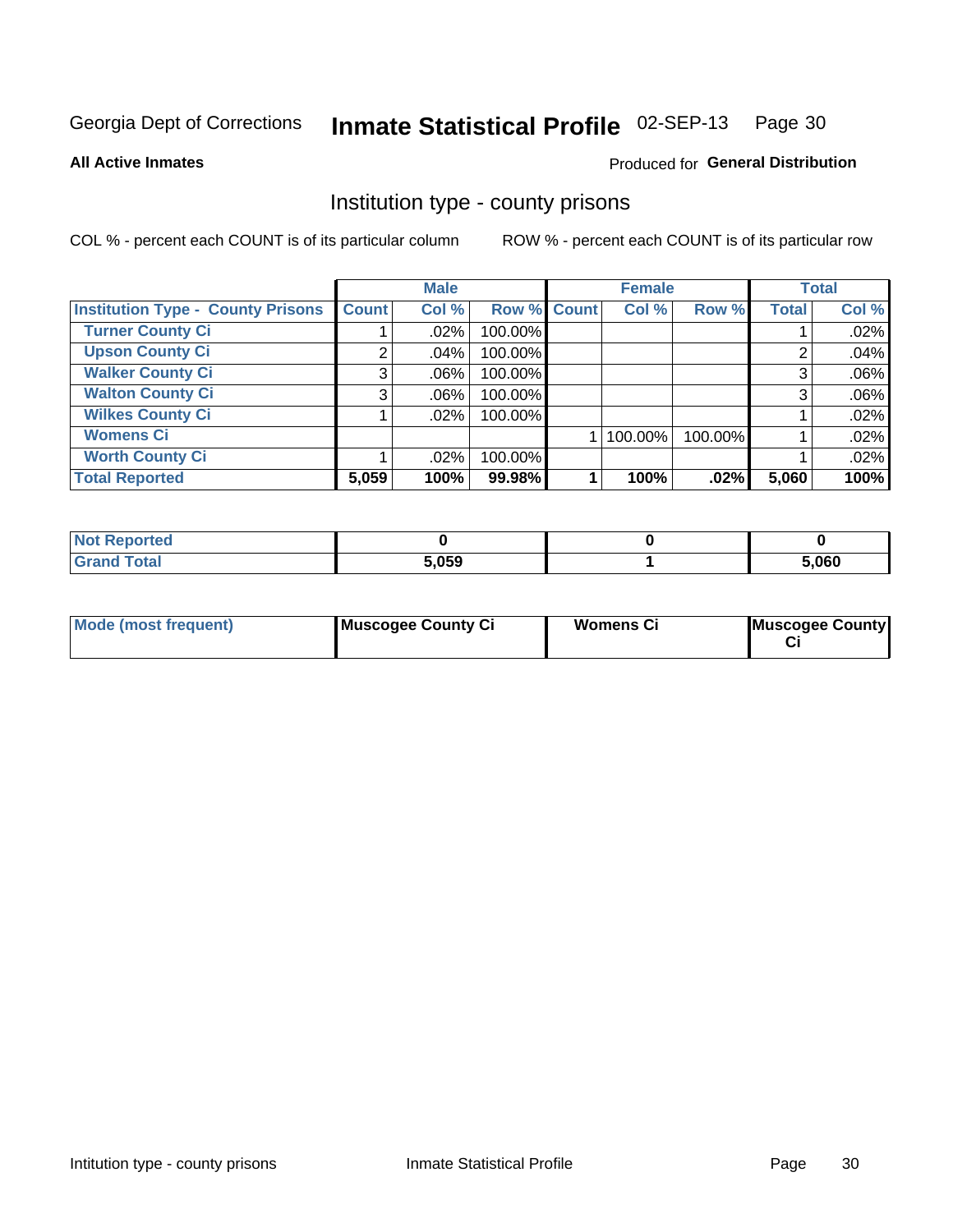Georgia Dept of Corrections **Inmate Statistical Profile** 02-SEP-13

**All Active Inmates**

Produced for **General Distribution**

## Institution type - county prisons

COL % - percent each COUNT is of its particular column

ROW % - percent each COUNT is of its particular row

| | Male | | | Female | | | Total | |
|---|---|---|---|---|---|---|---|---|
| **Institution Type - County Prisons** | **Count** | **Col %** | **Row %** | **Count** | **Col %** | **Row %** | **Total** | **Col %** |
| **Turner County Ci** | 1 | .02% | 100.00% | | | | 1 | .02% |
| **Upson County Ci** | 2 | .04% | 100.00% | | | | 2 | .04% |
| **Walker County Ci** | 3 | .06% | 100.00% | | | | 3 | .06% |
| **Walton County Ci** | 3 | .06% | 100.00% | | | | 3 | .06% |
| **Wilkes County Ci** | 1 | .02% | 100.00% | | | | 1 | .02% |
| **Womens Ci** | | | | 1 | 100.00% | 100.00% | 1 | .02% |
| **Worth County Ci** | 1 | .02% | 100.00% | | | | 1 | .02% |
| **Total Reported** | **5,059** | **100%** | **99.98%** | **1** | **100%** | **.02%** | **5,060** | **100%** |

| | Male | Female | Total |
|---|---|---|---|
| **Not Reported** | **0** | **0** | **0** |
| **Grand Total** | **5,059** | **1** | **5,060** |

| | Male | Female | Total |
|---|---|---|---|
| **Mode (most frequent)** | **Muscogee County Ci** | **Womens Ci** | **Muscogee County Ci** |

Intitution type - county prisons Inmate Statistical Profile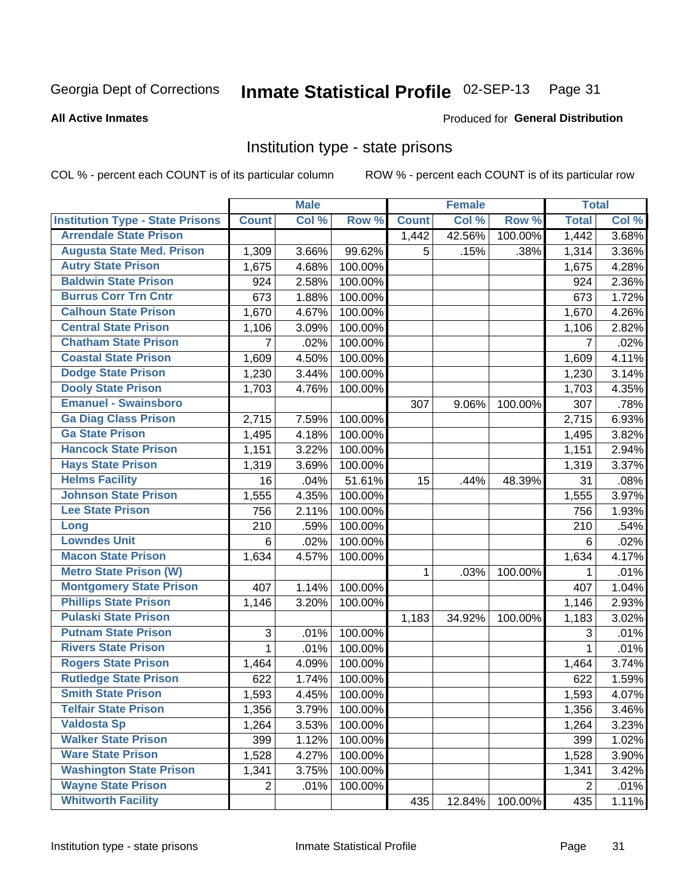Georgia Dept of Corrections **Inmate Statistical Profile** 02-SEP-13 Page 31

**All Active Inmates**

Produced for **General Distribution**

## Institution type - state prisons

COL % - percent each COUNT is of its particular column

ROW % - percent each COUNT is of its particular row

| | Male | | | Female | | | Total | |
|---|---|---|---|---|---|---|---|---|
| **Institution Type - State Prisons** | **Count** | **Col %** | **Row %** | **Count** | **Col %** | **Row %** | **Total** | **Col %** |
| Arrendale State Prison | | | | 1,442 | 42.56% | 100.00% | 1,442 | 3.68% |
| Augusta State Med. Prison | 1,309 | 3.66% | 99.62% | 5 | .15% | .38% | 1,314 | 3.36% |
| Autry State Prison | 1,675 | 4.68% | 100.00% | | | | 1,675 | 4.28% |
| Baldwin State Prison | 924 | 2.58% | 100.00% | | | | 924 | 2.36% |
| Burrus Corr Trn Cntr | 673 | 1.88% | 100.00% | | | | 673 | 1.72% |
| Calhoun State Prison | 1,670 | 4.67% | 100.00% | | | | 1,670 | 4.26% |
| Central State Prison | 1,106 | 3.09% | 100.00% | | | | 1,106 | 2.82% |
| Chatham State Prison | 7 | .02% | 100.00% | | | | 7 | .02% |
| Coastal State Prison | 1,609 | 4.50% | 100.00% | | | | 1,609 | 4.11% |
| Dodge State Prison | 1,230 | 3.44% | 100.00% | | | | 1,230 | 3.14% |
| Dooly State Prison | 1,703 | 4.76% | 100.00% | | | | 1,703 | 4.35% |
| Emanuel - Swainsboro | | | | 307 | 9.06% | 100.00% | 307 | .78% |
| Ga Diag Class Prison | 2,715 | 7.59% | 100.00% | | | | 2,715 | 6.93% |
| Ga State Prison | 1,495 | 4.18% | 100.00% | | | | 1,495 | 3.82% |
| Hancock State Prison | 1,151 | 3.22% | 100.00% | | | | 1,151 | 2.94% |
| Hays State Prison | 1,319 | 3.69% | 100.00% | | | | 1,319 | 3.37% |
| Helms Facility | 16 | .04% | 51.61% | 15 | .44% | 48.39% | 31 | .08% |
| Johnson State Prison | 1,555 | 4.35% | 100.00% | | | | 1,555 | 3.97% |
| Lee State Prison | 756 | 2.11% | 100.00% | | | | 756 | 1.93% |
| Long | 210 | .59% | 100.00% | | | | 210 | .54% |
| Lowndes Unit | 6 | .02% | 100.00% | | | | 6 | .02% |
| Macon State Prison | 1,634 | 4.57% | 100.00% | | | | 1,634 | 4.17% |
| Metro State Prison (W) | | | | 1 | .03% | 100.00% | 1 | .01% |
| Montgomery State Prison | 407 | 1.14% | 100.00% | | | | 407 | 1.04% |
| Phillips State Prison | 1,146 | 3.20% | 100.00% | | | | 1,146 | 2.93% |
| Pulaski State Prison | | | | 1,183 | 34.92% | 100.00% | 1,183 | 3.02% |
| Putnam State Prison | 3 | .01% | 100.00% | | | | 3 | .01% |
| Rivers State Prison | 1 | .01% | 100.00% | | | | 1 | .01% |
| Rogers State Prison | 1,464 | 4.09% | 100.00% | | | | 1,464 | 3.74% |
| Rutledge State Prison | 622 | 1.74% | 100.00% | | | | 622 | 1.59% |
| Smith State Prison | 1,593 | 4.45% | 100.00% | | | | 1,593 | 4.07% |
| Telfair State Prison | 1,356 | 3.79% | 100.00% | | | | 1,356 | 3.46% |
| Valdosta Sp | 1,264 | 3.53% | 100.00% | | | | 1,264 | 3.23% |
| Walker State Prison | 399 | 1.12% | 100.00% | | | | 399 | 1.02% |
| Ware State Prison | 1,528 | 4.27% | 100.00% | | | | 1,528 | 3.90% |
| Washington State Prison | 1,341 | 3.75% | 100.00% | | | | 1,341 | 3.42% |
| Wayne State Prison | 2 | .01% | 100.00% | | | | 2 | .01% |
| Whitworth Facility | | | | 435 | 12.84% | 100.00% | 435 | 1.11% |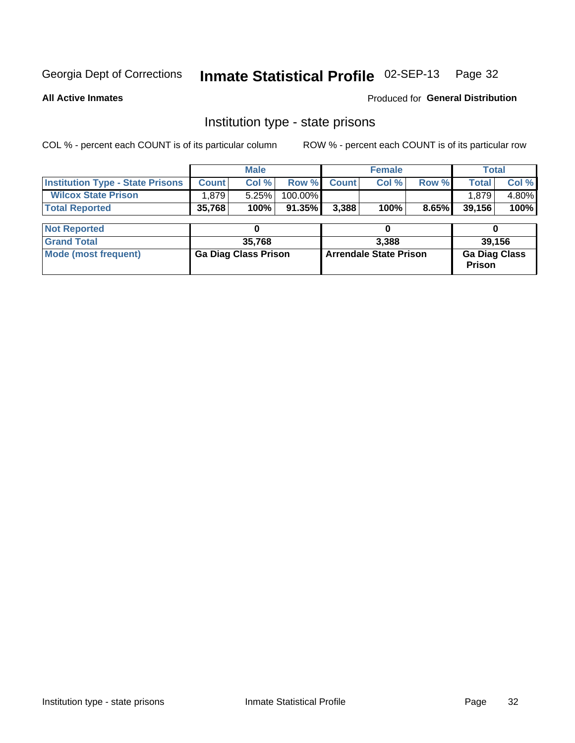Georgia Dept of Corrections **Inmate Statistical Profile** 02-SEP-13

**All Active Inmates**

Produced for **General Distribution**

## Institution type - state prisons

COL % - percent each COUNT is of its particular column ROW % - percent each COUNT is of its particular row

| | Male | | | Female | | | Total | |
|---|---|---|---|---|---|---|---|---|
| **Institution Type - State Prisons** | **Count** | **Col %** | **Row %** | **Count** | **Col %** | **Row %** | **Total** | **Col %** |
| **Wilcox State Prison** | 1,879 | 5.25% | 100.00% | | | | 1,879 | 4.80% |
| **Total Reported** | **35,768** | **100%** | **91.35%** | **3,388** | **100%** | **8.65%** | **39,156** | **100%** |
| **Not Reported** | **0** | | | **0** | | | **0** | |
| **Grand Total** | **35,768** | | | **3,388** | | | **39,156** | |
| **Mode (most frequent)** | **Ga Diag Class Prison** | | | **Arrendale State Prison** | | | **Ga Diag Class Prison** | |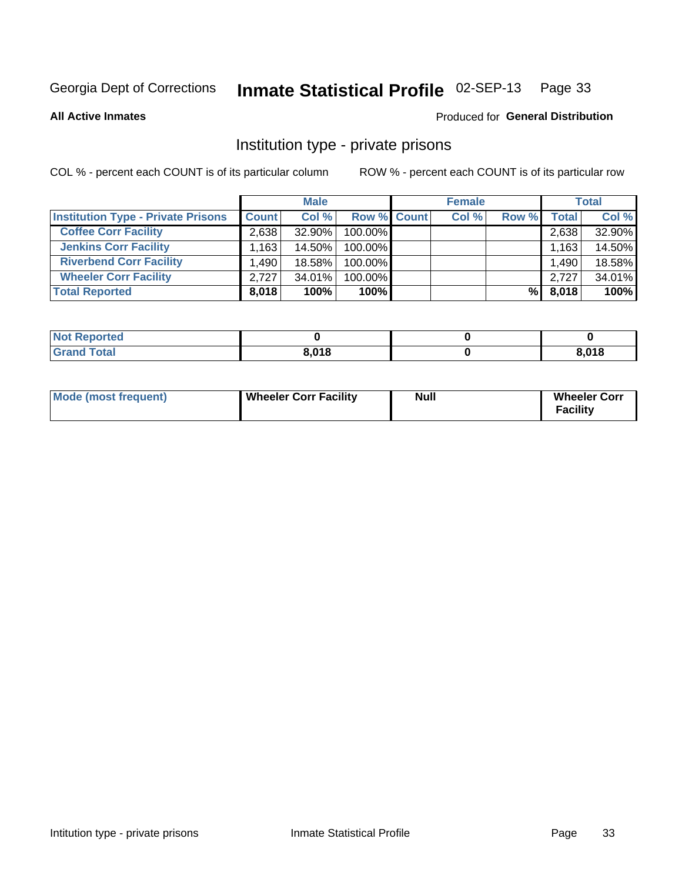Georgia Dept of Corrections **Inmate Statistical Profile** 02-SEP-13

**All Active Inmates**

Produced for **General Distribution**

## Institution type - private prisons

COL % - percent each COUNT is of its particular column

ROW % - percent each COUNT is of its particular row

| | Male | | | Female | | | Total | |
|---|---|---|---|---|---|---|---|---|
| **Institution Type - Private Prisons** | **Count** | **Col %** | **Row %** | **Count** | **Col %** | **Row %** | **Total** | **Col %** |
| **Coffee Corr Facility** | 2,638 | 32.90% | 100.00% | | | | 2,638 | 32.90% |
| **Jenkins Corr Facility** | 1,163 | 14.50% | 100.00% | | | | 1,163 | 14.50% |
| **Riverbend Corr Facility** | 1,490 | 18.58% | 100.00% | | | | 1,490 | 18.58% |
| **Wheeler Corr Facility** | 2,727 | 34.01% | 100.00% | | | | 2,727 | 34.01% |
| **Total Reported** | **8,018** | **100%** | **100%** | | | **%** | **8,018** | **100%** |

| | Male | Female | Total |
|---|---|---|---|
| **Not Reported** | **0** | **0** | **0** |
| **Grand Total** | **8,018** | **0** | **8,018** |

| | Male | Female | Total |
|---|---|---|---|
| **Mode (most frequent)** | **Wheeler Corr Facility** | **Null** | **Wheeler Corr Facility** |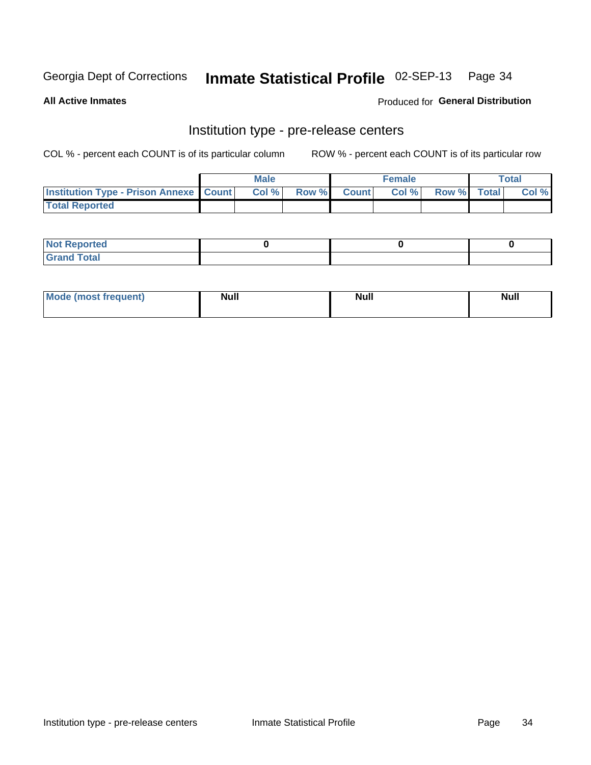Georgia Dept of Corrections **Inmate Statistical Profile** 02-SEP-13

**All Active Inmates**

Produced for **General Distribution**

## Institution type - pre-release centers

COL % - percent each COUNT is of its particular column ROW % - percent each COUNT is of its particular row

| | Male | | | Female | | | Total | |
|---|---|---|---|---|---|---|---|---|
| **Institution Type - Prison Annexe** | **Count** | **Col %** | **Row %** | **Count** | **Col %** | **Row %** | **Total** | **Col %** |
| **Total Reported** | | | | | | | | |

| | Male | Female | Total |
|---|---|---|---|
| **Not Reported** | **0** | **0** | **0** |
| **Grand Total** | | | |

| | Male | Female | Total |
|---|---|---|---|
| **Mode (most frequent)** | **Null** | **Null** | **Null** |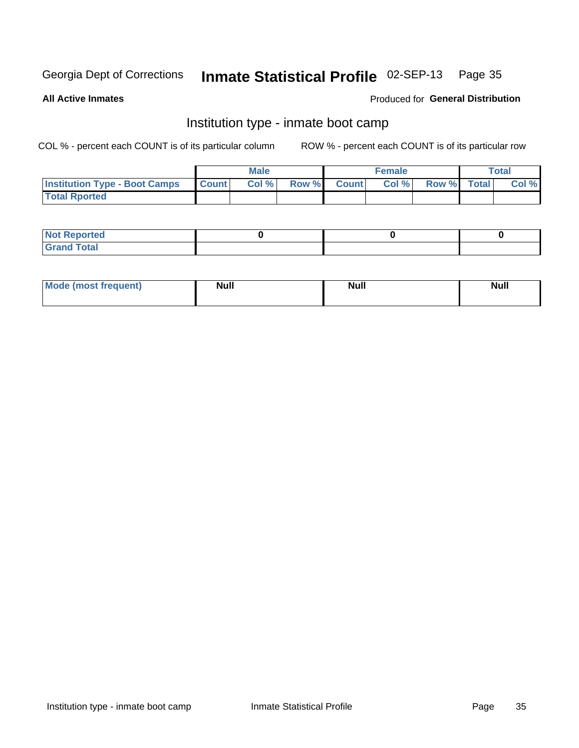Georgia Dept of Corrections **Inmate Statistical Profile** 02-SEP-13

**All Active Inmates**

Produced for **General Distribution**

## Institution type - inmate boot camp

COL % - percent each COUNT is of its particular column

ROW % - percent each COUNT is of its particular row

| | Male | | | Female | | | Total | |
|---|---|---|---|---|---|---|---|---|
| **Institution Type - Boot Camps** | **Count** | **Col %** | **Row %** | **Count** | **Col %** | **Row %** | **Total** | **Col %** |
| **Total Rported** | | | | | | | | |

| | Male | Female | Total |
|---|---|---|---|
| **Not Reported** | 0 | 0 | 0 |
| **Grand Total** | | | |

| | Male | Female | Total |
|---|---|---|---|
| **Mode (most frequent)** | **Null** | **Null** | **Null** |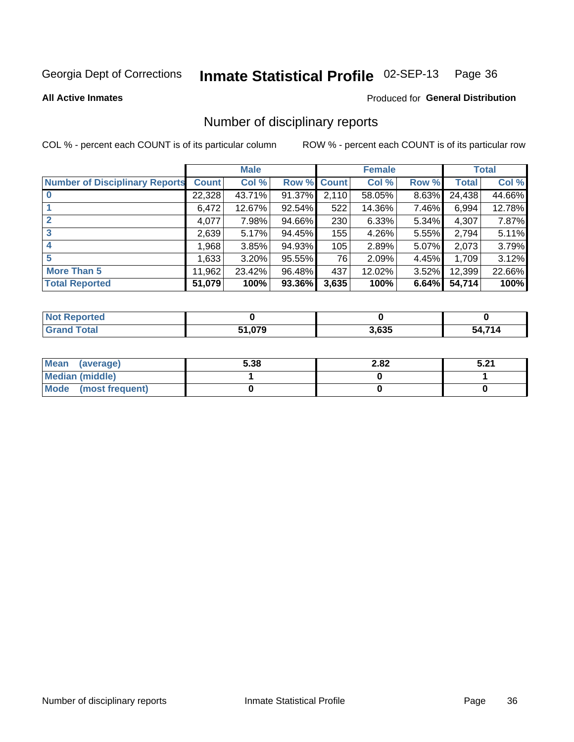Georgia Dept of Corrections **Inmate Statistical Profile** 02-SEP-13

**All Active Inmates**

Produced for **General Distribution**

## Number of disciplinary reports

COL % - percent each COUNT is of its particular column

ROW % - percent each COUNT is of its particular row

| | Male | | | Female | | | Total | |
|---|---|---|---|---|---|---|---|---|
| **Number of Disciplinary Reports** | **Count** | **Col %** | **Row %** | **Count** | **Col %** | **Row %** | **Total** | **Col %** |
| **0** | 22,328 | 43.71% | 91.37% | 2,110 | 58.05% | 8.63% | 24,438 | 44.66% |
| **1** | 6,472 | 12.67% | 92.54% | 522 | 14.36% | 7.46% | 6,994 | 12.78% |
| **2** | 4,077 | 7.98% | 94.66% | 230 | 6.33% | 5.34% | 4,307 | 7.87% |
| **3** | 2,639 | 5.17% | 94.45% | 155 | 4.26% | 5.55% | 2,794 | 5.11% |
| **4** | 1,968 | 3.85% | 94.93% | 105 | 2.89% | 5.07% | 2,073 | 3.79% |
| **5** | 1,633 | 3.20% | 95.55% | 76 | 2.09% | 4.45% | 1,709 | 3.12% |
| **More Than 5** | 11,962 | 23.42% | 96.48% | 437 | 12.02% | 3.52% | 12,399 | 22.66% |
| **Total Reported** | **51,079** | **100%** | **93.36%** | **3,635** | **100%** | **6.64%** | **54,714** | **100%** |

| | Male | Female | Total |
|---|---|---|---|
| **Not Reported** | **0** | **0** | **0** |
| **Grand Total** | **51,079** | **3,635** | **54,714** |

| | Male | Female | Total |
|---|---|---|---|
| **Mean (average)** | **5.38** | **2.82** | **5.21** |
| **Median (middle)** | **1** | **0** | **1** |
| **Mode (most frequent)** | **0** | **0** | **0** |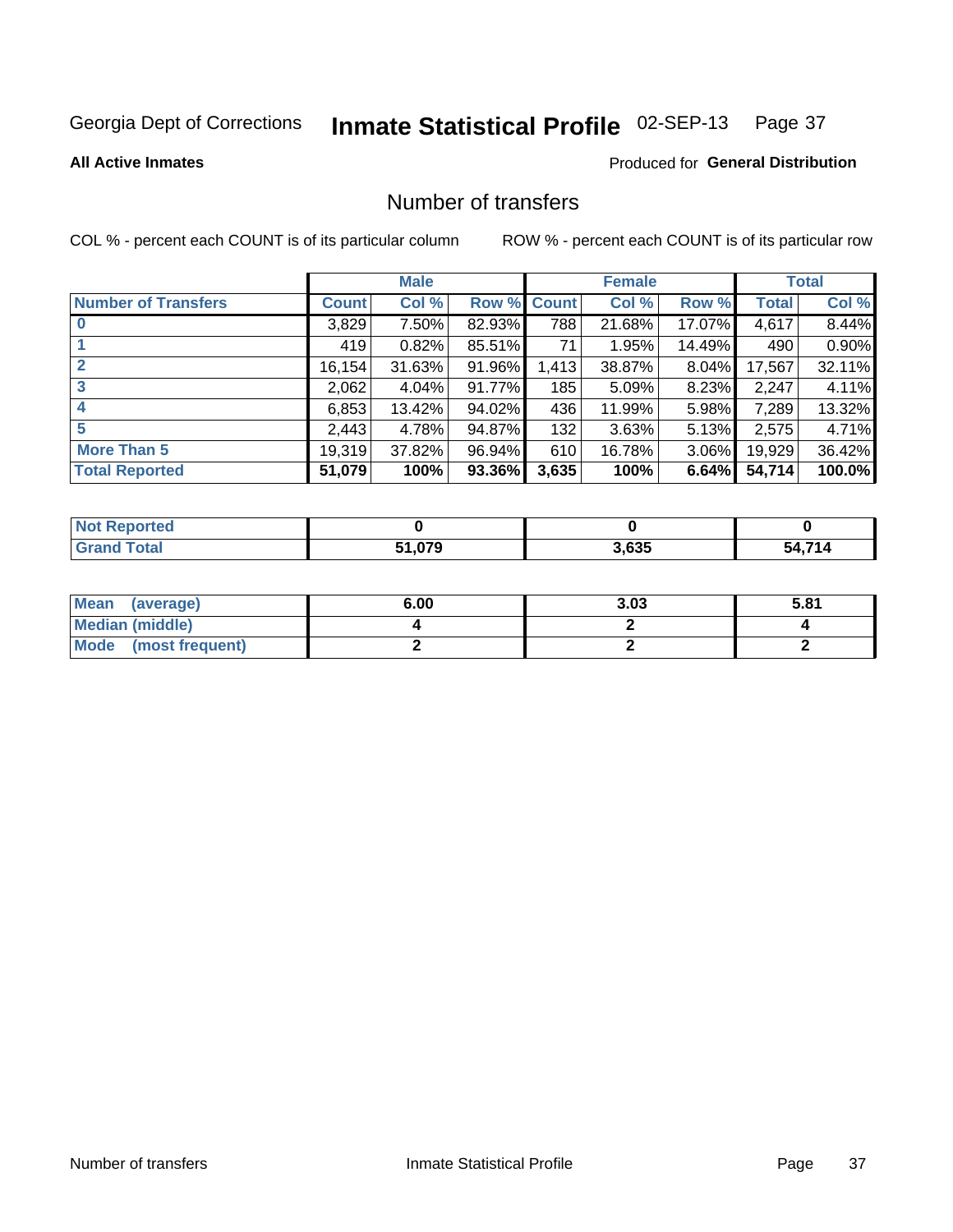Georgia Dept of Corrections **Inmate Statistical Profile** 02-SEP-13

**All Active Inmates**

Produced for **General Distribution**

# Number of transfers

COL % - percent each COUNT is of its particular column

ROW % - percent each COUNT is of its particular row

| | Male | | | Female | | | Total | |
|---|---|---|---|---|---|---|---|---|
| **Number of Transfers** | **Count** | **Col %** | **Row %** | **Count** | **Col %** | **Row %** | **Total** | **Col %** |
| **0** | 3,829 | 7.50% | 82.93% | 788 | 21.68% | 17.07% | 4,617 | 8.44% |
| **1** | 419 | 0.82% | 85.51% | 71 | 1.95% | 14.49% | 490 | 0.90% |
| **2** | 16,154 | 31.63% | 91.96% | 1,413 | 38.87% | 8.04% | 17,567 | 32.11% |
| **3** | 2,062 | 4.04% | 91.77% | 185 | 5.09% | 8.23% | 2,247 | 4.11% |
| **4** | 6,853 | 13.42% | 94.02% | 436 | 11.99% | 5.98% | 7,289 | 13.32% |
| **5** | 2,443 | 4.78% | 94.87% | 132 | 3.63% | 5.13% | 2,575 | 4.71% |
| **More Than 5** | 19,319 | 37.82% | 96.94% | 610 | 16.78% | 3.06% | 19,929 | 36.42% |
| **Total Reported** | **51,079** | **100%** | **93.36%** | **3,635** | **100%** | **6.64%** | **54,714** | **100.0%** |

| | Male | Female | Total |
|---|---|---|---|
| **Not Reported** | **0** | **0** | **0** |
| **Grand Total** | **51,079** | **3,635** | **54,714** |

| | Male | Female | Total |
|---|---|---|---|
| **Mean (average)** | **6.00** | **3.03** | **5.81** |
| **Median (middle)** | **4** | **2** | **4** |
| **Mode (most frequent)** | **2** | **2** | **2** |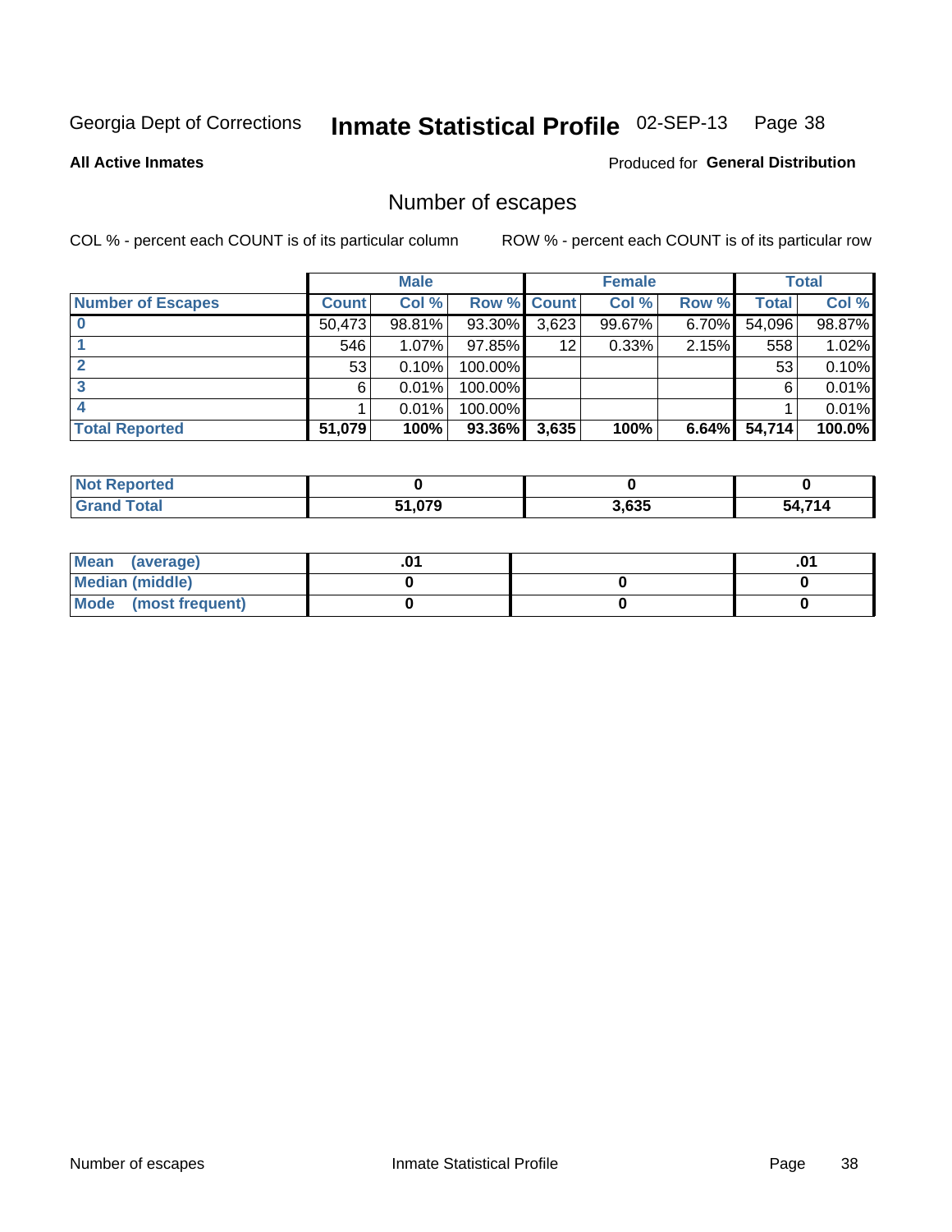Georgia Dept of Corrections **Inmate Statistical Profile** 02-SEP-13

**All Active Inmates**

Produced for **General Distribution**

## Number of escapes

COL % - percent each COUNT is of its particular column

ROW % - percent each COUNT is of its particular row

| | Male | | | Female | | | Total | |
|---|---|---|---|---|---|---|---|---|
| **Number of Escapes** | **Count** | **Col %** | **Row %** | **Count** | **Col %** | **Row %** | **Total** | **Col %** |
| **0** | 50,473 | 98.81% | 93.30% | 3,623 | 99.67% | 6.70% | 54,096 | 98.87% |
| **1** | 546 | 1.07% | 97.85% | 12 | 0.33% | 2.15% | 558 | 1.02% |
| **2** | 53 | 0.10% | 100.00% | | | | 53 | 0.10% |
| **3** | 6 | 0.01% | 100.00% | | | | 6 | 0.01% |
| **4** | 1 | 0.01% | 100.00% | | | | 1 | 0.01% |
| **Total Reported** | **51,079** | **100%** | **93.36%** | **3,635** | **100%** | **6.64%** | **54,714** | **100.0%** |

| | Male | Female | Total |
|---|---|---|---|
| **Not Reported** | **0** | **0** | **0** |
| **Grand Total** | **51,079** | **3,635** | **54,714** |

| | Male | Female | Total |
|---|---|---|---|
| **Mean (average)** | **.01** | | **.01** |
| **Median (middle)** | **0** | **0** | **0** |
| **Mode (most frequent)** | **0** | **0** | **0** |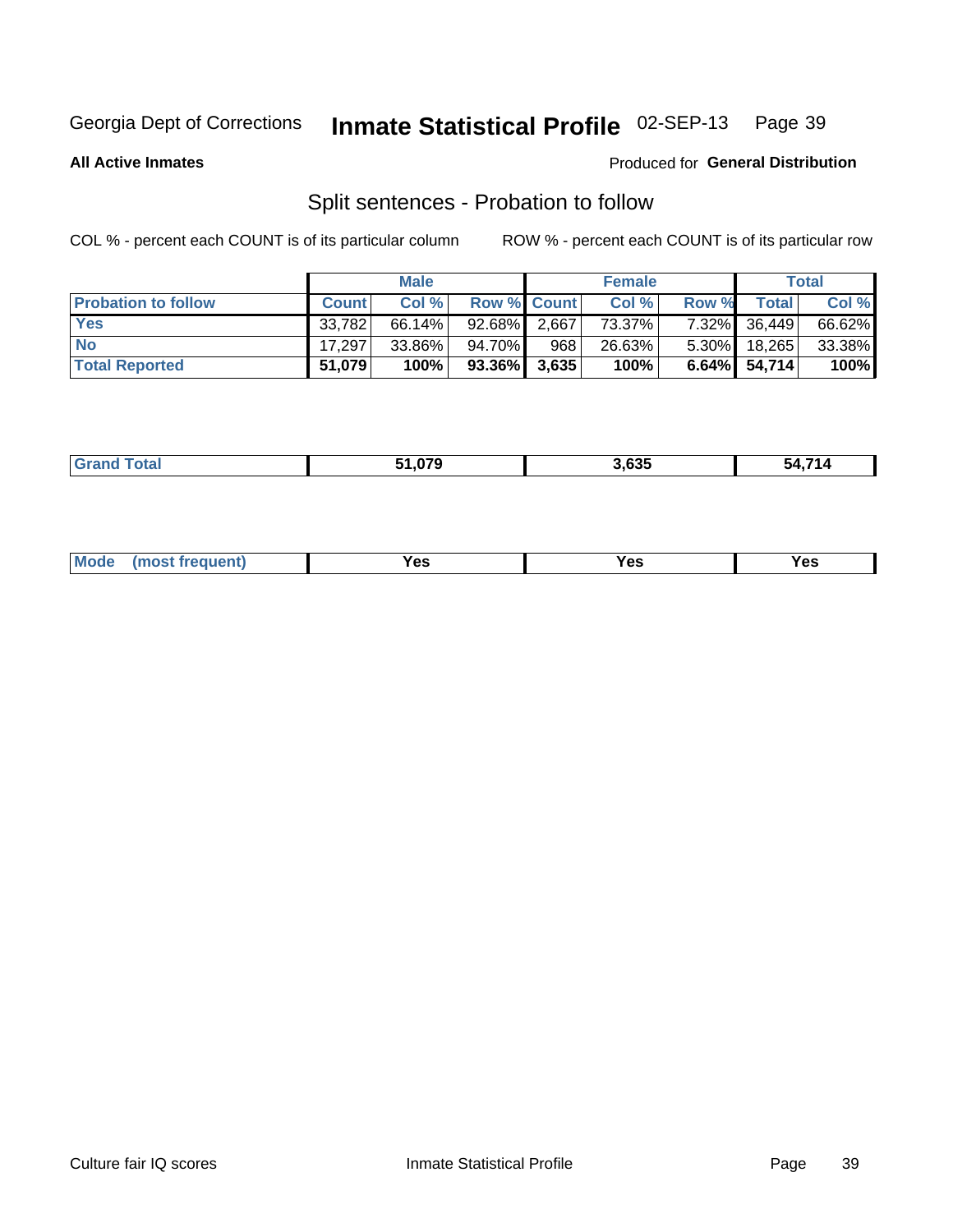Georgia Dept of Corrections **Inmate Statistical Profile** 02-SEP-13

**All Active Inmates**

Produced for **General Distribution**

## Split sentences - Probation to follow

COL % - percent each COUNT is of its particular column

ROW % - percent each COUNT is of its particular row

| | Male | | | Female | | | Total | |
|---|---|---|---|---|---|---|---|---|
| **Probation to follow** | **Count** | **Col %** | **Row %** | **Count** | **Col %** | **Row %** | **Total** | **Col %** |
| **Yes** | 33,782 | 66.14% | 92.68% | 2,667 | 73.37% | 7.32% | 36,449 | 66.62% |
| **No** | 17,297 | 33.86% | 94.70% | 968 | 26.63% | 5.30% | 18,265 | 33.38% |
| **Total Reported** | **51,079** | **100%** | **93.36%** | **3,635** | **100%** | **6.64%** | **54,714** | **100%** |

| | Male | Female | Total |
|---|---|---|---|
| **Grand Total** | **51,079** | **3,635** | **54,714** |

| | Male | Female | Total |
|---|---|---|---|
| **Mode (most frequent)** | **Yes** | **Yes** | **Yes** |

Culture fair IQ scores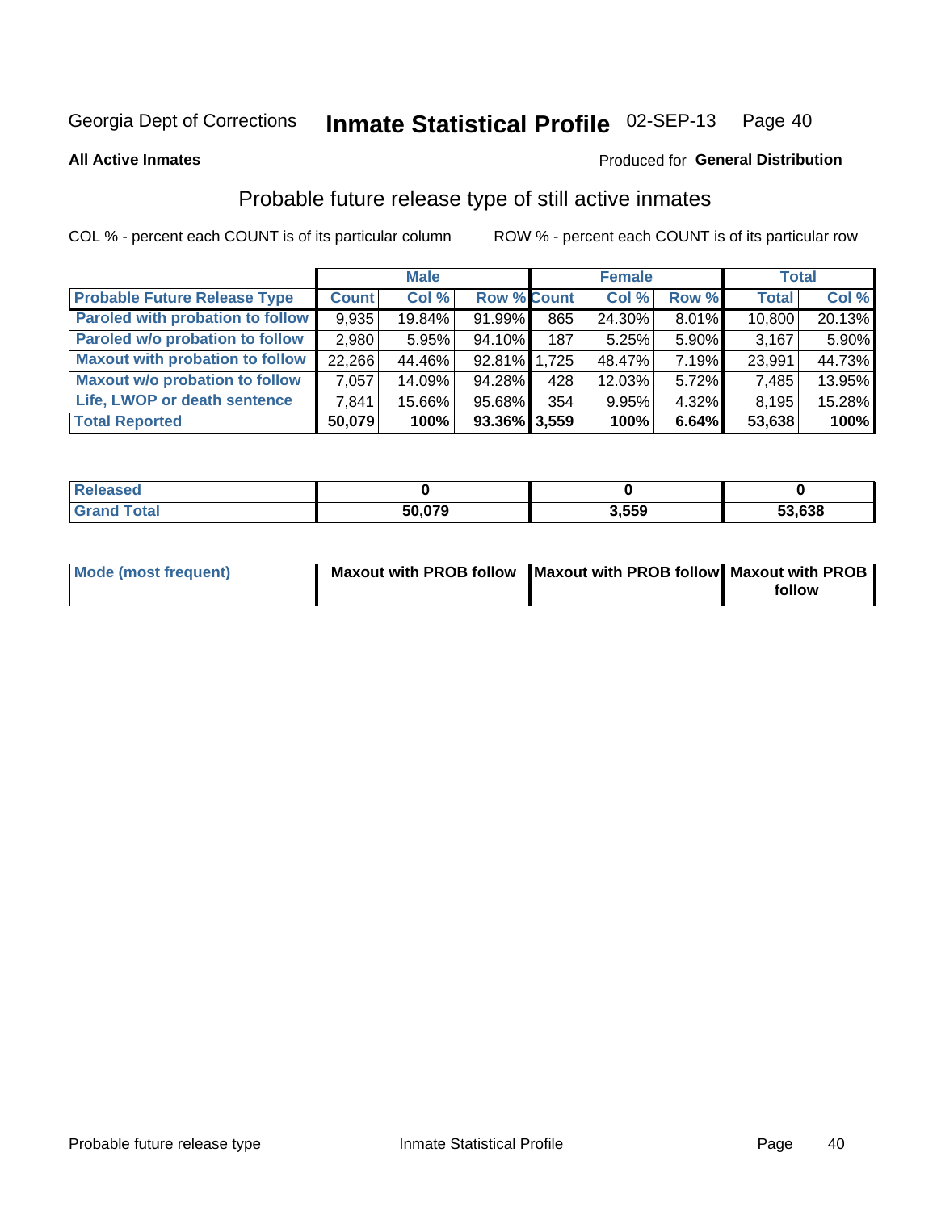Georgia Dept of Corrections **Inmate Statistical Profile** 02-SEP-13

**All Active Inmates**

Produced for **General Distribution**

## Probable future release type of still active inmates

COL % - percent each COUNT is of its particular column

ROW % - percent each COUNT is of its particular row

| | Male | | | Female | | | Total | |
|---|---|---|---|---|---|---|---|---|
| **Probable Future Release Type** | **Count** | **Col %** | **Row %** | **Count** | **Col %** | **Row %** | **Total** | **Col %** |
| Paroled with probation to follow | 9,935 | 19.84% | 91.99% | 865 | 24.30% | 8.01% | 10,800 | 20.13% |
| Paroled w/o probation to follow | 2,980 | 5.95% | 94.10% | 187 | 5.25% | 5.90% | 3,167 | 5.90% |
| Maxout with probation to follow | 22,266 | 44.46% | 92.81% | 1,725 | 48.47% | 7.19% | 23,991 | 44.73% |
| Maxout w/o probation to follow | 7,057 | 14.09% | 94.28% | 428 | 12.03% | 5.72% | 7,485 | 13.95% |
| Life, LWOP or death sentence | 7,841 | 15.66% | 95.68% | 354 | 9.95% | 4.32% | 8,195 | 15.28% |
| **Total Reported** | **50,079** | **100%** | **93.36%** | **3,559** | **100%** | **6.64%** | **53,638** | **100%** |

| | Male | Female | Total |
|---|---|---|---|
| Released | **0** | **0** | **0** |
| Grand Total | **50,079** | **3,559** | **53,638** |

| | Male | Female | Total |
|---|---|---|---|
| Mode (most frequent) | **Maxout with PROB follow** | **Maxout with PROB follow** | **Maxout with PROB follow** |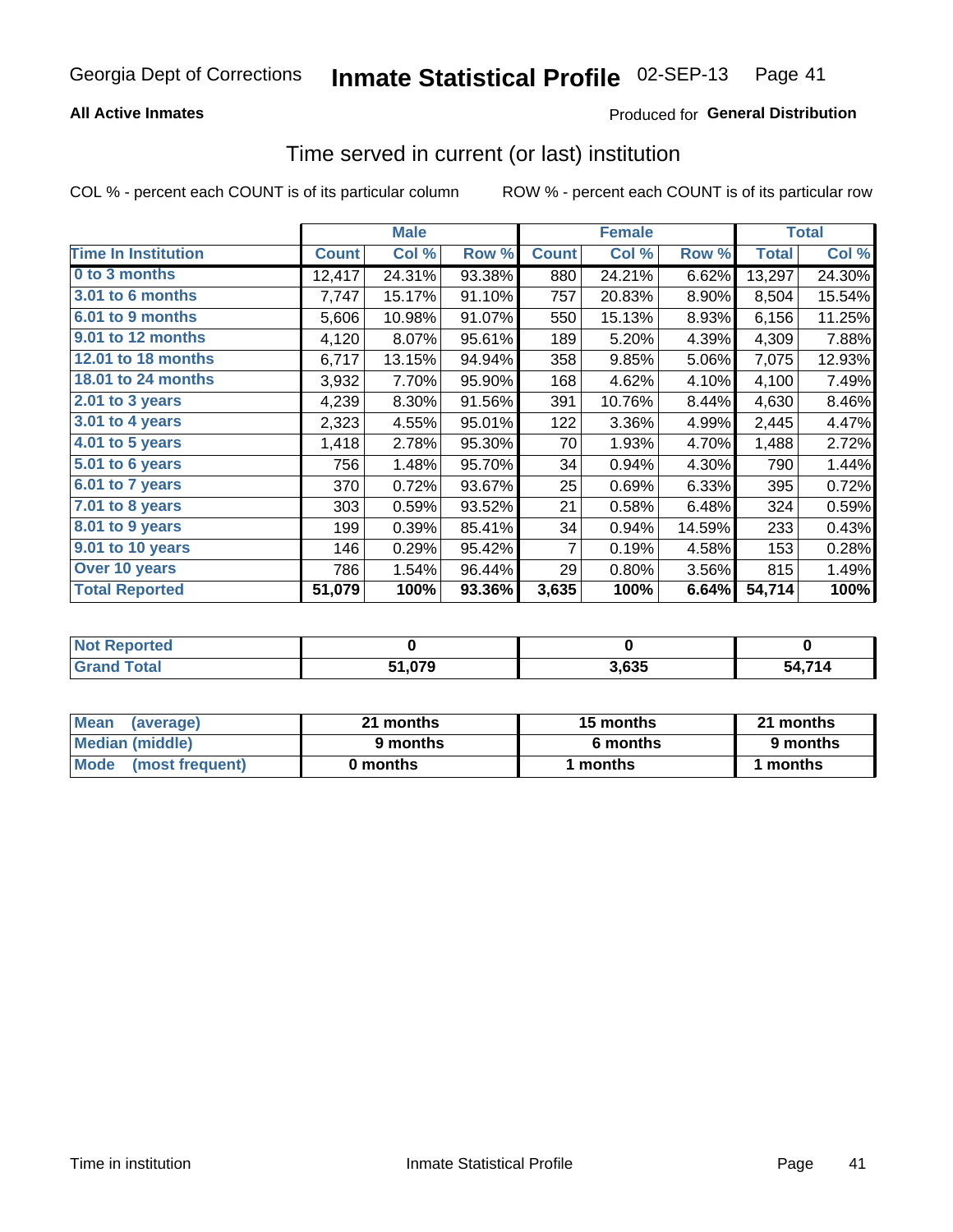Georgia Dept of Corrections **Inmate Statistical Profile** 02-SEP-13

**All Active Inmates**

Produced for **General Distribution**

## Time served in current (or last) institution

COL % - percent each COUNT is of its particular column ROW % - percent each COUNT is of its particular row

| | Male | | | Female | | | Total | |
|---|---|---|---|---|---|---|---|---|
| **Time In Institution** | **Count** | **Col %** | **Row %** | **Count** | **Col %** | **Row %** | **Total** | **Col %** |
| **0 to 3 months** | 12,417 | 24.31% | 93.38% | 880 | 24.21% | 6.62% | 13,297 | 24.30% |
| **3.01 to 6 months** | 7,747 | 15.17% | 91.10% | 757 | 20.83% | 8.90% | 8,504 | 15.54% |
| **6.01 to 9 months** | 5,606 | 10.98% | 91.07% | 550 | 15.13% | 8.93% | 6,156 | 11.25% |
| **9.01 to 12 months** | 4,120 | 8.07% | 95.61% | 189 | 5.20% | 4.39% | 4,309 | 7.88% |
| **12.01 to 18 months** | 6,717 | 13.15% | 94.94% | 358 | 9.85% | 5.06% | 7,075 | 12.93% |
| **18.01 to 24 months** | 3,932 | 7.70% | 95.90% | 168 | 4.62% | 4.10% | 4,100 | 7.49% |
| **2.01 to 3 years** | 4,239 | 8.30% | 91.56% | 391 | 10.76% | 8.44% | 4,630 | 8.46% |
| **3.01 to 4 years** | 2,323 | 4.55% | 95.01% | 122 | 3.36% | 4.99% | 2,445 | 4.47% |
| **4.01 to 5 years** | 1,418 | 2.78% | 95.30% | 70 | 1.93% | 4.70% | 1,488 | 2.72% |
| **5.01 to 6 years** | 756 | 1.48% | 95.70% | 34 | 0.94% | 4.30% | 790 | 1.44% |
| **6.01 to 7 years** | 370 | 0.72% | 93.67% | 25 | 0.69% | 6.33% | 395 | 0.72% |
| **7.01 to 8 years** | 303 | 0.59% | 93.52% | 21 | 0.58% | 6.48% | 324 | 0.59% |
| **8.01 to 9 years** | 199 | 0.39% | 85.41% | 34 | 0.94% | 14.59% | 233 | 0.43% |
| **9.01 to 10 years** | 146 | 0.29% | 95.42% | 7 | 0.19% | 4.58% | 153 | 0.28% |
| **Over 10 years** | 786 | 1.54% | 96.44% | 29 | 0.80% | 3.56% | 815 | 1.49% |
| **Total Reported** | **51,079** | **100%** | **93.36%** | **3,635** | **100%** | **6.64%** | **54,714** | **100%** |

| | Male | Female | Total |
|---|---|---|---|
| **Not Reported** | **0** | **0** | **0** |
| **Grand Total** | **51,079** | **3,635** | **54,714** |

| | Male | Female | Total |
|---|---|---|---|
| **Mean (average)** | **21 months** | **15 months** | **21 months** |
| **Median (middle)** | **9 months** | **6 months** | **9 months** |
| **Mode (most frequent)** | **0 months** | **1 months** | **1 months** |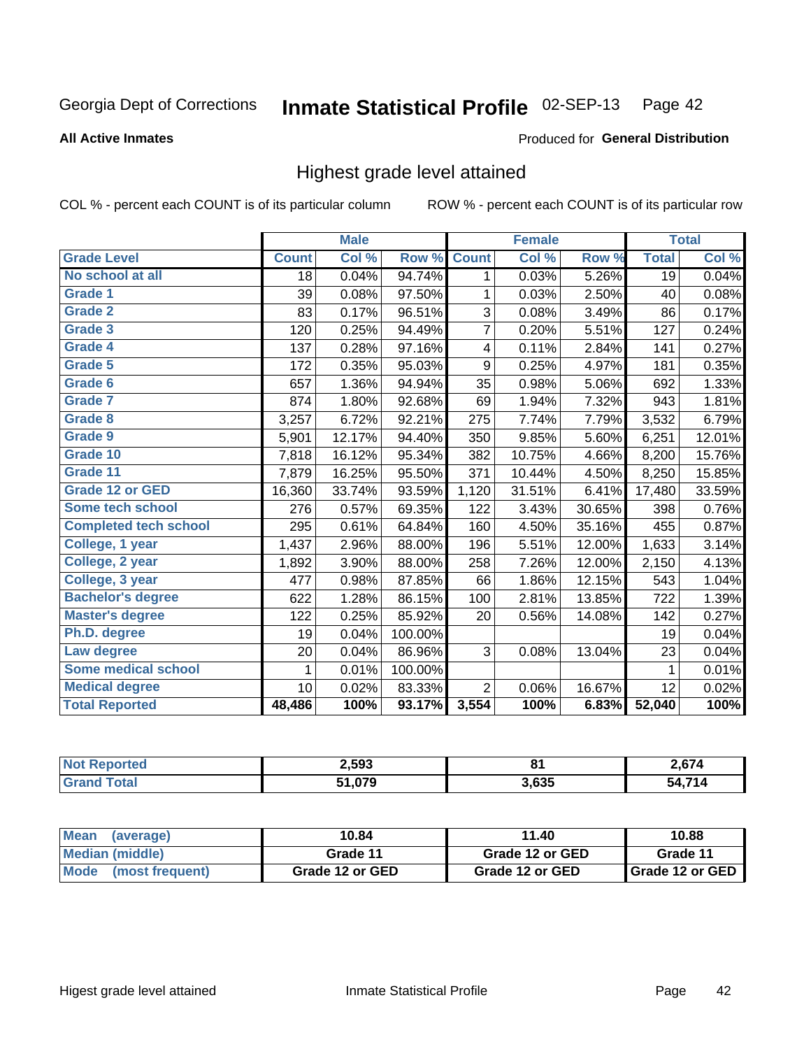Georgia Dept of Corrections **Inmate Statistical Profile** 02-SEP-13 Page 42

**All Active Inmates**

Produced for **General Distribution**

## Highest grade level attained

COL % - percent each COUNT is of its particular column

ROW % - percent each COUNT is of its particular row

| | Male | | | Female | | | Total | |
|---|---|---|---|---|---|---|---|---|
| Grade Level | Count | Col % | Row % | Count | Col % | Row % | Total | Col % |
| No school at all | 18 | 0.04% | 94.74% | 1 | 0.03% | 5.26% | 19 | 0.04% |
| Grade 1 | 39 | 0.08% | 97.50% | 1 | 0.03% | 2.50% | 40 | 0.08% |
| Grade 2 | 83 | 0.17% | 96.51% | 3 | 0.08% | 3.49% | 86 | 0.17% |
| Grade 3 | 120 | 0.25% | 94.49% | 7 | 0.20% | 5.51% | 127 | 0.24% |
| Grade 4 | 137 | 0.28% | 97.16% | 4 | 0.11% | 2.84% | 141 | 0.27% |
| Grade 5 | 172 | 0.35% | 95.03% | 9 | 0.25% | 4.97% | 181 | 0.35% |
| Grade 6 | 657 | 1.36% | 94.94% | 35 | 0.98% | 5.06% | 692 | 1.33% |
| Grade 7 | 874 | 1.80% | 92.68% | 69 | 1.94% | 7.32% | 943 | 1.81% |
| Grade 8 | 3,257 | 6.72% | 92.21% | 275 | 7.74% | 7.79% | 3,532 | 6.79% |
| Grade 9 | 5,901 | 12.17% | 94.40% | 350 | 9.85% | 5.60% | 6,251 | 12.01% |
| Grade 10 | 7,818 | 16.12% | 95.34% | 382 | 10.75% | 4.66% | 8,200 | 15.76% |
| Grade 11 | 7,879 | 16.25% | 95.50% | 371 | 10.44% | 4.50% | 8,250 | 15.85% |
| Grade 12 or GED | 16,360 | 33.74% | 93.59% | 1,120 | 31.51% | 6.41% | 17,480 | 33.59% |
| Some tech school | 276 | 0.57% | 69.35% | 122 | 3.43% | 30.65% | 398 | 0.76% |
| Completed tech school | 295 | 0.61% | 64.84% | 160 | 4.50% | 35.16% | 455 | 0.87% |
| College, 1 year | 1,437 | 2.96% | 88.00% | 196 | 5.51% | 12.00% | 1,633 | 3.14% |
| College, 2 year | 1,892 | 3.90% | 88.00% | 258 | 7.26% | 12.00% | 2,150 | 4.13% |
| College, 3 year | 477 | 0.98% | 87.85% | 66 | 1.86% | 12.15% | 543 | 1.04% |
| Bachelor's degree | 622 | 1.28% | 86.15% | 100 | 2.81% | 13.85% | 722 | 1.39% |
| Master's degree | 122 | 0.25% | 85.92% | 20 | 0.56% | 14.08% | 142 | 0.27% |
| Ph.D. degree | 19 | 0.04% | 100.00% | | | | 19 | 0.04% |
| Law degree | 20 | 0.04% | 86.96% | 3 | 0.08% | 13.04% | 23 | 0.04% |
| Some medical school | 1 | 0.01% | 100.00% | | | | 1 | 0.01% |
| Medical degree | 10 | 0.02% | 83.33% | 2 | 0.06% | 16.67% | 12 | 0.02% |
| **Total Reported** | **48,486** | **100%** | **93.17%** | **3,554** | **100%** | **6.83%** | **52,040** | **100%** |

| | Male | Female | Total |
|---|---|---|---|
| Not Reported | 2,593 | 81 | 2,674 |
| Grand Total | 51,079 | 3,635 | 54,714 |

| | Male | Female | Total |
|---|---|---|---|
| Mean (average) | 10.84 | 11.40 | 10.88 |
| Median (middle) | Grade 11 | Grade 12 or GED | Grade 11 |
| Mode (most frequent) | Grade 12 or GED | Grade 12 or GED | Grade 12 or GED |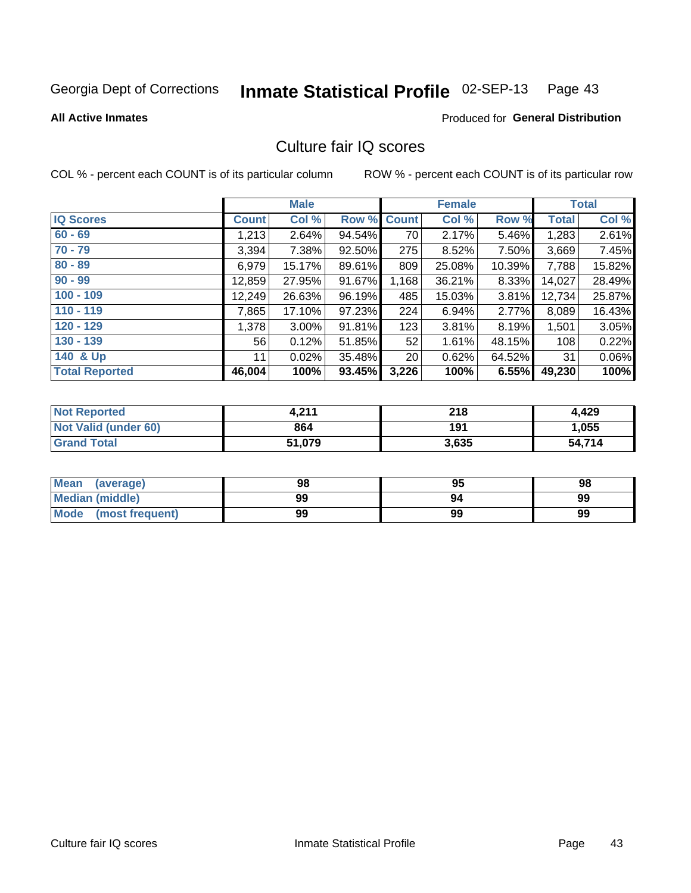Georgia Dept of Corrections **Inmate Statistical Profile** 02-SEP-13 Page 43

**All Active Inmates** Produced for **General Distribution**

## Culture fair IQ scores

COL % - percent each COUNT is of its particular column ROW % - percent each COUNT is of its particular row

| | Male | | | Female | | | Total | |
|---|---|---|---|---|---|---|---|---|
| **IQ Scores** | **Count** | **Col %** | **Row %** | **Count** | **Col %** | **Row %** | **Total** | **Col %** |
| 60 - 69 | 1,213 | 2.64% | 94.54% | 70 | 2.17% | 5.46% | 1,283 | 2.61% |
| 70 - 79 | 3,394 | 7.38% | 92.50% | 275 | 8.52% | 7.50% | 3,669 | 7.45% |
| 80 - 89 | 6,979 | 15.17% | 89.61% | 809 | 25.08% | 10.39% | 7,788 | 15.82% |
| 90 - 99 | 12,859 | 27.95% | 91.67% | 1,168 | 36.21% | 8.33% | 14,027 | 28.49% |
| 100 - 109 | 12,249 | 26.63% | 96.19% | 485 | 15.03% | 3.81% | 12,734 | 25.87% |
| 110 - 119 | 7,865 | 17.10% | 97.23% | 224 | 6.94% | 2.77% | 8,089 | 16.43% |
| 120 - 129 | 1,378 | 3.00% | 91.81% | 123 | 3.81% | 8.19% | 1,501 | 3.05% |
| 130 - 139 | 56 | 0.12% | 51.85% | 52 | 1.61% | 48.15% | 108 | 0.22% |
| 140 & Up | 11 | 0.02% | 35.48% | 20 | 0.62% | 64.52% | 31 | 0.06% |
| **Total Reported** | **46,004** | **100%** | **93.45%** | **3,226** | **100%** | **6.55%** | **49,230** | **100%** |

| | Male | Female | Total |
|---|---|---|---|
| **Not Reported** | **4,211** | **218** | **4,429** |
| **Not Valid (under 60)** | **864** | **191** | **1,055** |
| **Grand Total** | **51,079** | **3,635** | **54,714** |

| | Male | Female | Total |
|---|---|---|---|
| **Mean (average)** | **98** | **95** | **98** |
| **Median (middle)** | **99** | **94** | **99** |
| **Mode (most frequent)** | **99** | **99** | **99** |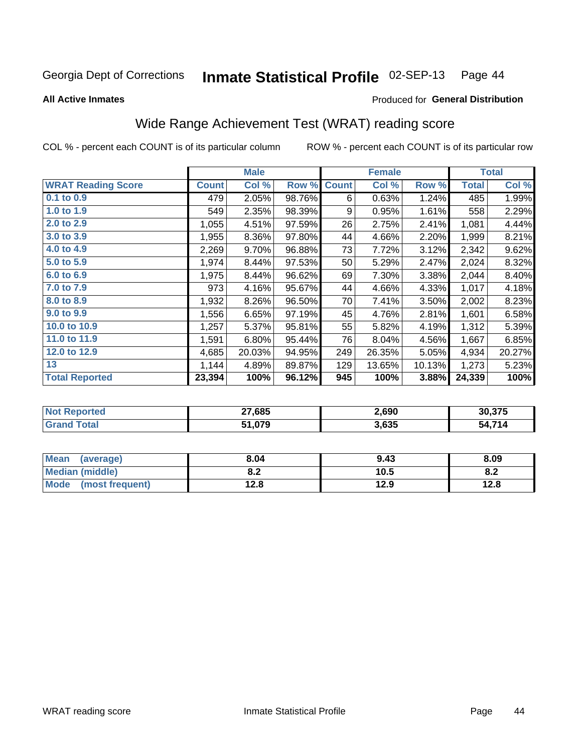Georgia Dept of Corrections **Inmate Statistical Profile** 02-SEP-13

**All Active Inmates**

Produced for **General Distribution**

## Wide Range Achievement Test (WRAT) reading score

COL % - percent each COUNT is of its particular column ROW % - percent each COUNT is of its particular row

| | Male | | | Female | | | Total | |
|---|---|---|---|---|---|---|---|---|
| **WRAT Reading Score** | **Count** | **Col %** | **Row %** | **Count** | **Col %** | **Row %** | **Total** | **Col %** |
| 0.1 to 0.9 | 479 | 2.05% | 98.76% | 6 | 0.63% | 1.24% | 485 | 1.99% |
| 1.0 to 1.9 | 549 | 2.35% | 98.39% | 9 | 0.95% | 1.61% | 558 | 2.29% |
| 2.0 to 2.9 | 1,055 | 4.51% | 97.59% | 26 | 2.75% | 2.41% | 1,081 | 4.44% |
| 3.0 to 3.9 | 1,955 | 8.36% | 97.80% | 44 | 4.66% | 2.20% | 1,999 | 8.21% |
| 4.0 to 4.9 | 2,269 | 9.70% | 96.88% | 73 | 7.72% | 3.12% | 2,342 | 9.62% |
| 5.0 to 5.9 | 1,974 | 8.44% | 97.53% | 50 | 5.29% | 2.47% | 2,024 | 8.32% |
| 6.0 to 6.9 | 1,975 | 8.44% | 96.62% | 69 | 7.30% | 3.38% | 2,044 | 8.40% |
| 7.0 to 7.9 | 973 | 4.16% | 95.67% | 44 | 4.66% | 4.33% | 1,017 | 4.18% |
| 8.0 to 8.9 | 1,932 | 8.26% | 96.50% | 70 | 7.41% | 3.50% | 2,002 | 8.23% |
| 9.0 to 9.9 | 1,556 | 6.65% | 97.19% | 45 | 4.76% | 2.81% | 1,601 | 6.58% |
| 10.0 to 10.9 | 1,257 | 5.37% | 95.81% | 55 | 5.82% | 4.19% | 1,312 | 5.39% |
| 11.0 to 11.9 | 1,591 | 6.80% | 95.44% | 76 | 8.04% | 4.56% | 1,667 | 6.85% |
| 12.0 to 12.9 | 4,685 | 20.03% | 94.95% | 249 | 26.35% | 5.05% | 4,934 | 20.27% |
| 13 | 1,144 | 4.89% | 89.87% | 129 | 13.65% | 10.13% | 1,273 | 5.23% |
| **Total Reported** | **23,394** | **100%** | **96.12%** | **945** | **100%** | **3.88%** | **24,339** | **100%** |

| | Male | Female | Total |
|---|---|---|---|
| **Not Reported** | **27,685** | **2,690** | **30,375** |
| **Grand Total** | **51,079** | **3,635** | **54,714** |

| | Male | Female | Total |
|---|---|---|---|
| **Mean (average)** | **8.04** | **9.43** | **8.09** |
| **Median (middle)** | **8.2** | **10.5** | **8.2** |
| **Mode (most frequent)** | **12.8** | **12.9** | **12.8** |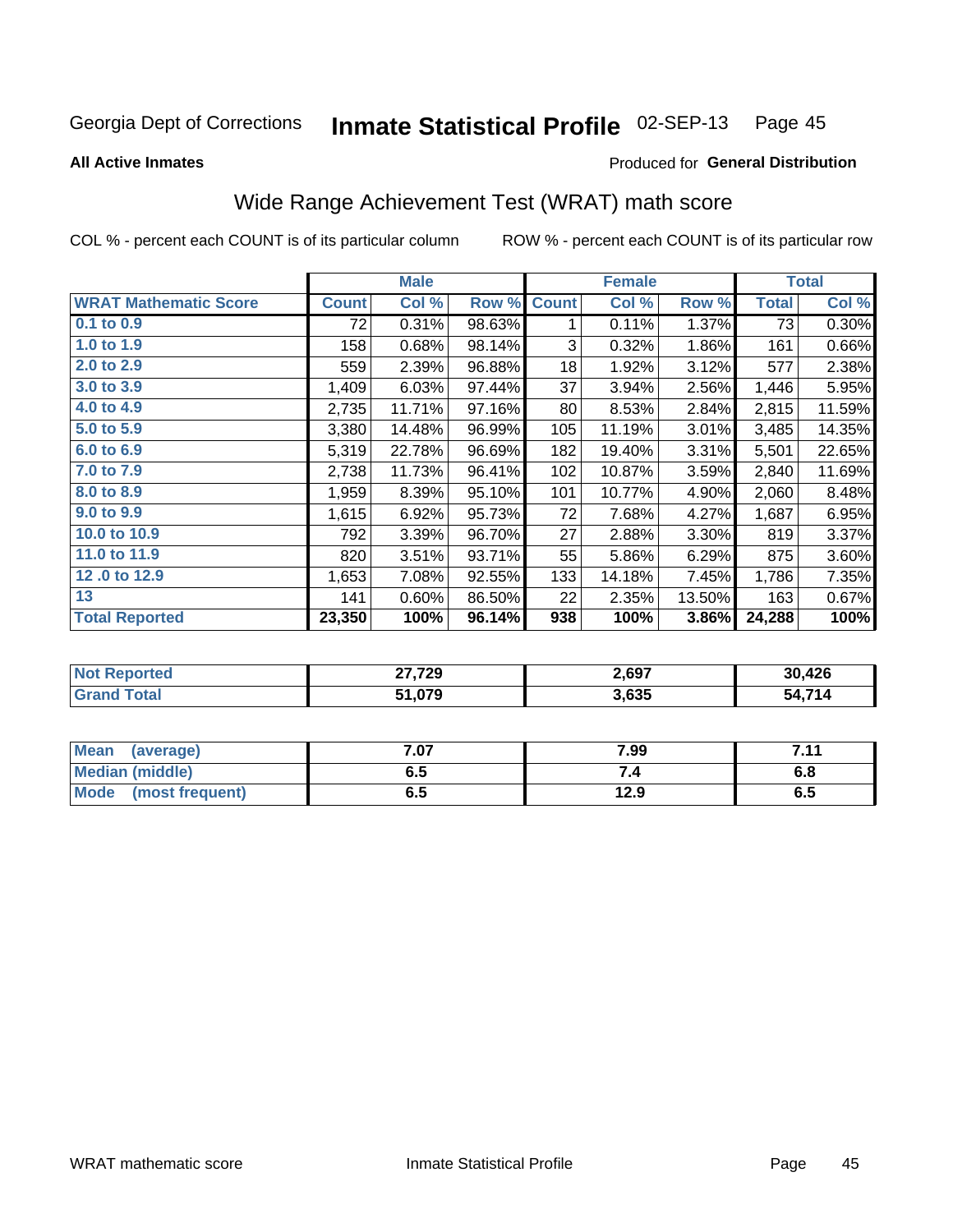Georgia Dept of Corrections **Inmate Statistical Profile** 02-SEP-13

**All Active Inmates**

Produced for **General Distribution**

## Wide Range Achievement Test (WRAT) math score

COL % - percent each COUNT is of its particular column     ROW % - percent each COUNT is of its particular row

| | Male | | | Female | | | Total | |
|---|---|---|---|---|---|---|---|---|
| **WRAT Mathematic Score** | **Count** | **Col %** | **Row %** | **Count** | **Col %** | **Row %** | **Total** | **Col %** |
| 0.1 to 0.9 | 72 | 0.31% | 98.63% | 1 | 0.11% | 1.37% | 73 | 0.30% |
| 1.0 to 1.9 | 158 | 0.68% | 98.14% | 3 | 0.32% | 1.86% | 161 | 0.66% |
| 2.0 to 2.9 | 559 | 2.39% | 96.88% | 18 | 1.92% | 3.12% | 577 | 2.38% |
| 3.0 to 3.9 | 1,409 | 6.03% | 97.44% | 37 | 3.94% | 2.56% | 1,446 | 5.95% |
| 4.0 to 4.9 | 2,735 | 11.71% | 97.16% | 80 | 8.53% | 2.84% | 2,815 | 11.59% |
| 5.0 to 5.9 | 3,380 | 14.48% | 96.99% | 105 | 11.19% | 3.01% | 3,485 | 14.35% |
| 6.0 to 6.9 | 5,319 | 22.78% | 96.69% | 182 | 19.40% | 3.31% | 5,501 | 22.65% |
| 7.0 to 7.9 | 2,738 | 11.73% | 96.41% | 102 | 10.87% | 3.59% | 2,840 | 11.69% |
| 8.0 to 8.9 | 1,959 | 8.39% | 95.10% | 101 | 10.77% | 4.90% | 2,060 | 8.48% |
| 9.0 to 9.9 | 1,615 | 6.92% | 95.73% | 72 | 7.68% | 4.27% | 1,687 | 6.95% |
| 10.0 to 10.9 | 792 | 3.39% | 96.70% | 27 | 2.88% | 3.30% | 819 | 3.37% |
| 11.0 to 11.9 | 820 | 3.51% | 93.71% | 55 | 5.86% | 6.29% | 875 | 3.60% |
| 12 .0 to 12.9 | 1,653 | 7.08% | 92.55% | 133 | 14.18% | 7.45% | 1,786 | 7.35% |
| 13 | 141 | 0.60% | 86.50% | 22 | 2.35% | 13.50% | 163 | 0.67% |
| **Total Reported** | **23,350** | **100%** | **96.14%** | **938** | **100%** | **3.86%** | **24,288** | **100%** |

| | Male | Female | Total |
|---|---|---|---|
| **Not Reported** | **27,729** | **2,697** | **30,426** |
| **Grand Total** | **51,079** | **3,635** | **54,714** |

| | Male | Female | Total |
|---|---|---|---|
| **Mean (average)** | **7.07** | **7.99** | **7.11** |
| **Median (middle)** | **6.5** | **7.4** | **6.8** |
| **Mode (most frequent)** | **6.5** | **12.9** | **6.5** |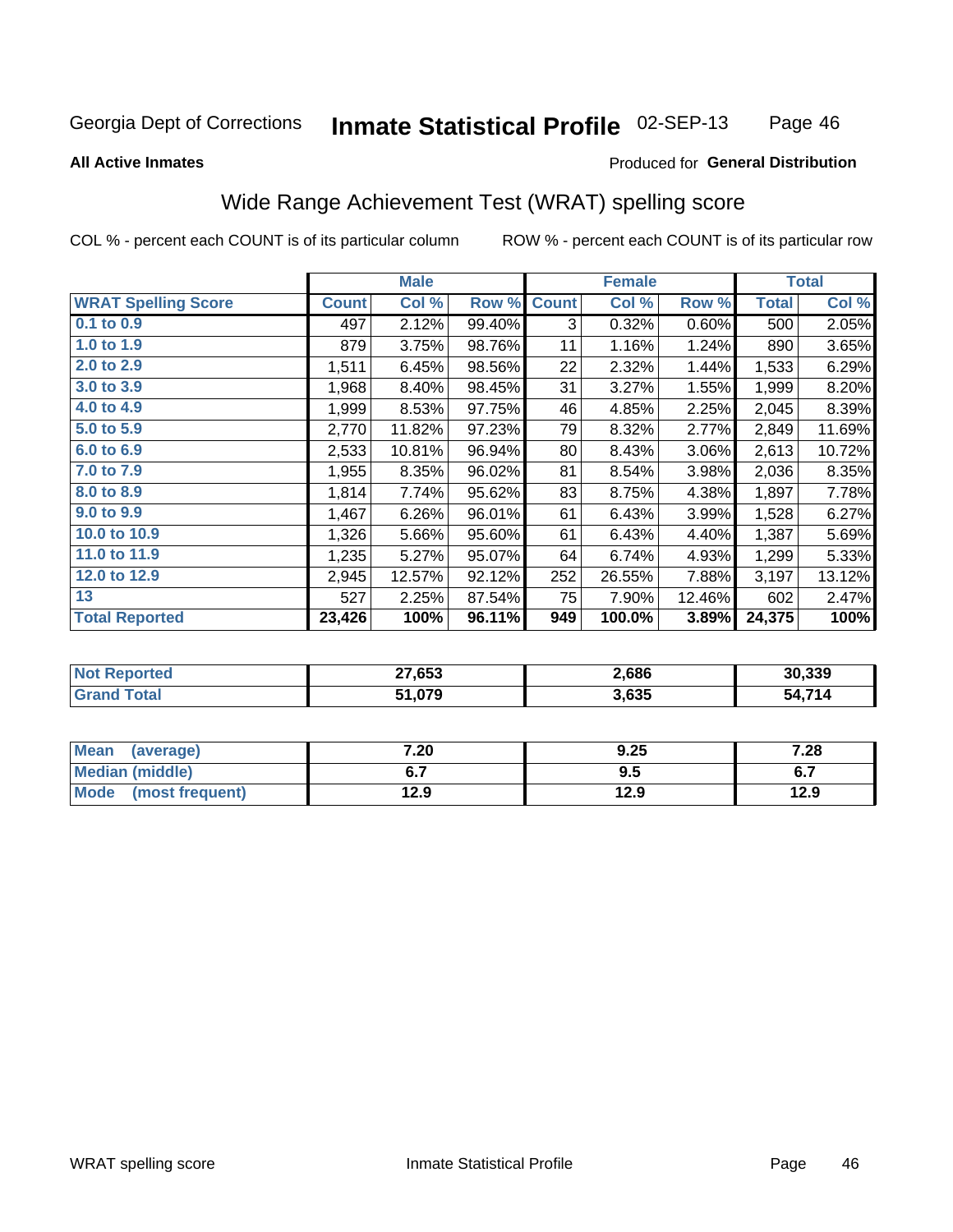Georgia Dept of Corrections **Inmate Statistical Profile** 02-SEP-13

**All Active Inmates**

Produced for **General Distribution**

## Wide Range Achievement Test (WRAT) spelling score

COL % - percent each COUNT is of its particular column ROW % - percent each COUNT is of its particular row

| | Male | | | Female | | | Total | |
|---|---|---|---|---|---|---|---|---|
| **WRAT Spelling Score** | **Count** | **Col %** | **Row %** | **Count** | **Col %** | **Row %** | **Total** | **Col %** |
| 0.1 to 0.9 | 497 | 2.12% | 99.40% | 3 | 0.32% | 0.60% | 500 | 2.05% |
| 1.0 to 1.9 | 879 | 3.75% | 98.76% | 11 | 1.16% | 1.24% | 890 | 3.65% |
| 2.0 to 2.9 | 1,511 | 6.45% | 98.56% | 22 | 2.32% | 1.44% | 1,533 | 6.29% |
| 3.0 to 3.9 | 1,968 | 8.40% | 98.45% | 31 | 3.27% | 1.55% | 1,999 | 8.20% |
| 4.0 to 4.9 | 1,999 | 8.53% | 97.75% | 46 | 4.85% | 2.25% | 2,045 | 8.39% |
| 5.0 to 5.9 | 2,770 | 11.82% | 97.23% | 79 | 8.32% | 2.77% | 2,849 | 11.69% |
| 6.0 to 6.9 | 2,533 | 10.81% | 96.94% | 80 | 8.43% | 3.06% | 2,613 | 10.72% |
| 7.0 to 7.9 | 1,955 | 8.35% | 96.02% | 81 | 8.54% | 3.98% | 2,036 | 8.35% |
| 8.0 to 8.9 | 1,814 | 7.74% | 95.62% | 83 | 8.75% | 4.38% | 1,897 | 7.78% |
| 9.0 to 9.9 | 1,467 | 6.26% | 96.01% | 61 | 6.43% | 3.99% | 1,528 | 6.27% |
| 10.0 to 10.9 | 1,326 | 5.66% | 95.60% | 61 | 6.43% | 4.40% | 1,387 | 5.69% |
| 11.0 to 11.9 | 1,235 | 5.27% | 95.07% | 64 | 6.74% | 4.93% | 1,299 | 5.33% |
| 12.0 to 12.9 | 2,945 | 12.57% | 92.12% | 252 | 26.55% | 7.88% | 3,197 | 13.12% |
| 13 | 527 | 2.25% | 87.54% | 75 | 7.90% | 12.46% | 602 | 2.47% |
| **Total Reported** | **23,426** | **100%** | **96.11%** | **949** | **100.0%** | **3.89%** | **24,375** | **100%** |

| | Male | Female | Total |
|---|---|---|---|
| Not Reported | 27,653 | 2,686 | 30,339 |
| Grand Total | 51,079 | 3,635 | 54,714 |

| | Male | Female | Total |
|---|---|---|---|
| Mean (average) | 7.20 | 9.25 | 7.28 |
| Median (middle) | 6.7 | 9.5 | 6.7 |
| Mode (most frequent) | 12.9 | 12.9 | 12.9 |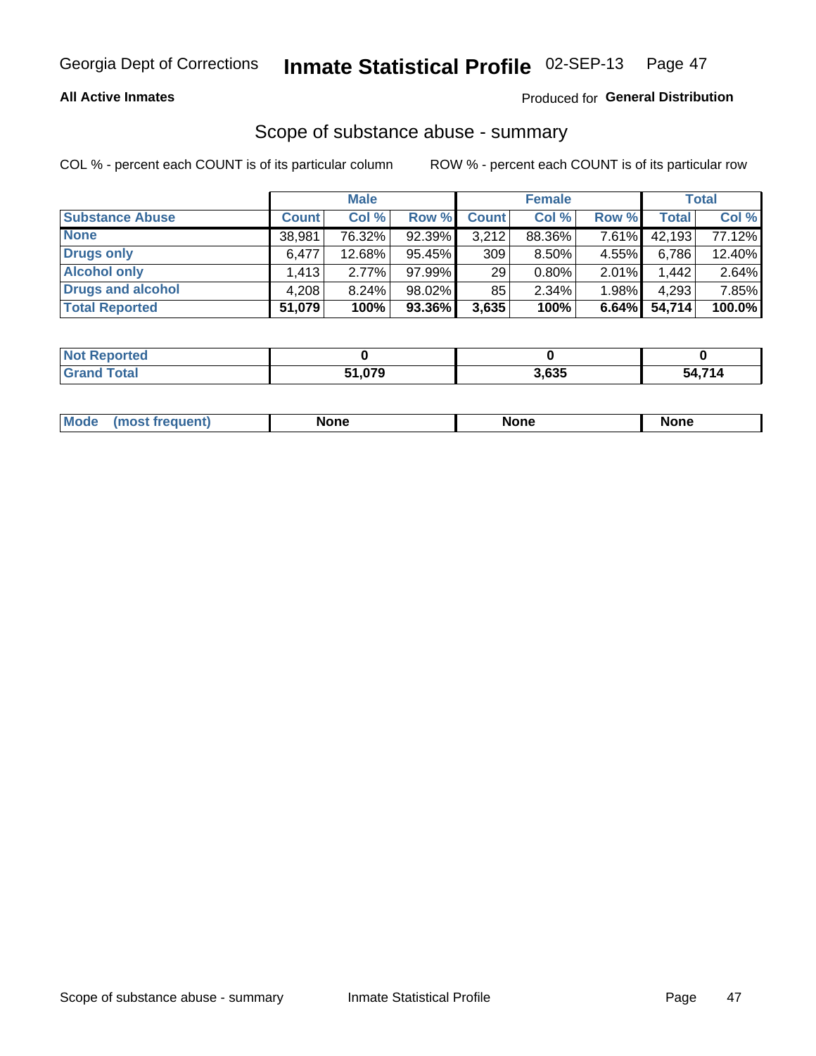Georgia Dept of Corrections **Inmate Statistical Profile** 02-SEP-13

**All Active Inmates**

Produced for **General Distribution**

## Scope of substance abuse - summary

COL % - percent each COUNT is of its particular column     ROW % - percent each COUNT is of its particular row

| | Male | | | Female | | | Total | |
|---|---|---|---|---|---|---|---|---|
| **Substance Abuse** | **Count** | **Col %** | **Row %** | **Count** | **Col %** | **Row %** | **Total** | **Col %** |
| **None** | 38,981 | 76.32% | 92.39% | 3,212 | 88.36% | 7.61% | 42,193 | 77.12% |
| **Drugs only** | 6,477 | 12.68% | 95.45% | 309 | 8.50% | 4.55% | 6,786 | 12.40% |
| **Alcohol only** | 1,413 | 2.77% | 97.99% | 29 | 0.80% | 2.01% | 1,442 | 2.64% |
| **Drugs and alcohol** | 4,208 | 8.24% | 98.02% | 85 | 2.34% | 1.98% | 4,293 | 7.85% |
| **Total Reported** | **51,079** | **100%** | **93.36%** | **3,635** | **100%** | **6.64%** | **54,714** | **100.0%** |

| | Male | Female | Total |
|---|---|---|---|
| **Not Reported** | **0** | **0** | **0** |
| **Grand Total** | **51,079** | **3,635** | **54,714** |

| | Male | Female | Total |
|---|---|---|---|
| **Mode (most frequent)** | **None** | **None** | **None** |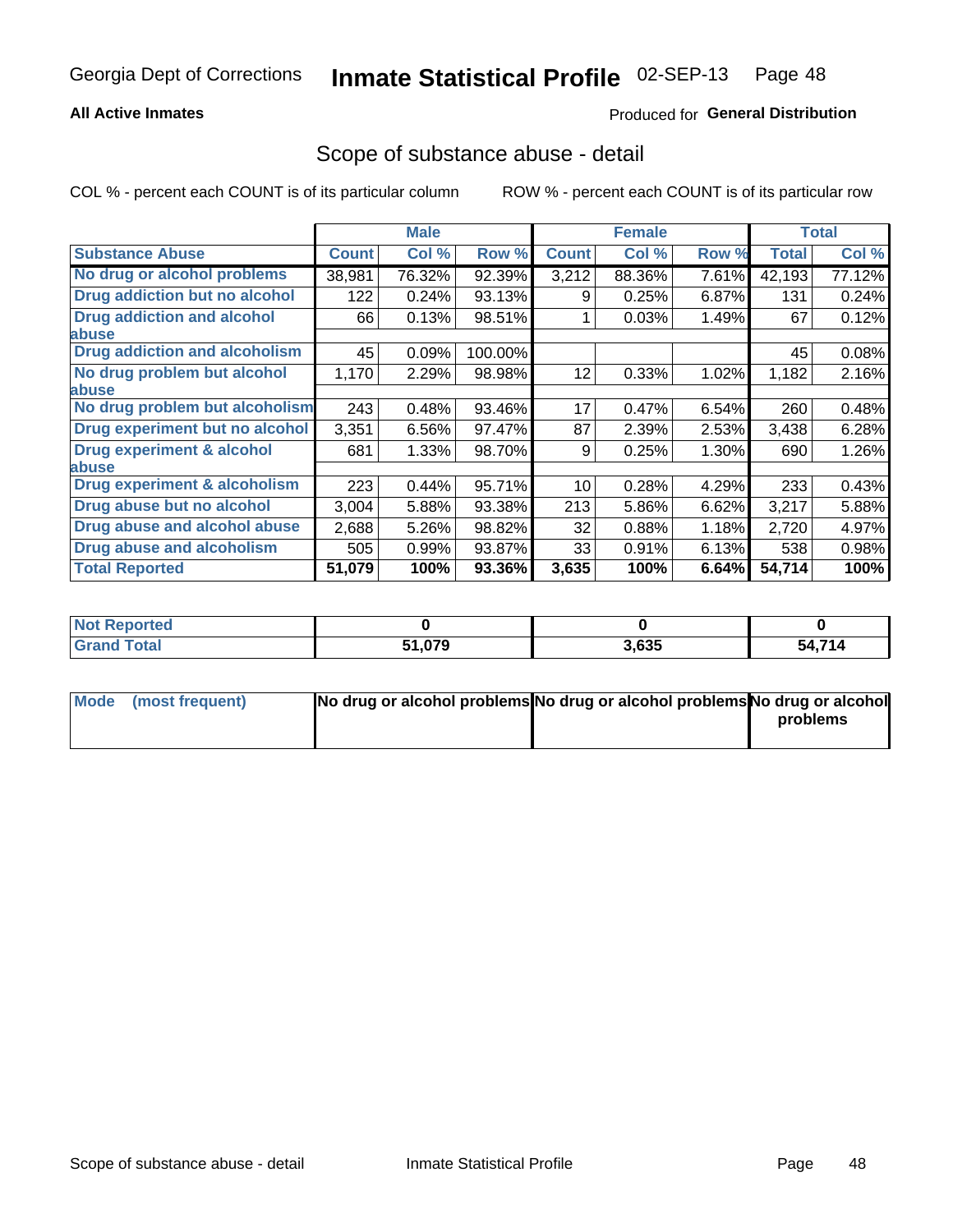Georgia Dept of Corrections **Inmate Statistical Profile** 02-SEP-13

**All Active Inmates**

Produced for **General Distribution**

## Scope of substance abuse - detail

COL % - percent each COUNT is of its particular column ROW % - percent each COUNT is of its particular row

| | Male | | | Female | | | Total | |
|---|---|---|---|---|---|---|---|---|
| **Substance Abuse** | **Count** | **Col %** | **Row %** | **Count** | **Col %** | **Row %** | **Total** | **Col %** |
| **No drug or alcohol problems** | 38,981 | 76.32% | 92.39% | 3,212 | 88.36% | 7.61% | 42,193 | 77.12% |
| **Drug addiction but no alcohol** | 122 | 0.24% | 93.13% | 9 | 0.25% | 6.87% | 131 | 0.24% |
| **Drug addiction and alcohol abuse** | 66 | 0.13% | 98.51% | 1 | 0.03% | 1.49% | 67 | 0.12% |
| **Drug addiction and alcoholism** | 45 | 0.09% | 100.00% | | | | 45 | 0.08% |
| **No drug problem but alcohol abuse** | 1,170 | 2.29% | 98.98% | 12 | 0.33% | 1.02% | 1,182 | 2.16% |
| **No drug problem but alcoholism** | 243 | 0.48% | 93.46% | 17 | 0.47% | 6.54% | 260 | 0.48% |
| **Drug experiment but no alcohol** | 3,351 | 6.56% | 97.47% | 87 | 2.39% | 2.53% | 3,438 | 6.28% |
| **Drug experiment & alcohol abuse** | 681 | 1.33% | 98.70% | 9 | 0.25% | 1.30% | 690 | 1.26% |
| **Drug experiment & alcoholism** | 223 | 0.44% | 95.71% | 10 | 0.28% | 4.29% | 233 | 0.43% |
| **Drug abuse but no alcohol** | 3,004 | 5.88% | 93.38% | 213 | 5.86% | 6.62% | 3,217 | 5.88% |
| **Drug abuse and alcohol abuse** | 2,688 | 5.26% | 98.82% | 32 | 0.88% | 1.18% | 2,720 | 4.97% |
| **Drug abuse and alcoholism** | 505 | 0.99% | 93.87% | 33 | 0.91% | 6.13% | 538 | 0.98% |
| **Total Reported** | **51,079** | **100%** | **93.36%** | **3,635** | **100%** | **6.64%** | **54,714** | **100%** |

| | Male | Female | Total |
|---|---|---|---|
| **Not Reported** | **0** | **0** | **0** |
| **Grand Total** | **51,079** | **3,635** | **54,714** |

| | Male | Female | Total |
|---|---|---|---|
| **Mode (most frequent)** | **No drug or alcohol problems** | **No drug or alcohol problems** | **No drug or alcohol problems** |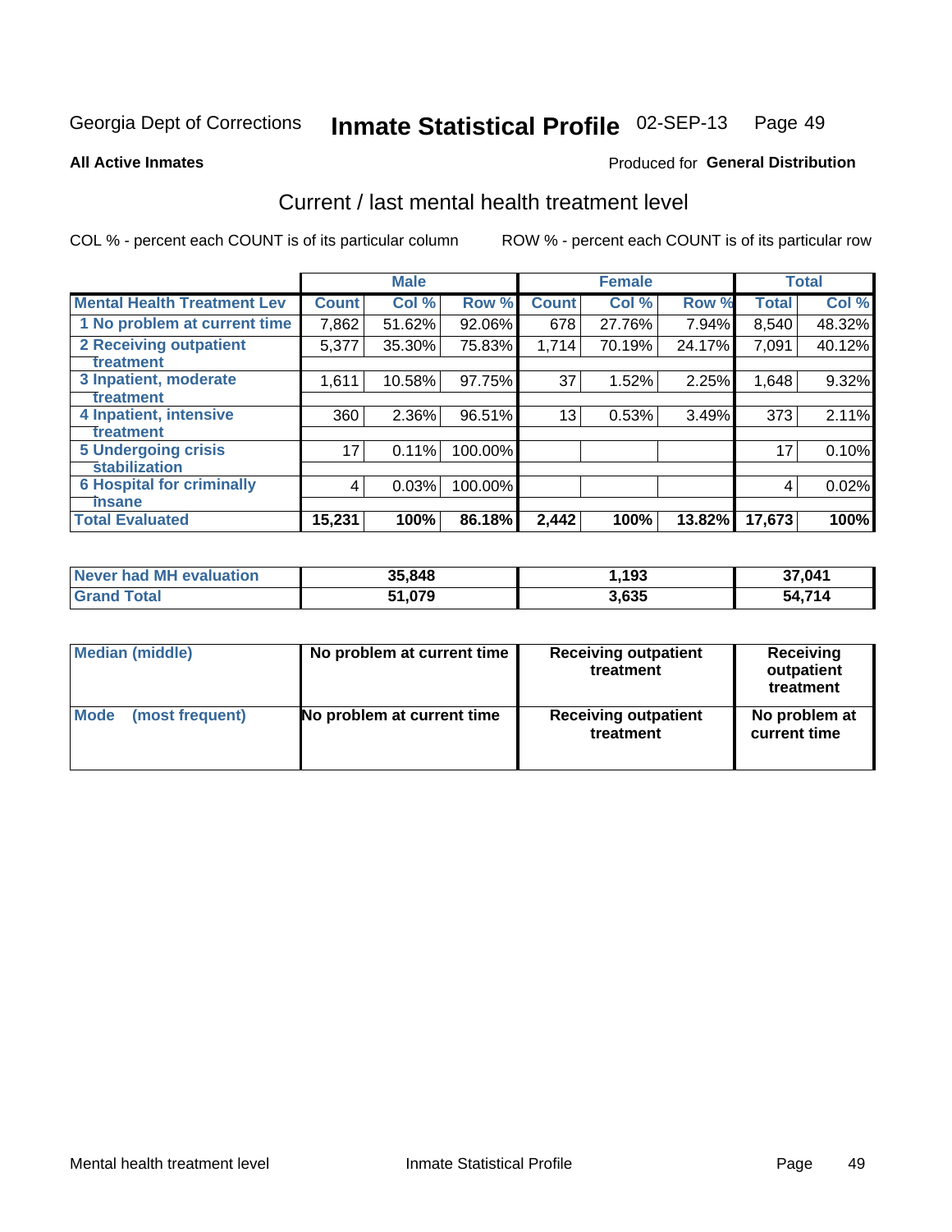Georgia Dept of Corrections **Inmate Statistical Profile** 02-SEP-13

**All Active Inmates**

Produced for **General Distribution**

## Current / last mental health treatment level

COL % - percent each COUNT is of its particular column

ROW % - percent each COUNT is of its particular row

| | Male | | | Female | | | Total | |
|---|---|---|---|---|---|---|---|---|
| **Mental Health Treatment Lev** | **Count** | **Col %** | **Row %** | **Count** | **Col %** | **Row %** | **Total** | **Col %** |
| 1 No problem at current time | 7,862 | 51.62% | 92.06% | 678 | 27.76% | 7.94% | 8,540 | 48.32% |
| 2 Receiving outpatient treatment | 5,377 | 35.30% | 75.83% | 1,714 | 70.19% | 24.17% | 7,091 | 40.12% |
| 3 Inpatient, moderate treatment | 1,611 | 10.58% | 97.75% | 37 | 1.52% | 2.25% | 1,648 | 9.32% |
| 4 Inpatient, intensive treatment | 360 | 2.36% | 96.51% | 13 | 0.53% | 3.49% | 373 | 2.11% |
| 5 Undergoing crisis stabilization | 17 | 0.11% | 100.00% | | | | 17 | 0.10% |
| 6 Hospital for criminally insane | 4 | 0.03% | 100.00% | | | | 4 | 0.02% |
| **Total Evaluated** | **15,231** | **100%** | **86.18%** | **2,442** | **100%** | **13.82%** | **17,673** | **100%** |

| | Male | Female | Total |
|---|---|---|---|
| **Never had MH evaluation** | **35,848** | **1,193** | **37,041** |
| **Grand Total** | **51,079** | **3,635** | **54,714** |

| | Male | Female | Total |
|---|---|---|---|
| **Median (middle)** | **No problem at current time** | **Receiving outpatient treatment** | **Receiving outpatient treatment** |
| **Mode (most frequent)** | **No problem at current time** | **Receiving outpatient treatment** | **No problem at current time** |

Mental health treatment level

Inmate Statistical Profile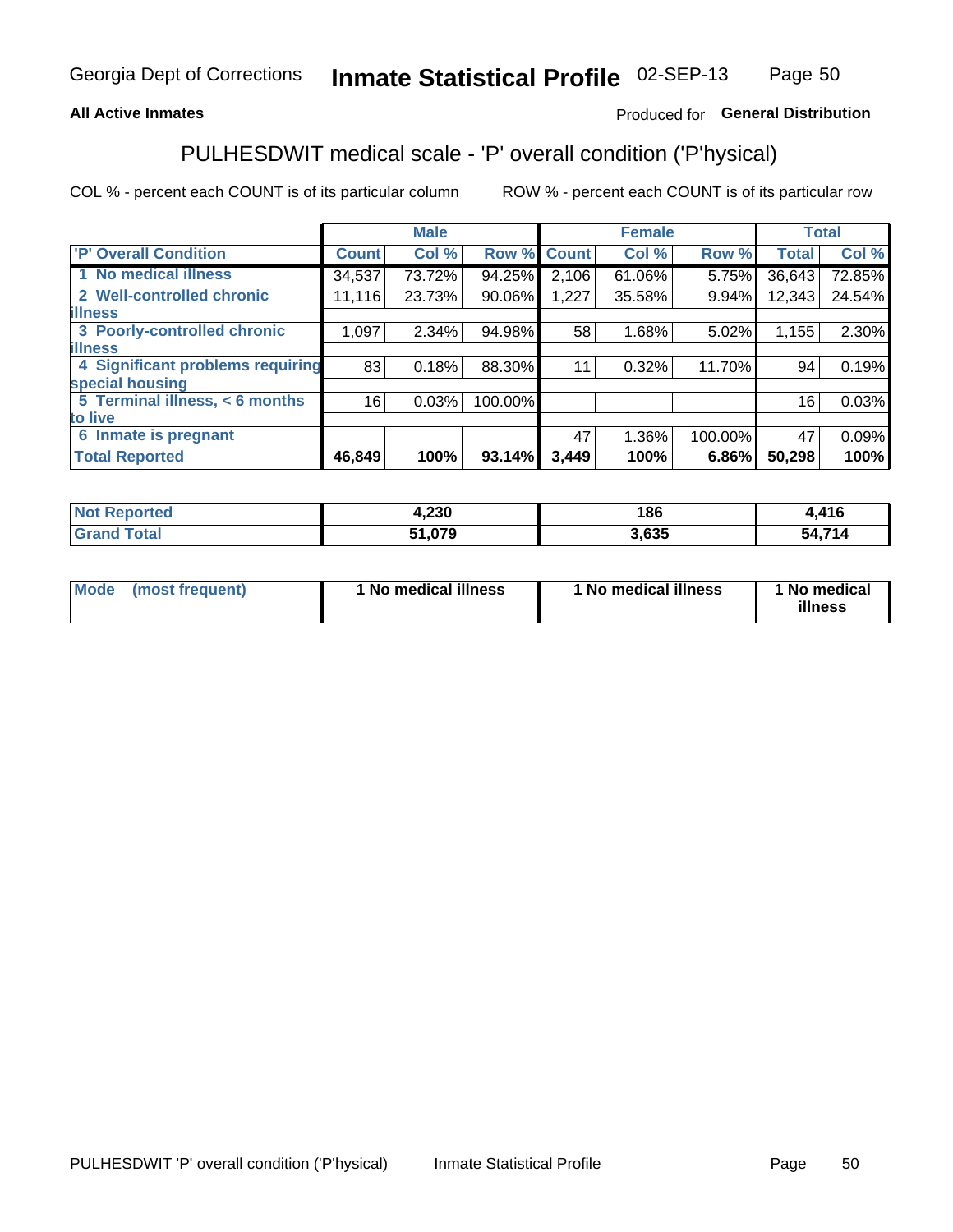Georgia Dept of Corrections **Inmate Statistical Profile** 02-SEP-13

**All Active Inmates**

Produced for **General Distribution**

## PULHESDWIT medical scale - 'P' overall condition ('P'hysical)

COL % - percent each COUNT is of its particular column

ROW % - percent each COUNT is of its particular row

| | Male | | | Female | | | Total | |
|---|---|---|---|---|---|---|---|---|
| **'P' Overall Condition** | **Count** | **Col %** | **Row %** | **Count** | **Col %** | **Row %** | **Total** | **Col %** |
| **1 No medical illness** | 34,537 | 73.72% | 94.25% | 2,106 | 61.06% | 5.75% | 36,643 | 72.85% |
| **2 Well-controlled chronic illness** | 11,116 | 23.73% | 90.06% | 1,227 | 35.58% | 9.94% | 12,343 | 24.54% |
| **3 Poorly-controlled chronic illness** | 1,097 | 2.34% | 94.98% | 58 | 1.68% | 5.02% | 1,155 | 2.30% |
| **4 Significant problems requiring special housing** | 83 | 0.18% | 88.30% | 11 | 0.32% | 11.70% | 94 | 0.19% |
| **5 Terminal illness, < 6 months to live** | 16 | 0.03% | 100.00% | | | | 16 | 0.03% |
| **6 Inmate is pregnant** | | | | 47 | 1.36% | 100.00% | 47 | 0.09% |
| **Total Reported** | **46,849** | **100%** | **93.14%** | **3,449** | **100%** | **6.86%** | **50,298** | **100%** |

| | Male | Female | Total |
|---|---|---|---|
| **Not Reported** | **4,230** | **186** | **4,416** |
| **Grand Total** | **51,079** | **3,635** | **54,714** |

| | Male | Female | Total |
|---|---|---|---|
| **Mode (most frequent)** | **1 No medical illness** | **1 No medical illness** | **1 No medical illness** |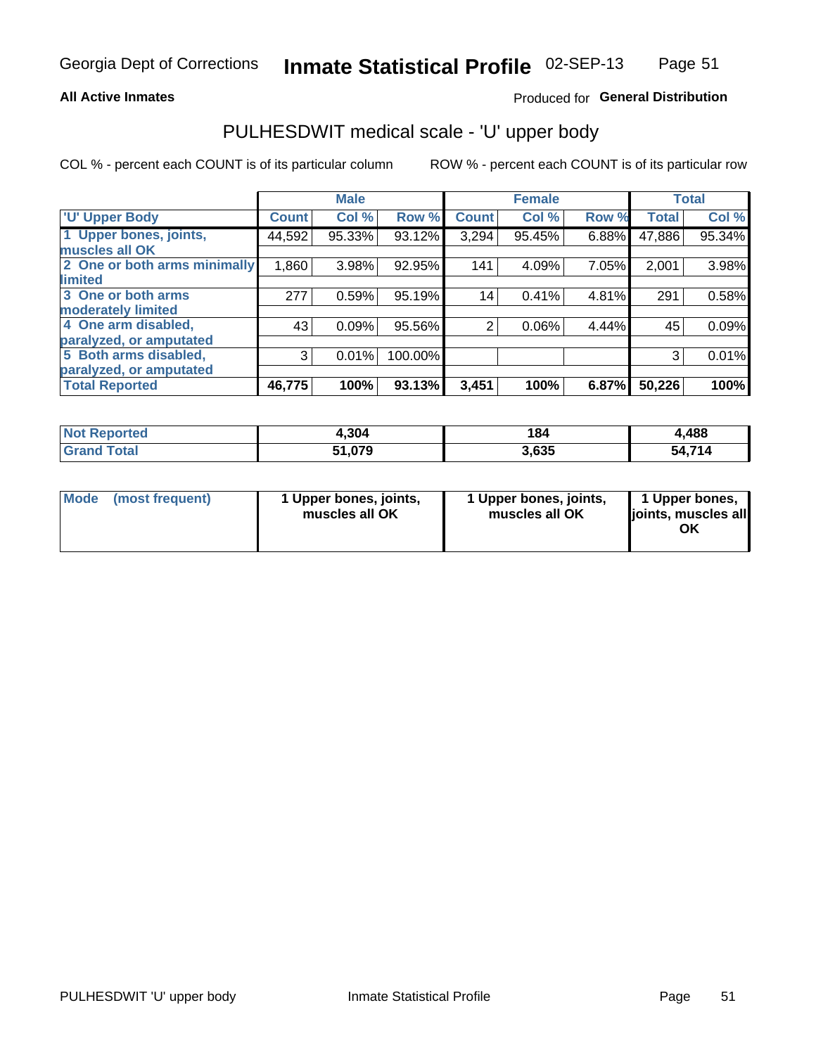Georgia Dept of Corrections **Inmate Statistical Profile** 02-SEP-13

**All Active Inmates**

Produced for **General Distribution**

## PULHESDWIT medical scale - 'U' upper body

COL % - percent each COUNT is of its particular column

ROW % - percent each COUNT is of its particular row

| | Male | | | Female | | | Total | |
|---|---|---|---|---|---|---|---|---|
| 'U' Upper Body | Count | Col % | Row % | Count | Col % | Row % | Total | Col % |
| 1 Upper bones, joints, muscles all OK | 44,592 | 95.33% | 93.12% | 3,294 | 95.45% | 6.88% | 47,886 | 95.34% |
| 2 One or both arms minimally limited | 1,860 | 3.98% | 92.95% | 141 | 4.09% | 7.05% | 2,001 | 3.98% |
| 3 One or both arms moderately limited | 277 | 0.59% | 95.19% | 14 | 0.41% | 4.81% | 291 | 0.58% |
| 4 One arm disabled, paralyzed, or amputated | 43 | 0.09% | 95.56% | 2 | 0.06% | 4.44% | 45 | 0.09% |
| 5 Both arms disabled, paralyzed, or amputated | 3 | 0.01% | 100.00% | | | | 3 | 0.01% |
| **Total Reported** | **46,775** | **100%** | **93.13%** | **3,451** | **100%** | **6.87%** | **50,226** | **100%** |

| | Male | Female | Total |
|---|---|---|---|
| Not Reported | 4,304 | 184 | 4,488 |
| Grand Total | 51,079 | 3,635 | 54,714 |

| | Male | Female | Total |
|---|---|---|---|
| Mode (most frequent) | 1 Upper bones, joints, muscles all OK | 1 Upper bones, joints, muscles all OK | 1 Upper bones, joints, muscles all OK |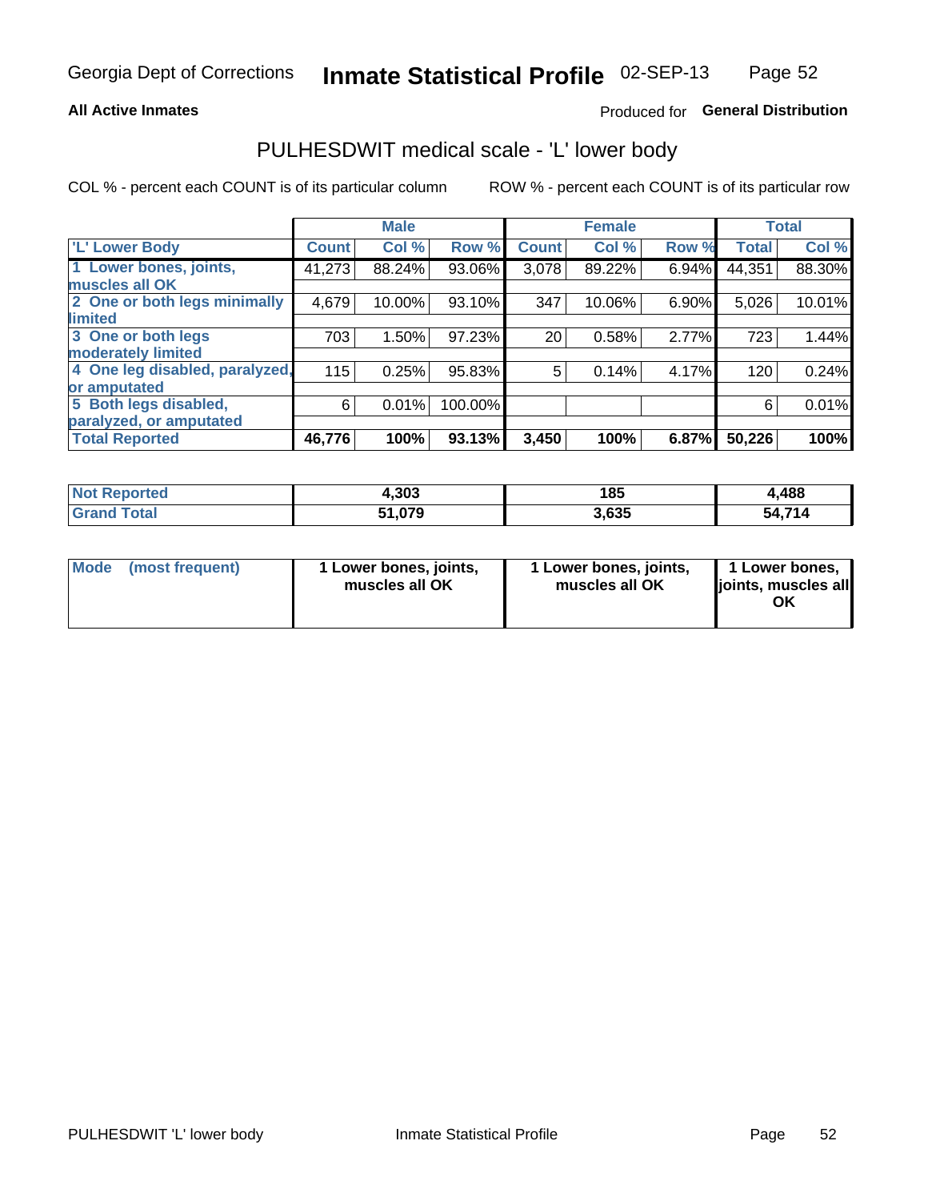Georgia Dept of Corrections **Inmate Statistical Profile** 02-SEP-13

**All Active Inmates**

Produced for **General Distribution**

## PULHESDWIT medical scale - 'L' lower body

COL % - percent each COUNT is of its particular column

ROW % - percent each COUNT is of its particular row

| | Male | | | Female | | | Total | |
|---|---|---|---|---|---|---|---|---|
| 'L' Lower Body | Count | Col % | Row % | Count | Col % | Row % | Total | Col % |
| 1 Lower bones, joints, muscles all OK | 41,273 | 88.24% | 93.06% | 3,078 | 89.22% | 6.94% | 44,351 | 88.30% |
| 2 One or both legs minimally limited | 4,679 | 10.00% | 93.10% | 347 | 10.06% | 6.90% | 5,026 | 10.01% |
| 3 One or both legs moderately limited | 703 | 1.50% | 97.23% | 20 | 0.58% | 2.77% | 723 | 1.44% |
| 4 One leg disabled, paralyzed, or amputated | 115 | 0.25% | 95.83% | 5 | 0.14% | 4.17% | 120 | 0.24% |
| 5 Both legs disabled, paralyzed, or amputated | 6 | 0.01% | 100.00% | | | | 6 | 0.01% |
| **Total Reported** | **46,776** | **100%** | **93.13%** | **3,450** | **100%** | **6.87%** | **50,226** | **100%** |

| | Male | Female | Total |
|---|---|---|---|
| Not Reported | 4,303 | 185 | 4,488 |
| Grand Total | 51,079 | 3,635 | 54,714 |

| | Male | Female | Total |
|---|---|---|---|
| Mode (most frequent) | 1 Lower bones, joints, muscles all OK | 1 Lower bones, joints, muscles all OK | 1 Lower bones, joints, muscles all OK |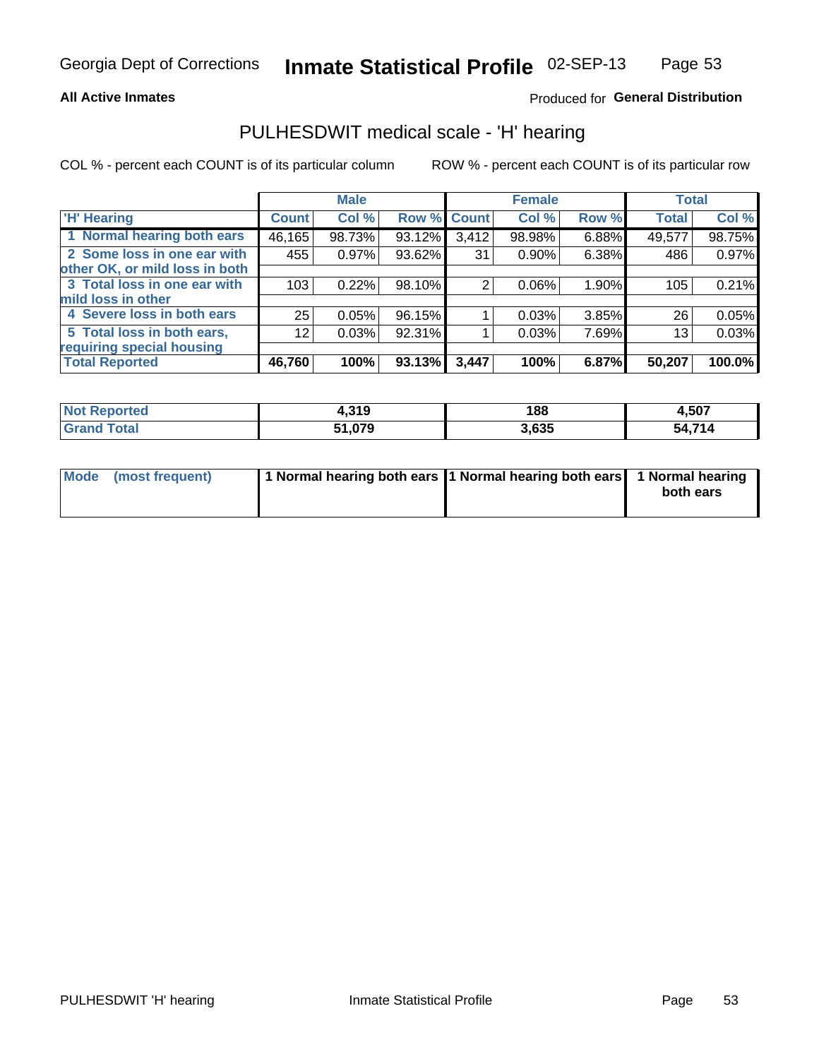Georgia Dept of Corrections **Inmate Statistical Profile** 02-SEP-13

**All Active Inmates**

Produced for **General Distribution**

## PULHESDWIT medical scale - 'H' hearing

COL % - percent each COUNT is of its particular column

ROW % - percent each COUNT is of its particular row

| | Male | | | Female | | | Total | |
|---|---|---|---|---|---|---|---|---|
| 'H' Hearing | Count | Col % | Row % | Count | Col % | Row % | Total | Col % |
| 1 Normal hearing both ears | 46,165 | 98.73% | 93.12% | 3,412 | 98.98% | 6.88% | 49,577 | 98.75% |
| 2 Some loss in one ear with other OK, or mild loss in both | 455 | 0.97% | 93.62% | 31 | 0.90% | 6.38% | 486 | 0.97% |
| 3 Total loss in one ear with mild loss in other | 103 | 0.22% | 98.10% | 2 | 0.06% | 1.90% | 105 | 0.21% |
| 4 Severe loss in both ears | 25 | 0.05% | 96.15% | 1 | 0.03% | 3.85% | 26 | 0.05% |
| 5 Total loss in both ears, requiring special housing | 12 | 0.03% | 92.31% | 1 | 0.03% | 7.69% | 13 | 0.03% |
| **Total Reported** | **46,760** | **100%** | **93.13%** | **3,447** | **100%** | **6.87%** | **50,207** | **100.0%** |

| | Male | Female | Total |
|---|---|---|---|
| Not Reported | **4,319** | **188** | **4,507** |
| Grand Total | **51,079** | **3,635** | **54,714** |

| | Male | Female | Total |
|---|---|---|---|
| Mode (most frequent) | **1 Normal hearing both ears** | **1 Normal hearing both ears** | **1 Normal hearing both ears** |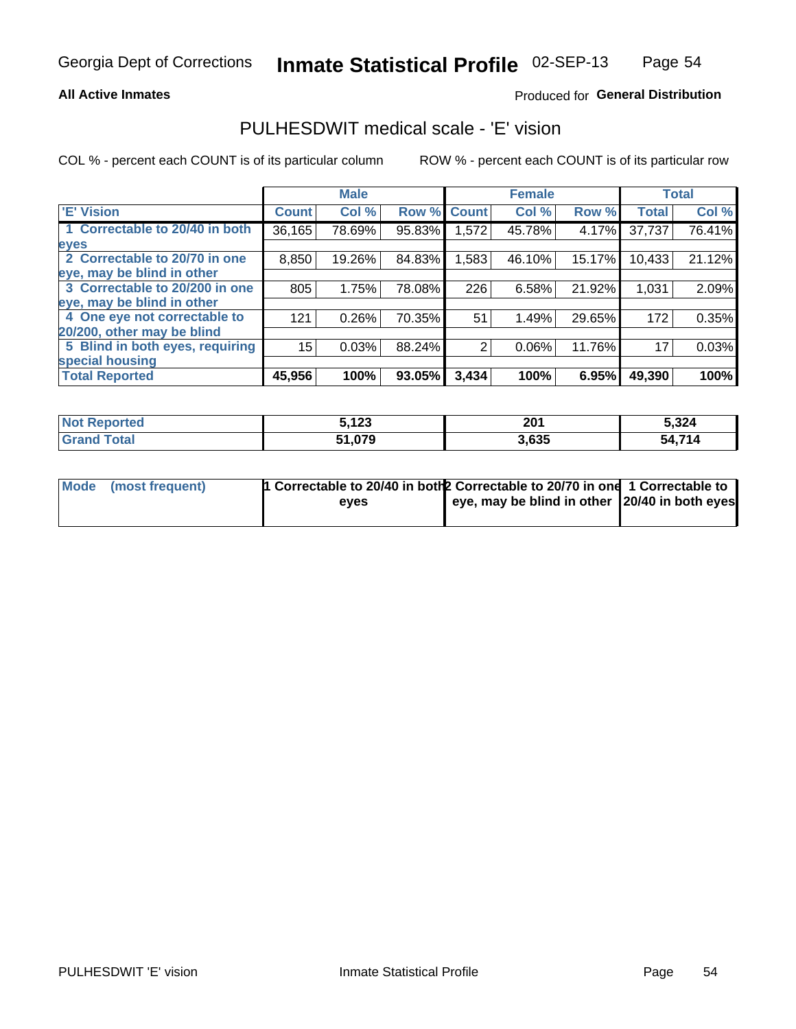Georgia Dept of Corrections **Inmate Statistical Profile** 02-SEP-13

**All Active Inmates**

Produced for **General Distribution**

## PULHESDWIT medical scale - 'E' vision

COL % - percent each COUNT is of its particular column

ROW % - percent each COUNT is of its particular row

| | Male | | | Female | | | Total | |
|---|---|---|---|---|---|---|---|---|
| 'E' Vision | Count | Col % | Row % | Count | Col % | Row % | Total | Col % |
| 1 Correctable to 20/40 in both eyes | 36,165 | 78.69% | 95.83% | 1,572 | 45.78% | 4.17% | 37,737 | 76.41% |
| 2 Correctable to 20/70 in one eye, may be blind in other | 8,850 | 19.26% | 84.83% | 1,583 | 46.10% | 15.17% | 10,433 | 21.12% |
| 3 Correctable to 20/200 in one eye, may be blind in other | 805 | 1.75% | 78.08% | 226 | 6.58% | 21.92% | 1,031 | 2.09% |
| 4 One eye not correctable to 20/200, other may be blind | 121 | 0.26% | 70.35% | 51 | 1.49% | 29.65% | 172 | 0.35% |
| 5 Blind in both eyes, requiring special housing | 15 | 0.03% | 88.24% | 2 | 0.06% | 11.76% | 17 | 0.03% |
| Total Reported | 45,956 | 100% | 93.05% | 3,434 | 100% | 6.95% | 49,390 | 100% |

| | Male | Female | Total |
|---|---|---|---|
| Not Reported | 5,123 | 201 | 5,324 |
| Grand Total | 51,079 | 3,635 | 54,714 |

| | Male | Female | Total |
|---|---|---|---|
| Mode (most frequent) | 1 Correctable to 20/40 in both eyes | 2 Correctable to 20/70 in one eye, may be blind in other | 1 Correctable to 20/40 in both eyes |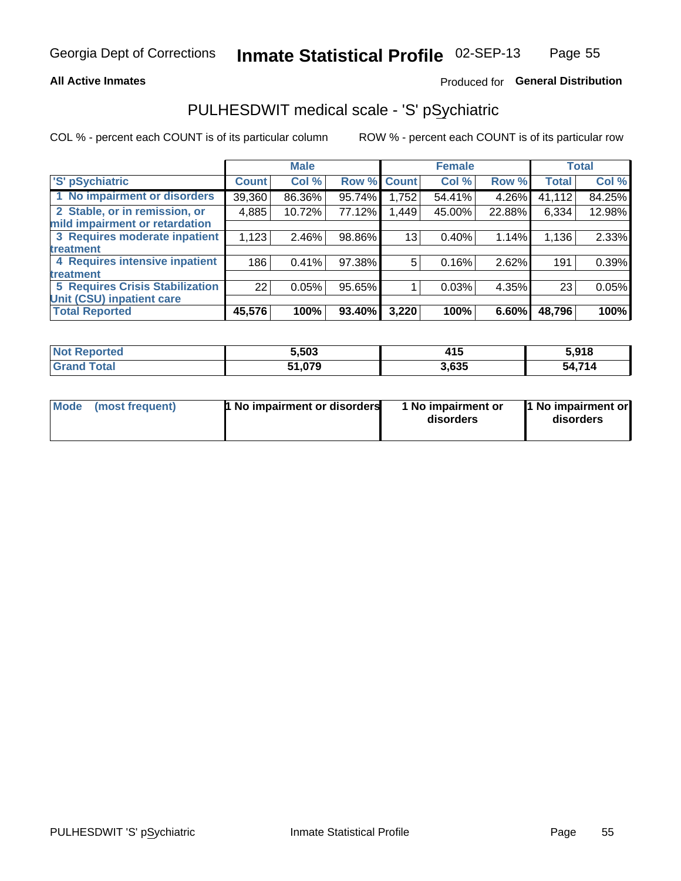Georgia Dept of Corrections **Inmate Statistical Profile** 02-SEP-13

**All Active Inmates**

Produced for **General Distribution**

## PULHESDWIT medical scale - 'S' pSychiatric

COL % - percent each COUNT is of its particular column     ROW % - percent each COUNT is of its particular row

| | Male | | | Female | | | Total | |
|---|---|---|---|---|---|---|---|---|
| 'S' pSychiatric | Count | Col % | Row % | Count | Col % | Row % | Total | Col % |
| 1 No impairment or disorders | 39,360 | 86.36% | 95.74% | 1,752 | 54.41% | 4.26% | 41,112 | 84.25% |
| 2 Stable, or in remission, or mild impairment or retardation | 4,885 | 10.72% | 77.12% | 1,449 | 45.00% | 22.88% | 6,334 | 12.98% |
| 3 Requires moderate inpatient treatment | 1,123 | 2.46% | 98.86% | 13 | 0.40% | 1.14% | 1,136 | 2.33% |
| 4 Requires intensive inpatient treatment | 186 | 0.41% | 97.38% | 5 | 0.16% | 2.62% | 191 | 0.39% |
| 5 Requires Crisis Stabilization Unit (CSU) inpatient care | 22 | 0.05% | 95.65% | 1 | 0.03% | 4.35% | 23 | 0.05% |
| **Total Reported** | **45,576** | **100%** | **93.40%** | **3,220** | **100%** | **6.60%** | **48,796** | **100%** |

| | Male | Female | Total |
|---|---|---|---|
| Not Reported | 5,503 | 415 | 5,918 |
| Grand Total | 51,079 | 3,635 | 54,714 |

| | Male | Female | Total |
|---|---|---|---|
| Mode (most frequent) | 1 No impairment or disorders | 1 No impairment or disorders | 1 No impairment or disorders |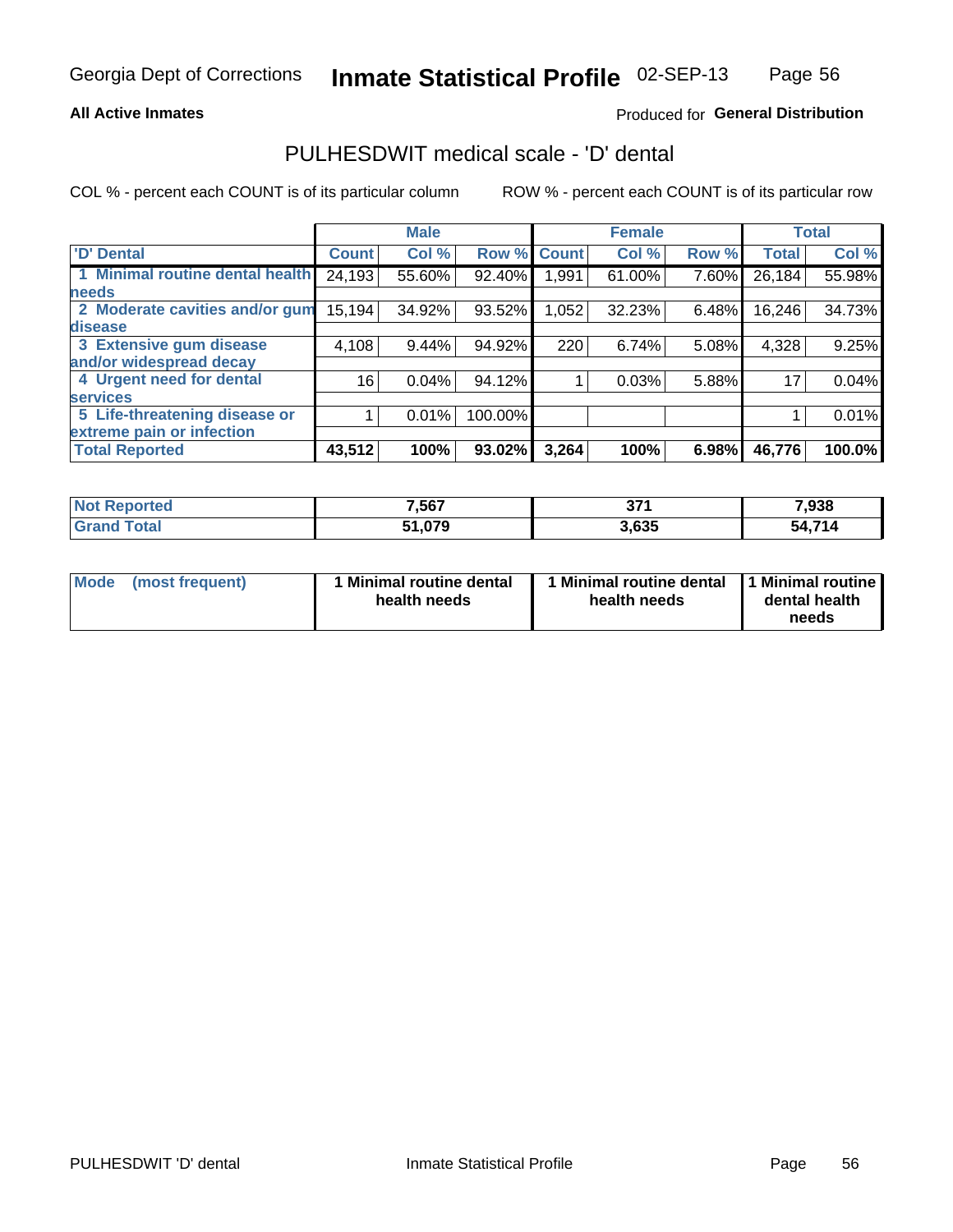**All Active Inmates**

Produced for **General Distribution**

## PULHESDWIT medical scale - 'D' dental

COL % - percent each COUNT is of its particular column

ROW % - percent each COUNT is of its particular row

| | Male | | | Female | | | Total | |
|---|---|---|---|---|---|---|---|---|
| 'D' Dental | Count | Col % | Row % | Count | Col % | Row % | Total | Col % |
| 1 Minimal routine dental health needs | 24,193 | 55.60% | 92.40% | 1,991 | 61.00% | 7.60% | 26,184 | 55.98% |
| 2 Moderate cavities and/or gum disease | 15,194 | 34.92% | 93.52% | 1,052 | 32.23% | 6.48% | 16,246 | 34.73% |
| 3 Extensive gum disease and/or widespread decay | 4,108 | 9.44% | 94.92% | 220 | 6.74% | 5.08% | 4,328 | 9.25% |
| 4 Urgent need for dental services | 16 | 0.04% | 94.12% | 1 | 0.03% | 5.88% | 17 | 0.04% |
| 5 Life-threatening disease or extreme pain or infection | 1 | 0.01% | 100.00% | | | | 1 | 0.01% |
| **Total Reported** | **43,512** | **100%** | **93.02%** | **3,264** | **100%** | **6.98%** | **46,776** | **100.0%** |

| | Male | Female | Total |
|---|---|---|---|
| Not Reported | 7,567 | 371 | 7,938 |
| Grand Total | 51,079 | 3,635 | 54,714 |

| | Male | Female | Total |
|---|---|---|---|
| Mode (most frequent) | 1 Minimal routine dental health needs | 1 Minimal routine dental health needs | 1 Minimal routine dental health needs |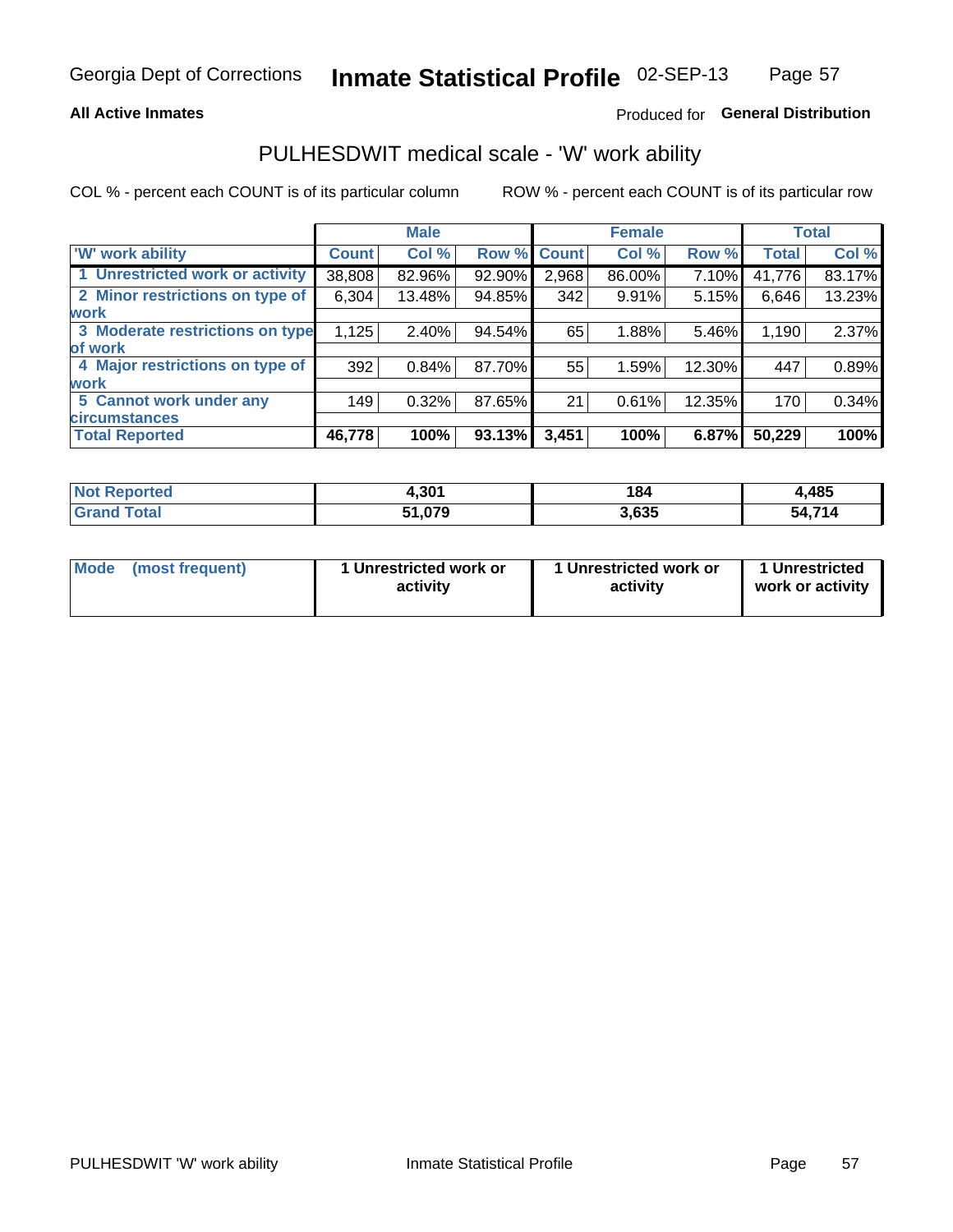# PULHESDWIT medical scale - 'W' work ability

**All Active Inmates**

Produced for **General Distribution**

COL % - percent each COUNT is of its particular column

ROW % - percent each COUNT is of its particular row

| | Male | | | Female | | | Total | |
|---|---|---|---|---|---|---|---|---|
| 'W' work ability | Count | Col % | Row % | Count | Col % | Row % | Total | Col % |
| 1 Unrestricted work or activity | 38,808 | 82.96% | 92.90% | 2,968 | 86.00% | 7.10% | 41,776 | 83.17% |
| 2 Minor restrictions on type of work | 6,304 | 13.48% | 94.85% | 342 | 9.91% | 5.15% | 6,646 | 13.23% |
| 3 Moderate restrictions on type of work | 1,125 | 2.40% | 94.54% | 65 | 1.88% | 5.46% | 1,190 | 2.37% |
| 4 Major restrictions on type of work | 392 | 0.84% | 87.70% | 55 | 1.59% | 12.30% | 447 | 0.89% |
| 5 Cannot work under any circumstances | 149 | 0.32% | 87.65% | 21 | 0.61% | 12.35% | 170 | 0.34% |
| **Total Reported** | **46,778** | **100%** | **93.13%** | **3,451** | **100%** | **6.87%** | **50,229** | **100%** |

| | Male | Female | Total |
|---|---|---|---|
| Not Reported | 4,301 | 184 | 4,485 |
| Grand Total | 51,079 | 3,635 | 54,714 |

| | Male | Female | Total |
|---|---|---|---|
| Mode (most frequent) | 1 Unrestricted work or activity | 1 Unrestricted work or activity | 1 Unrestricted work or activity |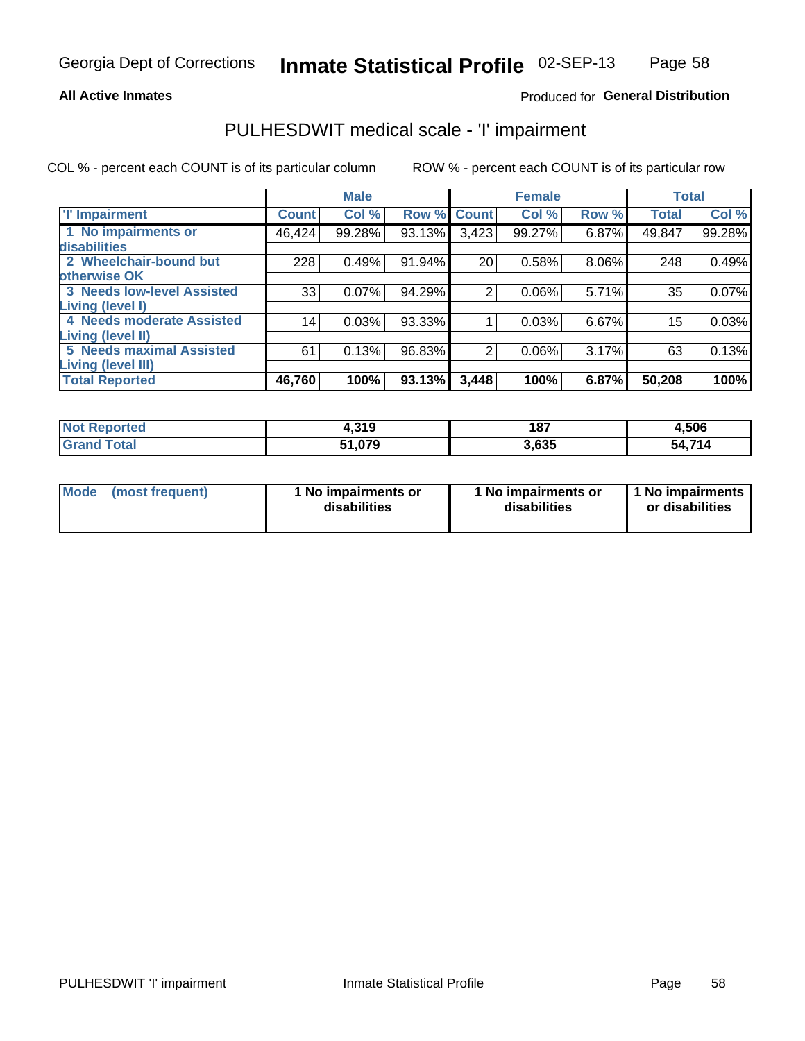Georgia Dept of Corrections **Inmate Statistical Profile** 02-SEP-13

**All Active Inmates**

Produced for **General Distribution**

## PULHESDWIT medical scale - 'I' impairment

COL % - percent each COUNT is of its particular column ROW % - percent each COUNT is of its particular row

| | Male | | | Female | | | Total | |
|---|---|---|---|---|---|---|---|---|
| 'I' Impairment | Count | Col % | Row % | Count | Col % | Row % | Total | Col % |
| 1 No impairments or disabilities | 46,424 | 99.28% | 93.13% | 3,423 | 99.27% | 6.87% | 49,847 | 99.28% |
| 2 Wheelchair-bound but otherwise OK | 228 | 0.49% | 91.94% | 20 | 0.58% | 8.06% | 248 | 0.49% |
| 3 Needs low-level Assisted Living (level I) | 33 | 0.07% | 94.29% | 2 | 0.06% | 5.71% | 35 | 0.07% |
| 4 Needs moderate Assisted Living (level II) | 14 | 0.03% | 93.33% | 1 | 0.03% | 6.67% | 15 | 0.03% |
| 5 Needs maximal Assisted Living (level III) | 61 | 0.13% | 96.83% | 2 | 0.06% | 3.17% | 63 | 0.13% |
| **Total Reported** | **46,760** | **100%** | **93.13%** | **3,448** | **100%** | **6.87%** | **50,208** | **100%** |

| | Male | Female | Total |
|---|---|---|---|
| Not Reported | 4,319 | 187 | 4,506 |
| Grand Total | 51,079 | 3,635 | 54,714 |

| | Male | Female | Total |
|---|---|---|---|
| Mode (most frequent) | 1 No impairments or disabilities | 1 No impairments or disabilities | 1 No impairments or disabilities |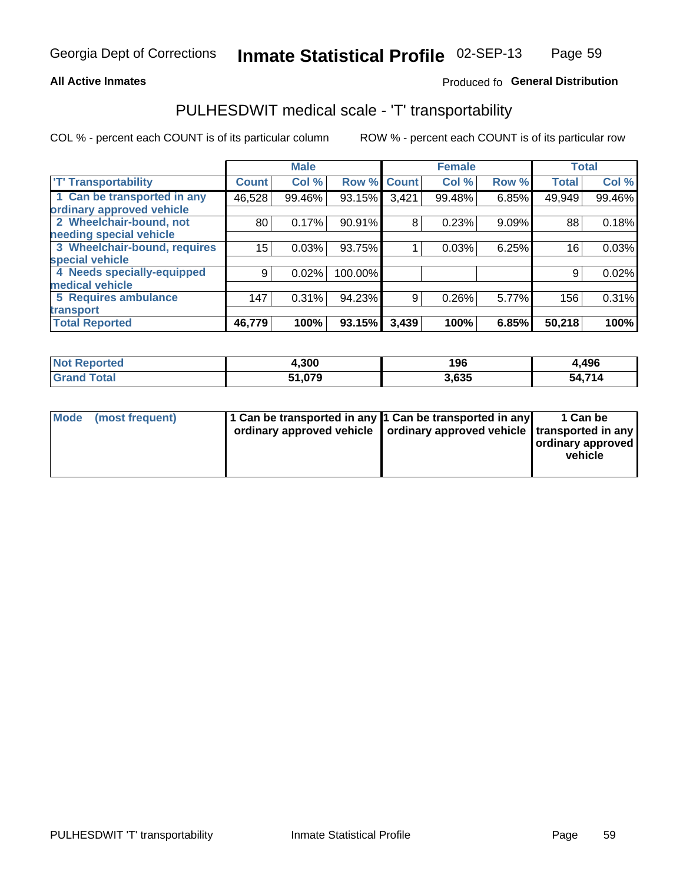Georgia Dept of Corrections **Inmate Statistical Profile** 02-SEP-13

**All Active Inmates**

Produced fo **General Distribution**

## PULHESDWIT medical scale - 'T' transportability

COL % - percent each COUNT is of its particular column    ROW % - percent each COUNT is of its particular row

| | Male | | | Female | | | Total | |
|---|---|---|---|---|---|---|---|---|
| 'T' Transportability | Count | Col % | Row % | Count | Col % | Row % | Total | Col % |
| 1 Can be transported in any ordinary approved vehicle | 46,528 | 99.46% | 93.15% | 3,421 | 99.48% | 6.85% | 49,949 | 99.46% |
| 2 Wheelchair-bound, not needing special vehicle | 80 | 0.17% | 90.91% | 8 | 0.23% | 9.09% | 88 | 0.18% |
| 3 Wheelchair-bound, requires special vehicle | 15 | 0.03% | 93.75% | 1 | 0.03% | 6.25% | 16 | 0.03% |
| 4 Needs specially-equipped medical vehicle | 9 | 0.02% | 100.00% | | | | 9 | 0.02% |
| 5 Requires ambulance transport | 147 | 0.31% | 94.23% | 9 | 0.26% | 5.77% | 156 | 0.31% |
| **Total Reported** | **46,779** | **100%** | **93.15%** | **3,439** | **100%** | **6.85%** | **50,218** | **100%** |

| | Male | Female | Total |
|---|---|---|---|
| Not Reported | 4,300 | 196 | 4,496 |
| Grand Total | 51,079 | 3,635 | 54,714 |

| | Male | Female | Total |
|---|---|---|---|
| Mode (most frequent) | 1 Can be transported in any ordinary approved vehicle | 1 Can be transported in any ordinary approved vehicle | 1 Can be transported in any ordinary approved vehicle |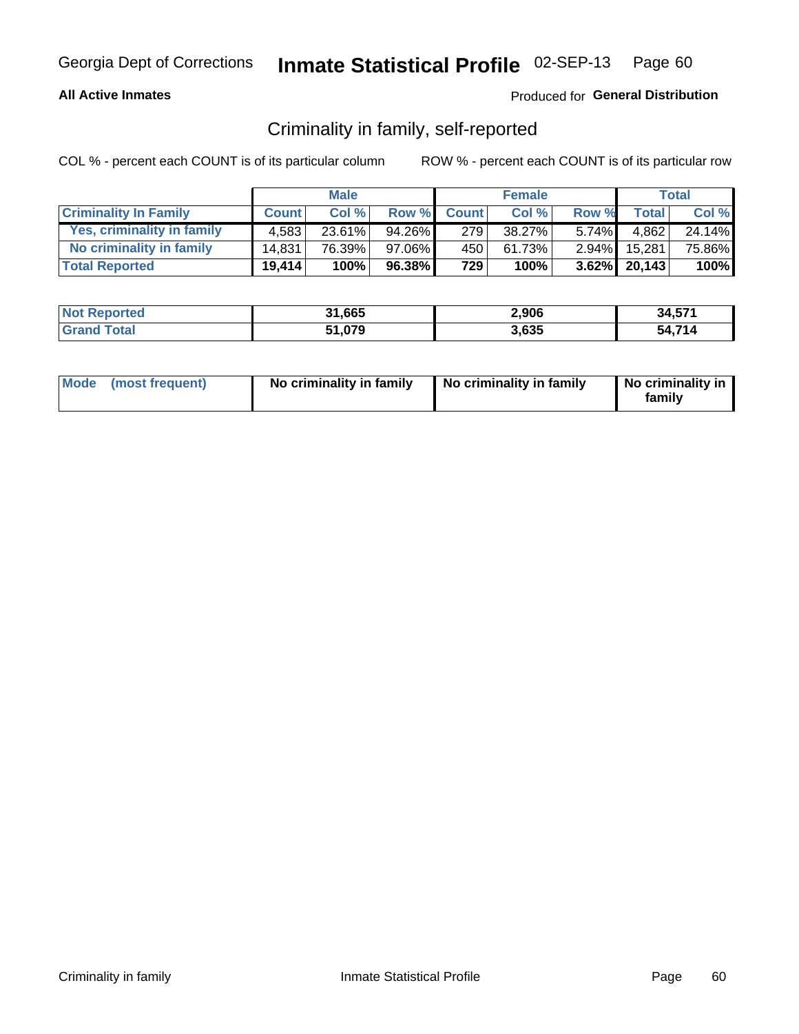Georgia Dept of Corrections **Inmate Statistical Profile** 02-SEP-13

**All Active Inmates**

Produced for **General Distribution**

## Criminality in family, self-reported

COL % - percent each COUNT is of its particular column

ROW % - percent each COUNT is of its particular row

| | Male | | | Female | | | Total | |
|---|---|---|---|---|---|---|---|---|
| **Criminality In Family** | **Count** | **Col %** | **Row %** | **Count** | **Col %** | **Row %** | **Total** | **Col %** |
| Yes, criminality in family | 4,583 | 23.61% | 94.26% | 279 | 38.27% | 5.74% | 4,862 | 24.14% |
| No criminality in family | 14,831 | 76.39% | 97.06% | 450 | 61.73% | 2.94% | 15,281 | 75.86% |
| **Total Reported** | **19,414** | **100%** | **96.38%** | **729** | **100%** | **3.62%** | **20,143** | **100%** |

| | Male | Female | Total |
|---|---|---|---|
| **Not Reported** | **31,665** | **2,906** | **34,571** |
| **Grand Total** | **51,079** | **3,635** | **54,714** |

| | Male | Female | Total |
|---|---|---|---|
| **Mode (most frequent)** | **No criminality in family** | **No criminality in family** | **No criminality in family** |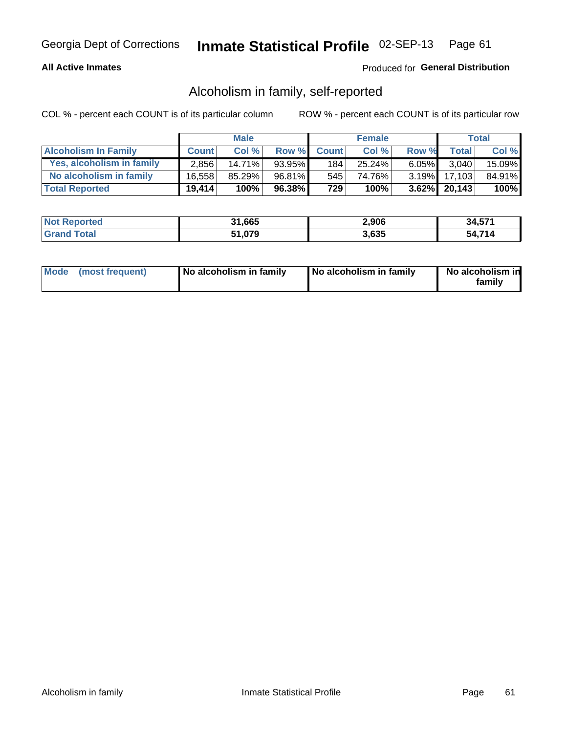Georgia Dept of Corrections **Inmate Statistical Profile** 02-SEP-13

**All Active Inmates**

Produced for **General Distribution**

## Alcoholism in family, self-reported

COL % - percent each COUNT is of its particular column    ROW % - percent each COUNT is of its particular row

| | Male | | | Female | | | Total | |
|---|---|---|---|---|---|---|---|---|
| **Alcoholism In Family** | **Count** | **Col %** | **Row %** | **Count** | **Col %** | **Row %** | **Total** | **Col %** |
| Yes, alcoholism in family | 2,856 | 14.71% | 93.95% | 184 | 25.24% | 6.05% | 3,040 | 15.09% |
| No alcoholism in family | 16,558 | 85.29% | 96.81% | 545 | 74.76% | 3.19% | 17,103 | 84.91% |
| **Total Reported** | **19,414** | **100%** | **96.38%** | **729** | **100%** | **3.62%** | **20,143** | **100%** |

| | Male | Female | Total |
|---|---|---|---|
| **Not Reported** | **31,665** | **2,906** | **34,571** |
| **Grand Total** | **51,079** | **3,635** | **54,714** |

| | Male | Female | Total |
|---|---|---|---|
| **Mode (most frequent)** | **No alcoholism in family** | **No alcoholism in family** | **No alcoholism in family** |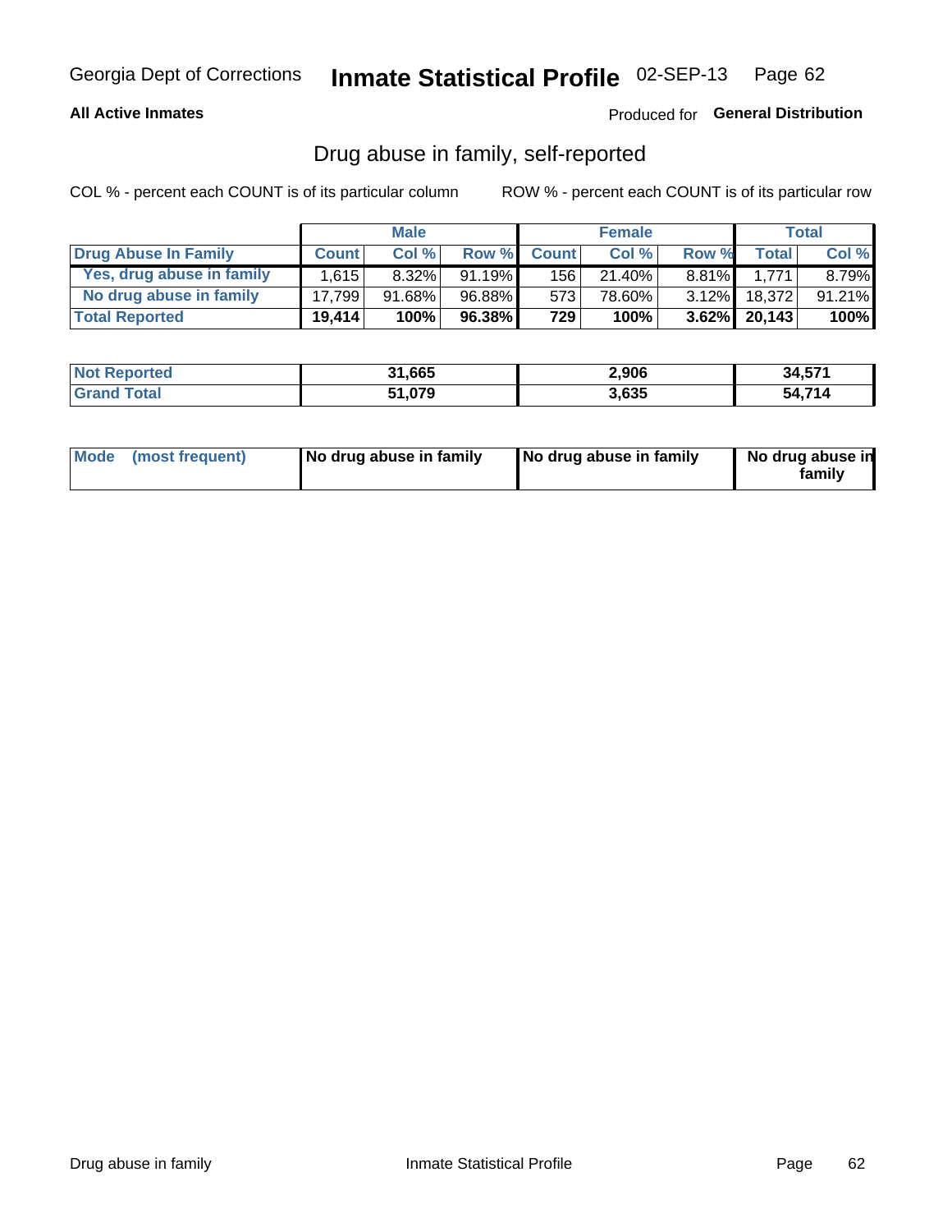Georgia Dept of Corrections **Inmate Statistical Profile** 02-SEP-13

**All Active Inmates**

Produced for **General Distribution**

## Drug abuse in family, self-reported

COL % - percent each COUNT is of its particular column ROW % - percent each COUNT is of its particular row

| | Male | | | Female | | | Total | |
|---|---|---|---|---|---|---|---|---|
| **Drug Abuse In Family** | **Count** | **Col %** | **Row %** | **Count** | **Col %** | **Row %** | **Total** | **Col %** |
| **Yes, drug abuse in family** | 1,615 | 8.32% | 91.19% | 156 | 21.40% | 8.81% | 1,771 | 8.79% |
| **No drug abuse in family** | 17,799 | 91.68% | 96.88% | 573 | 78.60% | 3.12% | 18,372 | 91.21% |
| **Total Reported** | **19,414** | **100%** | **96.38%** | **729** | **100%** | **3.62%** | **20,143** | **100%** |

| | Male | Female | Total |
|---|---|---|---|
| **Not Reported** | **31,665** | **2,906** | **34,571** |
| **Grand Total** | **51,079** | **3,635** | **54,714** |

| | Male | Female | Total |
|---|---|---|---|
| **Mode (most frequent)** | **No drug abuse in family** | **No drug abuse in family** | **No drug abuse in family** |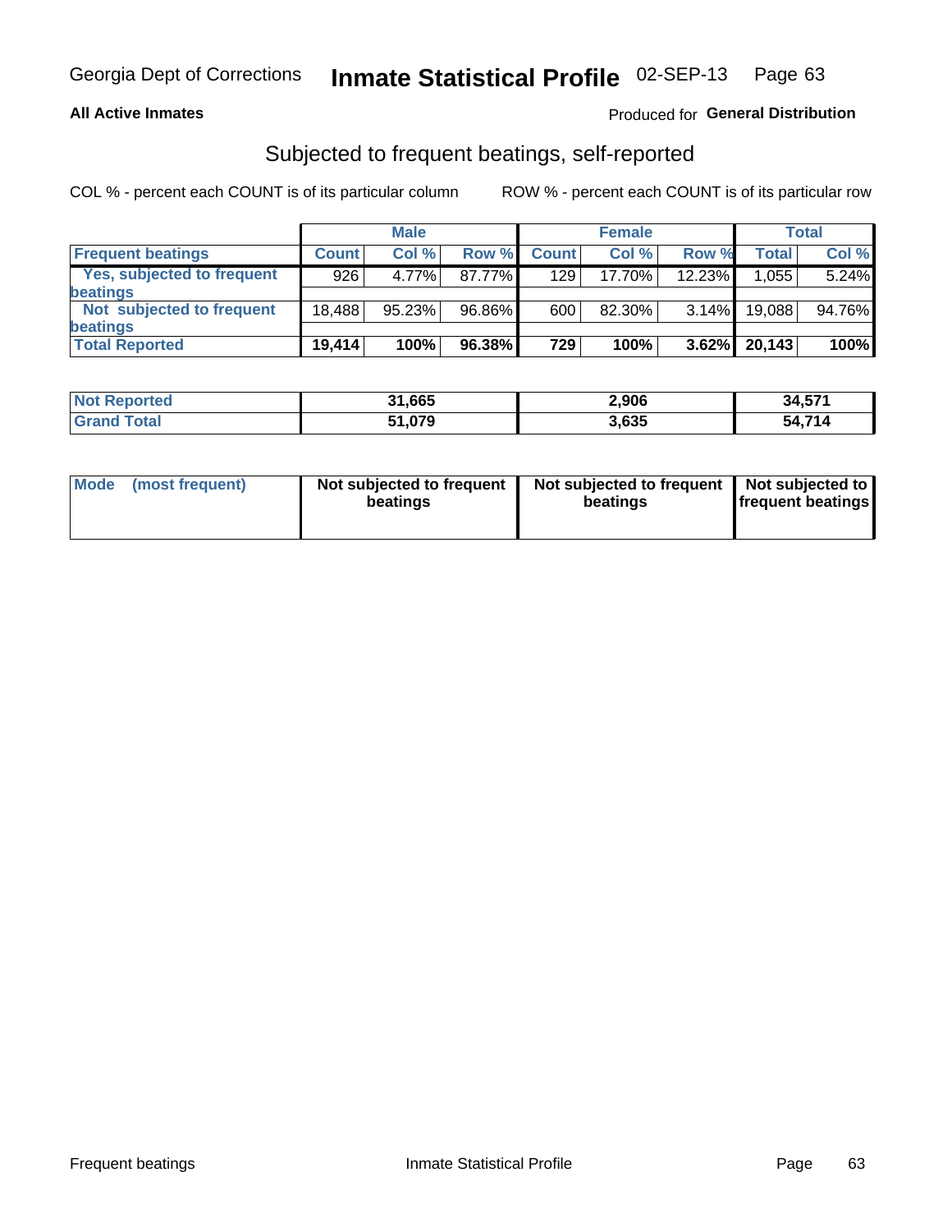Georgia Dept of Corrections **Inmate Statistical Profile** 02-SEP-13

**All Active Inmates**

Produced for **General Distribution**

## Subjected to frequent beatings, self-reported

COL % - percent each COUNT is of its particular column ROW % - percent each COUNT is of its particular row

| | Male | | | Female | | | Total | |
|---|---|---|---|---|---|---|---|---|
| **Frequent beatings** | **Count** | **Col %** | **Row %** | **Count** | **Col %** | **Row %** | **Total** | **Col %** |
| **Yes, subjected to frequent beatings** | 926 | 4.77% | 87.77% | 129 | 17.70% | 12.23% | 1,055 | 5.24% |
| **Not subjected to frequent beatings** | 18,488 | 95.23% | 96.86% | 600 | 82.30% | 3.14% | 19,088 | 94.76% |
| **Total Reported** | **19,414** | **100%** | **96.38%** | **729** | **100%** | **3.62%** | **20,143** | **100%** |

| | Male | Female | Total |
|---|---|---|---|
| **Not Reported** | **31,665** | **2,906** | **34,571** |
| **Grand Total** | **51,079** | **3,635** | **54,714** |

| **Mode (most frequent)** | **Not subjected to frequent beatings** | **Not subjected to frequent beatings** | **Not subjected to frequent beatings** |
|---|---|---|---|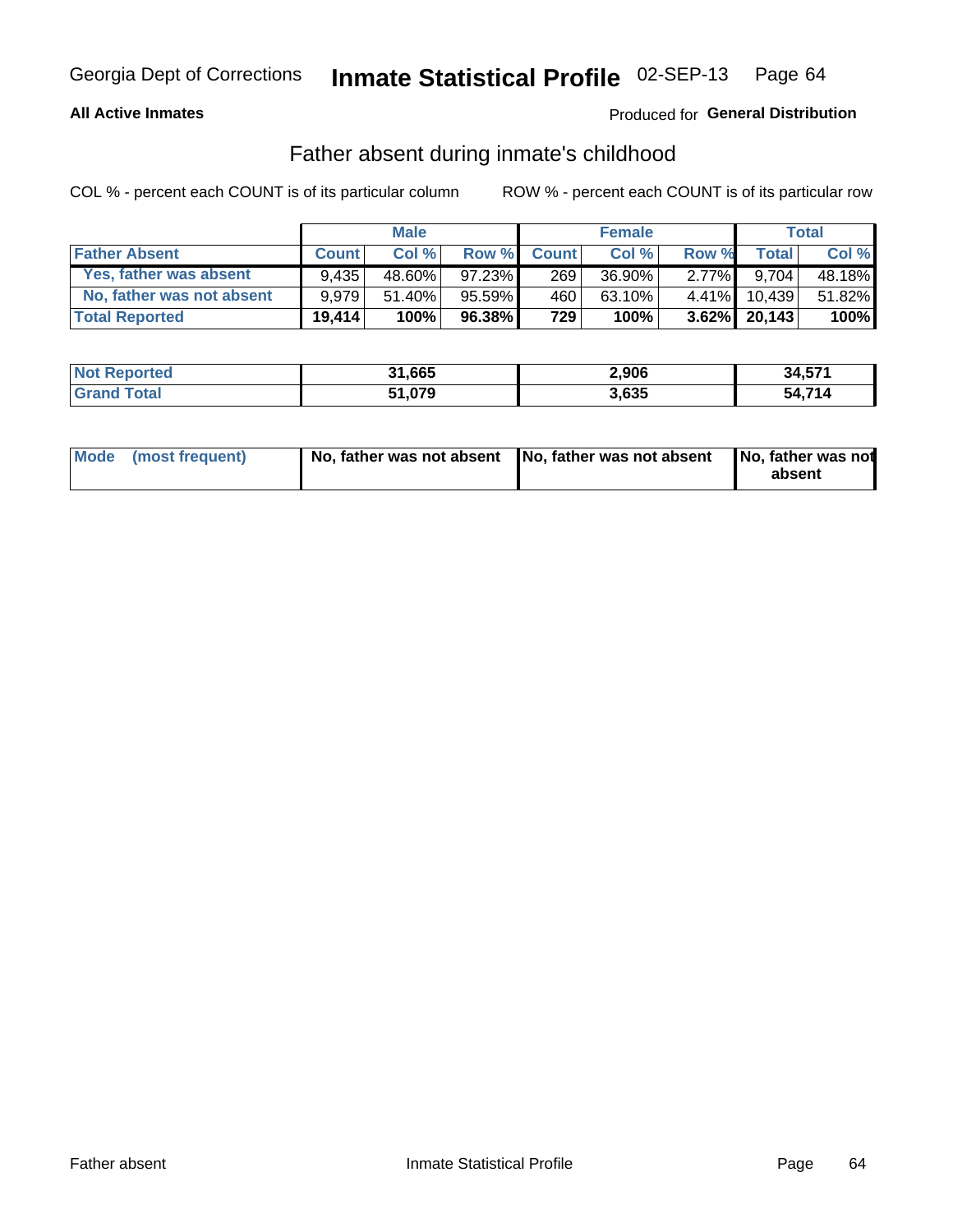Georgia Dept of Corrections **Inmate Statistical Profile** 02-SEP-13

**All Active Inmates**

Produced for **General Distribution**

## Father absent during inmate's childhood

COL % - percent each COUNT is of its particular column

ROW % - percent each COUNT is of its particular row

| | Male | | | Female | | | Total | |
|---|---|---|---|---|---|---|---|---|
| **Father Absent** | **Count** | **Col %** | **Row %** | **Count** | **Col %** | **Row %** | **Total** | **Col %** |
| Yes, father was absent | 9,435 | 48.60% | 97.23% | 269 | 36.90% | 2.77% | 9,704 | 48.18% |
| No, father was not absent | 9,979 | 51.40% | 95.59% | 460 | 63.10% | 4.41% | 10,439 | 51.82% |
| **Total Reported** | **19,414** | **100%** | **96.38%** | **729** | **100%** | **3.62%** | **20,143** | **100%** |

| | Male | Female | Total |
|---|---|---|---|
| **Not Reported** | **31,665** | **2,906** | **34,571** |
| **Grand Total** | **51,079** | **3,635** | **54,714** |

| | Male | Female | Total |
|---|---|---|---|
| **Mode (most frequent)** | **No, father was not absent** | **No, father was not absent** | **No, father was not absent** |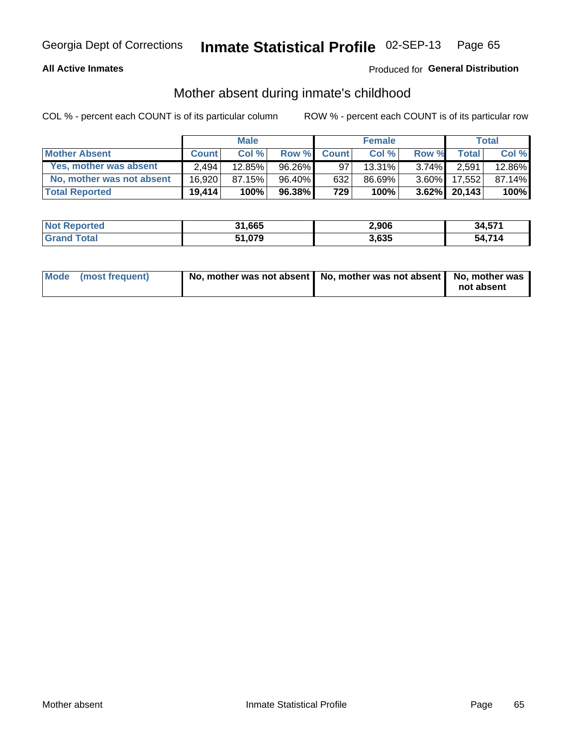Georgia Dept of Corrections **Inmate Statistical Profile** 02-SEP-13 Page 65

**All Active Inmates**

Produced for **General Distribution**

## Mother absent during inmate's childhood

COL % - percent each COUNT is of its particular column

ROW % - percent each COUNT is of its particular row

| | Male | | | Female | | | Total | |
|---|---|---|---|---|---|---|---|---|
| **Mother Absent** | **Count** | **Col %** | **Row %** | **Count** | **Col %** | **Row %** | **Total** | **Col %** |
| **Yes, mother was absent** | 2,494 | 12.85% | 96.26% | 97 | 13.31% | 3.74% | 2,591 | 12.86% |
| **No, mother was not absent** | 16,920 | 87.15% | 96.40% | 632 | 86.69% | 3.60% | 17,552 | 87.14% |
| **Total Reported** | **19,414** | **100%** | **96.38%** | **729** | **100%** | **3.62%** | **20,143** | **100%** |

| | Male | Female | Total |
|---|---|---|---|
| **Not Reported** | **31,665** | **2,906** | **34,571** |
| **Grand Total** | **51,079** | **3,635** | **54,714** |

| | Male | Female | Total |
|---|---|---|---|
| **Mode (most frequent)** | **No, mother was not absent** | **No, mother was not absent** | **No, mother was not absent** |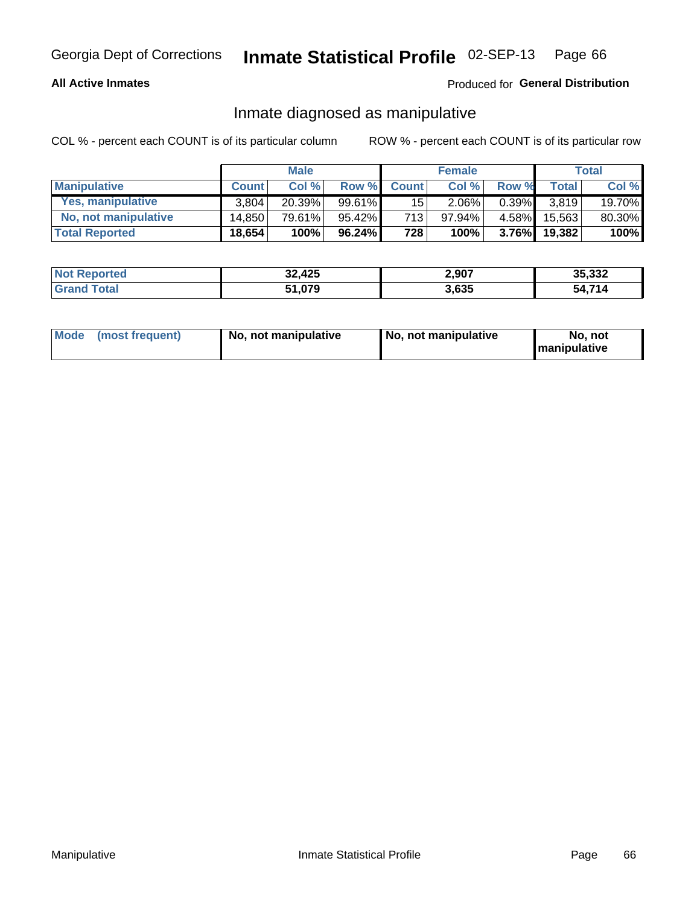Georgia Dept of Corrections **Inmate Statistical Profile** 02-SEP-13 Page 66

**All Active Inmates**

Produced for **General Distribution**

## Inmate diagnosed as manipulative

COL % - percent each COUNT is of its particular column

ROW % - percent each COUNT is of its particular row

| | Male | | | Female | | | Total | |
|---|---|---|---|---|---|---|---|---|
| **Manipulative** | **Count** | **Col %** | **Row %** | **Count** | **Col %** | **Row %** | **Total** | **Col %** |
| **Yes, manipulative** | 3,804 | 20.39% | 99.61% | 15 | 2.06% | 0.39% | 3,819 | 19.70% |
| **No, not manipulative** | 14,850 | 79.61% | 95.42% | 713 | 97.94% | 4.58% | 15,563 | 80.30% |
| **Total Reported** | **18,654** | **100%** | **96.24%** | **728** | **100%** | **3.76%** | **19,382** | **100%** |

| | Male | Female | Total |
|---|---|---|---|
| **Not Reported** | **32,425** | **2,907** | **35,332** |
| **Grand Total** | **51,079** | **3,635** | **54,714** |

| | Male | Female | Total |
|---|---|---|---|
| **Mode (most frequent)** | **No, not manipulative** | **No, not manipulative** | **No, not manipulative** |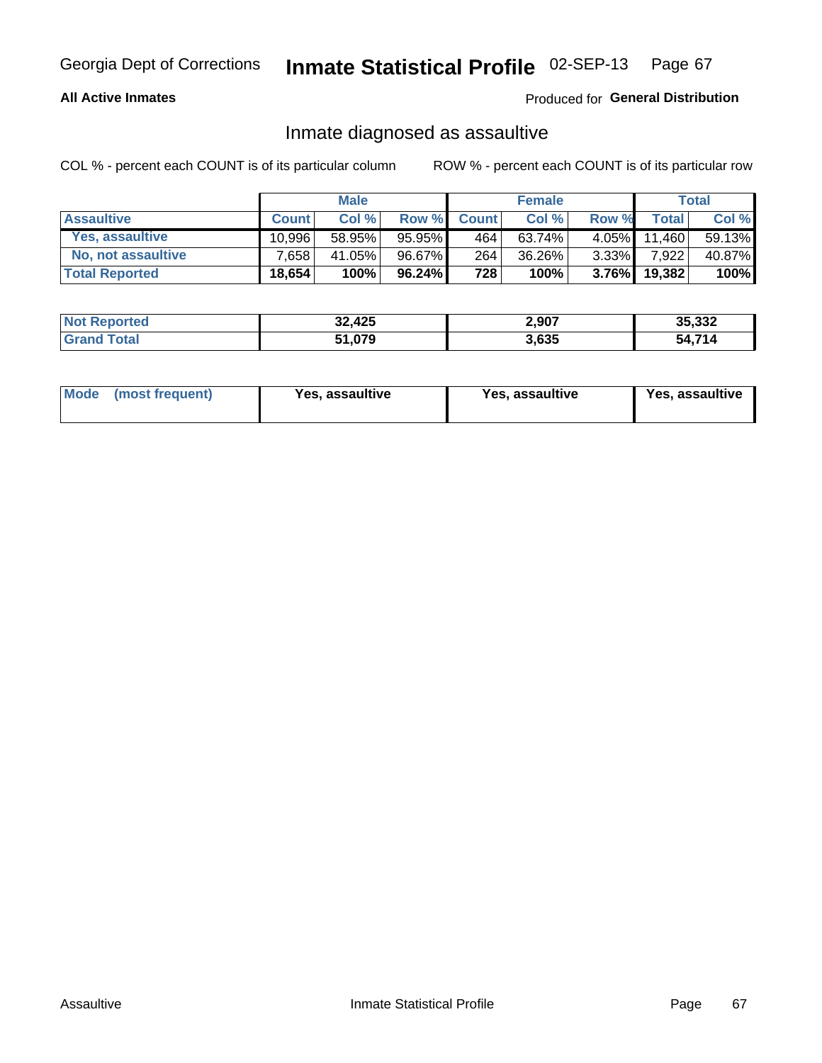Georgia Dept of Corrections **Inmate Statistical Profile** 02-SEP-13

**All Active Inmates**

Produced for **General Distribution**

## Inmate diagnosed as assaultive

COL % - percent each COUNT is of its particular column

ROW % - percent each COUNT is of its particular row

| | Male | | | Female | | | Total | |
|---|---|---|---|---|---|---|---|---|
| **Assaultive** | **Count** | **Col %** | **Row %** | **Count** | **Col %** | **Row %** | **Total** | **Col %** |
| Yes, assaultive | 10,996 | 58.95% | 95.95% | 464 | 63.74% | 4.05% | 11,460 | 59.13% |
| No, not assaultive | 7,658 | 41.05% | 96.67% | 264 | 36.26% | 3.33% | 7,922 | 40.87% |
| **Total Reported** | **18,654** | **100%** | **96.24%** | **728** | **100%** | **3.76%** | **19,382** | **100%** |

| | Male | Female | Total |
|---|---|---|---|
| **Not Reported** | **32,425** | **2,907** | **35,332** |
| **Grand Total** | **51,079** | **3,635** | **54,714** |

| | Male | Female | Total |
|---|---|---|---|
| **Mode (most frequent)** | **Yes, assaultive** | **Yes, assaultive** | **Yes, assaultive** |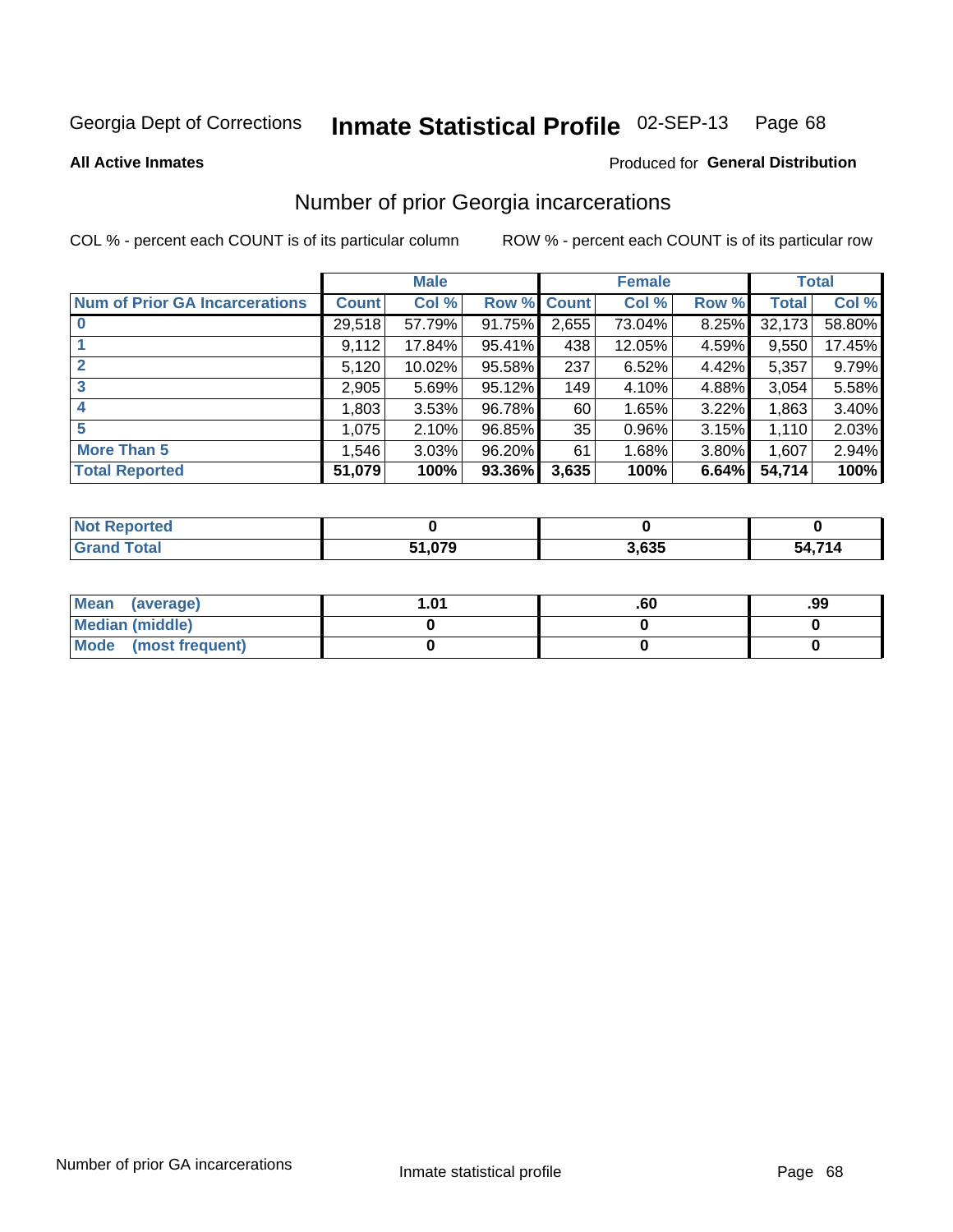Georgia Dept of Corrections **Inspection Statistical Profile** 02-SEP-13

**All Active Inmates**

Produced for **General Distribution**

## Number of prior Georgia incarcerations

COL % - percent each COUNT is of its particular column

ROW % - percent each COUNT is of its particular row

| | Male | | | Female | | | Total | |
|---|---|---|---|---|---|---|---|---|
| **Num of Prior GA Incarcerations** | **Count** | **Col %** | **Row %** | **Count** | **Col %** | **Row %** | **Total** | **Col %** |
| **0** | 29,518 | 57.79% | 91.75% | 2,655 | 73.04% | 8.25% | 32,173 | 58.80% |
| **1** | 9,112 | 17.84% | 95.41% | 438 | 12.05% | 4.59% | 9,550 | 17.45% |
| **2** | 5,120 | 10.02% | 95.58% | 237 | 6.52% | 4.42% | 5,357 | 9.79% |
| **3** | 2,905 | 5.69% | 95.12% | 149 | 4.10% | 4.88% | 3,054 | 5.58% |
| **4** | 1,803 | 3.53% | 96.78% | 60 | 1.65% | 3.22% | 1,863 | 3.40% |
| **5** | 1,075 | 2.10% | 96.85% | 35 | 0.96% | 3.15% | 1,110 | 2.03% |
| **More Than 5** | 1,546 | 3.03% | 96.20% | 61 | 1.68% | 3.80% | 1,607 | 2.94% |
| **Total Reported** | **51,079** | **100%** | **93.36%** | **3,635** | **100%** | **6.64%** | **54,714** | **100%** |

| | Male | Female | Total |
|---|---|---|---|
| **Not Reported** | **0** | **0** | **0** |
| **Grand Total** | **51,079** | **3,635** | **54,714** |

| | Male | Female | Total |
|---|---|---|---|
| **Mean (average)** | **1.01** | **.60** | **.99** |
| **Median (middle)** | **0** | **0** | **0** |
| **Mode (most frequent)** | **0** | **0** | **0** |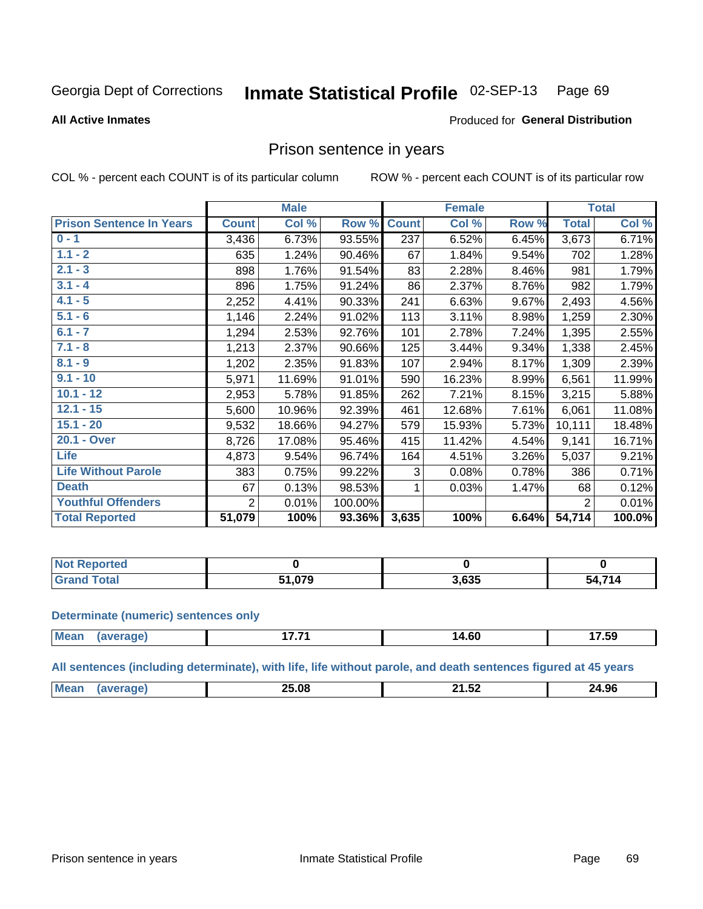Georgia Dept of Corrections **Inmate Statistical Profile** 02-SEP-13

**All Active Inmates**

Produced for **General Distribution**

## Prison sentence in years

COL % - percent each COUNT is of its particular column

ROW % - percent each COUNT is of its particular row

| | Male | | | Female | | | Total | |
|---|---|---|---|---|---|---|---|---|
| **Prison Sentence In Years** | **Count** | **Col %** | **Row %** | **Count** | **Col %** | **Row %** | **Total** | **Col %** |
| **0 - 1** | 3,436 | 6.73% | 93.55% | 237 | 6.52% | 6.45% | 3,673 | 6.71% |
| **1.1 - 2** | 635 | 1.24% | 90.46% | 67 | 1.84% | 9.54% | 702 | 1.28% |
| **2.1 - 3** | 898 | 1.76% | 91.54% | 83 | 2.28% | 8.46% | 981 | 1.79% |
| **3.1 - 4** | 896 | 1.75% | 91.24% | 86 | 2.37% | 8.76% | 982 | 1.79% |
| **4.1 - 5** | 2,252 | 4.41% | 90.33% | 241 | 6.63% | 9.67% | 2,493 | 4.56% |
| **5.1 - 6** | 1,146 | 2.24% | 91.02% | 113 | 3.11% | 8.98% | 1,259 | 2.30% |
| **6.1 - 7** | 1,294 | 2.53% | 92.76% | 101 | 2.78% | 7.24% | 1,395 | 2.55% |
| **7.1 - 8** | 1,213 | 2.37% | 90.66% | 125 | 3.44% | 9.34% | 1,338 | 2.45% |
| **8.1 - 9** | 1,202 | 2.35% | 91.83% | 107 | 2.94% | 8.17% | 1,309 | 2.39% |
| **9.1 - 10** | 5,971 | 11.69% | 91.01% | 590 | 16.23% | 8.99% | 6,561 | 11.99% |
| **10.1 - 12** | 2,953 | 5.78% | 91.85% | 262 | 7.21% | 8.15% | 3,215 | 5.88% |
| **12.1 - 15** | 5,600 | 10.96% | 92.39% | 461 | 12.68% | 7.61% | 6,061 | 11.08% |
| **15.1 - 20** | 9,532 | 18.66% | 94.27% | 579 | 15.93% | 5.73% | 10,111 | 18.48% |
| **20.1 - Over** | 8,726 | 17.08% | 95.46% | 415 | 11.42% | 4.54% | 9,141 | 16.71% |
| **Life** | 4,873 | 9.54% | 96.74% | 164 | 4.51% | 3.26% | 5,037 | 9.21% |
| **Life Without Parole** | 383 | 0.75% | 99.22% | 3 | 0.08% | 0.78% | 386 | 0.71% |
| **Death** | 67 | 0.13% | 98.53% | 1 | 0.03% | 1.47% | 68 | 0.12% |
| **Youthful Offenders** | 2 | 0.01% | 100.00% | | | | 2 | 0.01% |
| **Total Reported** | **51,079** | **100%** | **93.36%** | **3,635** | **100%** | **6.64%** | **54,714** | **100.0%** |

| | Male | Female | Total |
|---|---|---|---|
| **Not Reported** | **0** | **0** | **0** |
| **Grand Total** | **51,079** | **3,635** | **54,714** |

**Determinate (numeric) sentences only**

| | Male | Female | Total |
|---|---|---|---|
| **Mean (average)** | **17.71** | **14.60** | **17.59** |

**All sentences (including determinate), with life, life without parole, and death sentences figured at 45 years**

| | Male | Female | Total |
|---|---|---|---|
| **Mean (average)** | **25.08** | **21.52** | **24.96** |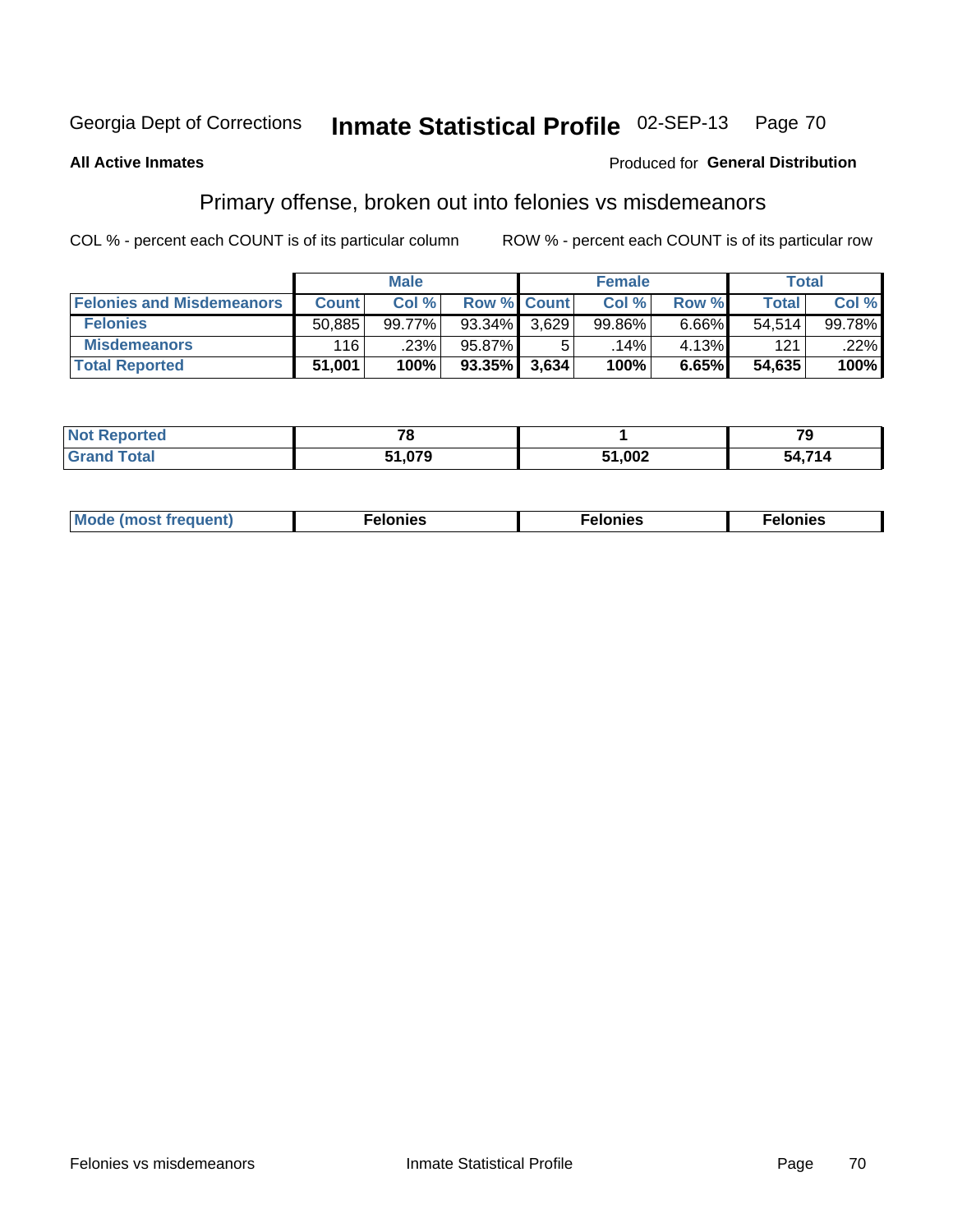Georgia Dept of Corrections **Inmate Statistical Profile** 02-SEP-13

**All Active Inmates**

Produced for **General Distribution**

## Primary offense, broken out into felonies vs misdemeanors

COL % - percent each COUNT is of its particular column ROW % - percent each COUNT is of its particular row

| | Male | | | Female | | | Total | |
|---|---|---|---|---|---|---|---|---|
| **Felonies and Misdemeanors** | **Count** | **Col %** | **Row %** | **Count** | **Col %** | **Row %** | **Total** | **Col %** |
| **Felonies** | 50,885 | 99.77% | 93.34% | 3,629 | 99.86% | 6.66% | 54,514 | 99.78% |
| **Misdemeanors** | 116 | .23% | 95.87% | 5 | .14% | 4.13% | 121 | .22% |
| **Total Reported** | **51,001** | **100%** | **93.35%** | **3,634** | **100%** | **6.65%** | **54,635** | **100%** |

| | Male | Female | Total |
|---|---|---|---|
| **Not Reported** | **78** | **1** | **79** |
| **Grand Total** | **51,079** | **51,002** | **54,714** |

| | Male | Female | Total |
|---|---|---|---|
| **Mode (most frequent)** | **Felonies** | **Felonies** | **Felonies** |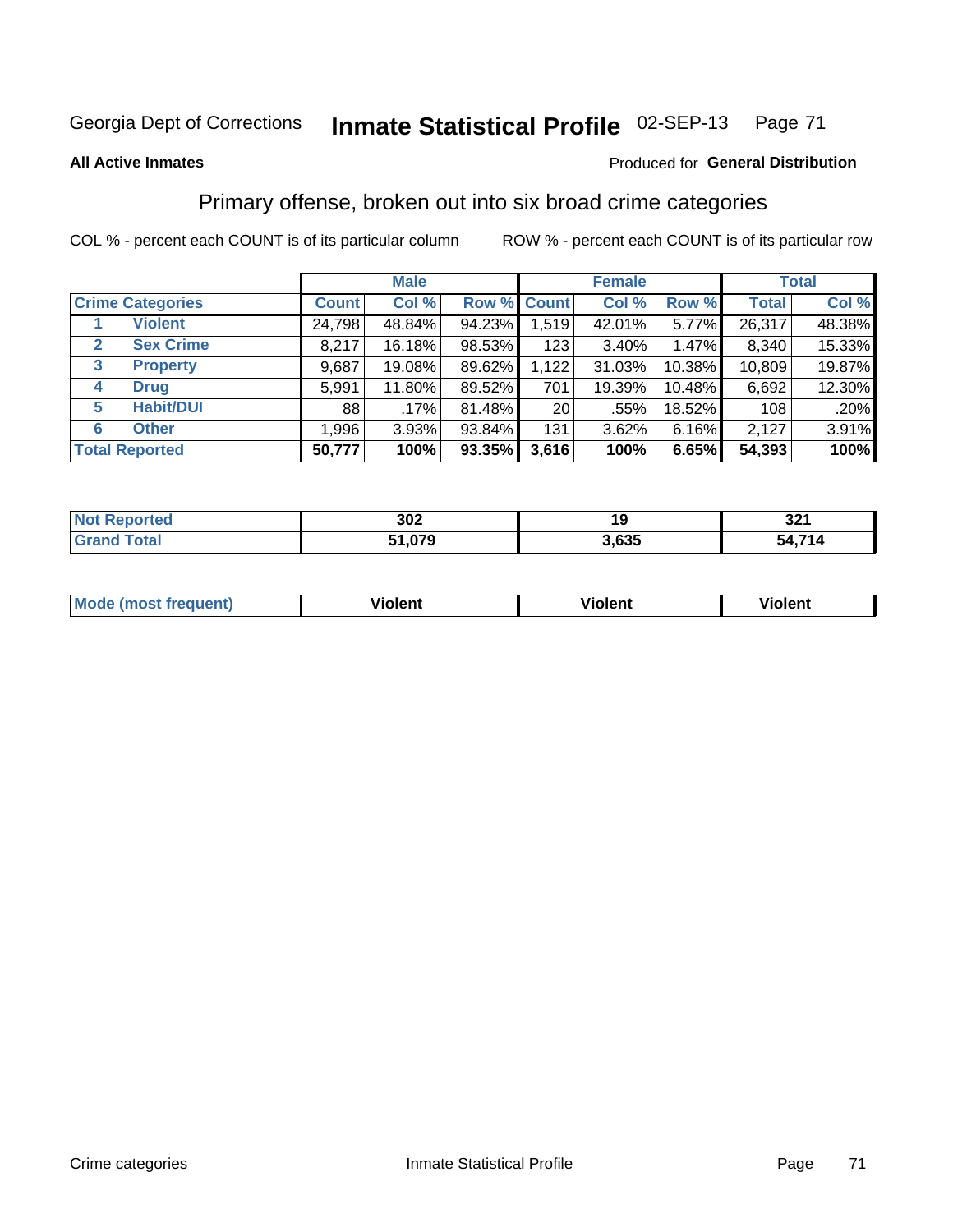Georgia Dept of Corrections **Inmate Statistical Profile** 02-SEP-13

**All Active Inmates**

Produced for **General Distribution**

## Primary offense, broken out into six broad crime categories

COL % - percent each COUNT is of its particular column

ROW % - percent each COUNT is of its particular row

| | | Male | | | Female | | | Total | |
|---|---|---|---|---|---|---|---|---|---|
| **Crime Categories** | | **Count** | **Col %** | **Row %** | **Count** | **Col %** | **Row %** | **Total** | **Col %** |
| 1 | **Violent** | 24,798 | 48.84% | 94.23% | 1,519 | 42.01% | 5.77% | 26,317 | 48.38% |
| 2 | **Sex Crime** | 8,217 | 16.18% | 98.53% | 123 | 3.40% | 1.47% | 8,340 | 15.33% |
| 3 | **Property** | 9,687 | 19.08% | 89.62% | 1,122 | 31.03% | 10.38% | 10,809 | 19.87% |
| 4 | **Drug** | 5,991 | 11.80% | 89.52% | 701 | 19.39% | 10.48% | 6,692 | 12.30% |
| 5 | **Habit/DUI** | 88 | .17% | 81.48% | 20 | .55% | 18.52% | 108 | .20% |
| 6 | **Other** | 1,996 | 3.93% | 93.84% | 131 | 3.62% | 6.16% | 2,127 | 3.91% |
| **Total Reported** | | **50,777** | **100%** | **93.35%** | **3,616** | **100%** | **6.65%** | **54,393** | **100%** |

| | Male | Female | Total |
|---|---|---|---|
| **Not Reported** | **302** | **19** | **321** |
| **Grand Total** | **51,079** | **3,635** | **54,714** |

| | Male | Female | Total |
|---|---|---|---|
| **Mode (most frequent)** | **Violent** | **Violent** | **Violent** |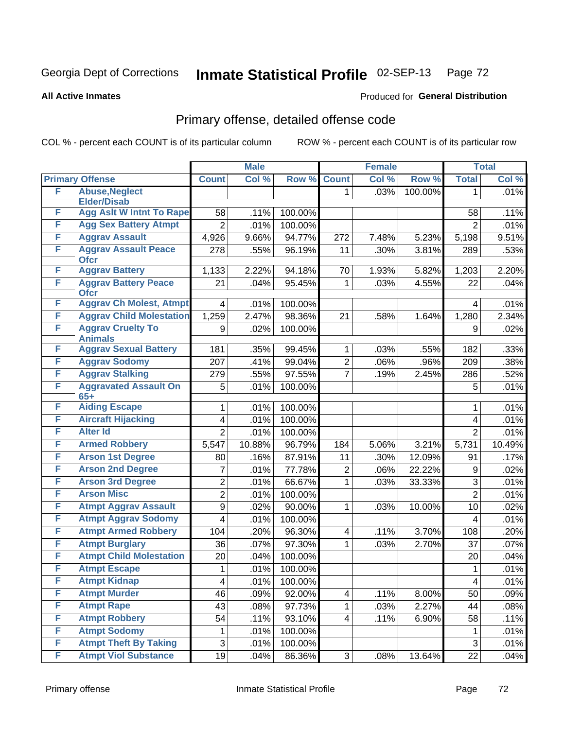Georgia Dept of Corrections **Inmate Statistical Profile** 02-SEP-13

**All Active Inmates**

Produced for **General Distribution**

## Primary offense, detailed offense code

COL % - percent each COUNT is of its particular column ROW % - percent each COUNT is of its particular row

| | | Male | | | Female | | | Total | |
|---|---|---|---|---|---|---|---|---|---|
| **Primary Offense** | | **Count** | **Col %** | **Row %** | **Count** | **Col %** | **Row %** | **Total** | **Col %** |
| F | Abuse,Neglect Elder/Disab | | | | 1 | .03% | 100.00% | 1 | .01% |
| F | Agg Aslt W Intnt To Rape | 58 | .11% | 100.00% | | | | 58 | .11% |
| F | Agg Sex Battery Atmpt | 2 | .01% | 100.00% | | | | 2 | .01% |
| F | Aggrav Assault | 4,926 | 9.66% | 94.77% | 272 | 7.48% | 5.23% | 5,198 | 9.51% |
| F | Aggrav Assault Peace Ofcr | 278 | .55% | 96.19% | 11 | .30% | 3.81% | 289 | .53% |
| F | Aggrav Battery | 1,133 | 2.22% | 94.18% | 70 | 1.93% | 5.82% | 1,203 | 2.20% |
| F | Aggrav Battery Peace Ofcr | 21 | .04% | 95.45% | 1 | .03% | 4.55% | 22 | .04% |
| F | Aggrav Ch Molest, Atmpt | 4 | .01% | 100.00% | | | | 4 | .01% |
| F | Aggrav Child Molestation | 1,259 | 2.47% | 98.36% | 21 | .58% | 1.64% | 1,280 | 2.34% |
| F | Aggrav Cruelty To Animals | 9 | .02% | 100.00% | | | | 9 | .02% |
| F | Aggrav Sexual Battery | 181 | .35% | 99.45% | 1 | .03% | .55% | 182 | .33% |
| F | Aggrav Sodomy | 207 | .41% | 99.04% | 2 | .06% | .96% | 209 | .38% |
| F | Aggrav Stalking | 279 | .55% | 97.55% | 7 | .19% | 2.45% | 286 | .52% |
| F | Aggravated Assault On 65+ | 5 | .01% | 100.00% | | | | 5 | .01% |
| F | Aiding Escape | 1 | .01% | 100.00% | | | | 1 | .01% |
| F | Aircraft Hijacking | 4 | .01% | 100.00% | | | | 4 | .01% |
| F | Alter Id | 2 | .01% | 100.00% | | | | 2 | .01% |
| F | Armed Robbery | 5,547 | 10.88% | 96.79% | 184 | 5.06% | 3.21% | 5,731 | 10.49% |
| F | Arson 1st Degree | 80 | .16% | 87.91% | 11 | .30% | 12.09% | 91 | .17% |
| F | Arson 2nd Degree | 7 | .01% | 77.78% | 2 | .06% | 22.22% | 9 | .02% |
| F | Arson 3rd Degree | 2 | .01% | 66.67% | 1 | .03% | 33.33% | 3 | .01% |
| F | Arson Misc | 2 | .01% | 100.00% | | | | 2 | .01% |
| F | Atmpt Aggrav Assault | 9 | .02% | 90.00% | 1 | .03% | 10.00% | 10 | .02% |
| F | Atmpt Aggrav Sodomy | 4 | .01% | 100.00% | | | | 4 | .01% |
| F | Atmpt Armed Robbery | 104 | .20% | 96.30% | 4 | .11% | 3.70% | 108 | .20% |
| F | Atmpt Burglary | 36 | .07% | 97.30% | 1 | .03% | 2.70% | 37 | .07% |
| F | Atmpt Child Molestation | 20 | .04% | 100.00% | | | | 20 | .04% |
| F | Atmpt Escape | 1 | .01% | 100.00% | | | | 1 | .01% |
| F | Atmpt Kidnap | 4 | .01% | 100.00% | | | | 4 | .01% |
| F | Atmpt Murder | 46 | .09% | 92.00% | 4 | .11% | 8.00% | 50 | .09% |
| F | Atmpt Rape | 43 | .08% | 97.73% | 1 | .03% | 2.27% | 44 | .08% |
| F | Atmpt Robbery | 54 | .11% | 93.10% | 4 | .11% | 6.90% | 58 | .11% |
| F | Atmpt Sodomy | 1 | .01% | 100.00% | | | | 1 | .01% |
| F | Atmpt Theft By Taking | 3 | .01% | 100.00% | | | | 3 | .01% |
| F | Atmpt Viol Substance | 19 | .04% | 86.36% | 3 | .08% | 13.64% | 22 | .04% |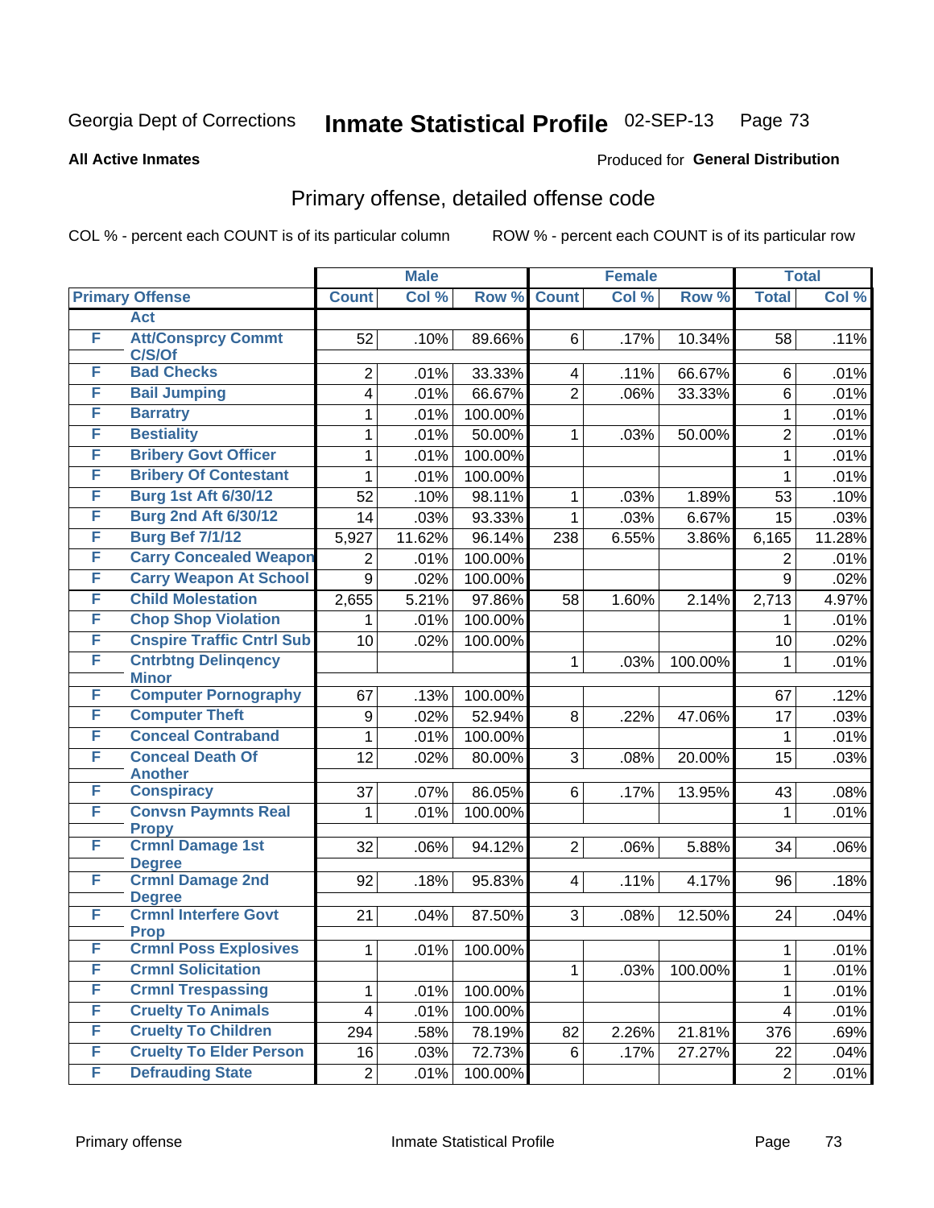Georgia Dept of Corrections **Inmate Statistical Profile** 02-SEP-13

**All Active Inmates** Produced for **General Distribution**

## Primary offense, detailed offense code

COL % - percent each COUNT is of its particular column ROW % - percent each COUNT is of its particular row

| Primary Offense | | Male | | | Female | | | Total | |
|---|---|---|---|---|---|---|---|---|---|
| | | Count | Col % | Row % | Count | Col % | Row % | Total | Col % |
| | Act | | | | | | | | |
| F | Att/Consprcy Commt C/S/Of | 52 | .10% | 89.66% | 6 | .17% | 10.34% | 58 | .11% |
| F | Bad Checks | 2 | .01% | 33.33% | 4 | .11% | 66.67% | 6 | .01% |
| F | Bail Jumping | 4 | .01% | 66.67% | 2 | .06% | 33.33% | 6 | .01% |
| F | Barratry | 1 | .01% | 100.00% | | | | 1 | .01% |
| F | Bestiality | 1 | .01% | 50.00% | 1 | .03% | 50.00% | 2 | .01% |
| F | Bribery Govt Officer | 1 | .01% | 100.00% | | | | 1 | .01% |
| F | Bribery Of Contestant | 1 | .01% | 100.00% | | | | 1 | .01% |
| F | Burg 1st Aft 6/30/12 | 52 | .10% | 98.11% | 1 | .03% | 1.89% | 53 | .10% |
| F | Burg 2nd Aft 6/30/12 | 14 | .03% | 93.33% | 1 | .03% | 6.67% | 15 | .03% |
| F | Burg Bef 7/1/12 | 5,927 | 11.62% | 96.14% | 238 | 6.55% | 3.86% | 6,165 | 11.28% |
| F | Carry Concealed Weapon | 2 | .01% | 100.00% | | | | 2 | .01% |
| F | Carry Weapon At School | 9 | .02% | 100.00% | | | | 9 | .02% |
| F | Child Molestation | 2,655 | 5.21% | 97.86% | 58 | 1.60% | 2.14% | 2,713 | 4.97% |
| F | Chop Shop Violation | 1 | .01% | 100.00% | | | | 1 | .01% |
| F | Cnspire Traffic Cntrl Sub | 10 | .02% | 100.00% | | | | 10 | .02% |
| F | Cntrbtng Delinqency Minor | | | | 1 | .03% | 100.00% | 1 | .01% |
| F | Computer Pornography | 67 | .13% | 100.00% | | | | 67 | .12% |
| F | Computer Theft | 9 | .02% | 52.94% | 8 | .22% | 47.06% | 17 | .03% |
| F | Conceal Contraband | 1 | .01% | 100.00% | | | | 1 | .01% |
| F | Conceal Death Of Another | 12 | .02% | 80.00% | 3 | .08% | 20.00% | 15 | .03% |
| F | Conspiracy | 37 | .07% | 86.05% | 6 | .17% | 13.95% | 43 | .08% |
| F | Convsn Paymnts Real Propy | 1 | .01% | 100.00% | | | | 1 | .01% |
| F | Crmnl Damage 1st Degree | 32 | .06% | 94.12% | 2 | .06% | 5.88% | 34 | .06% |
| F | Crmnl Damage 2nd Degree | 92 | .18% | 95.83% | 4 | .11% | 4.17% | 96 | .18% |
| F | Crmnl Interfere Govt Prop | 21 | .04% | 87.50% | 3 | .08% | 12.50% | 24 | .04% |
| F | Crmnl Poss Explosives | 1 | .01% | 100.00% | | | | 1 | .01% |
| F | Crmnl Solicitation | | | | 1 | .03% | 100.00% | 1 | .01% |
| F | Crmnl Trespassing | 1 | .01% | 100.00% | | | | 1 | .01% |
| F | Cruelty To Animals | 4 | .01% | 100.00% | | | | 4 | .01% |
| F | Cruelty To Children | 294 | .58% | 78.19% | 82 | 2.26% | 21.81% | 376 | .69% |
| F | Cruelty To Elder Person | 16 | .03% | 72.73% | 6 | .17% | 27.27% | 22 | .04% |
| F | Defrauding State | 2 | .01% | 100.00% | | | | 2 | .01% |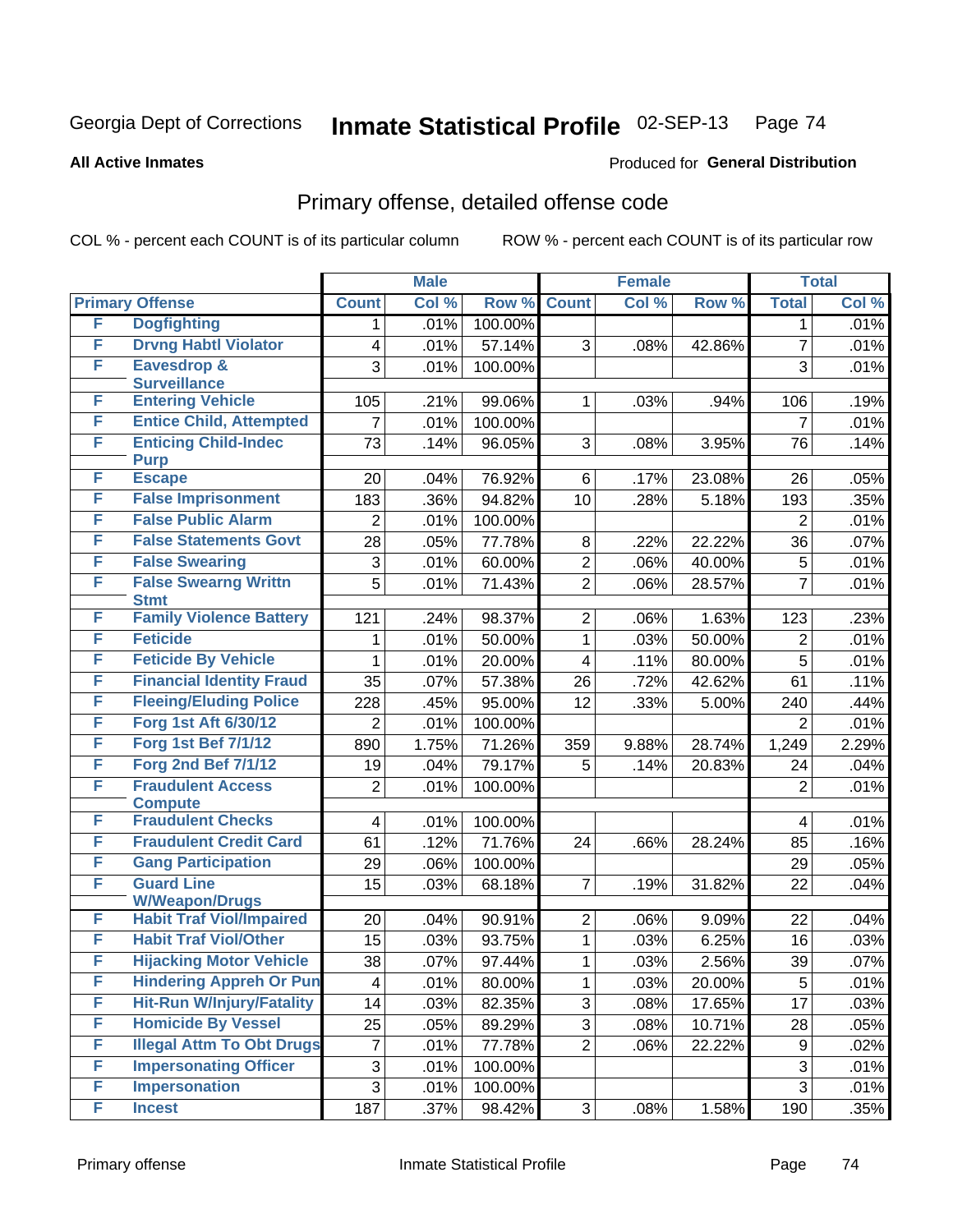Georgia Dept of Corrections **Inmate Statistical Profile** 02-SEP-13

**All Active Inmates**

Produced for **General Distribution**

## Primary offense, detailed offense code

COL % - percent each COUNT is of its particular column

ROW % - percent each COUNT is of its particular row

| | | Male | | | Female | | | Total | |
|---|---|---|---|---|---|---|---|---|---|
| **Primary Offense** | | **Count** | **Col %** | **Row %** | **Count** | **Col %** | **Row %** | **Total** | **Col %** |
| F | Dogfighting | 1 | .01% | 100.00% | | | | 1 | .01% |
| F | Drvng Habtl Violator | 4 | .01% | 57.14% | 3 | .08% | 42.86% | 7 | .01% |
| F | Eavesdrop & Surveillance | 3 | .01% | 100.00% | | | | 3 | .01% |
| F | Entering Vehicle | 105 | .21% | 99.06% | 1 | .03% | .94% | 106 | .19% |
| F | Entice Child, Attempted | 7 | .01% | 100.00% | | | | 7 | .01% |
| F | Enticing Child-Indec Purp | 73 | .14% | 96.05% | 3 | .08% | 3.95% | 76 | .14% |
| F | Escape | 20 | .04% | 76.92% | 6 | .17% | 23.08% | 26 | .05% |
| F | False Imprisonment | 183 | .36% | 94.82% | 10 | .28% | 5.18% | 193 | .35% |
| F | False Public Alarm | 2 | .01% | 100.00% | | | | 2 | .01% |
| F | False Statements Govt | 28 | .05% | 77.78% | 8 | .22% | 22.22% | 36 | .07% |
| F | False Swearing | 3 | .01% | 60.00% | 2 | .06% | 40.00% | 5 | .01% |
| F | False Swearng Writtn Stmt | 5 | .01% | 71.43% | 2 | .06% | 28.57% | 7 | .01% |
| F | Family Violence Battery | 121 | .24% | 98.37% | 2 | .06% | 1.63% | 123 | .23% |
| F | Feticide | 1 | .01% | 50.00% | 1 | .03% | 50.00% | 2 | .01% |
| F | Feticide By Vehicle | 1 | .01% | 20.00% | 4 | .11% | 80.00% | 5 | .01% |
| F | Financial Identity Fraud | 35 | .07% | 57.38% | 26 | .72% | 42.62% | 61 | .11% |
| F | Fleeing/Eluding Police | 228 | .45% | 95.00% | 12 | .33% | 5.00% | 240 | .44% |
| F | Forg 1st Aft 6/30/12 | 2 | .01% | 100.00% | | | | 2 | .01% |
| F | Forg 1st Bef 7/1/12 | 890 | 1.75% | 71.26% | 359 | 9.88% | 28.74% | 1,249 | 2.29% |
| F | Forg 2nd Bef 7/1/12 | 19 | .04% | 79.17% | 5 | .14% | 20.83% | 24 | .04% |
| F | Fraudulent Access Compute | 2 | .01% | 100.00% | | | | 2 | .01% |
| F | Fraudulent Checks | 4 | .01% | 100.00% | | | | 4 | .01% |
| F | Fraudulent Credit Card | 61 | .12% | 71.76% | 24 | .66% | 28.24% | 85 | .16% |
| F | Gang Participation | 29 | .06% | 100.00% | | | | 29 | .05% |
| F | Guard Line W/Weapon/Drugs | 15 | .03% | 68.18% | 7 | .19% | 31.82% | 22 | .04% |
| F | Habit Traf Viol/Impaired | 20 | .04% | 90.91% | 2 | .06% | 9.09% | 22 | .04% |
| F | Habit Traf Viol/Other | 15 | .03% | 93.75% | 1 | .03% | 6.25% | 16 | .03% |
| F | Hijacking Motor Vehicle | 38 | .07% | 97.44% | 1 | .03% | 2.56% | 39 | .07% |
| F | Hindering Appreh Or Pun | 4 | .01% | 80.00% | 1 | .03% | 20.00% | 5 | .01% |
| F | Hit-Run W/Injury/Fatality | 14 | .03% | 82.35% | 3 | .08% | 17.65% | 17 | .03% |
| F | Homicide By Vessel | 25 | .05% | 89.29% | 3 | .08% | 10.71% | 28 | .05% |
| F | Illegal Attm To Obt Drugs | 7 | .01% | 77.78% | 2 | .06% | 22.22% | 9 | .02% |
| F | Impersonating Officer | 3 | .01% | 100.00% | | | | 3 | .01% |
| F | Impersonation | 3 | .01% | 100.00% | | | | 3 | .01% |
| F | Incest | 187 | .37% | 98.42% | 3 | .08% | 1.58% | 190 | .35% |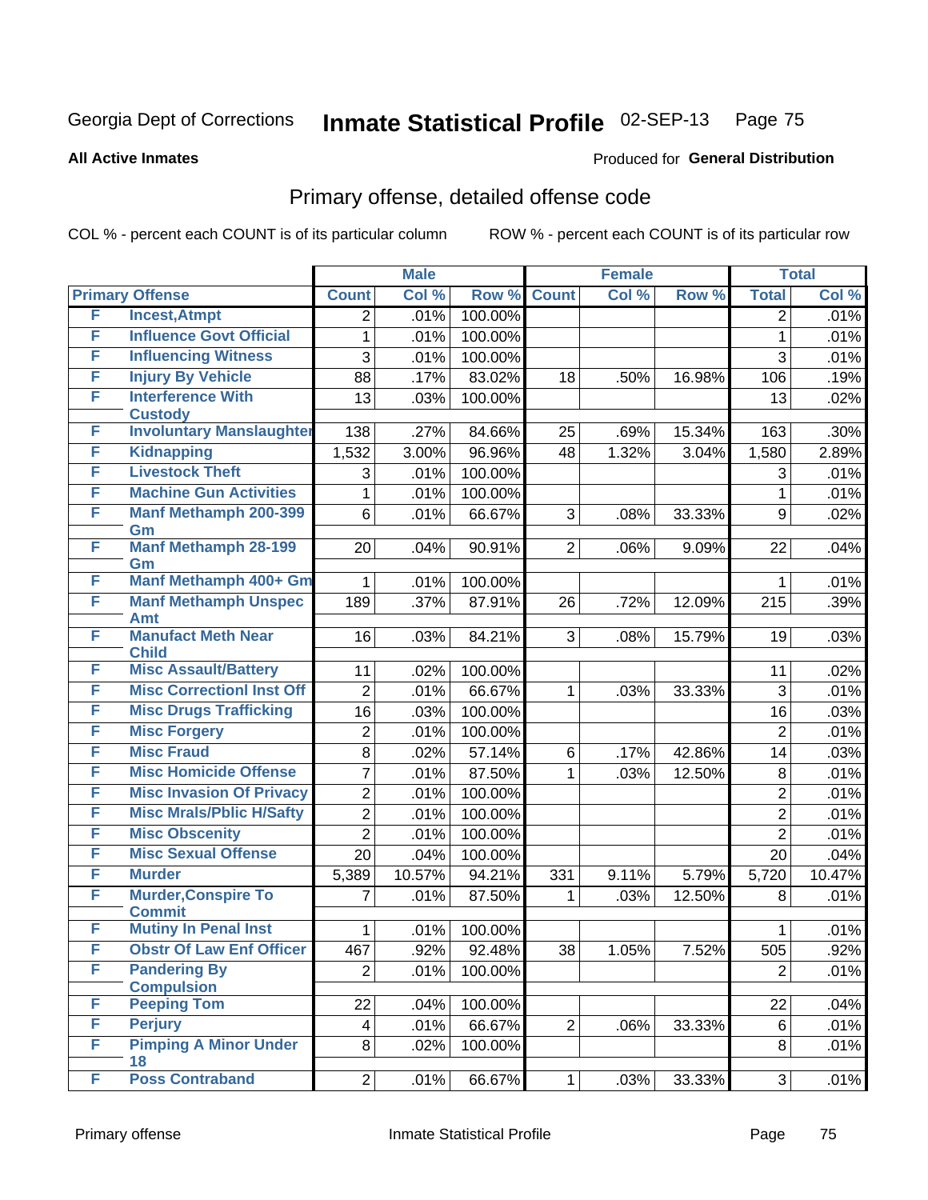Georgia Dept of Corrections **Inmate Statistical Profile** 02-SEP-13

**All Active Inmates**

Produced for **General Distribution**

## Primary offense, detailed offense code

COL % - percent each COUNT is of its particular column ROW % - percent each COUNT is of its particular row

| Primary Offense | | Male | | | Female | | | Total | |
|---|---|---|---|---|---|---|---|---|---|
| | | Count | Col % | Row % | Count | Col % | Row % | Total | Col % |
| F | Incest,Atmpt | 2 | .01% | 100.00% | | | | 2 | .01% |
| F | Influence Govt Official | 1 | .01% | 100.00% | | | | 1 | .01% |
| F | Influencing Witness | 3 | .01% | 100.00% | | | | 3 | .01% |
| F | Injury By Vehicle | 88 | .17% | 83.02% | 18 | .50% | 16.98% | 106 | .19% |
| F | Interference With Custody | 13 | .03% | 100.00% | | | | 13 | .02% |
| F | Involuntary Manslaughter | 138 | .27% | 84.66% | 25 | .69% | 15.34% | 163 | .30% |
| F | Kidnapping | 1,532 | 3.00% | 96.96% | 48 | 1.32% | 3.04% | 1,580 | 2.89% |
| F | Livestock Theft | 3 | .01% | 100.00% | | | | 3 | .01% |
| F | Machine Gun Activities | 1 | .01% | 100.00% | | | | 1 | .01% |
| F | Manf Methamph 200-399 Gm | 6 | .01% | 66.67% | 3 | .08% | 33.33% | 9 | .02% |
| F | Manf Methamph 28-199 Gm | 20 | .04% | 90.91% | 2 | .06% | 9.09% | 22 | .04% |
| F | Manf Methamph 400+ Gm | 1 | .01% | 100.00% | | | | 1 | .01% |
| F | Manf Methamph Unspec Amt | 189 | .37% | 87.91% | 26 | .72% | 12.09% | 215 | .39% |
| F | Manufact Meth Near Child | 16 | .03% | 84.21% | 3 | .08% | 15.79% | 19 | .03% |
| F | Misc Assault/Battery | 11 | .02% | 100.00% | | | | 11 | .02% |
| F | Misc Correctionl Inst Off | 2 | .01% | 66.67% | 1 | .03% | 33.33% | 3 | .01% |
| F | Misc Drugs Trafficking | 16 | .03% | 100.00% | | | | 16 | .03% |
| F | Misc Forgery | 2 | .01% | 100.00% | | | | 2 | .01% |
| F | Misc Fraud | 8 | .02% | 57.14% | 6 | .17% | 42.86% | 14 | .03% |
| F | Misc Homicide Offense | 7 | .01% | 87.50% | 1 | .03% | 12.50% | 8 | .01% |
| F | Misc Invasion Of Privacy | 2 | .01% | 100.00% | | | | 2 | .01% |
| F | Misc Mrals/Pblic H/Safty | 2 | .01% | 100.00% | | | | 2 | .01% |
| F | Misc Obscenity | 2 | .01% | 100.00% | | | | 2 | .01% |
| F | Misc Sexual Offense | 20 | .04% | 100.00% | | | | 20 | .04% |
| F | Murder | 5,389 | 10.57% | 94.21% | 331 | 9.11% | 5.79% | 5,720 | 10.47% |
| F | Murder,Conspire To Commit | 7 | .01% | 87.50% | 1 | .03% | 12.50% | 8 | .01% |
| F | Mutiny In Penal Inst | 1 | .01% | 100.00% | | | | 1 | .01% |
| F | Obstr Of Law Enf Officer | 467 | .92% | 92.48% | 38 | 1.05% | 7.52% | 505 | .92% |
| F | Pandering By Compulsion | 2 | .01% | 100.00% | | | | 2 | .01% |
| F | Peeping Tom | 22 | .04% | 100.00% | | | | 22 | .04% |
| F | Perjury | 4 | .01% | 66.67% | 2 | .06% | 33.33% | 6 | .01% |
| F | Pimping A Minor Under 18 | 8 | .02% | 100.00% | | | | 8 | .01% |
| F | Poss Contraband | 2 | .01% | 66.67% | 1 | .03% | 33.33% | 3 | .01% |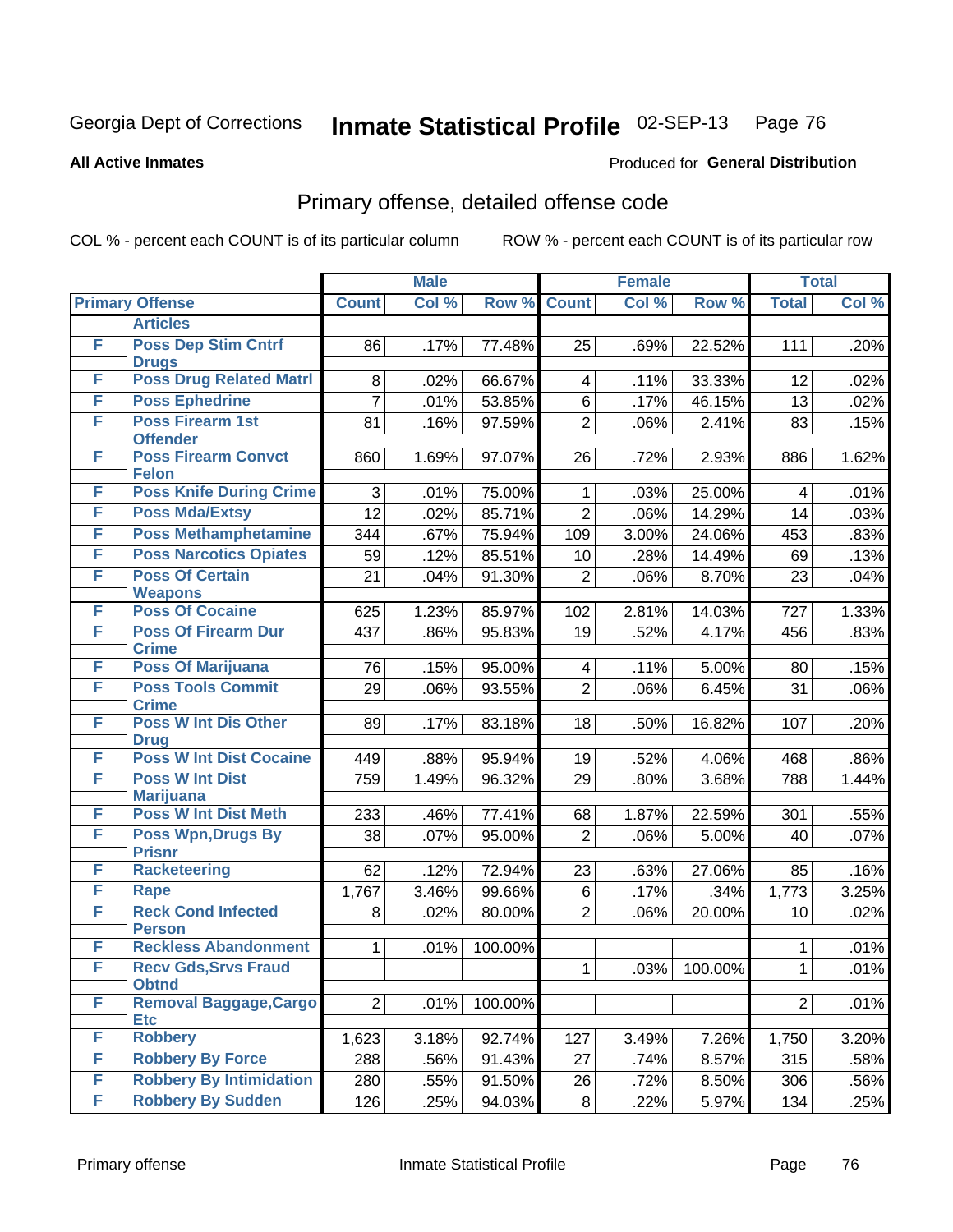Georgia Dept of Corrections **Inmate Statistical Profile** 02-SEP-13

**All Active Inmates** Produced for **General Distribution**

## Primary offense, detailed offense code

COL % - percent each COUNT is of its particular column ROW % - percent each COUNT is of its particular row

| Primary Offense | | Male | | | Female | | | Total | |
|---|---|---|---|---|---|---|---|---|---|
| | | Count | Col % | Row % | Count | Col % | Row % | Total | Col % |
| | Articles | | | | | | | | |
| F | Poss Dep Stim Cntrf Drugs | 86 | .17% | 77.48% | 25 | .69% | 22.52% | 111 | .20% |
| F | Poss Drug Related Matrl | 8 | .02% | 66.67% | 4 | .11% | 33.33% | 12 | .02% |
| F | Poss Ephedrine | 7 | .01% | 53.85% | 6 | .17% | 46.15% | 13 | .02% |
| F | Poss Firearm 1st Offender | 81 | .16% | 97.59% | 2 | .06% | 2.41% | 83 | .15% |
| F | Poss Firearm Convct Felon | 860 | 1.69% | 97.07% | 26 | .72% | 2.93% | 886 | 1.62% |
| F | Poss Knife During Crime | 3 | .01% | 75.00% | 1 | .03% | 25.00% | 4 | .01% |
| F | Poss Mda/Extsy | 12 | .02% | 85.71% | 2 | .06% | 14.29% | 14 | .03% |
| F | Poss Methamphetamine | 344 | .67% | 75.94% | 109 | 3.00% | 24.06% | 453 | .83% |
| F | Poss Narcotics Opiates | 59 | .12% | 85.51% | 10 | .28% | 14.49% | 69 | .13% |
| F | Poss Of Certain Weapons | 21 | .04% | 91.30% | 2 | .06% | 8.70% | 23 | .04% |
| F | Poss Of Cocaine | 625 | 1.23% | 85.97% | 102 | 2.81% | 14.03% | 727 | 1.33% |
| F | Poss Of Firearm Dur Crime | 437 | .86% | 95.83% | 19 | .52% | 4.17% | 456 | .83% |
| F | Poss Of Marijuana | 76 | .15% | 95.00% | 4 | .11% | 5.00% | 80 | .15% |
| F | Poss Tools Commit Crime | 29 | .06% | 93.55% | 2 | .06% | 6.45% | 31 | .06% |
| F | Poss W Int Dis Other Drug | 89 | .17% | 83.18% | 18 | .50% | 16.82% | 107 | .20% |
| F | Poss W Int Dist Cocaine | 449 | .88% | 95.94% | 19 | .52% | 4.06% | 468 | .86% |
| F | Poss W Int Dist Marijuana | 759 | 1.49% | 96.32% | 29 | .80% | 3.68% | 788 | 1.44% |
| F | Poss W Int Dist Meth | 233 | .46% | 77.41% | 68 | 1.87% | 22.59% | 301 | .55% |
| F | Poss Wpn,Drugs By Prisnr | 38 | .07% | 95.00% | 2 | .06% | 5.00% | 40 | .07% |
| F | Racketeering | 62 | .12% | 72.94% | 23 | .63% | 27.06% | 85 | .16% |
| F | Rape | 1,767 | 3.46% | 99.66% | 6 | .17% | .34% | 1,773 | 3.25% |
| F | Reck Cond Infected Person | 8 | .02% | 80.00% | 2 | .06% | 20.00% | 10 | .02% |
| F | Reckless Abandonment | 1 | .01% | 100.00% | | | | 1 | .01% |
| F | Recv Gds,Srvs Fraud Obtnd | | | | 1 | .03% | 100.00% | 1 | .01% |
| F | Removal Baggage,Cargo Etc | 2 | .01% | 100.00% | | | | 2 | .01% |
| F | Robbery | 1,623 | 3.18% | 92.74% | 127 | 3.49% | 7.26% | 1,750 | 3.20% |
| F | Robbery By Force | 288 | .56% | 91.43% | 27 | .74% | 8.57% | 315 | .58% |
| F | Robbery By Intimidation | 280 | .55% | 91.50% | 26 | .72% | 8.50% | 306 | .56% |
| F | Robbery By Sudden | 126 | .25% | 94.03% | 8 | .22% | 5.97% | 134 | .25% |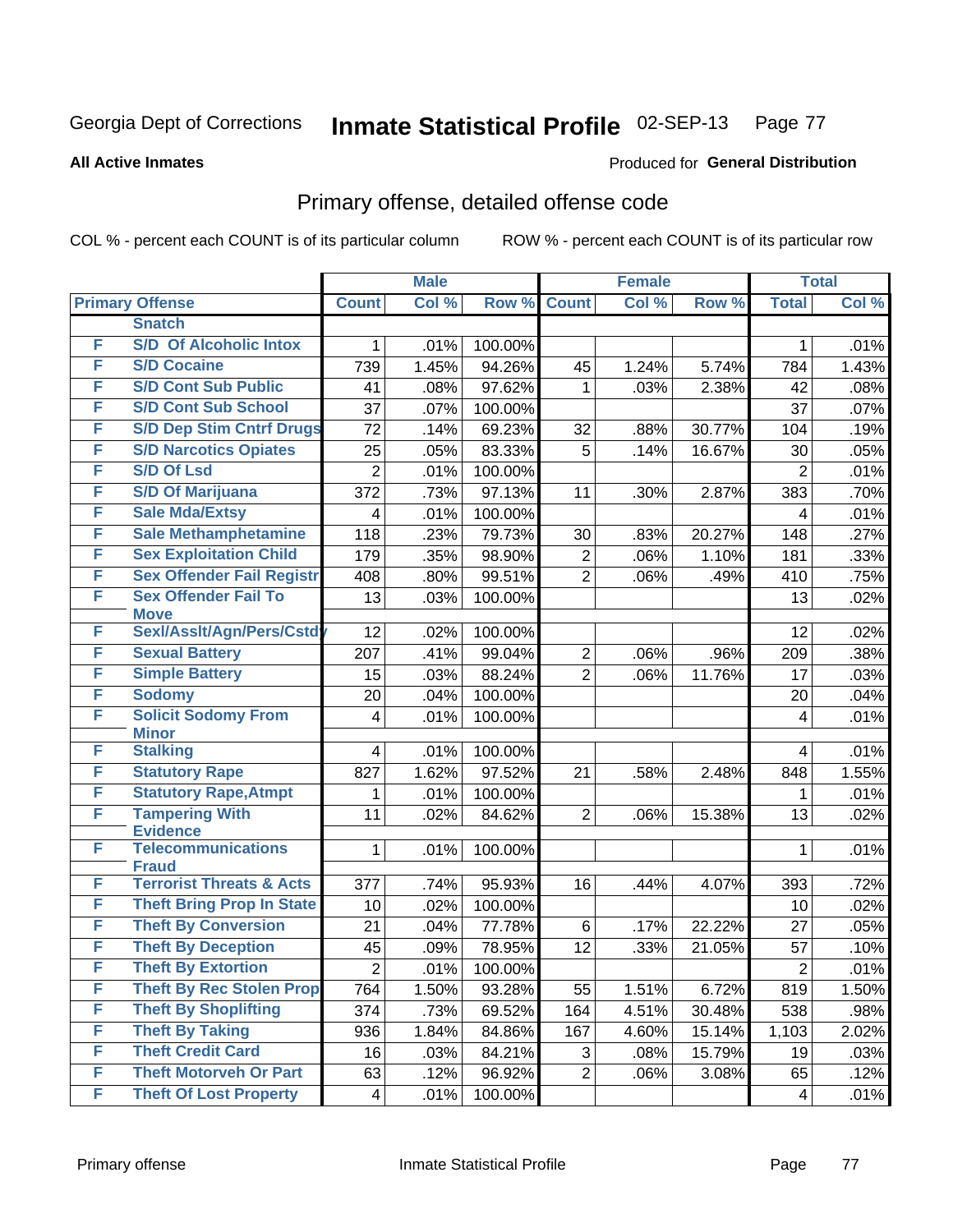Georgia Dept of Corrections **Inmate Statistical Profile** 02-SEP-13

**All Active Inmates**

Produced for **General Distribution**

## Primary offense, detailed offense code

COL % - percent each COUNT is of its particular column ROW % - percent each COUNT is of its particular row

| Primary Offense | | Male | | | Female | | | Total | |
|---|---|---|---|---|---|---|---|---|---|
| | | Count | Col % | Row % | Count | Col % | Row % | Total | Col % |
| | Snatch | | | | | | | | |
| F | S/D Of Alcoholic Intox | 1 | .01% | 100.00% | | | | 1 | .01% |
| F | S/D Cocaine | 739 | 1.45% | 94.26% | 45 | 1.24% | 5.74% | 784 | 1.43% |
| F | S/D Cont Sub Public | 41 | .08% | 97.62% | 1 | .03% | 2.38% | 42 | .08% |
| F | S/D Cont Sub School | 37 | .07% | 100.00% | | | | 37 | .07% |
| F | S/D Dep Stim Cntrf Drugs | 72 | .14% | 69.23% | 32 | .88% | 30.77% | 104 | .19% |
| F | S/D Narcotics Opiates | 25 | .05% | 83.33% | 5 | .14% | 16.67% | 30 | .05% |
| F | S/D Of Lsd | 2 | .01% | 100.00% | | | | 2 | .01% |
| F | S/D Of Marijuana | 372 | .73% | 97.13% | 11 | .30% | 2.87% | 383 | .70% |
| F | Sale Mda/Extsy | 4 | .01% | 100.00% | | | | 4 | .01% |
| F | Sale Methamphetamine | 118 | .23% | 79.73% | 30 | .83% | 20.27% | 148 | .27% |
| F | Sex Exploitation Child | 179 | .35% | 98.90% | 2 | .06% | 1.10% | 181 | .33% |
| F | Sex Offender Fail Registr | 408 | .80% | 99.51% | 2 | .06% | .49% | 410 | .75% |
| F | Sex Offender Fail To Move | 13 | .03% | 100.00% | | | | 13 | .02% |
| F | Sexl/Asslt/Agn/Pers/Cstdy | 12 | .02% | 100.00% | | | | 12 | .02% |
| F | Sexual Battery | 207 | .41% | 99.04% | 2 | .06% | .96% | 209 | .38% |
| F | Simple Battery | 15 | .03% | 88.24% | 2 | .06% | 11.76% | 17 | .03% |
| F | Sodomy | 20 | .04% | 100.00% | | | | 20 | .04% |
| F | Solicit Sodomy From Minor | 4 | .01% | 100.00% | | | | 4 | .01% |
| F | Stalking | 4 | .01% | 100.00% | | | | 4 | .01% |
| F | Statutory Rape | 827 | 1.62% | 97.52% | 21 | .58% | 2.48% | 848 | 1.55% |
| F | Statutory Rape,Atmpt | 1 | .01% | 100.00% | | | | 1 | .01% |
| F | Tampering With Evidence | 11 | .02% | 84.62% | 2 | .06% | 15.38% | 13 | .02% |
| F | Telecommunications Fraud | 1 | .01% | 100.00% | | | | 1 | .01% |
| F | Terrorist Threats & Acts | 377 | .74% | 95.93% | 16 | .44% | 4.07% | 393 | .72% |
| F | Theft Bring Prop In State | 10 | .02% | 100.00% | | | | 10 | .02% |
| F | Theft By Conversion | 21 | .04% | 77.78% | 6 | .17% | 22.22% | 27 | .05% |
| F | Theft By Deception | 45 | .09% | 78.95% | 12 | .33% | 21.05% | 57 | .10% |
| F | Theft By Extortion | 2 | .01% | 100.00% | | | | 2 | .01% |
| F | Theft By Rec Stolen Prop | 764 | 1.50% | 93.28% | 55 | 1.51% | 6.72% | 819 | 1.50% |
| F | Theft By Shoplifting | 374 | .73% | 69.52% | 164 | 4.51% | 30.48% | 538 | .98% |
| F | Theft By Taking | 936 | 1.84% | 84.86% | 167 | 4.60% | 15.14% | 1,103 | 2.02% |
| F | Theft Credit Card | 16 | .03% | 84.21% | 3 | .08% | 15.79% | 19 | .03% |
| F | Theft Motorveh Or Part | 63 | .12% | 96.92% | 2 | .06% | 3.08% | 65 | .12% |
| F | Theft Of Lost Property | 4 | .01% | 100.00% | | | | 4 | .01% |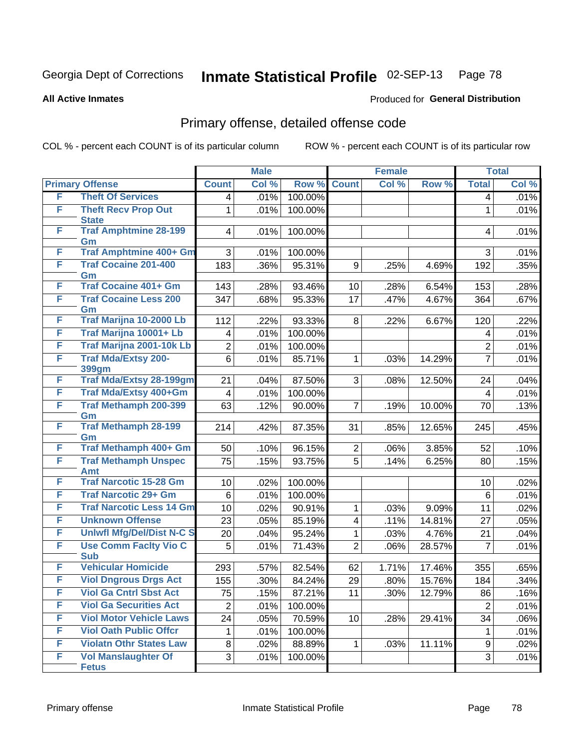Georgia Dept of Corrections **Inmate Statistical Profile** 02-SEP-13

**All Active Inmates**

Produced for **General Distribution**

## Primary offense, detailed offense code

COL % - percent each COUNT is of its particular column

ROW % - percent each COUNT is of its particular row

| Primary Offense | | Male | | | Female | | | Total | |
|---|---|---|---|---|---|---|---|---|---|
| | | Count | Col % | Row % | Count | Col % | Row % | Total | Col % |
| F | Theft Of Services | 4 | .01% | 100.00% | | | | 4 | .01% |
| F | Theft Recv Prop Out State | 1 | .01% | 100.00% | | | | 1 | .01% |
| F | Traf Amphtmine 28-199 Gm | 4 | .01% | 100.00% | | | | 4 | .01% |
| F | Traf Amphtmine 400+ Gm | 3 | .01% | 100.00% | | | | 3 | .01% |
| F | Traf Cocaine 201-400 Gm | 183 | .36% | 95.31% | 9 | .25% | 4.69% | 192 | .35% |
| F | Traf Cocaine 401+ Gm | 143 | .28% | 93.46% | 10 | .28% | 6.54% | 153 | .28% |
| F | Traf Cocaine Less 200 Gm | 347 | .68% | 95.33% | 17 | .47% | 4.67% | 364 | .67% |
| F | Traf Marijna 10-2000 Lb | 112 | .22% | 93.33% | 8 | .22% | 6.67% | 120 | .22% |
| F | Traf Marijna 10001+ Lb | 4 | .01% | 100.00% | | | | 4 | .01% |
| F | Traf Marijna 2001-10k Lb | 2 | .01% | 100.00% | | | | 2 | .01% |
| F | Traf Mda/Extsy 200-399gm | 6 | .01% | 85.71% | 1 | .03% | 14.29% | 7 | .01% |
| F | Traf Mda/Extsy 28-199gm | 21 | .04% | 87.50% | 3 | .08% | 12.50% | 24 | .04% |
| F | Traf Mda/Extsy 400+Gm | 4 | .01% | 100.00% | | | | 4 | .01% |
| F | Traf Methamph 200-399 Gm | 63 | .12% | 90.00% | 7 | .19% | 10.00% | 70 | .13% |
| F | Traf Methamph 28-199 Gm | 214 | .42% | 87.35% | 31 | .85% | 12.65% | 245 | .45% |
| F | Traf Methamph 400+ Gm | 50 | .10% | 96.15% | 2 | .06% | 3.85% | 52 | .10% |
| F | Traf Methamph Unspec Amt | 75 | .15% | 93.75% | 5 | .14% | 6.25% | 80 | .15% |
| F | Traf Narcotic 15-28 Gm | 10 | .02% | 100.00% | | | | 10 | .02% |
| F | Traf Narcotic 29+ Gm | 6 | .01% | 100.00% | | | | 6 | .01% |
| F | Traf Narcotic Less 14 Gm | 10 | .02% | 90.91% | 1 | .03% | 9.09% | 11 | .02% |
| F | Unknown Offense | 23 | .05% | 85.19% | 4 | .11% | 14.81% | 27 | .05% |
| F | Unlwfl Mfg/Del/Dist N-C S | 20 | .04% | 95.24% | 1 | .03% | 4.76% | 21 | .04% |
| F | Use Comm Faclty Vio C Sub | 5 | .01% | 71.43% | 2 | .06% | 28.57% | 7 | .01% |
| F | Vehicular Homicide | 293 | .57% | 82.54% | 62 | 1.71% | 17.46% | 355 | .65% |
| F | Viol Dngrous Drgs Act | 155 | .30% | 84.24% | 29 | .80% | 15.76% | 184 | .34% |
| F | Viol Ga Cntrl Sbst Act | 75 | .15% | 87.21% | 11 | .30% | 12.79% | 86 | .16% |
| F | Viol Ga Securities Act | 2 | .01% | 100.00% | | | | 2 | .01% |
| F | Viol Motor Vehicle Laws | 24 | .05% | 70.59% | 10 | .28% | 29.41% | 34 | .06% |
| F | Viol Oath Public Offcr | 1 | .01% | 100.00% | | | | 1 | .01% |
| F | Violatn Othr States Law | 8 | .02% | 88.89% | 1 | .03% | 11.11% | 9 | .02% |
| F | Vol Manslaughter Of Fetus | 3 | .01% | 100.00% | | | | 3 | .01% |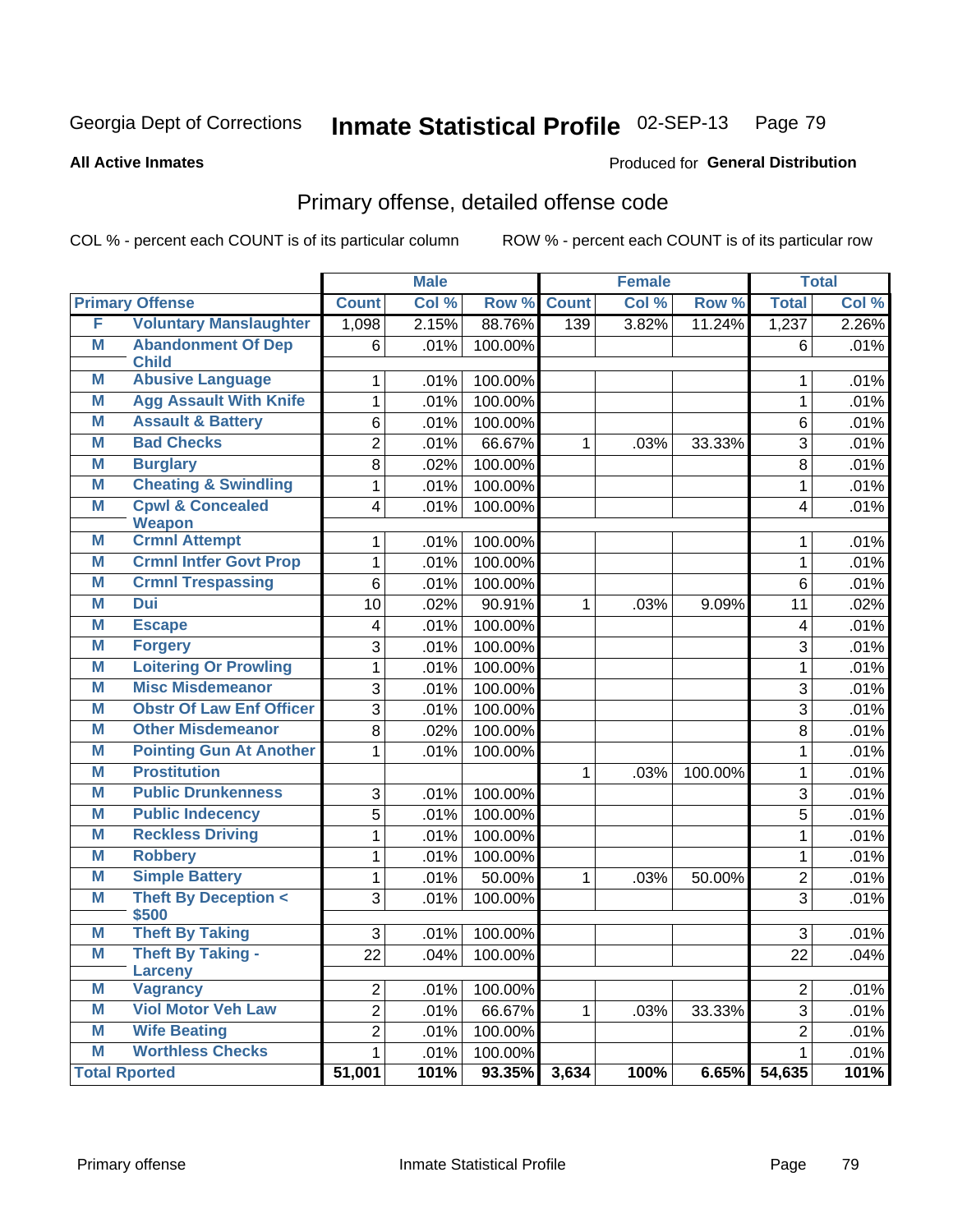Georgia Dept of Corrections **Inmate Statistical Profile** 02-SEP-13

**All Active Inmates**

Produced for **General Distribution**

## Primary offense, detailed offense code

COL % - percent each COUNT is of its particular column

ROW % - percent each COUNT is of its particular row

| | | Male | | | Female | | | Total | |
|---|---|---|---|---|---|---|---|---|---|
| **Primary Offense** | | **Count** | **Col %** | **Row %** | **Count** | **Col %** | **Row %** | **Total** | **Col %** |
| F | Voluntary Manslaughter | 1,098 | 2.15% | 88.76% | 139 | 3.82% | 11.24% | 1,237 | 2.26% |
| M | Abandonment Of Dep Child | 6 | .01% | 100.00% | | | | 6 | .01% |
| M | Abusive Language | 1 | .01% | 100.00% | | | | 1 | .01% |
| M | Agg Assault With Knife | 1 | .01% | 100.00% | | | | 1 | .01% |
| M | Assault & Battery | 6 | .01% | 100.00% | | | | 6 | .01% |
| M | Bad Checks | 2 | .01% | 66.67% | 1 | .03% | 33.33% | 3 | .01% |
| M | Burglary | 8 | .02% | 100.00% | | | | 8 | .01% |
| M | Cheating & Swindling | 1 | .01% | 100.00% | | | | 1 | .01% |
| M | Cpwl & Concealed Weapon | 4 | .01% | 100.00% | | | | 4 | .01% |
| M | Crmnl Attempt | 1 | .01% | 100.00% | | | | 1 | .01% |
| M | Crmnl Intfer Govt Prop | 1 | .01% | 100.00% | | | | 1 | .01% |
| M | Crmnl Trespassing | 6 | .01% | 100.00% | | | | 6 | .01% |
| M | Dui | 10 | .02% | 90.91% | 1 | .03% | 9.09% | 11 | .02% |
| M | Escape | 4 | .01% | 100.00% | | | | 4 | .01% |
| M | Forgery | 3 | .01% | 100.00% | | | | 3 | .01% |
| M | Loitering Or Prowling | 1 | .01% | 100.00% | | | | 1 | .01% |
| M | Misc Misdemeanor | 3 | .01% | 100.00% | | | | 3 | .01% |
| M | Obstr Of Law Enf Officer | 3 | .01% | 100.00% | | | | 3 | .01% |
| M | Other Misdemeanor | 8 | .02% | 100.00% | | | | 8 | .01% |
| M | Pointing Gun At Another | 1 | .01% | 100.00% | | | | 1 | .01% |
| M | Prostitution | | | | 1 | .03% | 100.00% | 1 | .01% |
| M | Public Drunkenness | 3 | .01% | 100.00% | | | | 3 | .01% |
| M | Public Indecency | 5 | .01% | 100.00% | | | | 5 | .01% |
| M | Reckless Driving | 1 | .01% | 100.00% | | | | 1 | .01% |
| M | Robbery | 1 | .01% | 100.00% | | | | 1 | .01% |
| M | Simple Battery | 1 | .01% | 50.00% | 1 | .03% | 50.00% | 2 | .01% |
| M | Theft By Deception < $500 | 3 | .01% | 100.00% | | | | 3 | .01% |
| M | Theft By Taking | 3 | .01% | 100.00% | | | | 3 | .01% |
| M | Theft By Taking - Larceny | 22 | .04% | 100.00% | | | | 22 | .04% |
| M | Vagrancy | 2 | .01% | 100.00% | | | | 2 | .01% |
| M | Viol Motor Veh Law | 2 | .01% | 66.67% | 1 | .03% | 33.33% | 3 | .01% |
| M | Wife Beating | 2 | .01% | 100.00% | | | | 2 | .01% |
| M | Worthless Checks | 1 | .01% | 100.00% | | | | 1 | .01% |
| **Total Rported** | | **51,001** | **101%** | **93.35%** | **3,634** | **100%** | **6.65%** | **54,635** | **101%** |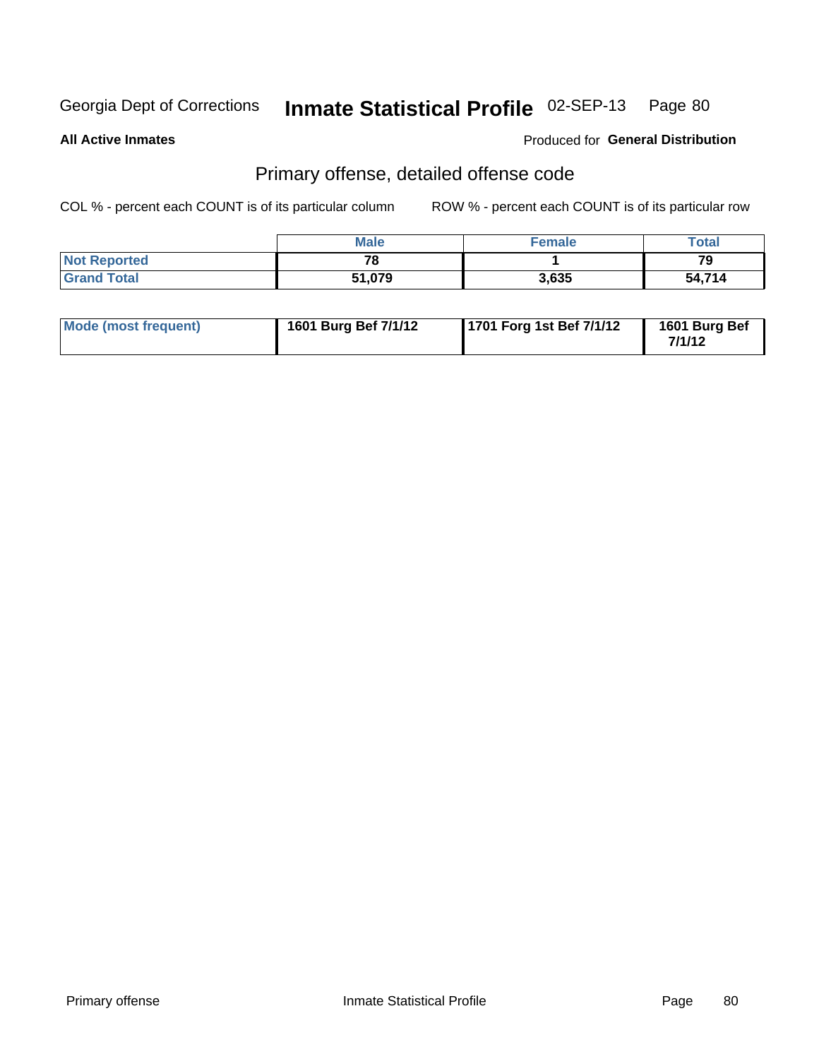Georgia Dept of Corrections **Inmate Statistical Profile** 02-SEP-13

**All Active Inmates**

Produced for **General Distribution**

## Primary offense, detailed offense code

COL % - percent each COUNT is of its particular column

ROW % - percent each COUNT is of its particular row

| | Male | Female | Total |
|---|---|---|---|
| Not Reported | 78 | 1 | 79 |
| Grand Total | 51,079 | 3,635 | 54,714 |

| | | | |
|---|---|---|---|
| Mode (most frequent) | 1601 Burg Bef 7/1/12 | 1701 Forg 1st Bef 7/1/12 | 1601 Burg Bef 7/1/12 |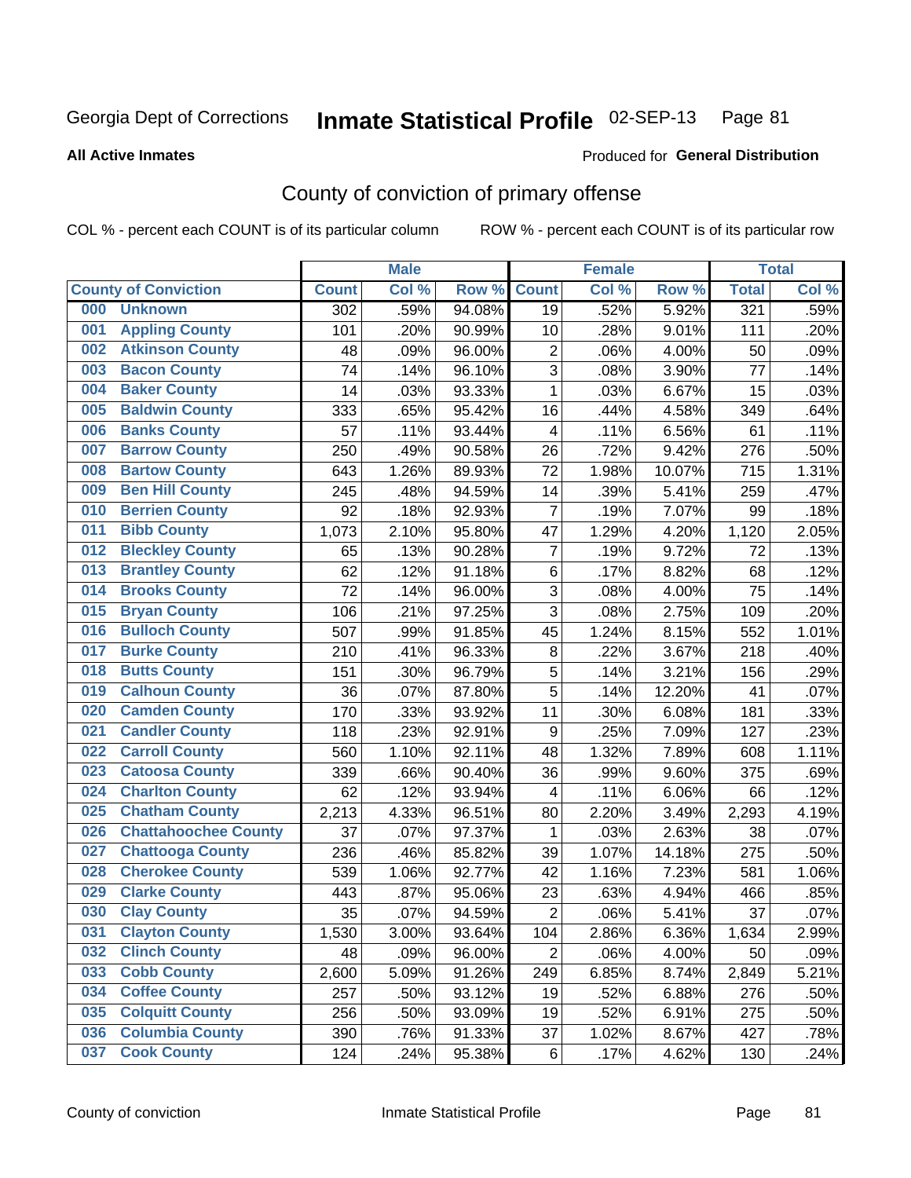Georgia Dept of Corrections **Inmate Statistical Profile** 02-SEP-13 Page 81

**All Active Inmates**

Produced for **General Distribution**

## County of conviction of primary offense

COL % - percent each COUNT is of its particular column ROW % - percent each COUNT is of its particular row

| | Male | | | Female | | | Total | |
|---|---|---|---|---|---|---|---|---|
| **County of Conviction** | **Count** | **Col %** | **Row %** | **Count** | **Col %** | **Row %** | **Total** | **Col %** |
| **000 Unknown** | 302 | .59% | 94.08% | 19 | .52% | 5.92% | 321 | .59% |
| **001 Appling County** | 101 | .20% | 90.99% | 10 | .28% | 9.01% | 111 | .20% |
| **002 Atkinson County** | 48 | .09% | 96.00% | 2 | .06% | 4.00% | 50 | .09% |
| **003 Bacon County** | 74 | .14% | 96.10% | 3 | .08% | 3.90% | 77 | .14% |
| **004 Baker County** | 14 | .03% | 93.33% | 1 | .03% | 6.67% | 15 | .03% |
| **005 Baldwin County** | 333 | .65% | 95.42% | 16 | .44% | 4.58% | 349 | .64% |
| **006 Banks County** | 57 | .11% | 93.44% | 4 | .11% | 6.56% | 61 | .11% |
| **007 Barrow County** | 250 | .49% | 90.58% | 26 | .72% | 9.42% | 276 | .50% |
| **008 Bartow County** | 643 | 1.26% | 89.93% | 72 | 1.98% | 10.07% | 715 | 1.31% |
| **009 Ben Hill County** | 245 | .48% | 94.59% | 14 | .39% | 5.41% | 259 | .47% |
| **010 Berrien County** | 92 | .18% | 92.93% | 7 | .19% | 7.07% | 99 | .18% |
| **011 Bibb County** | 1,073 | 2.10% | 95.80% | 47 | 1.29% | 4.20% | 1,120 | 2.05% |
| **012 Bleckley County** | 65 | .13% | 90.28% | 7 | .19% | 9.72% | 72 | .13% |
| **013 Brantley County** | 62 | .12% | 91.18% | 6 | .17% | 8.82% | 68 | .12% |
| **014 Brooks County** | 72 | .14% | 96.00% | 3 | .08% | 4.00% | 75 | .14% |
| **015 Bryan County** | 106 | .21% | 97.25% | 3 | .08% | 2.75% | 109 | .20% |
| **016 Bulloch County** | 507 | .99% | 91.85% | 45 | 1.24% | 8.15% | 552 | 1.01% |
| **017 Burke County** | 210 | .41% | 96.33% | 8 | .22% | 3.67% | 218 | .40% |
| **018 Butts County** | 151 | .30% | 96.79% | 5 | .14% | 3.21% | 156 | .29% |
| **019 Calhoun County** | 36 | .07% | 87.80% | 5 | .14% | 12.20% | 41 | .07% |
| **020 Camden County** | 170 | .33% | 93.92% | 11 | .30% | 6.08% | 181 | .33% |
| **021 Candler County** | 118 | .23% | 92.91% | 9 | .25% | 7.09% | 127 | .23% |
| **022 Carroll County** | 560 | 1.10% | 92.11% | 48 | 1.32% | 7.89% | 608 | 1.11% |
| **023 Catoosa County** | 339 | .66% | 90.40% | 36 | .99% | 9.60% | 375 | .69% |
| **024 Charlton County** | 62 | .12% | 93.94% | 4 | .11% | 6.06% | 66 | .12% |
| **025 Chatham County** | 2,213 | 4.33% | 96.51% | 80 | 2.20% | 3.49% | 2,293 | 4.19% |
| **026 Chattahoochee County** | 37 | .07% | 97.37% | 1 | .03% | 2.63% | 38 | .07% |
| **027 Chattooga County** | 236 | .46% | 85.82% | 39 | 1.07% | 14.18% | 275 | .50% |
| **028 Cherokee County** | 539 | 1.06% | 92.77% | 42 | 1.16% | 7.23% | 581 | 1.06% |
| **029 Clarke County** | 443 | .87% | 95.06% | 23 | .63% | 4.94% | 466 | .85% |
| **030 Clay County** | 35 | .07% | 94.59% | 2 | .06% | 5.41% | 37 | .07% |
| **031 Clayton County** | 1,530 | 3.00% | 93.64% | 104 | 2.86% | 6.36% | 1,634 | 2.99% |
| **032 Clinch County** | 48 | .09% | 96.00% | 2 | .06% | 4.00% | 50 | .09% |
| **033 Cobb County** | 2,600 | 5.09% | 91.26% | 249 | 6.85% | 8.74% | 2,849 | 5.21% |
| **034 Coffee County** | 257 | .50% | 93.12% | 19 | .52% | 6.88% | 276 | .50% |
| **035 Colquitt County** | 256 | .50% | 93.09% | 19 | .52% | 6.91% | 275 | .50% |
| **036 Columbia County** | 390 | .76% | 91.33% | 37 | 1.02% | 8.67% | 427 | .78% |
| **037 Cook County** | 124 | .24% | 95.38% | 6 | .17% | 4.62% | 130 | .24% |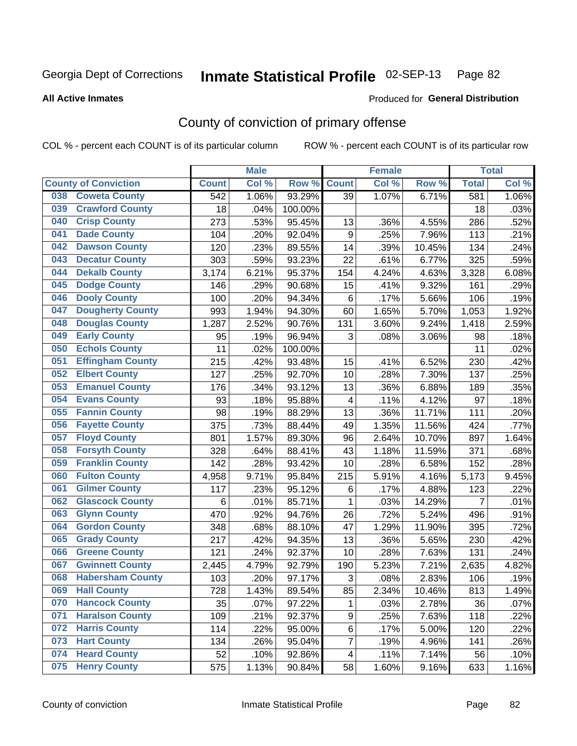Georgia Dept of Corrections **Inmate Statistical Profile** 02-SEP-13

**All Active Inmates**

Produced for **General Distribution**

## County of conviction of primary offense

COL % - percent each COUNT is of its particular column    ROW % - percent each COUNT is of its particular row

| County of Conviction | Male | | | Female | | | Total | |
|---|---|---|---|---|---|---|---|---|
| | Count | Col % | Row % | Count | Col % | Row % | Total | Col % |
| 038 Coweta County | 542 | 1.06% | 93.29% | 39 | 1.07% | 6.71% | 581 | 1.06% |
| 039 Crawford County | 18 | .04% | 100.00% | | | | 18 | .03% |
| 040 Crisp County | 273 | .53% | 95.45% | 13 | .36% | 4.55% | 286 | .52% |
| 041 Dade County | 104 | .20% | 92.04% | 9 | .25% | 7.96% | 113 | .21% |
| 042 Dawson County | 120 | .23% | 89.55% | 14 | .39% | 10.45% | 134 | .24% |
| 043 Decatur County | 303 | .59% | 93.23% | 22 | .61% | 6.77% | 325 | .59% |
| 044 Dekalb County | 3,174 | 6.21% | 95.37% | 154 | 4.24% | 4.63% | 3,328 | 6.08% |
| 045 Dodge County | 146 | .29% | 90.68% | 15 | .41% | 9.32% | 161 | .29% |
| 046 Dooly County | 100 | .20% | 94.34% | 6 | .17% | 5.66% | 106 | .19% |
| 047 Dougherty County | 993 | 1.94% | 94.30% | 60 | 1.65% | 5.70% | 1,053 | 1.92% |
| 048 Douglas County | 1,287 | 2.52% | 90.76% | 131 | 3.60% | 9.24% | 1,418 | 2.59% |
| 049 Early County | 95 | .19% | 96.94% | 3 | .08% | 3.06% | 98 | .18% |
| 050 Echols County | 11 | .02% | 100.00% | | | | 11 | .02% |
| 051 Effingham County | 215 | .42% | 93.48% | 15 | .41% | 6.52% | 230 | .42% |
| 052 Elbert County | 127 | .25% | 92.70% | 10 | .28% | 7.30% | 137 | .25% |
| 053 Emanuel County | 176 | .34% | 93.12% | 13 | .36% | 6.88% | 189 | .35% |
| 054 Evans County | 93 | .18% | 95.88% | 4 | .11% | 4.12% | 97 | .18% |
| 055 Fannin County | 98 | .19% | 88.29% | 13 | .36% | 11.71% | 111 | .20% |
| 056 Fayette County | 375 | .73% | 88.44% | 49 | 1.35% | 11.56% | 424 | .77% |
| 057 Floyd County | 801 | 1.57% | 89.30% | 96 | 2.64% | 10.70% | 897 | 1.64% |
| 058 Forsyth County | 328 | .64% | 88.41% | 43 | 1.18% | 11.59% | 371 | .68% |
| 059 Franklin County | 142 | .28% | 93.42% | 10 | .28% | 6.58% | 152 | .28% |
| 060 Fulton County | 4,958 | 9.71% | 95.84% | 215 | 5.91% | 4.16% | 5,173 | 9.45% |
| 061 Gilmer County | 117 | .23% | 95.12% | 6 | .17% | 4.88% | 123 | .22% |
| 062 Glascock County | 6 | .01% | 85.71% | 1 | .03% | 14.29% | 7 | .01% |
| 063 Glynn County | 470 | .92% | 94.76% | 26 | .72% | 5.24% | 496 | .91% |
| 064 Gordon County | 348 | .68% | 88.10% | 47 | 1.29% | 11.90% | 395 | .72% |
| 065 Grady County | 217 | .42% | 94.35% | 13 | .36% | 5.65% | 230 | .42% |
| 066 Greene County | 121 | .24% | 92.37% | 10 | .28% | 7.63% | 131 | .24% |
| 067 Gwinnett County | 2,445 | 4.79% | 92.79% | 190 | 5.23% | 7.21% | 2,635 | 4.82% |
| 068 Habersham County | 103 | .20% | 97.17% | 3 | .08% | 2.83% | 106 | .19% |
| 069 Hall County | 728 | 1.43% | 89.54% | 85 | 2.34% | 10.46% | 813 | 1.49% |
| 070 Hancock County | 35 | .07% | 97.22% | 1 | .03% | 2.78% | 36 | .07% |
| 071 Haralson County | 109 | .21% | 92.37% | 9 | .25% | 7.63% | 118 | .22% |
| 072 Harris County | 114 | .22% | 95.00% | 6 | .17% | 5.00% | 120 | .22% |
| 073 Hart County | 134 | .26% | 95.04% | 7 | .19% | 4.96% | 141 | .26% |
| 074 Heard County | 52 | .10% | 92.86% | 4 | .11% | 7.14% | 56 | .10% |
| 075 Henry County | 575 | 1.13% | 90.84% | 58 | 1.60% | 9.16% | 633 | 1.16% |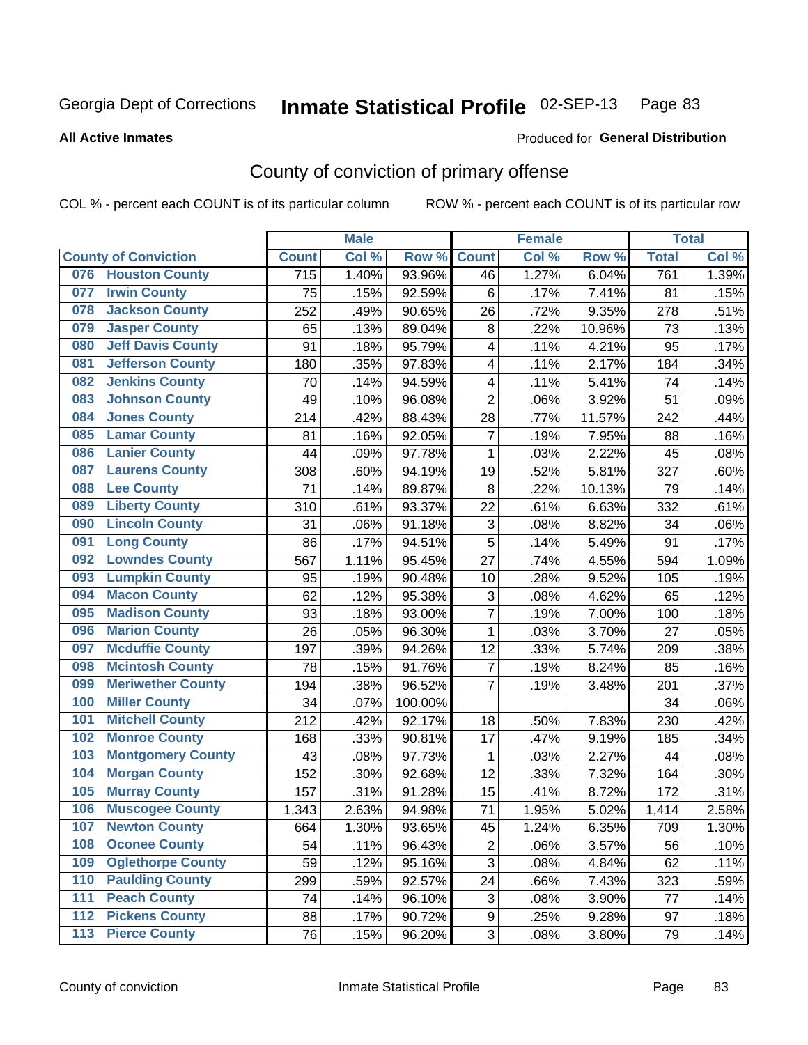Georgia Dept of Corrections **Inmate Statistical Profile** 02-SEP-13

**All Active Inmates**

Produced for **General Distribution**

## County of conviction of primary offense

COL % - percent each COUNT is of its particular column ROW % - percent each COUNT is of its particular row

| County of Conviction | Male | | | Female | | | Total | |
|---|---|---|---|---|---|---|---|---|
| | Count | Col % | Row % | Count | Col % | Row % | Total | Col % |
| 076 Houston County | 715 | 1.40% | 93.96% | 46 | 1.27% | 6.04% | 761 | 1.39% |
| 077 Irwin County | 75 | .15% | 92.59% | 6 | .17% | 7.41% | 81 | .15% |
| 078 Jackson County | 252 | .49% | 90.65% | 26 | .72% | 9.35% | 278 | .51% |
| 079 Jasper County | 65 | .13% | 89.04% | 8 | .22% | 10.96% | 73 | .13% |
| 080 Jeff Davis County | 91 | .18% | 95.79% | 4 | .11% | 4.21% | 95 | .17% |
| 081 Jefferson County | 180 | .35% | 97.83% | 4 | .11% | 2.17% | 184 | .34% |
| 082 Jenkins County | 70 | .14% | 94.59% | 4 | .11% | 5.41% | 74 | .14% |
| 083 Johnson County | 49 | .10% | 96.08% | 2 | .06% | 3.92% | 51 | .09% |
| 084 Jones County | 214 | .42% | 88.43% | 28 | .77% | 11.57% | 242 | .44% |
| 085 Lamar County | 81 | .16% | 92.05% | 7 | .19% | 7.95% | 88 | .16% |
| 086 Lanier County | 44 | .09% | 97.78% | 1 | .03% | 2.22% | 45 | .08% |
| 087 Laurens County | 308 | .60% | 94.19% | 19 | .52% | 5.81% | 327 | .60% |
| 088 Lee County | 71 | .14% | 89.87% | 8 | .22% | 10.13% | 79 | .14% |
| 089 Liberty County | 310 | .61% | 93.37% | 22 | .61% | 6.63% | 332 | .61% |
| 090 Lincoln County | 31 | .06% | 91.18% | 3 | .08% | 8.82% | 34 | .06% |
| 091 Long County | 86 | .17% | 94.51% | 5 | .14% | 5.49% | 91 | .17% |
| 092 Lowndes County | 567 | 1.11% | 95.45% | 27 | .74% | 4.55% | 594 | 1.09% |
| 093 Lumpkin County | 95 | .19% | 90.48% | 10 | .28% | 9.52% | 105 | .19% |
| 094 Macon County | 62 | .12% | 95.38% | 3 | .08% | 4.62% | 65 | .12% |
| 095 Madison County | 93 | .18% | 93.00% | 7 | .19% | 7.00% | 100 | .18% |
| 096 Marion County | 26 | .05% | 96.30% | 1 | .03% | 3.70% | 27 | .05% |
| 097 Mcduffie County | 197 | .39% | 94.26% | 12 | .33% | 5.74% | 209 | .38% |
| 098 Mcintosh County | 78 | .15% | 91.76% | 7 | .19% | 8.24% | 85 | .16% |
| 099 Meriwether County | 194 | .38% | 96.52% | 7 | .19% | 3.48% | 201 | .37% |
| 100 Miller County | 34 | .07% | 100.00% | | | | 34 | .06% |
| 101 Mitchell County | 212 | .42% | 92.17% | 18 | .50% | 7.83% | 230 | .42% |
| 102 Monroe County | 168 | .33% | 90.81% | 17 | .47% | 9.19% | 185 | .34% |
| 103 Montgomery County | 43 | .08% | 97.73% | 1 | .03% | 2.27% | 44 | .08% |
| 104 Morgan County | 152 | .30% | 92.68% | 12 | .33% | 7.32% | 164 | .30% |
| 105 Murray County | 157 | .31% | 91.28% | 15 | .41% | 8.72% | 172 | .31% |
| 106 Muscogee County | 1,343 | 2.63% | 94.98% | 71 | 1.95% | 5.02% | 1,414 | 2.58% |
| 107 Newton County | 664 | 1.30% | 93.65% | 45 | 1.24% | 6.35% | 709 | 1.30% |
| 108 Oconee County | 54 | .11% | 96.43% | 2 | .06% | 3.57% | 56 | .10% |
| 109 Oglethorpe County | 59 | .12% | 95.16% | 3 | .08% | 4.84% | 62 | .11% |
| 110 Paulding County | 299 | .59% | 92.57% | 24 | .66% | 7.43% | 323 | .59% |
| 111 Peach County | 74 | .14% | 96.10% | 3 | .08% | 3.90% | 77 | .14% |
| 112 Pickens County | 88 | .17% | 90.72% | 9 | .25% | 9.28% | 97 | .18% |
| 113 Pierce County | 76 | .15% | 96.20% | 3 | .08% | 3.80% | 79 | .14% |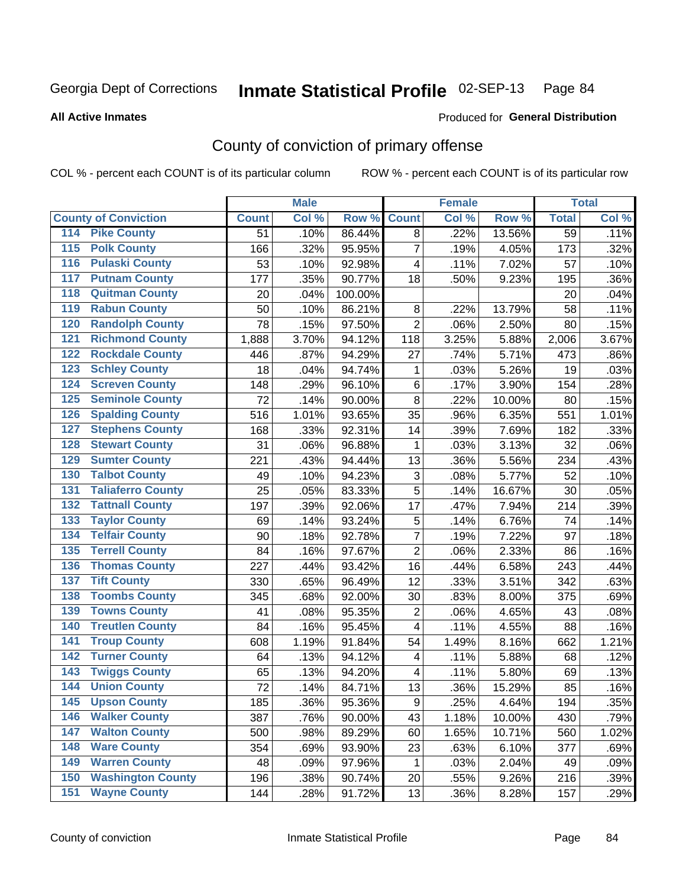Georgia Dept of Corrections **Inmate Statistical Profile** 02-SEP-13

**All Active Inmates**

Produced for **General Distribution**

## County of conviction of primary offense

COL % - percent each COUNT is of its particular column ROW % - percent each COUNT is of its particular row

| County of Conviction | Male | | | Female | | | Total | |
|---|---|---|---|---|---|---|---|---|
| | Count | Col % | Row % | Count | Col % | Row % | Total | Col % |
| 114 Pike County | 51 | .10% | 86.44% | 8 | .22% | 13.56% | 59 | .11% |
| 115 Polk County | 166 | .32% | 95.95% | 7 | .19% | 4.05% | 173 | .32% |
| 116 Pulaski County | 53 | .10% | 92.98% | 4 | .11% | 7.02% | 57 | .10% |
| 117 Putnam County | 177 | .35% | 90.77% | 18 | .50% | 9.23% | 195 | .36% |
| 118 Quitman County | 20 | .04% | 100.00% | | | | 20 | .04% |
| 119 Rabun County | 50 | .10% | 86.21% | 8 | .22% | 13.79% | 58 | .11% |
| 120 Randolph County | 78 | .15% | 97.50% | 2 | .06% | 2.50% | 80 | .15% |
| 121 Richmond County | 1,888 | 3.70% | 94.12% | 118 | 3.25% | 5.88% | 2,006 | 3.67% |
| 122 Rockdale County | 446 | .87% | 94.29% | 27 | .74% | 5.71% | 473 | .86% |
| 123 Schley County | 18 | .04% | 94.74% | 1 | .03% | 5.26% | 19 | .03% |
| 124 Screven County | 148 | .29% | 96.10% | 6 | .17% | 3.90% | 154 | .28% |
| 125 Seminole County | 72 | .14% | 90.00% | 8 | .22% | 10.00% | 80 | .15% |
| 126 Spalding County | 516 | 1.01% | 93.65% | 35 | .96% | 6.35% | 551 | 1.01% |
| 127 Stephens County | 168 | .33% | 92.31% | 14 | .39% | 7.69% | 182 | .33% |
| 128 Stewart County | 31 | .06% | 96.88% | 1 | .03% | 3.13% | 32 | .06% |
| 129 Sumter County | 221 | .43% | 94.44% | 13 | .36% | 5.56% | 234 | .43% |
| 130 Talbot County | 49 | .10% | 94.23% | 3 | .08% | 5.77% | 52 | .10% |
| 131 Taliaferro County | 25 | .05% | 83.33% | 5 | .14% | 16.67% | 30 | .05% |
| 132 Tattnall County | 197 | .39% | 92.06% | 17 | .47% | 7.94% | 214 | .39% |
| 133 Taylor County | 69 | .14% | 93.24% | 5 | .14% | 6.76% | 74 | .14% |
| 134 Telfair County | 90 | .18% | 92.78% | 7 | .19% | 7.22% | 97 | .18% |
| 135 Terrell County | 84 | .16% | 97.67% | 2 | .06% | 2.33% | 86 | .16% |
| 136 Thomas County | 227 | .44% | 93.42% | 16 | .44% | 6.58% | 243 | .44% |
| 137 Tift County | 330 | .65% | 96.49% | 12 | .33% | 3.51% | 342 | .63% |
| 138 Toombs County | 345 | .68% | 92.00% | 30 | .83% | 8.00% | 375 | .69% |
| 139 Towns County | 41 | .08% | 95.35% | 2 | .06% | 4.65% | 43 | .08% |
| 140 Treutlen County | 84 | .16% | 95.45% | 4 | .11% | 4.55% | 88 | .16% |
| 141 Troup County | 608 | 1.19% | 91.84% | 54 | 1.49% | 8.16% | 662 | 1.21% |
| 142 Turner County | 64 | .13% | 94.12% | 4 | .11% | 5.88% | 68 | .12% |
| 143 Twiggs County | 65 | .13% | 94.20% | 4 | .11% | 5.80% | 69 | .13% |
| 144 Union County | 72 | .14% | 84.71% | 13 | .36% | 15.29% | 85 | .16% |
| 145 Upson County | 185 | .36% | 95.36% | 9 | .25% | 4.64% | 194 | .35% |
| 146 Walker County | 387 | .76% | 90.00% | 43 | 1.18% | 10.00% | 430 | .79% |
| 147 Walton County | 500 | .98% | 89.29% | 60 | 1.65% | 10.71% | 560 | 1.02% |
| 148 Ware County | 354 | .69% | 93.90% | 23 | .63% | 6.10% | 377 | .69% |
| 149 Warren County | 48 | .09% | 97.96% | 1 | .03% | 2.04% | 49 | .09% |
| 150 Washington County | 196 | .38% | 90.74% | 20 | .55% | 9.26% | 216 | .39% |
| 151 Wayne County | 144 | .28% | 91.72% | 13 | .36% | 8.28% | 157 | .29% |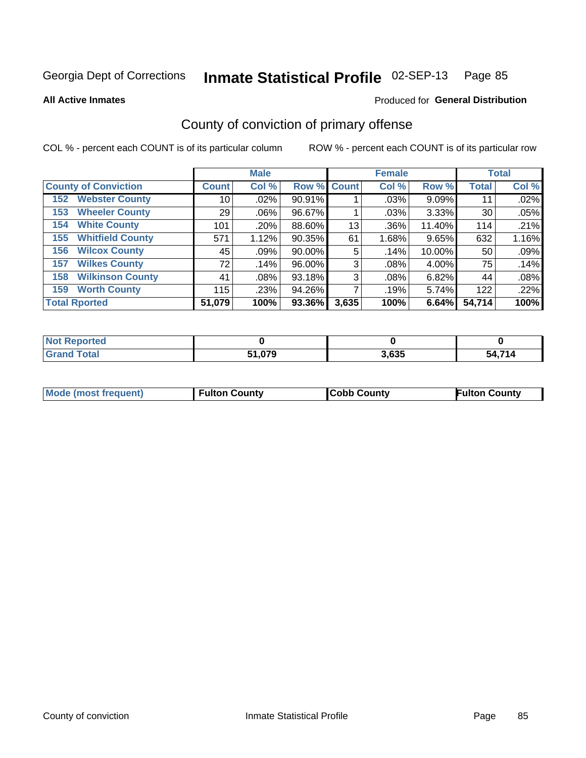Georgia Dept of Corrections **Inmate Statistical Profile** 02-SEP-13 Page 85

**All Active Inmates**

Produced for **General Distribution**

## County of conviction of primary offense

COL % - percent each COUNT is of its particular column ROW % - percent each COUNT is of its particular row

| | Male | | | Female | | | Total | |
|---|---|---|---|---|---|---|---|---|
| **County of Conviction** | **Count** | **Col %** | **Row %** | **Count** | **Col %** | **Row %** | **Total** | **Col %** |
| 152 Webster County | 10 | .02% | 90.91% | 1 | .03% | 9.09% | 11 | .02% |
| 153 Wheeler County | 29 | .06% | 96.67% | 1 | .03% | 3.33% | 30 | .05% |
| 154 White County | 101 | .20% | 88.60% | 13 | .36% | 11.40% | 114 | .21% |
| 155 Whitfield County | 571 | 1.12% | 90.35% | 61 | 1.68% | 9.65% | 632 | 1.16% |
| 156 Wilcox County | 45 | .09% | 90.00% | 5 | .14% | 10.00% | 50 | .09% |
| 157 Wilkes County | 72 | .14% | 96.00% | 3 | .08% | 4.00% | 75 | .14% |
| 158 Wilkinson County | 41 | .08% | 93.18% | 3 | .08% | 6.82% | 44 | .08% |
| 159 Worth County | 115 | .23% | 94.26% | 7 | .19% | 5.74% | 122 | .22% |
| **Total Rported** | **51,079** | **100%** | **93.36%** | **3,635** | **100%** | **6.64%** | **54,714** | **100%** |

| | Male | Female | Total |
|---|---|---|---|
| **Not Reported** | **0** | **0** | **0** |
| **Grand Total** | **51,079** | **3,635** | **54,714** |

| | Male | Female | Total |
|---|---|---|---|
| **Mode (most frequent)** | **Fulton County** | **Cobb County** | **Fulton County** |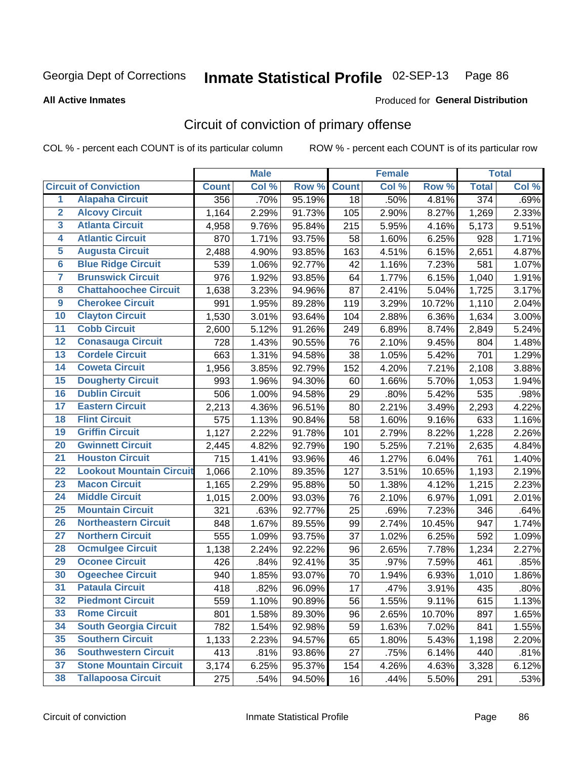Georgia Dept of Corrections **Inmate Statistical Profile** 02-SEP-13

**All Active Inmates**

Produced for **General Distribution**

## Circuit of conviction of primary offense

COL % - percent each COUNT is of its particular column

ROW % - percent each COUNT is of its particular row

| Circuit of Conviction | | Male | | | Female | | | Total | |
|---|---|---|---|---|---|---|---|---|---|
| | | Count | Col % | Row % | Count | Col % | Row % | Total | Col % |
| 1 | Alapaha Circuit | 356 | .70% | 95.19% | 18 | .50% | 4.81% | 374 | .69% |
| 2 | Alcovy Circuit | 1,164 | 2.29% | 91.73% | 105 | 2.90% | 8.27% | 1,269 | 2.33% |
| 3 | Atlanta Circuit | 4,958 | 9.76% | 95.84% | 215 | 5.95% | 4.16% | 5,173 | 9.51% |
| 4 | Atlantic Circuit | 870 | 1.71% | 93.75% | 58 | 1.60% | 6.25% | 928 | 1.71% |
| 5 | Augusta Circuit | 2,488 | 4.90% | 93.85% | 163 | 4.51% | 6.15% | 2,651 | 4.87% |
| 6 | Blue Ridge Circuit | 539 | 1.06% | 92.77% | 42 | 1.16% | 7.23% | 581 | 1.07% |
| 7 | Brunswick Circuit | 976 | 1.92% | 93.85% | 64 | 1.77% | 6.15% | 1,040 | 1.91% |
| 8 | Chattahoochee Circuit | 1,638 | 3.23% | 94.96% | 87 | 2.41% | 5.04% | 1,725 | 3.17% |
| 9 | Cherokee Circuit | 991 | 1.95% | 89.28% | 119 | 3.29% | 10.72% | 1,110 | 2.04% |
| 10 | Clayton Circuit | 1,530 | 3.01% | 93.64% | 104 | 2.88% | 6.36% | 1,634 | 3.00% |
| 11 | Cobb Circuit | 2,600 | 5.12% | 91.26% | 249 | 6.89% | 8.74% | 2,849 | 5.24% |
| 12 | Conasauga Circuit | 728 | 1.43% | 90.55% | 76 | 2.10% | 9.45% | 804 | 1.48% |
| 13 | Cordele Circuit | 663 | 1.31% | 94.58% | 38 | 1.05% | 5.42% | 701 | 1.29% |
| 14 | Coweta Circuit | 1,956 | 3.85% | 92.79% | 152 | 4.20% | 7.21% | 2,108 | 3.88% |
| 15 | Dougherty Circuit | 993 | 1.96% | 94.30% | 60 | 1.66% | 5.70% | 1,053 | 1.94% |
| 16 | Dublin Circuit | 506 | 1.00% | 94.58% | 29 | .80% | 5.42% | 535 | .98% |
| 17 | Eastern Circuit | 2,213 | 4.36% | 96.51% | 80 | 2.21% | 3.49% | 2,293 | 4.22% |
| 18 | Flint Circuit | 575 | 1.13% | 90.84% | 58 | 1.60% | 9.16% | 633 | 1.16% |
| 19 | Griffin Circuit | 1,127 | 2.22% | 91.78% | 101 | 2.79% | 8.22% | 1,228 | 2.26% |
| 20 | Gwinnett Circuit | 2,445 | 4.82% | 92.79% | 190 | 5.25% | 7.21% | 2,635 | 4.84% |
| 21 | Houston Circuit | 715 | 1.41% | 93.96% | 46 | 1.27% | 6.04% | 761 | 1.40% |
| 22 | Lookout Mountain Circuit | 1,066 | 2.10% | 89.35% | 127 | 3.51% | 10.65% | 1,193 | 2.19% |
| 23 | Macon Circuit | 1,165 | 2.29% | 95.88% | 50 | 1.38% | 4.12% | 1,215 | 2.23% |
| 24 | Middle Circuit | 1,015 | 2.00% | 93.03% | 76 | 2.10% | 6.97% | 1,091 | 2.01% |
| 25 | Mountain Circuit | 321 | .63% | 92.77% | 25 | .69% | 7.23% | 346 | .64% |
| 26 | Northeastern Circuit | 848 | 1.67% | 89.55% | 99 | 2.74% | 10.45% | 947 | 1.74% |
| 27 | Northern Circuit | 555 | 1.09% | 93.75% | 37 | 1.02% | 6.25% | 592 | 1.09% |
| 28 | Ocmulgee Circuit | 1,138 | 2.24% | 92.22% | 96 | 2.65% | 7.78% | 1,234 | 2.27% |
| 29 | Oconee Circuit | 426 | .84% | 92.41% | 35 | .97% | 7.59% | 461 | .85% |
| 30 | Ogeechee Circuit | 940 | 1.85% | 93.07% | 70 | 1.94% | 6.93% | 1,010 | 1.86% |
| 31 | Pataula Circuit | 418 | .82% | 96.09% | 17 | .47% | 3.91% | 435 | .80% |
| 32 | Piedmont Circuit | 559 | 1.10% | 90.89% | 56 | 1.55% | 9.11% | 615 | 1.13% |
| 33 | Rome Circuit | 801 | 1.58% | 89.30% | 96 | 2.65% | 10.70% | 897 | 1.65% |
| 34 | South Georgia Circuit | 782 | 1.54% | 92.98% | 59 | 1.63% | 7.02% | 841 | 1.55% |
| 35 | Southern Circuit | 1,133 | 2.23% | 94.57% | 65 | 1.80% | 5.43% | 1,198 | 2.20% |
| 36 | Southwestern Circuit | 413 | .81% | 93.86% | 27 | .75% | 6.14% | 440 | .81% |
| 37 | Stone Mountain Circuit | 3,174 | 6.25% | 95.37% | 154 | 4.26% | 4.63% | 3,328 | 6.12% |
| 38 | Tallapoosa Circuit | 275 | .54% | 94.50% | 16 | .44% | 5.50% | 291 | .53% |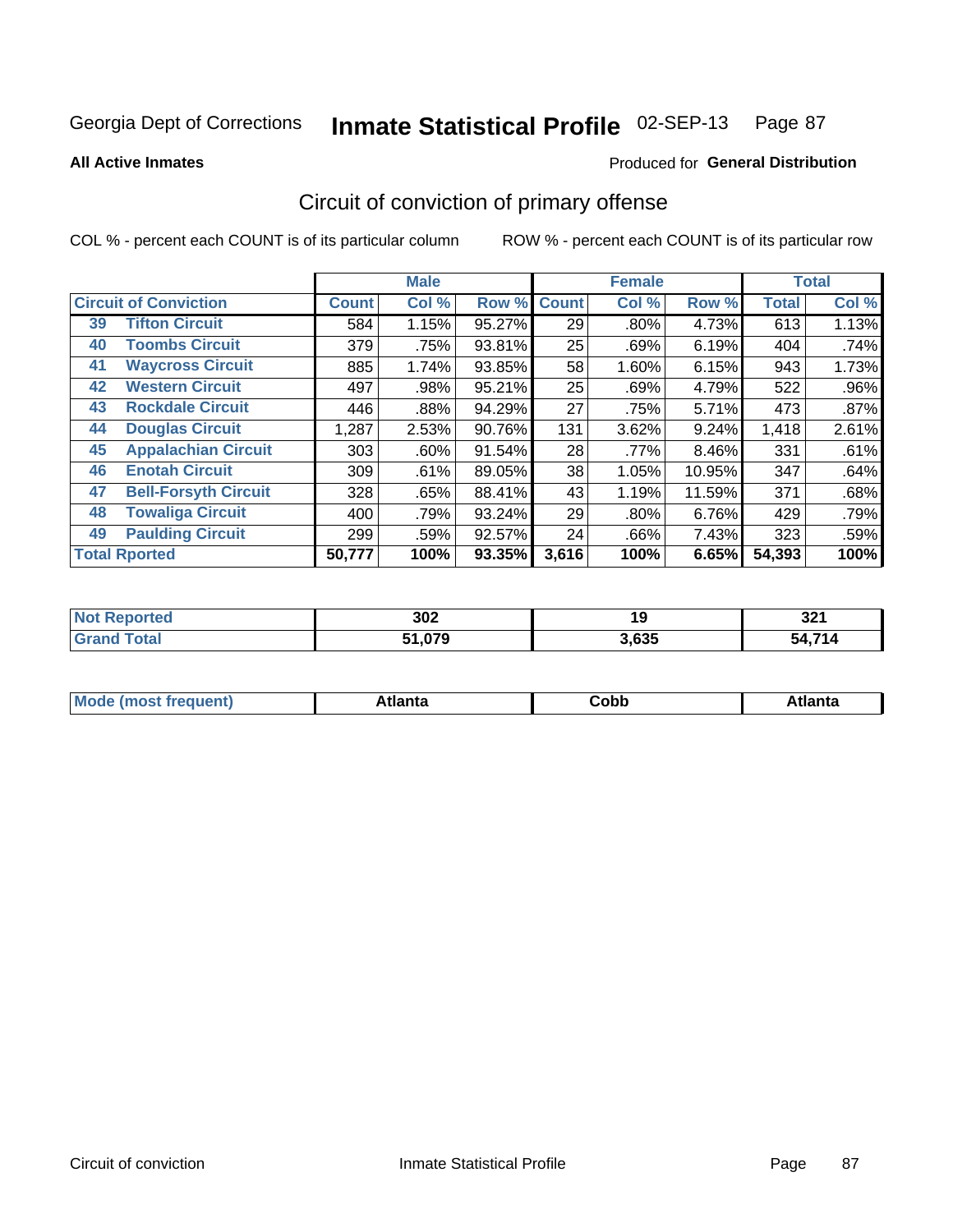Georgia Dept of Corrections **Inmate Statistical Profile** 02-SEP-13

**All Active Inmates**

Produced for **General Distribution**

## Circuit of conviction of primary offense

COL % - percent each COUNT is of its particular column

ROW % - percent each COUNT is of its particular row

| | | Male | | | Female | | | Total | |
|---|---|---|---|---|---|---|---|---|---|
| **Circuit of Conviction** | | **Count** | **Col %** | **Row %** | **Count** | **Col %** | **Row %** | **Total** | **Col %** |
| 39 | Tifton Circuit | 584 | 1.15% | 95.27% | 29 | .80% | 4.73% | 613 | 1.13% |
| 40 | Toombs Circuit | 379 | .75% | 93.81% | 25 | .69% | 6.19% | 404 | .74% |
| 41 | Waycross Circuit | 885 | 1.74% | 93.85% | 58 | 1.60% | 6.15% | 943 | 1.73% |
| 42 | Western Circuit | 497 | .98% | 95.21% | 25 | .69% | 4.79% | 522 | .96% |
| 43 | Rockdale Circuit | 446 | .88% | 94.29% | 27 | .75% | 5.71% | 473 | .87% |
| 44 | Douglas Circuit | 1,287 | 2.53% | 90.76% | 131 | 3.62% | 9.24% | 1,418 | 2.61% |
| 45 | Appalachian Circuit | 303 | .60% | 91.54% | 28 | .77% | 8.46% | 331 | .61% |
| 46 | Enotah Circuit | 309 | .61% | 89.05% | 38 | 1.05% | 10.95% | 347 | .64% |
| 47 | Bell-Forsyth Circuit | 328 | .65% | 88.41% | 43 | 1.19% | 11.59% | 371 | .68% |
| 48 | Towaliga Circuit | 400 | .79% | 93.24% | 29 | .80% | 6.76% | 429 | .79% |
| 49 | Paulding Circuit | 299 | .59% | 92.57% | 24 | .66% | 7.43% | 323 | .59% |
| **Total Rported** | | **50,777** | **100%** | **93.35%** | **3,616** | **100%** | **6.65%** | **54,393** | **100%** |

| | Male | Female | Total |
|---|---|---|---|
| **Not Reported** | **302** | **19** | **321** |
| **Grand Total** | **51,079** | **3,635** | **54,714** |

| | Male | Female | Total |
|---|---|---|---|
| **Mode (most frequent)** | **Atlanta** | **Cobb** | **Atlanta** |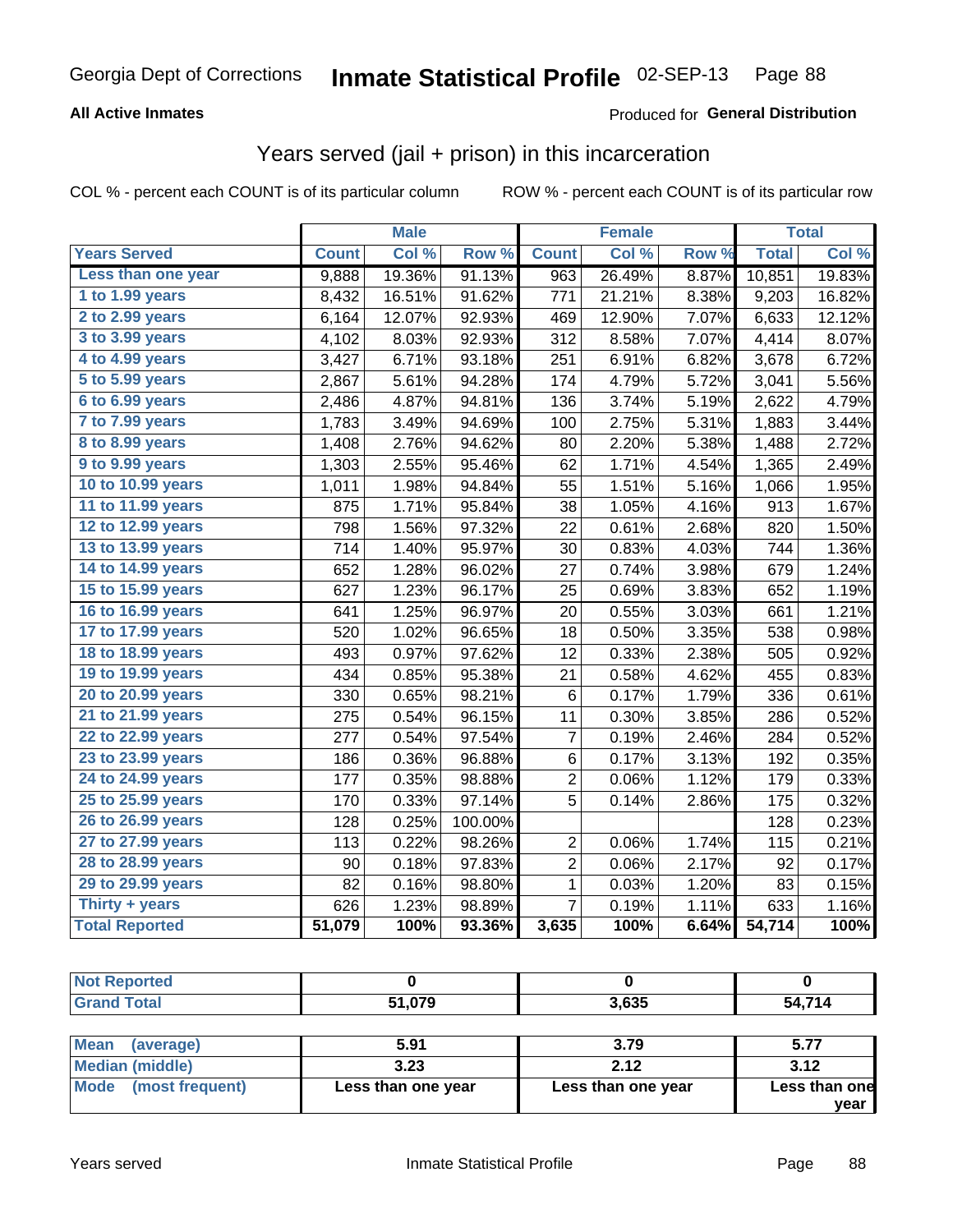Georgia Dept of Corrections **Inmate Statistical Profile** 02-SEP-13

**All Active Inmates**

Produced for **General Distribution**

## Years served (jail + prison) in this incarceration

COL % - percent each COUNT is of its particular column

ROW % - percent each COUNT is of its particular row

| | Male | | | Female | | | Total | |
|---|---|---|---|---|---|---|---|---|
| **Years Served** | **Count** | **Col %** | **Row %** | **Count** | **Col %** | **Row %** | **Total** | **Col %** |
| Less than one year | 9,888 | 19.36% | 91.13% | 963 | 26.49% | 8.87% | 10,851 | 19.83% |
| 1 to 1.99 years | 8,432 | 16.51% | 91.62% | 771 | 21.21% | 8.38% | 9,203 | 16.82% |
| 2 to 2.99 years | 6,164 | 12.07% | 92.93% | 469 | 12.90% | 7.07% | 6,633 | 12.12% |
| 3 to 3.99 years | 4,102 | 8.03% | 92.93% | 312 | 8.58% | 7.07% | 4,414 | 8.07% |
| 4 to 4.99 years | 3,427 | 6.71% | 93.18% | 251 | 6.91% | 6.82% | 3,678 | 6.72% |
| 5 to 5.99 years | 2,867 | 5.61% | 94.28% | 174 | 4.79% | 5.72% | 3,041 | 5.56% |
| 6 to 6.99 years | 2,486 | 4.87% | 94.81% | 136 | 3.74% | 5.19% | 2,622 | 4.79% |
| 7 to 7.99 years | 1,783 | 3.49% | 94.69% | 100 | 2.75% | 5.31% | 1,883 | 3.44% |
| 8 to 8.99 years | 1,408 | 2.76% | 94.62% | 80 | 2.20% | 5.38% | 1,488 | 2.72% |
| 9 to 9.99 years | 1,303 | 2.55% | 95.46% | 62 | 1.71% | 4.54% | 1,365 | 2.49% |
| 10 to 10.99 years | 1,011 | 1.98% | 94.84% | 55 | 1.51% | 5.16% | 1,066 | 1.95% |
| 11 to 11.99 years | 875 | 1.71% | 95.84% | 38 | 1.05% | 4.16% | 913 | 1.67% |
| 12 to 12.99 years | 798 | 1.56% | 97.32% | 22 | 0.61% | 2.68% | 820 | 1.50% |
| 13 to 13.99 years | 714 | 1.40% | 95.97% | 30 | 0.83% | 4.03% | 744 | 1.36% |
| 14 to 14.99 years | 652 | 1.28% | 96.02% | 27 | 0.74% | 3.98% | 679 | 1.24% |
| 15 to 15.99 years | 627 | 1.23% | 96.17% | 25 | 0.69% | 3.83% | 652 | 1.19% |
| 16 to 16.99 years | 641 | 1.25% | 96.97% | 20 | 0.55% | 3.03% | 661 | 1.21% |
| 17 to 17.99 years | 520 | 1.02% | 96.65% | 18 | 0.50% | 3.35% | 538 | 0.98% |
| 18 to 18.99 years | 493 | 0.97% | 97.62% | 12 | 0.33% | 2.38% | 505 | 0.92% |
| 19 to 19.99 years | 434 | 0.85% | 95.38% | 21 | 0.58% | 4.62% | 455 | 0.83% |
| 20 to 20.99 years | 330 | 0.65% | 98.21% | 6 | 0.17% | 1.79% | 336 | 0.61% |
| 21 to 21.99 years | 275 | 0.54% | 96.15% | 11 | 0.30% | 3.85% | 286 | 0.52% |
| 22 to 22.99 years | 277 | 0.54% | 97.54% | 7 | 0.19% | 2.46% | 284 | 0.52% |
| 23 to 23.99 years | 186 | 0.36% | 96.88% | 6 | 0.17% | 3.13% | 192 | 0.35% |
| 24 to 24.99 years | 177 | 0.35% | 98.88% | 2 | 0.06% | 1.12% | 179 | 0.33% |
| 25 to 25.99 years | 170 | 0.33% | 97.14% | 5 | 0.14% | 2.86% | 175 | 0.32% |
| 26 to 26.99 years | 128 | 0.25% | 100.00% | | | | 128 | 0.23% |
| 27 to 27.99 years | 113 | 0.22% | 98.26% | 2 | 0.06% | 1.74% | 115 | 0.21% |
| 28 to 28.99 years | 90 | 0.18% | 97.83% | 2 | 0.06% | 2.17% | 92 | 0.17% |
| 29 to 29.99 years | 82 | 0.16% | 98.80% | 1 | 0.03% | 1.20% | 83 | 0.15% |
| Thirty + years | 626 | 1.23% | 98.89% | 7 | 0.19% | 1.11% | 633 | 1.16% |
| **Total Reported** | **51,079** | **100%** | **93.36%** | **3,635** | **100%** | **6.64%** | **54,714** | **100%** |

| | Male | Female | Total |
|---|---|---|---|
| Not Reported | 0 | 0 | 0 |
| Grand Total | 51,079 | 3,635 | 54,714 |

| | Male | Female | Total |
|---|---|---|---|
| Mean (average) | 5.91 | 3.79 | 5.77 |
| Median (middle) | 3.23 | 2.12 | 3.12 |
| Mode (most frequent) | Less than one year | Less than one year | Less than one year |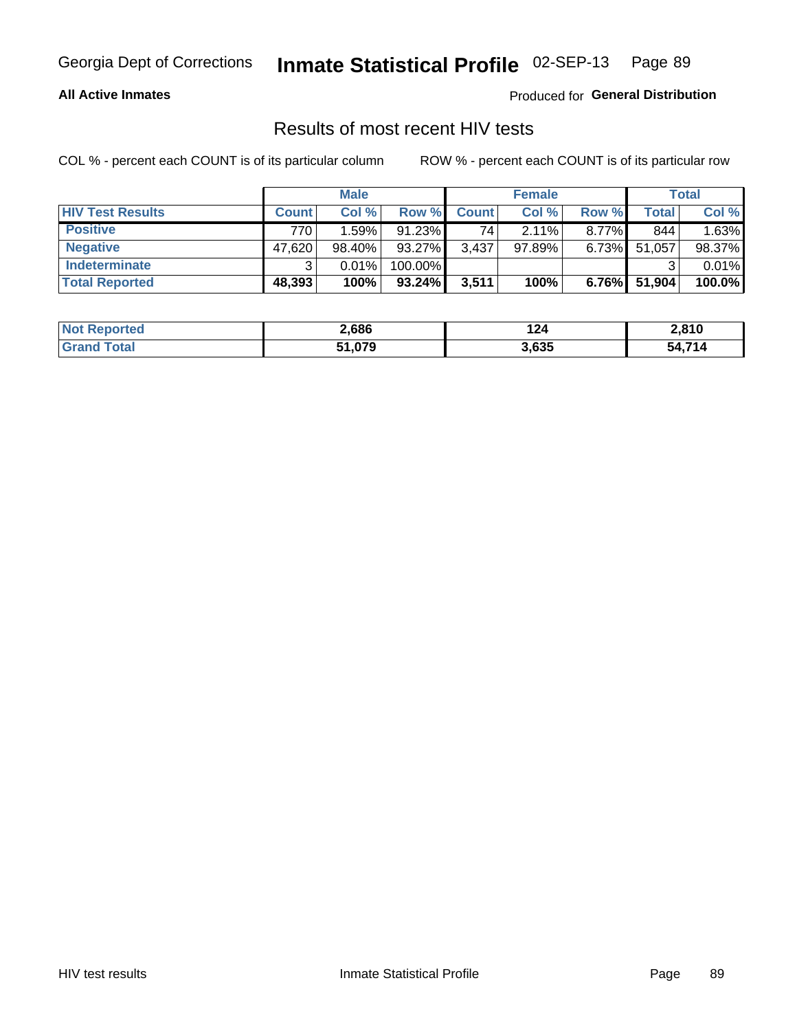Georgia Dept of Corrections **Inmate Statistical Profile** 02-SEP-13

**All Active Inmates**

Produced for **General Distribution**

## Results of most recent HIV tests

COL % - percent each COUNT is of its particular column  ROW % - percent each COUNT is of its particular row

| | Male | | | Female | | | Total | |
|---|---|---|---|---|---|---|---|---|
| **HIV Test Results** | **Count** | **Col %** | **Row %** | **Count** | **Col %** | **Row %** | **Total** | **Col %** |
| **Positive** | 770 | 1.59% | 91.23% | 74 | 2.11% | 8.77% | 844 | 1.63% |
| **Negative** | 47,620 | 98.40% | 93.27% | 3,437 | 97.89% | 6.73% | 51,057 | 98.37% |
| **Indeterminate** | 3 | 0.01% | 100.00% | | | | 3 | 0.01% |
| **Total Reported** | **48,393** | **100%** | **93.24%** | **3,511** | **100%** | **6.76%** | **51,904** | **100.0%** |

| | Male | Female | Total |
|---|---|---|---|
| **Not Reported** | **2,686** | **124** | **2,810** |
| **Grand Total** | **51,079** | **3,635** | **54,714** |

HIV test results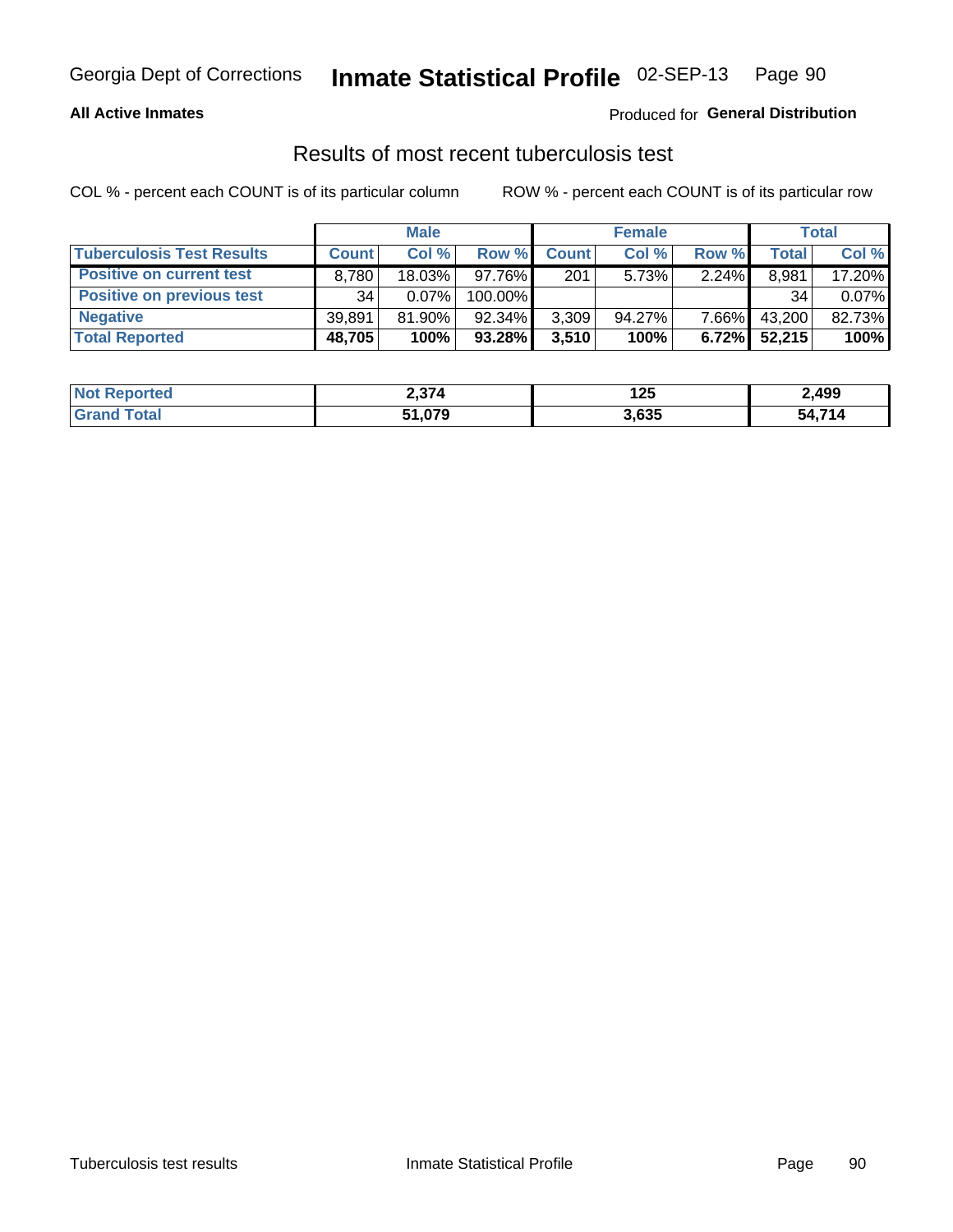Georgia Dept of Corrections **Inmate Statistical Profile** 02-SEP-13

**All Active Inmates**

Produced for **General Distribution**

## Results of most recent tuberculosis test

COL % - percent each COUNT is of its particular column

ROW % - percent each COUNT is of its particular row

| | Male | | | Female | | | Total | |
|---|---|---|---|---|---|---|---|---|
| **Tuberculosis Test Results** | **Count** | **Col %** | **Row %** | **Count** | **Col %** | **Row %** | **Total** | **Col %** |
| **Positive on current test** | 8,780 | 18.03% | 97.76% | 201 | 5.73% | 2.24% | 8,981 | 17.20% |
| **Positive on previous test** | 34 | 0.07% | 100.00% | | | | 34 | 0.07% |
| **Negative** | 39,891 | 81.90% | 92.34% | 3,309 | 94.27% | 7.66% | 43,200 | 82.73% |
| **Total Reported** | **48,705** | **100%** | **93.28%** | **3,510** | **100%** | **6.72%** | **52,215** | **100%** |

| | Male | Female | Total |
|---|---|---|---|
| **Not Reported** | **2,374** | **125** | **2,499** |
| **Grand Total** | **51,079** | **3,635** | **54,714** |

Tuberculosis test results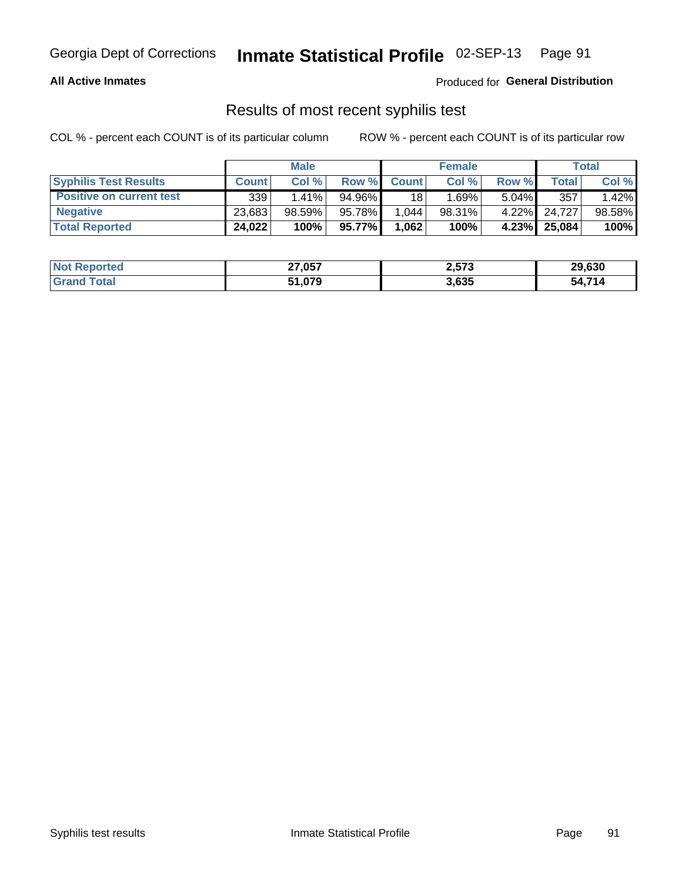Georgia Dept of Corrections **Inmate Statistical Profile** 02-SEP-13

**All Active Inmates**

Produced for **General Distribution**

## Results of most recent syphilis test

COL % - percent each COUNT is of its particular column

ROW % - percent each COUNT is of its particular row

| | Male | | | Female | | | Total | |
|---|---|---|---|---|---|---|---|---|
| **Syphilis Test Results** | **Count** | **Col %** | **Row %** | **Count** | **Col %** | **Row %** | **Total** | **Col %** |
| **Positive on current test** | 339 | 1.41% | 94.96% | 18 | 1.69% | 5.04% | 357 | 1.42% |
| **Negative** | 23,683 | 98.59% | 95.78% | 1,044 | 98.31% | 4.22% | 24,727 | 98.58% |
| **Total Reported** | **24,022** | **100%** | **95.77%** | **1,062** | **100%** | **4.23%** | **25,084** | **100%** |

| | Male | Female | Total |
|---|---|---|---|
| **Not Reported** | **27,057** | **2,573** | **29,630** |
| **Grand Total** | **51,079** | **3,635** | **54,714** |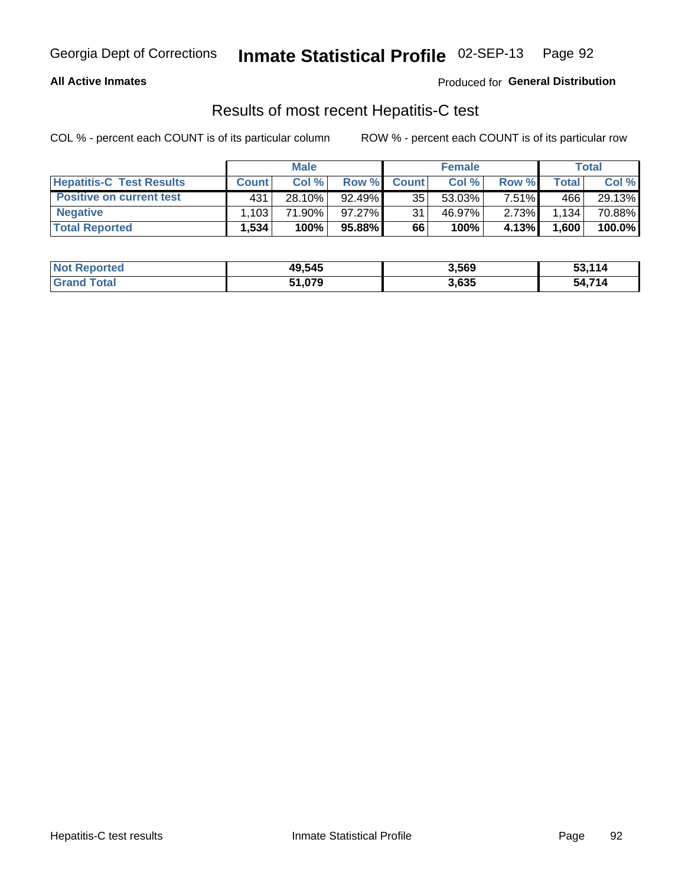Georgia Dept of Corrections **Inmate Statistical Profile** 02-SEP-13

**All Active Inmates**

Produced for **General Distribution**

## Results of most recent Hepatitis-C test

COL % - percent each COUNT is of its particular column

ROW % - percent each COUNT is of its particular row

| | Male | | | Female | | | Total | |
|---|---|---|---|---|---|---|---|---|
| **Hepatitis-C Test Results** | **Count** | **Col %** | **Row %** | **Count** | **Col %** | **Row %** | **Total** | **Col %** |
| **Positive on current test** | 431 | 28.10% | 92.49% | 35 | 53.03% | 7.51% | 466 | 29.13% |
| **Negative** | 1,103 | 71.90% | 97.27% | 31 | 46.97% | 2.73% | 1,134 | 70.88% |
| **Total Reported** | **1,534** | **100%** | **95.88%** | **66** | **100%** | **4.13%** | **1,600** | **100.0%** |

| | Male | Female | Total |
|---|---|---|---|
| **Not Reported** | **49,545** | **3,569** | **53,114** |
| **Grand Total** | **51,079** | **3,635** | **54,714** |